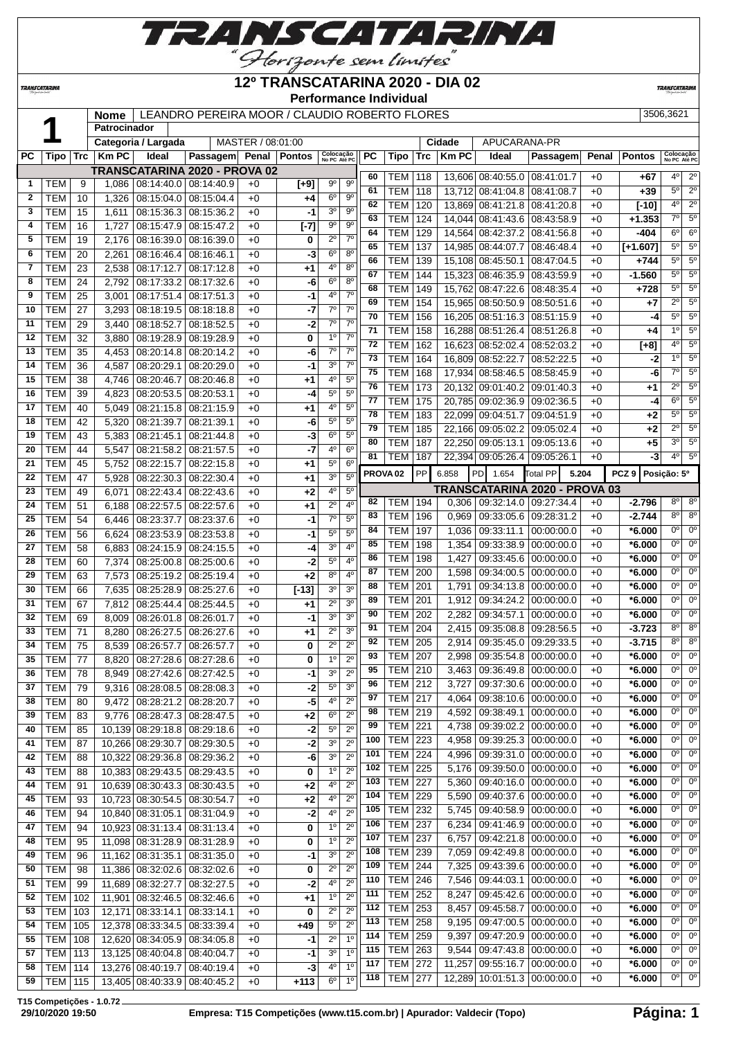# TRANSCATARINA

*"Horizonte sem limites"*

## 12º TRANSCATARINA 2020 - DIA 02

### Performance Individual

| | | | |
|---|---|---|---|
| **1** | **Nome** | LEANDRO PEREIRA MOOR / CLAUDIO ROBERTO FLORES | 3506,3621 |
| | **Patrocinador** | | |
| | **Categoria / Largada** | MASTER / 08:01:00 | |
| | **Cidade** | APUCARANA-PR | |

**TRANSCATARINA 2020 - PROVA 02**

| PC | Tipo | Trc | Km PC | Ideal | Passagem | Penal | Pontos | Colocação No PC | Colocação Até PC |
|---|---|---|---|---|---|---|---|---|---|
| 1 | TEM | 9 | 1,086 | 08:14:40.0 | 08:14:40.9 | +0 | [+9] | 9º | 9º |
| 2 | TEM | 10 | 1,326 | 08:15:04.0 | 08:15:04.4 | +0 | +4 | 6º | 9º |
| 3 | TEM | 15 | 1,611 | 08:15:36.3 | 08:15:36.2 | +0 | -1 | 3º | 9º |
| 4 | TEM | 16 | 1,727 | 08:15:47.9 | 08:15:47.2 | +0 | [-7] | 9º | 9º |
| 5 | TEM | 19 | 2,176 | 08:16:39.0 | 08:16:39.0 | +0 | 0 | 2º | 7º |
| 6 | TEM | 20 | 2,261 | 08:16:46.4 | 08:16:46.1 | +0 | -3 | 6º | 8º |
| 7 | TEM | 23 | 2,538 | 08:17:12.7 | 08:17:12.8 | +0 | +1 | 4º | 8º |
| 8 | TEM | 24 | 2,792 | 08:17:33.2 | 08:17:32.6 | +0 | -6 | 6º | 8º |
| 9 | TEM | 25 | 3,001 | 08:17:51.4 | 08:17:51.3 | +0 | -1 | 4º | 7º |
| 10 | TEM | 27 | 3,293 | 08:18:19.5 | 08:18:18.8 | +0 | -7 | 7º | 7º |
| 11 | TEM | 29 | 3,440 | 08:18:52.7 | 08:18:52.5 | +0 | -2 | 7º | 7º |
| 12 | TEM | 32 | 3,880 | 08:19:28.9 | 08:19:28.9 | +0 | 0 | 1º | 7º |
| 13 | TEM | 35 | 4,453 | 08:20:14.8 | 08:20:14.2 | +0 | -6 | 7º | 7º |
| 14 | TEM | 36 | 4,587 | 08:20:29.1 | 08:20:29.0 | +0 | -1 | 3º | 7º |
| 15 | TEM | 38 | 4,746 | 08:20:46.7 | 08:20:46.8 | +0 | +1 | 4º | 5º |
| 16 | TEM | 39 | 4,823 | 08:20:53.5 | 08:20:53.1 | +0 | -4 | 5º | 5º |
| 17 | TEM | 40 | 5,049 | 08:21:15.8 | 08:21:15.9 | +0 | +1 | 4º | 5º |
| 18 | TEM | 42 | 5,320 | 08:21:39.7 | 08:21:39.1 | +0 | -6 | 5º | 5º |
| 19 | TEM | 43 | 5,383 | 08:21:45.1 | 08:21:44.8 | +0 | -3 | 6º | 5º |
| 20 | TEM | 44 | 5,547 | 08:21:58.2 | 08:21:57.5 | +0 | -7 | 4º | 6º |
| 21 | TEM | 45 | 5,752 | 08:22:15.7 | 08:22:15.8 | +0 | +1 | 5º | 6º |
| 22 | TEM | 47 | 5,928 | 08:22:30.3 | 08:22:30.4 | +0 | +1 | 3º | 5º |
| 23 | TEM | 49 | 6,071 | 08:22:43.4 | 08:22:43.6 | +0 | +2 | 4º | 5º |
| 24 | TEM | 51 | 6,188 | 08:22:57.5 | 08:22:57.6 | +0 | +1 | 2º | 4º |
| 25 | TEM | 54 | 6,446 | 08:23:37.7 | 08:23:37.6 | +0 | -1 | 7º | 5º |
| 26 | TEM | 56 | 6,624 | 08:23:53.9 | 08:23:53.8 | +0 | -1 | 5º | 5º |
| 27 | TEM | 58 | 6,883 | 08:24:15.9 | 08:24:15.5 | +0 | -4 | 3º | 4º |
| 28 | TEM | 60 | 7,374 | 08:25:00.8 | 08:25:00.6 | +0 | -2 | 5º | 4º |
| 29 | TEM | 63 | 7,573 | 08:25:19.2 | 08:25:19.4 | +0 | +2 | 8º | 4º |
| 30 | TEM | 66 | 7,635 | 08:25:28.9 | 08:25:27.6 | +0 | [-13] | 3º | 3º |
| 31 | TEM | 67 | 7,812 | 08:25:44.4 | 08:25:44.5 | +0 | +1 | 2º | 3º |
| 32 | TEM | 69 | 8,009 | 08:26:01.8 | 08:26:01.7 | +0 | -1 | 3º | 3º |
| 33 | TEM | 71 | 8,280 | 08:26:27.5 | 08:26:27.6 | +0 | +1 | 2º | 3º |
| 34 | TEM | 75 | 8,539 | 08:26:57.7 | 08:26:57.7 | +0 | 0 | 2º | 2º |
| 35 | TEM | 77 | 8,820 | 08:27:28.6 | 08:27:28.6 | +0 | 0 | 1º | 2º |
| 36 | TEM | 78 | 8,949 | 08:27:42.6 | 08:27:42.5 | +0 | -1 | 3º | 2º |
| 37 | TEM | 79 | 9,316 | 08:28:08.5 | 08:28:08.3 | +0 | -2 | 5º | 3º |
| 38 | TEM | 80 | 9,472 | 08:28:21.2 | 08:28:20.7 | +0 | -5 | 4º | 2º |
| 39 | TEM | 83 | 9,776 | 08:28:47.3 | 08:28:47.5 | +0 | +2 | 6º | 2º |
| 40 | TEM | 85 | 10,139 | 08:29:18.8 | 08:29:18.6 | +0 | -2 | 5º | 2º |
| 41 | TEM | 87 | 10,266 | 08:29:30.7 | 08:29:30.5 | +0 | -2 | 3º | 2º |
| 42 | TEM | 88 | 10,322 | 08:29:36.8 | 08:29:36.2 | +0 | -6 | 3º | 2º |
| 43 | TEM | 88 | 10,383 | 08:29:43.5 | 08:29:43.5 | +0 | 0 | 1º | 2º |
| 44 | TEM | 91 | 10,639 | 08:30:43.3 | 08:30:43.5 | +0 | +2 | 4º | 2º |
| 45 | TEM | 93 | 10,723 | 08:30:54.5 | 08:30:54.7 | +0 | +2 | 4º | 2º |
| 46 | TEM | 94 | 10,840 | 08:31:05.1 | 08:31:04.9 | +0 | -2 | 4º | 2º |
| 47 | TEM | 94 | 10,923 | 08:31:13.4 | 08:31:13.4 | +0 | 0 | 1º | 2º |
| 48 | TEM | 95 | 11,098 | 08:31:28.9 | 08:31:28.9 | +0 | 0 | 1º | 2º |
| 49 | TEM | 96 | 11,162 | 08:31:35.1 | 08:31:35.0 | +0 | -1 | 3º | 2º |
| 50 | TEM | 98 | 11,386 | 08:32:02.6 | 08:32:02.6 | +0 | 0 | 2º | 2º |
| 51 | TEM | 99 | 11,689 | 08:32:27.7 | 08:32:27.5 | +0 | -2 | 4º | 2º |
| 52 | TEM | 102 | 11,901 | 08:32:46.5 | 08:32:46.6 | +0 | +1 | 1º | 2º |
| 53 | TEM | 103 | 12,171 | 08:33:14.1 | 08:33:14.1 | +0 | 0 | 2º | 2º |
| 54 | TEM | 105 | 12,378 | 08:33:34.5 | 08:33:39.4 | +0 | +49 | 5º | 2º |
| 55 | TEM | 108 | 12,620 | 08:34:05.9 | 08:34:05.8 | +0 | -1 | 2º | 1º |
| 56 | TEM | 113 | 13,125 | 08:40:08.4 | 08:40:04.7 | +0 | -1 | 3º | 1º |
| 58 | TEM | 114 | 13,276 | 08:40:19.7 | 08:40:19.4 | +0 | -3 | 4º | 1º |
| 59 | TEM | 115 | 13,405 | 08:40:33.9 | 08:40:45.2 | +0 | +113 | 6º | 1º |
| 60 | TEM | 118 | 13,606 | 08:40:55.0 | 08:41:01.7 | +0 | +67 | 4º | 2º |
| 61 | TEM | 118 | 13,712 | 08:41:04.8 | 08:41:08.7 | +0 | +39 | 5º | 2º |
| 62 | TEM | 120 | 13,869 | 08:41:21.8 | 08:41:20.8 | +0 | [-10] | 4º | 2º |
| 63 | TEM | 124 | 14,044 | 08:41:43.6 | 08:43:58.9 | +0 | +1.353 | 7º | 5º |
| 64 | TEM | 129 | 14,564 | 08:42:37.2 | 08:41:56.8 | +0 | -404 | 6º | 6º |
| 65 | TEM | 137 | 14,985 | 08:44:07.7 | 08:46:48.4 | +0 | [+1.607] | 5º | 5º |
| 66 | TEM | 139 | 15,108 | 08:45:50.1 | 08:47:04.5 | +0 | +744 | 5º | 5º |
| 67 | TEM | 144 | 15,323 | 08:46:35.9 | 08:43:59.9 | +0 | -1.560 | 5º | 5º |
| 68 | TEM | 149 | 15,762 | 08:47:22.6 | 08:48:35.4 | +0 | +728 | 5º | 5º |
| 69 | TEM | 154 | 15,965 | 08:50:50.9 | 08:50:51.6 | +0 | +7 | 2º | 5º |
| 70 | TEM | 156 | 16,205 | 08:51:16.3 | 08:51:15.9 | +0 | -4 | 5º | 5º |
| 71 | TEM | 158 | 16,288 | 08:51:26.4 | 08:51:26.8 | +0 | +4 | 1º | 5º |
| 72 | TEM | 162 | 16,623 | 08:52:02.4 | 08:52:03.2 | +0 | [+8] | 4º | 5º |
| 73 | TEM | 164 | 16,809 | 08:52:22.7 | 08:52:22.5 | +0 | -2 | 1º | 5º |
| 75 | TEM | 168 | 17,934 | 08:58:46.5 | 08:58:45.9 | +0 | -6 | 7º | 5º |
| 76 | TEM | 173 | 20,132 | 09:01:40.2 | 09:01:40.3 | +0 | +1 | 2º | 5º |
| 77 | TEM | 175 | 20,785 | 09:02:36.9 | 09:02:36.5 | +0 | -4 | 6º | 5º |
| 78 | TEM | 183 | 22,099 | 09:04:51.7 | 09:04:51.9 | +0 | +2 | 5º | 5º |
| 79 | TEM | 185 | 22,166 | 09:05:02.2 | 09:05:02.4 | +0 | +2 | 2º | 5º |
| 80 | TEM | 187 | 22,250 | 09:05:13.1 | 09:05:13.6 | +0 | +5 | 3º | 5º |
| 81 | TEM | 187 | 22,394 | 09:05:26.4 | 09:05:26.1 | +0 | -3 | 4º | 5º |

**PROVA 02** — PP 6.858 — PD 1.654 — Total PP 5.204 — PCZ 9 — Posição: 5º

**TRANSCATARINA 2020 - PROVA 03**

| PC | Tipo | Trc | Km PC | Ideal | Passagem | Penal | Pontos | Colocação No PC | Colocação Até PC |
|---|---|---|---|---|---|---|---|---|---|
| 82 | TEM | 194 | 0,306 | 09:32:14.0 | 09:27:34.4 | +0 | -2.796 | 8º | 8º |
| 83 | TEM | 196 | 0,969 | 09:33:05.6 | 09:28:31.2 | +0 | -2.744 | 8º | 8º |
| 84 | TEM | 197 | 1,036 | 09:33:11.1 | 00:00:00.0 | +0 | *6.000 | 0º | 0º |
| 85 | TEM | 198 | 1,354 | 09:33:38.9 | 00:00:00.0 | +0 | *6.000 | 0º | 0º |
| 86 | TEM | 198 | 1,427 | 09:33:45.6 | 00:00:00.0 | +0 | *6.000 | 0º | 0º |
| 87 | TEM | 200 | 1,598 | 09:34:00.5 | 00:00:00.0 | +0 | *6.000 | 0º | 0º |
| 88 | TEM | 201 | 1,791 | 09:34:13.8 | 00:00:00.0 | +0 | *6.000 | 0º | 0º |
| 89 | TEM | 201 | 1,912 | 09:34:24.2 | 00:00:00.0 | +0 | *6.000 | 0º | 0º |
| 90 | TEM | 202 | 2,282 | 09:34:57.1 | 00:00:00.0 | +0 | *6.000 | 0º | 0º |
| 91 | TEM | 204 | 2,415 | 09:35:08.8 | 09:28:56.5 | +0 | -3.723 | 8º | 8º |
| 92 | TEM | 205 | 2,914 | 09:35:45.0 | 09:29:33.5 | +0 | -3.715 | 8º | 8º |
| 93 | TEM | 207 | 2,998 | 09:35:54.8 | 00:00:00.0 | +0 | *6.000 | 0º | 0º |
| 95 | TEM | 210 | 3,463 | 09:36:49.8 | 00:00:00.0 | +0 | *6.000 | 0º | 0º |
| 96 | TEM | 212 | 3,727 | 09:37:30.6 | 00:00:00.0 | +0 | *6.000 | 0º | 0º |
| 97 | TEM | 217 | 4,064 | 09:38:10.6 | 00:00:00.0 | +0 | *6.000 | 0º | 0º |
| 98 | TEM | 219 | 4,592 | 09:38:49.1 | 00:00:00.0 | +0 | *6.000 | 0º | 0º |
| 99 | TEM | 221 | 4,738 | 09:39:02.2 | 00:00:00.0 | +0 | *6.000 | 0º | 0º |
| 100 | TEM | 223 | 4,958 | 09:39:25.3 | 00:00:00.0 | +0 | *6.000 | 0º | 0º |
| 101 | TEM | 224 | 4,996 | 09:39:31.0 | 00:00:00.0 | +0 | *6.000 | 0º | 0º |
| 102 | TEM | 225 | 5,176 | 09:39:50.0 | 00:00:00.0 | +0 | *6.000 | 0º | 0º |
| 103 | TEM | 227 | 5,360 | 09:40:16.0 | 00:00:00.0 | +0 | *6.000 | 0º | 0º |
| 104 | TEM | 229 | 5,590 | 09:40:37.6 | 00:00:00.0 | +0 | *6.000 | 0º | 0º |
| 105 | TEM | 232 | 5,745 | 09:40:58.9 | 00:00:00.0 | +0 | *6.000 | 0º | 0º |
| 106 | TEM | 237 | 6,234 | 09:41:46.9 | 00:00:00.0 | +0 | *6.000 | 0º | 0º |
| 107 | TEM | 237 | 6,757 | 09:42:21.8 | 00:00:00.0 | +0 | *6.000 | 0º | 0º |
| 108 | TEM | 239 | 7,059 | 09:42:49.8 | 00:00:00.0 | +0 | *6.000 | 0º | 0º |
| 109 | TEM | 244 | 7,325 | 09:43:39.6 | 00:00:00.0 | +0 | *6.000 | 0º | 0º |
| 110 | TEM | 246 | 7,546 | 09:44:03.1 | 00:00:00.0 | +0 | *6.000 | 0º | 0º |
| 111 | TEM | 252 | 8,247 | 09:45:42.6 | 00:00:00.0 | +0 | *6.000 | 0º | 0º |
| 112 | TEM | 253 | 8,457 | 09:45:58.7 | 00:00:00.0 | +0 | *6.000 | 0º | 0º |
| 113 | TEM | 258 | 9,195 | 09:47:00.5 | 00:00:00.0 | +0 | *6.000 | 0º | 0º |
| 114 | TEM | 259 | 9,397 | 09:47:20.9 | 00:00:00.0 | +0 | *6.000 | 0º | 0º |
| 115 | TEM | 263 | 9,544 | 09:47:43.8 | 00:00:00.0 | +0 | *6.000 | 0º | 0º |
| 117 | TEM | 272 | 11,257 | 09:55:16.7 | 00:00:00.0 | +0 | *6.000 | 0º | 0º |
| 118 | TEM | 277 | 12,289 | 10:01:51.3 | 00:00:00.0 | +0 | *6.000 | 0º | 0º |

T15 Competições - 1.0.72

29/10/2020 19:50 — Empresa: T15 Competições (www.t15.com.br) | Apurador: Valdecir (Topo)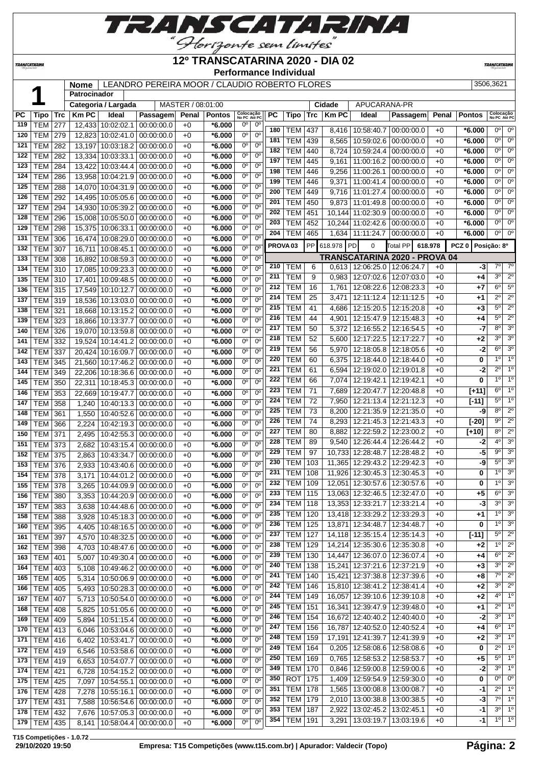# TRANSCATARINA

"Horizonte sem limites"

## 12º TRANSCATARINA 2020 - DIA 02

### Performance Individual

| | | |
|---|---|---|
| **1** | **Nome** | LEANDRO PEREIRA MOOR / CLAUDIO ROBERTO FLORES — 3506,3621 |
| | **Patrocinador** | |
| | **Categoria / Largada** | MASTER / 08:01:00 |
| | **Cidade** | APUCARANA-PR |

| PC | Tipo | Trc | Km PC | Ideal | Passagem | Penal | Pontos | Colocação No PC | Colocação Até PC |
|---|---|---|---|---|---|---|---|---|---|
| 119 | TEM | 277 | 12,433 | 10:02:02.1 | 00:00:00.0 | +0 | *6.000 | 0º | 0º |
| 120 | TEM | 279 | 12,823 | 10:02:41.0 | 00:00:00.0 | +0 | *6.000 | 0º | 0º |
| 121 | TEM | 282 | 13,197 | 10:03:18.2 | 00:00:00.0 | +0 | *6.000 | 0º | 0º |
| 122 | TEM | 282 | 13,334 | 10:03:33.1 | 00:00:00.0 | +0 | *6.000 | 0º | 0º |
| 123 | TEM | 284 | 13,422 | 10:03:44.4 | 00:00:00.0 | +0 | *6.000 | 0º | 0º |
| 124 | TEM | 286 | 13,958 | 10:04:21.9 | 00:00:00.0 | +0 | *6.000 | 0º | 0º |
| 125 | TEM | 288 | 14,070 | 10:04:31.9 | 00:00:00.0 | +0 | *6.000 | 0º | 0º |
| 126 | TEM | 292 | 14,495 | 10:05:05.6 | 00:00:00.0 | +0 | *6.000 | 0º | 0º |
| 127 | TEM | 294 | 14,930 | 10:05:39.2 | 00:00:00.0 | +0 | *6.000 | 0º | 0º |
| 128 | TEM | 296 | 15,008 | 10:05:50.0 | 00:00:00.0 | +0 | *6.000 | 0º | 0º |
| 129 | TEM | 298 | 15,375 | 10:06:33.1 | 00:00:00.0 | +0 | *6.000 | 0º | 0º |
| 131 | TEM | 306 | 16,474 | 10:08:29.0 | 00:00:00.0 | +0 | *6.000 | 0º | 0º |
| 132 | TEM | 307 | 16,711 | 10:08:45.1 | 00:00:00.0 | +0 | *6.000 | 0º | 0º |
| 133 | TEM | 308 | 16,892 | 10:08:59.3 | 00:00:00.0 | +0 | *6.000 | 0º | 0º |
| 134 | TEM | 310 | 17,085 | 10:09:23.3 | 00:00:00.0 | +0 | *6.000 | 0º | 0º |
| 135 | TEM | 310 | 17,401 | 10:09:48.5 | 00:00:00.0 | +0 | *6.000 | 0º | 0º |
| 136 | TEM | 315 | 17,549 | 10:10:12.7 | 00:00:00.0 | +0 | *6.000 | 0º | 0º |
| 137 | TEM | 319 | 18,536 | 10:13:03.0 | 00:00:00.0 | +0 | *6.000 | 0º | 0º |
| 138 | TEM | 321 | 18,668 | 10:13:15.2 | 00:00:00.0 | +0 | *6.000 | 0º | 0º |
| 139 | TEM | 323 | 18,866 | 10:13:37.7 | 00:00:00.0 | +0 | *6.000 | 0º | 0º |
| 140 | TEM | 326 | 19,070 | 10:13:59.8 | 00:00:00.0 | +0 | *6.000 | 0º | 0º |
| 141 | TEM | 332 | 19,524 | 10:14:41.2 | 00:00:00.0 | +0 | *6.000 | 0º | 0º |
| 142 | TEM | 337 | 20,424 | 10:16:09.7 | 00:00:00.0 | +0 | *6.000 | 0º | 0º |
| 143 | TEM | 345 | 21,560 | 10:17:46.2 | 00:00:00.0 | +0 | *6.000 | 0º | 0º |
| 144 | TEM | 349 | 22,206 | 10:18:36.6 | 00:00:00.0 | +0 | *6.000 | 0º | 0º |
| 145 | TEM | 350 | 22,311 | 10:18:45.3 | 00:00:00.0 | +0 | *6.000 | 0º | 0º |
| 146 | TEM | 353 | 22,669 | 10:19:47.7 | 00:00:00.0 | +0 | *6.000 | 0º | 0º |
| 147 | TEM | 358 | 1,240 | 10:40:13.3 | 00:00:00.0 | +0 | *6.000 | 0º | 0º |
| 148 | TEM | 361 | 1,550 | 10:40:52.6 | 00:00:00.0 | +0 | *6.000 | 0º | 0º |
| 149 | TEM | 366 | 2,224 | 10:42:19.3 | 00:00:00.0 | +0 | *6.000 | 0º | 0º |
| 150 | TEM | 371 | 2,495 | 10:42:55.3 | 00:00:00.0 | +0 | *6.000 | 0º | 0º |
| 151 | TEM | 373 | 2,682 | 10:43:15.4 | 00:00:00.0 | +0 | *6.000 | 0º | 0º |
| 152 | TEM | 375 | 2,863 | 10:43:34.7 | 00:00:00.0 | +0 | *6.000 | 0º | 0º |
| 153 | TEM | 376 | 2,933 | 10:43:40.6 | 00:00:00.0 | +0 | *6.000 | 0º | 0º |
| 154 | TEM | 378 | 3,171 | 10:44:01.2 | 00:00:00.0 | +0 | *6.000 | 0º | 0º |
| 155 | TEM | 378 | 3,265 | 10:44:09.9 | 00:00:00.0 | +0 | *6.000 | 0º | 0º |
| 156 | TEM | 380 | 3,353 | 10:44:20.9 | 00:00:00.0 | +0 | *6.000 | 0º | 0º |
| 157 | TEM | 383 | 3,638 | 10:44:48.6 | 00:00:00.0 | +0 | *6.000 | 0º | 0º |
| 158 | TEM | 388 | 3,928 | 10:45:18.3 | 00:00:00.0 | +0 | *6.000 | 0º | 0º |
| 160 | TEM | 395 | 4,405 | 10:48:16.5 | 00:00:00.0 | +0 | *6.000 | 0º | 0º |
| 161 | TEM | 397 | 4,570 | 10:48:32.5 | 00:00:00.0 | +0 | *6.000 | 0º | 0º |
| 162 | TEM | 398 | 4,703 | 10:48:47.6 | 00:00:00.0 | +0 | *6.000 | 0º | 0º |
| 163 | TEM | 401 | 5,007 | 10:49:30.4 | 00:00:00.0 | +0 | *6.000 | 0º | 0º |
| 164 | TEM | 403 | 5,108 | 10:49:46.2 | 00:00:00.0 | +0 | *6.000 | 0º | 0º |
| 165 | TEM | 405 | 5,314 | 10:50:06.9 | 00:00:00.0 | +0 | *6.000 | 0º | 0º |
| 166 | TEM | 405 | 5,493 | 10:50:28.3 | 00:00:00.0 | +0 | *6.000 | 0º | 0º |
| 167 | TEM | 407 | 5,713 | 10:50:54.0 | 00:00:00.0 | +0 | *6.000 | 0º | 0º |
| 168 | TEM | 408 | 5,825 | 10:51:05.6 | 00:00:00.0 | +0 | *6.000 | 0º | 0º |
| 169 | TEM | 409 | 5,894 | 10:51:15.4 | 00:00:00.0 | +0 | *6.000 | 0º | 0º |
| 170 | TEM | 413 | 6,046 | 10:53:04.6 | 00:00:00.0 | +0 | *6.000 | 0º | 0º |
| 171 | TEM | 416 | 6,402 | 10:53:41.7 | 00:00:00.0 | +0 | *6.000 | 0º | 0º |
| 172 | TEM | 419 | 6,546 | 10:53:58.6 | 00:00:00.0 | +0 | *6.000 | 0º | 0º |
| 173 | TEM | 419 | 6,653 | 10:54:07.7 | 00:00:00.0 | +0 | *6.000 | 0º | 0º |
| 174 | TEM | 421 | 6,728 | 10:54:15.2 | 00:00:00.0 | +0 | *6.000 | 0º | 0º |
| 175 | TEM | 425 | 7,097 | 10:54:55.1 | 00:00:00.0 | +0 | *6.000 | 0º | 0º |
| 176 | TEM | 428 | 7,278 | 10:55:16.1 | 00:00:00.0 | +0 | *6.000 | 0º | 0º |
| 177 | TEM | 431 | 7,588 | 10:56:54.6 | 00:00:00.0 | +0 | *6.000 | 0º | 0º |
| 178 | TEM | 432 | 7,676 | 10:57:05.3 | 00:00:00.0 | +0 | *6.000 | 0º | 0º |
| 179 | TEM | 435 | 8,141 | 10:58:04.4 | 00:00:00.0 | +0 | *6.000 | 0º | 0º |
| 180 | TEM | 437 | 8,416 | 10:58:40.7 | 00:00:00.0 | +0 | *6.000 | 0º | 0º |
| 181 | TEM | 439 | 8,565 | 10:59:02.6 | 00:00:00.0 | +0 | *6.000 | 0º | 0º |
| 182 | TEM | 440 | 8,724 | 10:59:24.4 | 00:00:00.0 | +0 | *6.000 | 0º | 0º |
| 197 | TEM | 445 | 9,161 | 11:00:16.2 | 00:00:00.0 | +0 | *6.000 | 0º | 0º |
| 198 | TEM | 446 | 9,256 | 11:00:26.1 | 00:00:00.0 | +0 | *6.000 | 0º | 0º |
| 199 | TEM | 446 | 9,371 | 11:00:41.4 | 00:00:00.0 | +0 | *6.000 | 0º | 0º |
| 200 | TEM | 449 | 9,716 | 11:01:27.4 | 00:00:00.0 | +0 | *6.000 | 0º | 0º |
| 201 | TEM | 450 | 9,873 | 11:01:49.8 | 00:00:00.0 | +0 | *6.000 | 0º | 0º |
| 202 | TEM | 451 | 10,144 | 11:02:30.9 | 00:00:00.0 | +0 | *6.000 | 0º | 0º |
| 203 | TEM | 452 | 10,244 | 11:02:42.6 | 00:00:00.0 | +0 | *6.000 | 0º | 0º |
| 204 | TEM | 465 | 1,634 | 11:11:24.7 | 00:00:00.0 | +0 | *6.000 | 0º | 0º |

**PROVA 03** — PP 618.978 | PD 0 | Total PP 618.978 | PCZ 0 | Posição: 8º

### TRANSCATARINA 2020 - PROVA 04

| PC | Tipo | Trc | Km PC | Ideal | Passagem | Penal | Pontos | Colocação No PC | Colocação Até PC |
|---|---|---|---|---|---|---|---|---|---|
| 210 | TEM | 6 | 0,613 | 12:06:25.0 | 12:06:24.7 | +0 | -3 | 7º | 7º |
| 211 | TEM | 9 | 0,983 | 12:07:02.6 | 12:07:03.0 | +0 | +4 | 3º | 2º |
| 212 | TEM | 16 | 1,761 | 12:08:22.6 | 12:08:23.3 | +0 | +7 | 6º | 5º |
| 214 | TEM | 25 | 3,471 | 12:11:12.4 | 12:11:12.5 | +0 | +1 | 2º | 2º |
| 215 | TEM | 41 | 4,686 | 12:15:20.5 | 12:15:20.8 | +0 | +3 | 5º | 2º |
| 216 | TEM | 44 | 4,901 | 12:15:47.9 | 12:15:48.3 | +0 | +4 | 5º | 2º |
| 217 | TEM | 50 | 5,372 | 12:16:55.2 | 12:16:54.5 | +0 | -7 | 8º | 3º |
| 218 | TEM | 52 | 5,600 | 12:17:22.5 | 12:17:22.7 | +0 | +2 | 3º | 3º |
| 219 | TEM | 56 | 5,970 | 12:18:05.8 | 12:18:05.6 | +0 | -2 | 6º | 3º |
| 220 | TEM | 60 | 6,375 | 12:18:44.0 | 12:18:44.0 | +0 | 0 | 1º | 1º |
| 221 | TEM | 61 | 6,594 | 12:19:02.0 | 12:19:01.8 | +0 | -2 | 2º | 1º |
| 222 | TEM | 66 | 7,074 | 12:19:42.1 | 12:19:42.1 | +0 | 0 | 1º | 1º |
| 223 | TEM | 71 | 7,689 | 12:20:47.7 | 12:20:48.8 | +0 | [+11] | 6º | 1º |
| 224 | TEM | 72 | 7,950 | 12:21:13.4 | 12:21:12.3 | +0 | [-11] | 5º | 1º |
| 225 | TEM | 73 | 8,200 | 12:21:35.9 | 12:21:35.0 | +0 | -9 | 8º | 2º |
| 226 | TEM | 74 | 8,293 | 12:21:45.3 | 12:21:43.3 | +0 | [-20] | 9º | 2º |
| 227 | TEM | 80 | 8,882 | 12:22:59.2 | 12:23:00.2 | +0 | [+10] | 8º | 2º |
| 228 | TEM | 89 | 9,540 | 12:26:44.4 | 12:26:44.2 | +0 | -2 | 4º | 3º |
| 229 | TEM | 97 | 10,733 | 12:28:48.7 | 12:28:48.2 | +0 | -5 | 9º | 3º |
| 230 | TEM | 103 | 11,365 | 12:29:43.2 | 12:29:42.3 | +0 | -9 | 5º | 3º |
| 231 | TEM | 108 | 11,926 | 12:30:45.3 | 12:30:45.3 | +0 | 0 | 1º | 3º |
| 232 | TEM | 109 | 12,051 | 12:30:57.6 | 12:30:57.6 | +0 | 0 | 1º | 3º |
| 233 | TEM | 115 | 13,063 | 12:32:46.5 | 12:32:47.0 | +0 | +5 | 6º | 3º |
| 234 | TEM | 118 | 13,353 | 12:33:21.7 | 12:33:21.4 | +0 | -3 | 3º | 3º |
| 235 | TEM | 120 | 13,418 | 12:33:29.2 | 12:33:29.3 | +0 | +1 | 1º | 3º |
| 236 | TEM | 125 | 13,871 | 12:34:48.7 | 12:34:48.7 | +0 | 0 | 1º | 3º |
| 237 | TEM | 127 | 14,118 | 12:35:15.4 | 12:35:14.3 | +0 | [-11] | 5º | 2º |
| 238 | TEM | 129 | 14,214 | 12:35:30.6 | 12:35:30.8 | +0 | +2 | 1º | 2º |
| 239 | TEM | 130 | 14,447 | 12:36:07.0 | 12:36:07.4 | +0 | +4 | 6º | 2º |
| 240 | TEM | 138 | 15,241 | 12:37:21.6 | 12:37:21.9 | +0 | +3 | 3º | 2º |
| 241 | TEM | 140 | 15,421 | 12:37:38.8 | 12:37:39.6 | +0 | +8 | 7º | 2º |
| 242 | TEM | 146 | 15,810 | 12:38:41.2 | 12:38:41.4 | +0 | +2 | 3º | 2º |
| 244 | TEM | 149 | 16,057 | 12:39:10.6 | 12:39:10.8 | +0 | +2 | 4º | 1º |
| 245 | TEM | 151 | 16,341 | 12:39:47.9 | 12:39:48.0 | +0 | +1 | 2º | 1º |
| 246 | TEM | 154 | 16,672 | 12:40:40.2 | 12:40:40.0 | +0 | -2 | 3º | 1º |
| 247 | TEM | 156 | 16,787 | 12:40:52.0 | 12:40:52.4 | +0 | +4 | 6º | 1º |
| 248 | TEM | 159 | 17,191 | 12:41:39.7 | 12:41:39.9 | +0 | +2 | 3º | 1º |
| 249 | TEM | 164 | 0,205 | 12:58:08.6 | 12:58:08.6 | +0 | 0 | 2º | 1º |
| 250 | TEM | 169 | 0,765 | 12:58:53.2 | 12:58:53.7 | +0 | +5 | 5º | 1º |
| 349 | TEM | 170 | 0,846 | 12:59:00.8 | 12:59:00.6 | +0 | -2 | 3º | 1º |
| 350 | ROT | 175 | 1,409 | 12:59:54.9 | 12:59:30.0 | +0 | 0 | 0º | 0º |
| 351 | TEM | 178 | 1,565 | 13:00:08.8 | 13:00:08.7 | +0 | -1 | 2º | 1º |
| 352 | TEM | 179 | 2,010 | 13:00:38.8 | 13:00:38.5 | +0 | -3 | 7º | 1º |
| 353 | TEM | 187 | 2,922 | 13:02:45.2 | 13:02:45.1 | +0 | -1 | 3º | 1º |
| 354 | TEM | 191 | 3,291 | 13:03:19.7 | 13:03:19.6 | +0 | -1 | 1º | 1º |

T15 Competições - 1.0.72
29/10/2020 19:50 — Empresa: T15 Competições (www.t15.com.br) | Apurador: Valdecir (Topo)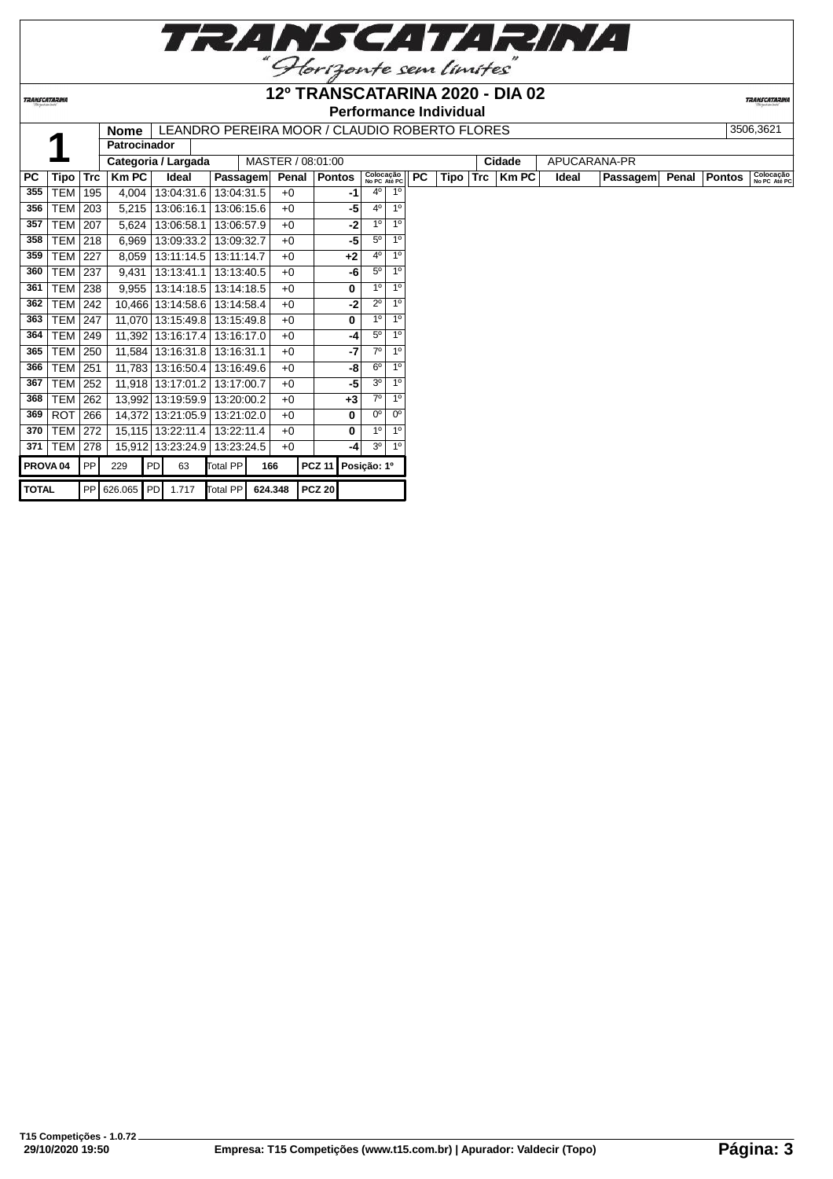# 12º TRANSCATARINA 2020 - DIA 02

## Performance Individual

| | | |
|---|---|---|
| **1** | **Nome** | LEANDRO PEREIRA MOOR / CLAUDIO ROBERTO FLORES — 3506,3621 |
| | **Patrocinador** | |
| | **Categoria / Largada** | MASTER / 08:01:00 — **Cidade** APUCARANA-PR |

| PC | Tipo | Trc | Km PC | Ideal | Passagem | Penal | Pontos | Colocação No PC | Colocação Até PC |
|---|---|---|---|---|---|---|---|---|---|
| 355 | TEM | 195 | 4,004 | 13:04:31.6 | 13:04:31.5 | +0 | -1 | 4º | 1º |
| 356 | TEM | 203 | 5,215 | 13:06:16.1 | 13:06:15.6 | +0 | -5 | 4º | 1º |
| 357 | TEM | 207 | 5,624 | 13:06:58.1 | 13:06:57.9 | +0 | -2 | 1º | 1º |
| 358 | TEM | 218 | 6,969 | 13:09:33.2 | 13:09:32.7 | +0 | -5 | 5º | 1º |
| 359 | TEM | 227 | 8,059 | 13:11:14.5 | 13:11:14.7 | +0 | +2 | 4º | 1º |
| 360 | TEM | 237 | 9,431 | 13:13:41.1 | 13:13:40.5 | +0 | -6 | 5º | 1º |
| 361 | TEM | 238 | 9,955 | 13:14:18.5 | 13:14:18.5 | +0 | 0 | 1º | 1º |
| 362 | TEM | 242 | 10,466 | 13:14:58.6 | 13:14:58.4 | +0 | -2 | 2º | 1º |
| 363 | TEM | 247 | 11,070 | 13:15:49.8 | 13:15:49.8 | +0 | 0 | 1º | 1º |
| 364 | TEM | 249 | 11,392 | 13:16:17.4 | 13:16:17.0 | +0 | -4 | 5º | 1º |
| 365 | TEM | 250 | 11,584 | 13:16:31.8 | 13:16:31.1 | +0 | -7 | 7º | 1º |
| 366 | TEM | 251 | 11,783 | 13:16:50.4 | 13:16:49.6 | +0 | -8 | 6º | 1º |
| 367 | TEM | 252 | 11,918 | 13:17:01.2 | 13:17:00.7 | +0 | -5 | 3º | 1º |
| 368 | TEM | 262 | 13,992 | 13:19:59.9 | 13:20:00.2 | +0 | +3 | 7º | 1º |
| 369 | ROT | 266 | 14,372 | 13:21:05.9 | 13:21:02.0 | +0 | 0 | 0º | 0º |
| 370 | TEM | 272 | 15,115 | 13:22:11.4 | 13:22:11.4 | +0 | 0 | 1º | 1º |
| 371 | TEM | 278 | 15,912 | 13:23:24.9 | 13:23:24.5 | +0 | -4 | 3º | 1º |

| | | | | | | | | |
|---|---|---|---|---|---|---|---|---|
| **PROVA 04** | PP | 229 | PD | 63 | Total PP | 166 | PCZ 11 | Posição: 1º |
| **TOTAL** | PP | 626.065 | PD | 1.717 | Total PP | 624.348 | PCZ 20 | |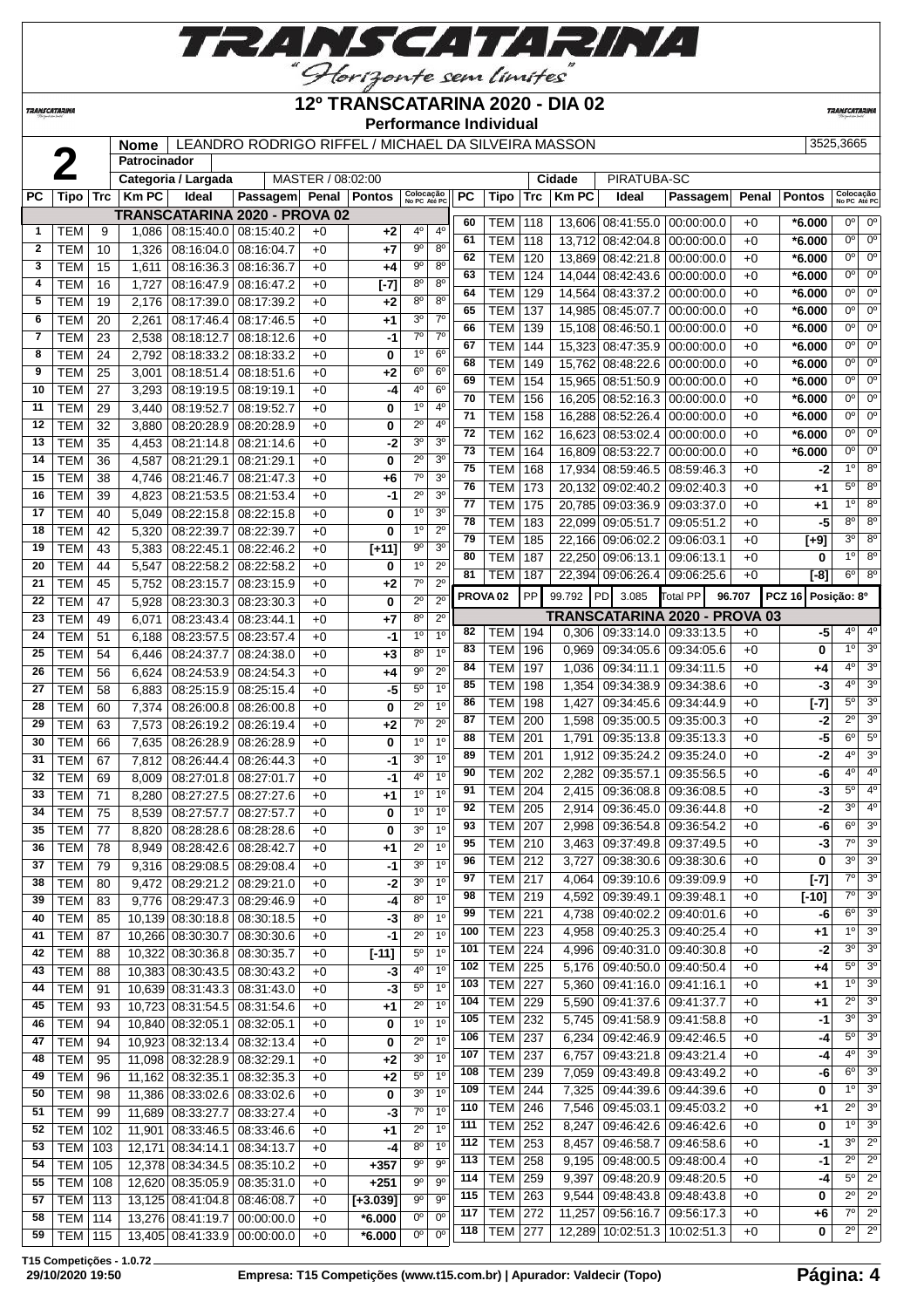# 12º TRANSCATARINA 2020 - DIA 02

**Performance Individual**

**2**

| Nome | LEANDRO RODRIGO RIFFEL / MICHAEL DA SILVEIRA MASSON | 3525,3665 |
|---|---|---|
| Patrocinador | | |
| Categoria / Largada | MASTER / 08:02:00 | |
| Cidade | PIRATUBA-SC | |

**TRANSCATARINA 2020 - PROVA 02**

| PC | Tipo | Trc | Km PC | Ideal | Passagem | Penal | Pontos | Colocação No PC | Colocação Até PC |
|---|---|---|---|---|---|---|---|---|---|
| 1 | TEM | 9 | 1,086 | 08:15:40.2 | 08:15:40.2 | +0 | +2 | 4º | 4º |
| 2 | TEM | 10 | 1,326 | 08:16:04.0 | 08:16:04.7 | +0 | +7 | 9º | 8º |
| 3 | TEM | 15 | 1,611 | 08:16:36.3 | 08:16:36.7 | +0 | +4 | 9º | 8º |
| 4 | TEM | 16 | 1,727 | 08:16:47.9 | 08:16:47.2 | +0 | [-7] | 8º | 8º |
| 5 | TEM | 19 | 2,176 | 08:17:39.0 | 08:17:39.2 | +0 | +2 | 8º | 8º |
| 6 | TEM | 20 | 2,261 | 08:17:46.4 | 08:17:46.5 | +0 | +1 | 3º | 7º |
| 7 | TEM | 23 | 2,538 | 08:18:12.7 | 08:18:12.6 | +0 | -1 | 7º | 7º |
| 8 | TEM | 24 | 2,792 | 08:18:33.2 | 08:18:33.2 | +0 | 0 | 1º | 6º |
| 9 | TEM | 25 | 3,001 | 08:18:51.4 | 08:18:51.6 | +0 | +2 | 6º | 6º |
| 10 | TEM | 27 | 3,293 | 08:19:19.5 | 08:19:19.1 | +0 | -4 | 4º | 6º |
| 11 | TEM | 29 | 3,440 | 08:19:52.7 | 08:19:52.7 | +0 | 0 | 1º | 4º |
| 12 | TEM | 32 | 3,880 | 08:20:28.9 | 08:20:28.9 | +0 | 0 | 2º | 4º |
| 13 | TEM | 35 | 4,453 | 08:21:14.8 | 08:21:14.6 | +0 | -2 | 3º | 3º |
| 14 | TEM | 36 | 4,587 | 08:21:29.1 | 08:21:29.1 | +0 | 0 | 2º | 3º |
| 15 | TEM | 38 | 4,746 | 08:21:46.7 | 08:21:47.3 | +0 | +6 | 7º | 3º |
| 16 | TEM | 39 | 4,823 | 08:21:53.5 | 08:21:53.4 | +0 | -1 | 2º | 3º |
| 17 | TEM | 40 | 5,049 | 08:22:15.8 | 08:22:15.8 | +0 | 0 | 1º | 3º |
| 18 | TEM | 42 | 5,320 | 08:22:39.7 | 08:22:39.7 | +0 | 0 | 1º | 2º |
| 19 | TEM | 43 | 5,383 | 08:22:45.1 | 08:22:46.2 | +0 | [+11] | 9º | 3º |
| 20 | TEM | 44 | 5,547 | 08:22:58.2 | 08:22:58.2 | +0 | 0 | 1º | 2º |
| 21 | TEM | 45 | 5,752 | 08:23:15.7 | 08:23:15.9 | +0 | +2 | 7º | 2º |
| 22 | TEM | 47 | 5,928 | 08:23:30.3 | 08:23:30.3 | +0 | 0 | 2º | 2º |
| 23 | TEM | 49 | 6,071 | 08:23:43.4 | 08:23:44.1 | +0 | +7 | 8º | 2º |
| 24 | TEM | 51 | 6,188 | 08:23:57.5 | 08:23:57.4 | +0 | -1 | 1º | 1º |
| 25 | TEM | 54 | 6,446 | 08:24:37.7 | 08:24:38.0 | +0 | +3 | 8º | 1º |
| 26 | TEM | 56 | 6,624 | 08:24:53.9 | 08:24:54.3 | +0 | +4 | 9º | 2º |
| 27 | TEM | 58 | 6,883 | 08:25:15.9 | 08:25:15.4 | +0 | -5 | 5º | 1º |
| 28 | TEM | 60 | 7,374 | 08:26:00.8 | 08:26:00.8 | +0 | 0 | 2º | 1º |
| 29 | TEM | 63 | 7,573 | 08:26:19.2 | 08:26:19.4 | +0 | +2 | 7º | 2º |
| 30 | TEM | 66 | 7,635 | 08:26:28.9 | 08:26:28.9 | +0 | 0 | 1º | 1º |
| 31 | TEM | 67 | 7,812 | 08:26:44.4 | 08:26:44.3 | +0 | -1 | 3º | 1º |
| 32 | TEM | 69 | 8,009 | 08:27:01.8 | 08:27:01.7 | +0 | -1 | 4º | 1º |
| 33 | TEM | 71 | 8,280 | 08:27:27.5 | 08:27:27.6 | +0 | +1 | 1º | 1º |
| 34 | TEM | 75 | 8,539 | 08:27:57.7 | 08:27:57.7 | +0 | 0 | 1º | 1º |
| 35 | TEM | 77 | 8,820 | 08:28:28.6 | 08:28:28.6 | +0 | 0 | 3º | 1º |
| 36 | TEM | 78 | 8,949 | 08:28:42.6 | 08:28:42.7 | +0 | +1 | 2º | 1º |
| 37 | TEM | 79 | 9,316 | 08:29:08.5 | 08:29:08.4 | +0 | -1 | 3º | 1º |
| 38 | TEM | 80 | 9,472 | 08:29:21.2 | 08:29:21.0 | +0 | -2 | 3º | 1º |
| 39 | TEM | 83 | 9,776 | 08:29:47.3 | 08:29:46.9 | +0 | -4 | 8º | 1º |
| 40 | TEM | 85 | 10,139 | 08:30:18.8 | 08:30:18.5 | +0 | -3 | 8º | 1º |
| 41 | TEM | 87 | 10,266 | 08:30:30.7 | 08:30:30.6 | +0 | -1 | 2º | 1º |
| 42 | TEM | 88 | 10,322 | 08:30:36.8 | 08:30:35.7 | +0 | [-11] | 5º | 1º |
| 43 | TEM | 88 | 10,383 | 08:30:43.5 | 08:30:43.2 | +0 | -3 | 4º | 1º |
| 44 | TEM | 91 | 10,639 | 08:31:43.3 | 08:31:43.0 | +0 | -3 | 5º | 1º |
| 45 | TEM | 93 | 10,723 | 08:31:54.5 | 08:31:54.6 | +0 | +1 | 2º | 1º |
| 46 | TEM | 94 | 10,840 | 08:32:05.1 | 08:32:05.1 | +0 | 0 | 1º | 1º |
| 47 | TEM | 94 | 10,923 | 08:32:13.4 | 08:32:13.4 | +0 | 0 | 2º | 1º |
| 48 | TEM | 95 | 11,098 | 08:32:28.9 | 08:32:29.1 | +0 | +2 | 3º | 1º |
| 49 | TEM | 96 | 11,162 | 08:32:35.1 | 08:32:35.3 | +0 | +2 | 5º | 1º |
| 50 | TEM | 98 | 11,386 | 08:33:02.6 | 08:33:02.6 | +0 | 0 | 3º | 1º |
| 51 | TEM | 99 | 11,689 | 08:33:27.7 | 08:33:27.4 | +0 | -3 | 7º | 1º |
| 52 | TEM | 102 | 11,901 | 08:33:46.5 | 08:33:46.6 | +0 | +1 | 2º | 1º |
| 53 | TEM | 103 | 12,171 | 08:34:14.1 | 08:34:13.7 | +0 | -4 | 8º | 1º |
| 54 | TEM | 105 | 12,378 | 08:34:34.5 | 08:35:10.2 | +0 | +357 | 9º | 9º |
| 55 | TEM | 108 | 12,620 | 08:35:05.9 | 08:35:31.0 | +0 | +251 | 9º | 9º |
| 56 | TEM | 113 | 13,125 | 08:41:04.8 | 08:46:08.7 | +0 | [+3.039] | 9º | 9º |
| 58 | TEM | 114 | 13,276 | 08:41:19.7 | 00:00:00.0 | +0 | *6.000 | 0º | 0º |
| 59 | TEM | 115 | 13,405 | 08:41:33.9 | 00:00:00.0 | +0 | *6.000 | 0º | 0º |
| 60 | TEM | 118 | 13,606 | 08:41:55.0 | 00:00:00.0 | +0 | *6.000 | 0º | 0º |
| 61 | TEM | 118 | 13,712 | 08:42:04.8 | 00:00:00.0 | +0 | *6.000 | 0º | 0º |
| 62 | TEM | 120 | 13,869 | 08:42:21.8 | 00:00:00.0 | +0 | *6.000 | 0º | 0º |
| 63 | TEM | 124 | 14,044 | 08:42:43.6 | 00:00:00.0 | +0 | *6.000 | 0º | 0º |
| 64 | TEM | 129 | 14,564 | 08:43:37.2 | 00:00:00.0 | +0 | *6.000 | 0º | 0º |
| 65 | TEM | 137 | 14,985 | 08:45:07.7 | 00:00:00.0 | +0 | *6.000 | 0º | 0º |
| 66 | TEM | 139 | 15,108 | 08:46:50.1 | 00:00:00.0 | +0 | *6.000 | 0º | 0º |
| 67 | TEM | 144 | 15,323 | 08:47:35.9 | 00:00:00.0 | +0 | *6.000 | 0º | 0º |
| 68 | TEM | 149 | 15,762 | 08:48:22.6 | 00:00:00.0 | +0 | *6.000 | 0º | 0º |
| 69 | TEM | 154 | 15,965 | 08:51:50.9 | 00:00:00.0 | +0 | *6.000 | 0º | 0º |
| 70 | TEM | 156 | 16,205 | 08:52:16.3 | 00:00:00.0 | +0 | *6.000 | 0º | 0º |
| 71 | TEM | 158 | 16,288 | 08:52:26.4 | 00:00:00.0 | +0 | *6.000 | 0º | 0º |
| 72 | TEM | 162 | 16,623 | 08:53:02.4 | 00:00:00.0 | +0 | *6.000 | 0º | 0º |
| 73 | TEM | 164 | 16,809 | 08:53:22.7 | 00:00:00.0 | +0 | *6.000 | 0º | 0º |
| 75 | TEM | 168 | 17,934 | 08:59:46.5 | 08:59:46.3 | +0 | -2 | 1º | 8º |
| 76 | TEM | 173 | 20,132 | 09:02:40.2 | 09:02:40.3 | +0 | +1 | 5º | 8º |
| 77 | TEM | 175 | 20,785 | 09:03:36.9 | 09:03:37.0 | +0 | +1 | 1º | 8º |
| 78 | TEM | 183 | 22,099 | 09:05:51.7 | 09:05:51.2 | +0 | -5 | 8º | 8º |
| 79 | TEM | 185 | 22,166 | 09:06:02.2 | 09:06:03.1 | +0 | [+9] | 3º | 8º |
| 80 | TEM | 187 | 22,250 | 09:06:13.1 | 09:06:13.1 | +0 | 0 | 1º | 8º |
| 81 | TEM | 187 | 22,394 | 09:06:26.4 | 09:06:25.6 | +0 | [-8] | 6º | 8º |

| PROVA 02 | PP | 99.792 | PD | 3.085 | Total PP | 96.707 | PCZ 16 | Posição: 8º |
|---|---|---|---|---|---|---|---|---|

**TRANSCATARINA 2020 - PROVA 03**

| PC | Tipo | Trc | Km PC | Ideal | Passagem | Penal | Pontos | Colocação No PC | Colocação Até PC |
|---|---|---|---|---|---|---|---|---|---|
| 82 | TEM | 194 | 0,306 | 09:33:14.0 | 09:33:13.5 | +0 | -5 | 4º | 4º |
| 83 | TEM | 196 | 0,969 | 09:34:05.6 | 09:34:05.6 | +0 | 0 | 1º | 3º |
| 84 | TEM | 197 | 1,036 | 09:34:11.1 | 09:34:11.5 | +0 | +4 | 4º | 3º |
| 85 | TEM | 198 | 1,354 | 09:34:38.9 | 09:34:38.6 | +0 | -3 | 4º | 3º |
| 86 | TEM | 198 | 1,427 | 09:34:45.6 | 09:34:44.9 | +0 | [-7] | 5º | 3º |
| 87 | TEM | 200 | 1,598 | 09:35:00.5 | 09:35:00.3 | +0 | -2 | 2º | 3º |
| 88 | TEM | 201 | 1,791 | 09:35:13.8 | 09:35:13.3 | +0 | -5 | 6º | 5º |
| 89 | TEM | 201 | 1,912 | 09:35:24.2 | 09:35:24.0 | +0 | -2 | 4º | 3º |
| 90 | TEM | 202 | 2,282 | 09:35:57.1 | 09:35:56.5 | +0 | -6 | 4º | 4º |
| 91 | TEM | 204 | 2,415 | 09:36:08.8 | 09:36:08.5 | +0 | -3 | 5º | 4º |
| 92 | TEM | 205 | 2,914 | 09:36:45.0 | 09:36:44.8 | +0 | -2 | 3º | 4º |
| 93 | TEM | 207 | 2,998 | 09:36:54.8 | 09:36:54.2 | +0 | -6 | 6º | 3º |
| 95 | TEM | 210 | 3,463 | 09:37:49.8 | 09:37:49.5 | +0 | -3 | 7º | 3º |
| 96 | TEM | 212 | 3,727 | 09:38:30.6 | 09:38:30.6 | +0 | 0 | 3º | 3º |
| 97 | TEM | 217 | 4,064 | 09:39:10.6 | 09:39:09.9 | +0 | [-7] | 7º | 3º |
| 98 | TEM | 219 | 4,592 | 09:39:49.1 | 09:39:48.1 | +0 | [-10] | 7º | 3º |
| 99 | TEM | 221 | 4,738 | 09:40:02.2 | 09:40:01.6 | +0 | -6 | 6º | 3º |
| 100 | TEM | 223 | 4,958 | 09:40:25.3 | 09:40:25.4 | +0 | +1 | 1º | 3º |
| 101 | TEM | 224 | 4,996 | 09:40:31.0 | 09:40:30.8 | +0 | -2 | 3º | 3º |
| 102 | TEM | 225 | 5,176 | 09:40:50.0 | 09:40:50.4 | +0 | +4 | 5º | 3º |
| 103 | TEM | 227 | 5,360 | 09:41:16.0 | 09:41:16.1 | +0 | +1 | 1º | 3º |
| 104 | TEM | 229 | 5,590 | 09:41:37.6 | 09:41:37.7 | +0 | +1 | 2º | 3º |
| 105 | TEM | 232 | 5,745 | 09:41:58.9 | 09:41:58.8 | +0 | -1 | 3º | 3º |
| 106 | TEM | 237 | 6,234 | 09:42:46.9 | 09:42:46.5 | +0 | -4 | 5º | 3º |
| 107 | TEM | 237 | 6,757 | 09:43:21.8 | 09:43:21.4 | +0 | -4 | 4º | 3º |
| 108 | TEM | 239 | 7,059 | 09:43:49.8 | 09:43:49.2 | +0 | -6 | 6º | 3º |
| 109 | TEM | 244 | 7,325 | 09:44:39.6 | 09:44:39.6 | +0 | 0 | 1º | 3º |
| 110 | TEM | 246 | 7,546 | 09:45:03.1 | 09:45:03.2 | +0 | +1 | 2º | 3º |
| 111 | TEM | 252 | 8,247 | 09:46:42.6 | 09:46:42.6 | +0 | 0 | 1º | 3º |
| 112 | TEM | 253 | 8,457 | 09:46:58.7 | 09:46:58.6 | +0 | -1 | 3º | 2º |
| 113 | TEM | 258 | 9,195 | 09:48:00.5 | 09:48:00.4 | +0 | -1 | 2º | 2º |
| 114 | TEM | 259 | 9,397 | 09:48:20.9 | 09:48:20.5 | +0 | -4 | 5º | 2º |
| 115 | TEM | 263 | 9,544 | 09:48:43.8 | 09:48:43.8 | +0 | 0 | 2º | 2º |
| 117 | TEM | 272 | 11,257 | 09:56:16.7 | 09:56:17.3 | +0 | +6 | 7º | 2º |
| 118 | TEM | 277 | 12,289 | 10:02:51.3 | 10:02:51.3 | +0 | 0 | 2º | 2º |

T15 Competições - 1.0.72
29/10/2020 19:50 — Empresa: T15 Competições (www.t15.com.br) | Apurador: Valdecir (Topo)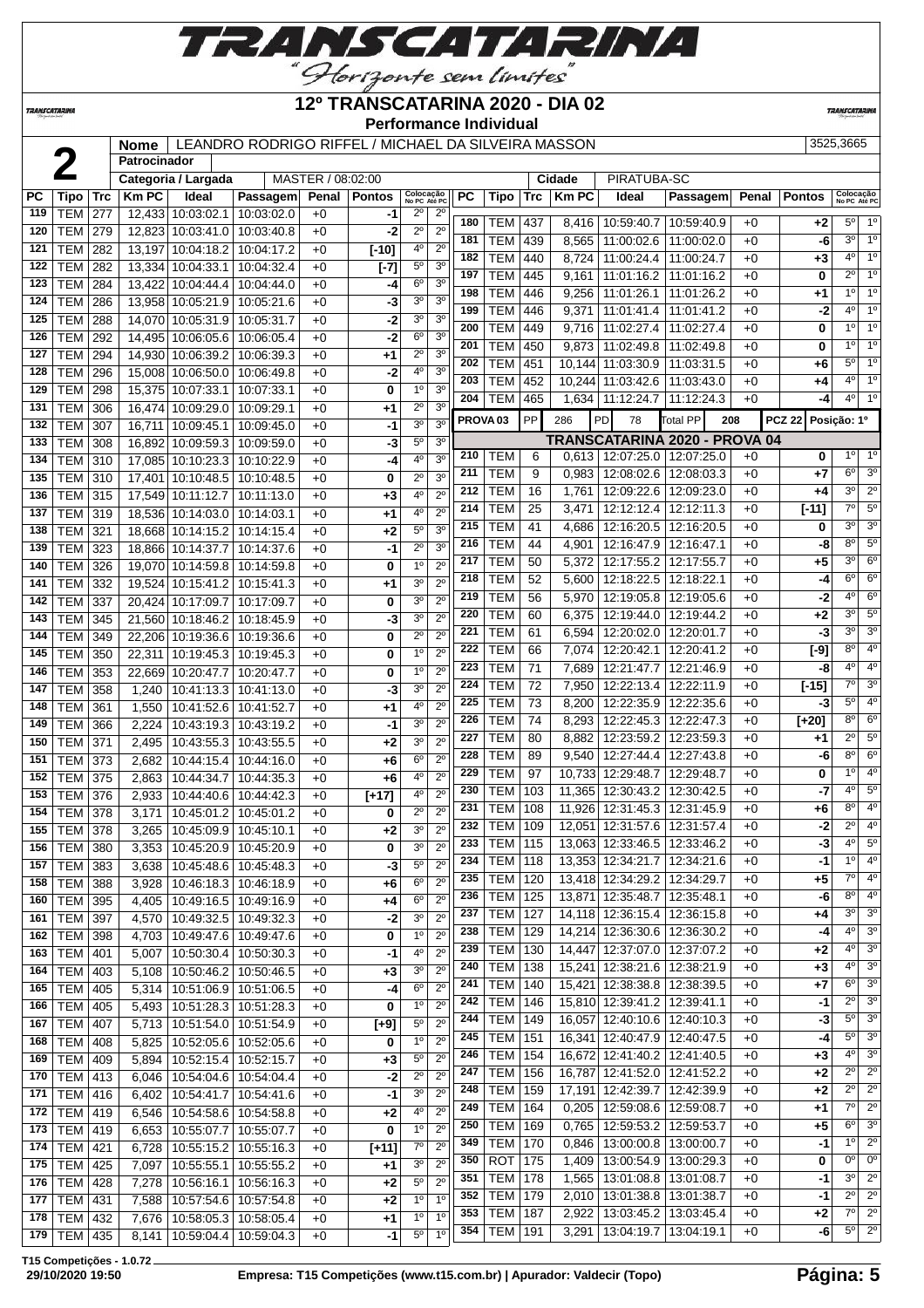# 12º TRANSCATARINA 2020 - DIA 02

**Performance Individual**

| | | |
|---|---|---|
| **2** | **Nome** | LEANDRO RODRIGO RIFFEL / MICHAEL DA SILVEIRA MASSON | 3525,3665 |
| | **Patrocinador** | |
| | **Categoria / Largada** | MASTER / 08:02:00 | **Cidade** PIRATUBA-SC |

| PC | Tipo | Trc | Km PC | Ideal | Passagem | Penal | Pontos | Colocação No PC | Colocação Até PC |
|---|---|---|---|---|---|---|---|---|---|
| 119 | TEM | 277 | 12,433 | 10:03:02.1 | 10:03:02.0 | +0 | -1 | 2º | 2º |
| 120 | TEM | 279 | 12,823 | 10:03:41.0 | 10:03:40.8 | +0 | -2 | 2º | 2º |
| 121 | TEM | 282 | 13,197 | 10:04:18.2 | 10:04:17.2 | +0 | [-10] | 4º | 2º |
| 122 | TEM | 282 | 13,334 | 10:04:33.1 | 10:04:32.4 | +0 | [-7] | 5º | 3º |
| 123 | TEM | 284 | 13,422 | 10:04:44.4 | 10:04:44.0 | +0 | -4 | 6º | 3º |
| 124 | TEM | 286 | 13,958 | 10:05:21.9 | 10:05:21.6 | +0 | -3 | 3º | 3º |
| 125 | TEM | 288 | 14,070 | 10:05:31.9 | 10:05:31.7 | +0 | -2 | 3º | 3º |
| 126 | TEM | 292 | 14,495 | 10:06:05.6 | 10:06:05.4 | +0 | -2 | 6º | 3º |
| 127 | TEM | 294 | 14,930 | 10:06:39.2 | 10:06:39.3 | +0 | +1 | 2º | 3º |
| 128 | TEM | 296 | 15,008 | 10:06:50.0 | 10:06:49.8 | +0 | -2 | 4º | 3º |
| 129 | TEM | 298 | 15,375 | 10:07:33.1 | 10:07:33.1 | +0 | 0 | 1º | 3º |
| 131 | TEM | 306 | 16,474 | 10:09:29.0 | 10:09:29.1 | +0 | +1 | 2º | 3º |
| 132 | TEM | 307 | 16,711 | 10:09:45.1 | 10:09:45.0 | +0 | -1 | 3º | 3º |
| 133 | TEM | 308 | 16,892 | 10:09:59.3 | 10:09:59.0 | +0 | -3 | 5º | 3º |
| 134 | TEM | 310 | 17,085 | 10:10:23.3 | 10:10:22.9 | +0 | -4 | 4º | 3º |
| 135 | TEM | 310 | 17,401 | 10:10:48.5 | 10:10:48.5 | +0 | 0 | 2º | 3º |
| 136 | TEM | 315 | 17,549 | 10:11:12.7 | 10:11:13.0 | +0 | +3 | 4º | 2º |
| 137 | TEM | 319 | 18,536 | 10:14:03.0 | 10:14:03.1 | +0 | +1 | 4º | 2º |
| 138 | TEM | 321 | 18,668 | 10:14:15.2 | 10:14:15.4 | +0 | +2 | 5º | 3º |
| 139 | TEM | 323 | 18,866 | 10:14:37.7 | 10:14:37.6 | +0 | -1 | 2º | 3º |
| 140 | TEM | 326 | 19,070 | 10:14:59.8 | 10:14:59.8 | +0 | 0 | 1º | 2º |
| 141 | TEM | 332 | 19,524 | 10:15:41.2 | 10:15:41.3 | +0 | +1 | 3º | 2º |
| 142 | TEM | 337 | 20,424 | 10:17:09.7 | 10:17:09.7 | +0 | 0 | 3º | 2º |
| 143 | TEM | 345 | 21,560 | 10:18:46.2 | 10:18:45.9 | +0 | -3 | 3º | 2º |
| 144 | TEM | 349 | 22,206 | 10:19:36.6 | 10:19:36.6 | +0 | 0 | 2º | 2º |
| 145 | TEM | 350 | 22,311 | 10:19:45.3 | 10:19:45.3 | +0 | 0 | 1º | 2º |
| 146 | TEM | 353 | 22,669 | 10:20:47.7 | 10:20:47.7 | +0 | 0 | 1º | 2º |
| 147 | TEM | 358 | 1,240 | 10:41:13.3 | 10:41:13.0 | +0 | -3 | 3º | 2º |
| 148 | TEM | 361 | 1,550 | 10:41:52.6 | 10:41:52.7 | +0 | +1 | 4º | 2º |
| 149 | TEM | 366 | 2,224 | 10:43:19.3 | 10:43:19.2 | +0 | -1 | 3º | 2º |
| 150 | TEM | 371 | 2,495 | 10:43:55.3 | 10:43:55.5 | +0 | +2 | 3º | 2º |
| 151 | TEM | 373 | 2,682 | 10:44:15.4 | 10:44:16.0 | +0 | +6 | 6º | 2º |
| 152 | TEM | 375 | 2,863 | 10:44:34.7 | 10:44:35.3 | +0 | +6 | 4º | 2º |
| 153 | TEM | 376 | 2,933 | 10:44:40.6 | 10:44:42.3 | +0 | [+17] | 4º | 2º |
| 154 | TEM | 378 | 3,171 | 10:45:01.2 | 10:45:01.2 | +0 | 0 | 2º | 2º |
| 155 | TEM | 378 | 3,265 | 10:45:09.9 | 10:45:10.1 | +0 | +2 | 3º | 2º |
| 156 | TEM | 380 | 3,353 | 10:45:20.9 | 10:45:20.9 | +0 | 0 | 3º | 2º |
| 157 | TEM | 383 | 3,638 | 10:45:48.6 | 10:45:48.3 | +0 | -3 | 5º | 2º |
| 158 | TEM | 388 | 3,928 | 10:46:18.3 | 10:46:18.9 | +0 | +6 | 6º | 2º |
| 160 | TEM | 395 | 4,405 | 10:49:16.5 | 10:49:16.9 | +0 | +4 | 6º | 2º |
| 161 | TEM | 397 | 4,570 | 10:49:32.5 | 10:49:32.3 | +0 | -2 | 3º | 2º |
| 162 | TEM | 398 | 4,703 | 10:49:47.6 | 10:49:47.6 | +0 | 0 | 1º | 2º |
| 163 | TEM | 401 | 5,007 | 10:50:30.4 | 10:50:30.3 | +0 | -1 | 4º | 2º |
| 164 | TEM | 403 | 5,108 | 10:50:46.2 | 10:50:46.5 | +0 | +3 | 3º | 2º |
| 165 | TEM | 405 | 5,314 | 10:51:06.9 | 10:51:06.5 | +0 | -4 | 6º | 2º |
| 166 | TEM | 405 | 5,493 | 10:51:28.3 | 10:51:28.3 | +0 | 0 | 1º | 2º |
| 167 | TEM | 407 | 5,713 | 10:51:54.0 | 10:51:54.9 | +0 | [+9] | 5º | 2º |
| 168 | TEM | 408 | 5,825 | 10:52:05.6 | 10:52:05.6 | +0 | 0 | 1º | 2º |
| 169 | TEM | 409 | 5,894 | 10:52:15.4 | 10:52:15.7 | +0 | +3 | 5º | 2º |
| 170 | TEM | 413 | 6,046 | 10:54:04.6 | 10:54:04.4 | +0 | -2 | 2º | 2º |
| 171 | TEM | 416 | 6,402 | 10:54:41.7 | 10:54:41.6 | +0 | -1 | 3º | 2º |
| 172 | TEM | 419 | 6,546 | 10:54:58.6 | 10:54:58.8 | +0 | +2 | 4º | 2º |
| 173 | TEM | 419 | 6,653 | 10:55:07.7 | 10:55:07.7 | +0 | 0 | 1º | 2º |
| 174 | TEM | 421 | 6,728 | 10:55:15.2 | 10:55:16.3 | +0 | [+11] | 7º | 2º |
| 175 | TEM | 425 | 7,097 | 10:55:55.1 | 10:55:55.2 | +0 | +1 | 3º | 2º |
| 176 | TEM | 428 | 7,278 | 10:56:16.1 | 10:56:16.3 | +0 | +2 | 5º | 2º |
| 177 | TEM | 431 | 7,588 | 10:57:54.6 | 10:57:54.8 | +0 | +2 | 1º | 1º |
| 178 | TEM | 432 | 7,676 | 10:58:05.3 | 10:58:05.4 | +0 | +1 | 1º | 1º |
| 179 | TEM | 435 | 8,141 | 10:59:04.4 | 10:59:04.3 | +0 | -1 | 5º | 1º |
| 180 | TEM | 437 | 8,416 | 10:59:40.7 | 10:59:40.9 | +0 | +2 | 5º | 1º |
| 181 | TEM | 439 | 8,565 | 11:00:02.6 | 11:00:02.0 | +0 | -6 | 3º | 1º |
| 182 | TEM | 440 | 8,724 | 11:00:24.4 | 11:00:24.7 | +0 | +3 | 4º | 1º |
| 197 | TEM | 445 | 9,161 | 11:01:16.2 | 11:01:16.2 | +0 | 0 | 2º | 1º |
| 198 | TEM | 446 | 9,256 | 11:01:26.1 | 11:01:26.2 | +0 | +1 | 1º | 1º |
| 199 | TEM | 446 | 9,371 | 11:01:41.4 | 11:01:41.2 | +0 | -2 | 4º | 1º |
| 200 | TEM | 449 | 9,716 | 11:02:27.4 | 11:02:27.4 | +0 | 0 | 1º | 1º |
| 201 | TEM | 450 | 9,873 | 11:02:49.8 | 11:02:49.8 | +0 | 0 | 1º | 1º |
| 202 | TEM | 451 | 10,144 | 11:03:30.9 | 11:03:31.5 | +0 | +6 | 5º | 1º |
| 203 | TEM | 452 | 10,244 | 11:03:42.6 | 11:03:43.0 | +0 | +4 | 4º | 1º |
| 204 | TEM | 465 | 1,634 | 11:12:24.7 | 11:12:24.3 | +0 | -4 | 4º | 1º |

**PROVA 03** | PP 286 | PD 78 | Total PP 208 | PCZ 22 | Posição: 1º

## TRANSCATARINA 2020 - PROVA 04

| PC | Tipo | Trc | Km PC | Ideal | Passagem | Penal | Pontos | Colocação No PC | Colocação Até PC |
|---|---|---|---|---|---|---|---|---|---|
| 210 | TEM | 6 | 0,613 | 12:07:25.0 | 12:07:25.0 | +0 | 0 | 1º | 1º |
| 211 | TEM | 9 | 0,983 | 12:08:02.6 | 12:08:03.3 | +0 | +7 | 6º | 3º |
| 212 | TEM | 16 | 1,761 | 12:09:22.6 | 12:09:23.0 | +0 | +4 | 3º | 2º |
| 214 | TEM | 25 | 3,471 | 12:12:12.4 | 12:12:11.3 | +0 | [-11] | 7º | 5º |
| 215 | TEM | 41 | 4,686 | 12:16:20.5 | 12:16:20.5 | +0 | 0 | 3º | 3º |
| 216 | TEM | 44 | 4,901 | 12:16:47.9 | 12:16:47.1 | +0 | -8 | 8º | 5º |
| 217 | TEM | 50 | 5,372 | 12:17:55.2 | 12:17:55.7 | +0 | +5 | 3º | 6º |
| 218 | TEM | 52 | 5,600 | 12:18:22.5 | 12:18:22.1 | +0 | -4 | 6º | 6º |
| 219 | TEM | 56 | 5,970 | 12:19:05.8 | 12:19:05.6 | +0 | -2 | 4º | 6º |
| 220 | TEM | 60 | 6,375 | 12:19:44.0 | 12:19:44.2 | +0 | +2 | 3º | 5º |
| 221 | TEM | 61 | 6,594 | 12:20:02.0 | 12:20:01.7 | +0 | -3 | 3º | 3º |
| 222 | TEM | 66 | 7,074 | 12:20:42.1 | 12:20:41.2 | +0 | [-9] | 8º | 4º |
| 223 | TEM | 71 | 7,689 | 12:21:47.7 | 12:21:46.9 | +0 | -8 | 4º | 4º |
| 224 | TEM | 72 | 7,950 | 12:22:13.4 | 12:22:11.9 | +0 | [-15] | 7º | 3º |
| 225 | TEM | 73 | 8,200 | 12:22:35.9 | 12:22:35.6 | +0 | -3 | 5º | 4º |
| 226 | TEM | 74 | 8,293 | 12:22:45.3 | 12:22:47.3 | +0 | [+20] | 8º | 6º |
| 227 | TEM | 80 | 8,882 | 12:23:59.2 | 12:23:59.3 | +0 | +1 | 2º | 5º |
| 228 | TEM | 89 | 9,540 | 12:27:44.4 | 12:27:43.8 | +0 | -6 | 8º | 6º |
| 229 | TEM | 97 | 10,733 | 12:29:48.7 | 12:29:48.7 | +0 | 0 | 1º | 4º |
| 230 | TEM | 103 | 11,365 | 12:30:43.2 | 12:30:42.5 | +0 | -7 | 4º | 5º |
| 231 | TEM | 108 | 11,926 | 12:31:45.3 | 12:31:45.9 | +0 | +6 | 8º | 4º |
| 232 | TEM | 109 | 12,051 | 12:31:57.6 | 12:31:57.4 | +0 | -2 | 2º | 4º |
| 233 | TEM | 115 | 13,063 | 12:33:46.5 | 12:33:46.2 | +0 | -3 | 4º | 5º |
| 234 | TEM | 118 | 13,353 | 12:34:21.7 | 12:34:21.6 | +0 | -1 | 1º | 4º |
| 235 | TEM | 120 | 13,418 | 12:34:29.2 | 12:34:29.7 | +0 | +5 | 7º | 4º |
| 236 | TEM | 125 | 13,871 | 12:35:48.7 | 12:35:48.1 | +0 | -6 | 8º | 4º |
| 237 | TEM | 127 | 14,118 | 12:36:15.4 | 12:36:15.8 | +0 | +4 | 3º | 3º |
| 238 | TEM | 129 | 14,214 | 12:36:30.6 | 12:36:30.2 | +0 | -4 | 4º | 3º |
| 239 | TEM | 130 | 14,447 | 12:37:07.0 | 12:37:07.2 | +0 | +2 | 4º | 3º |
| 240 | TEM | 138 | 15,241 | 12:38:21.6 | 12:38:21.9 | +0 | +3 | 4º | 3º |
| 241 | TEM | 140 | 15,421 | 12:38:38.8 | 12:38:39.5 | +0 | +7 | 6º | 3º |
| 242 | TEM | 146 | 15,810 | 12:39:41.2 | 12:39:41.1 | +0 | -1 | 2º | 3º |
| 244 | TEM | 149 | 16,057 | 12:40:10.6 | 12:40:10.3 | +0 | -3 | 5º | 3º |
| 245 | TEM | 151 | 16,341 | 12:40:47.9 | 12:40:47.5 | +0 | -4 | 5º | 3º |
| 246 | TEM | 154 | 16,672 | 12:41:40.2 | 12:41:40.5 | +0 | +3 | 4º | 3º |
| 247 | TEM | 156 | 16,787 | 12:41:52.0 | 12:41:52.2 | +0 | +2 | 2º | 2º |
| 248 | TEM | 159 | 17,191 | 12:42:39.7 | 12:42:39.9 | +0 | +2 | 2º | 2º |
| 249 | TEM | 164 | 0,205 | 12:59:08.6 | 12:59:08.7 | +0 | +1 | 7º | 2º |
| 250 | TEM | 169 | 0,765 | 12:59:53.2 | 12:59:53.7 | +0 | +5 | 6º | 3º |
| 349 | TEM | 170 | 0,846 | 13:00:00.8 | 13:00:00.7 | +0 | -1 | 1º | 2º |
| 350 | ROT | 175 | 1,409 | 13:00:54.9 | 13:00:29.3 | +0 | 0 | 0º | 0º |
| 351 | TEM | 178 | 1,565 | 13:01:08.8 | 13:01:08.7 | +0 | -1 | 3º | 2º |
| 352 | TEM | 179 | 2,010 | 13:01:38.8 | 13:01:38.7 | +0 | -1 | 2º | 2º |
| 353 | TEM | 187 | 2,922 | 13:03:45.2 | 13:03:45.4 | +0 | +2 | 7º | 2º |
| 354 | TEM | 191 | 3,291 | 13:04:19.7 | 13:04:19.1 | +0 | -6 | 5º | 2º |

T15 Competições - 1.0.72
29/10/2020 19:50 — Empresa: T15 Competições (www.t15.com.br) | Apurador: Valdecir (Topo)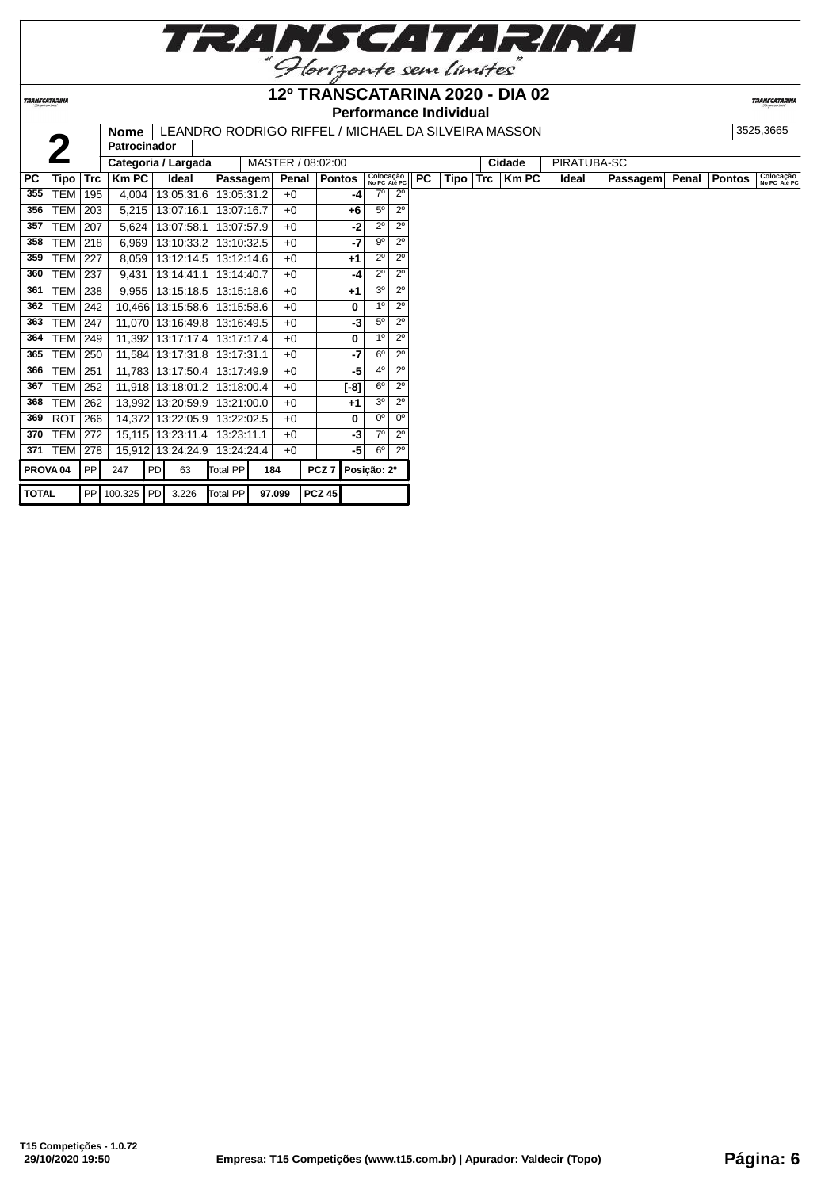# 12º TRANSCATARINA 2020 - DIA 02

## Performance Individual

| **2** | Nome | LEANDRO RODRIGO RIFFEL / MICHAEL DA SILVEIRA MASSON | 3525,3665 |
|---|---|---|---|
| | Patrocinador | | |
| | Categoria / Largada | MASTER / 08:02:00 | Cidade: PIRATUBA-SC |

| PC | Tipo | Trc | Km PC | Ideal | Passagem | Penal | Pontos | Colocação No PC | Colocação Até PC |
|---|---|---|---|---|---|---|---|---|---|
| 355 | TEM | 195 | 4,004 | 13:05:31.6 | 13:05:31.2 | +0 | -4 | 7º | 2º |
| 356 | TEM | 203 | 5,215 | 13:07:16.1 | 13:07:16.7 | +0 | +6 | 5º | 2º |
| 357 | TEM | 207 | 5,624 | 13:07:58.1 | 13:07:57.9 | +0 | -2 | 2º | 2º |
| 358 | TEM | 218 | 6,969 | 13:10:33.2 | 13:10:32.5 | +0 | -7 | 9º | 2º |
| 359 | TEM | 227 | 8,059 | 13:12:14.5 | 13:12:14.6 | +0 | +1 | 2º | 2º |
| 360 | TEM | 237 | 9,431 | 13:14:41.1 | 13:14:40.7 | +0 | -4 | 2º | 2º |
| 361 | TEM | 238 | 9,955 | 13:15:18.5 | 13:15:18.6 | +0 | +1 | 3º | 2º |
| 362 | TEM | 242 | 10,466 | 13:15:58.6 | 13:15:58.6 | +0 | 0 | 1º | 2º |
| 363 | TEM | 247 | 11,070 | 13:16:49.8 | 13:16:49.5 | +0 | -3 | 5º | 2º |
| 364 | TEM | 249 | 11,392 | 13:17:17.4 | 13:17:17.4 | +0 | 0 | 1º | 2º |
| 365 | TEM | 250 | 11,584 | 13:17:31.8 | 13:17:31.1 | +0 | -7 | 6º | 2º |
| 366 | TEM | 251 | 11,783 | 13:17:50.4 | 13:17:49.9 | +0 | -5 | 4º | 2º |
| 367 | TEM | 252 | 11,918 | 13:18:01.2 | 13:18:00.4 | +0 | [-8] | 6º | 2º |
| 368 | TEM | 262 | 13,992 | 13:20:59.9 | 13:21:00.0 | +0 | +1 | 3º | 2º |
| 369 | ROT | 266 | 14,372 | 13:22:05.9 | 13:22:02.5 | +0 | 0 | 0º | 0º |
| 370 | TEM | 272 | 15,115 | 13:23:11.4 | 13:23:11.1 | +0 | -3 | 7º | 2º |
| 371 | TEM | 278 | 15,912 | 13:24:24.9 | 13:24:24.4 | +0 | -5 | 6º | 2º |

| | PP | | PD | | Total PP | | PCZ | Posição |
|---|---|---|---|---|---|---|---|---|
| PROVA 04 | PP | 247 | PD | 63 | Total PP | 184 | PCZ 7 | Posição: 2º |
| TOTAL | PP | 100.325 | PD | 3.226 | Total PP | 97.099 | PCZ 45 | |

T15 Competições - 1.0.72
29/10/2020 19:50
Empresa: T15 Competições (www.t15.com.br) | Apurador: Valdecir (Topo)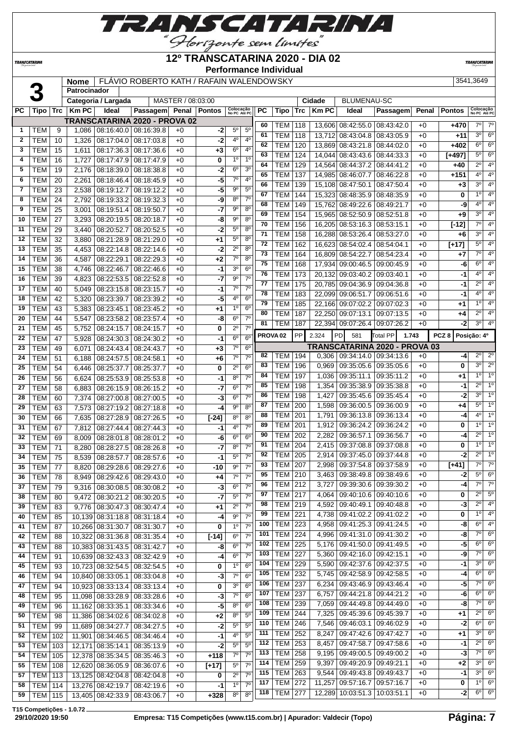# 12º TRANSCATARINA 2020 - DIA 02

**Performance Individual**

| | | |
|---|---|---|
| **3** | **Nome** | FLÁVIO ROBERTO KATH / RAFAIN WALENDOWSKY — 3541,3649 |
| | **Patrocinador** | |
| | **Categoria / Largada** | MASTER / 08:03:00 — **Cidade** BLUMENAU-SC |

| PC | Tipo | Trc | Km PC | Ideal | Passagem | Penal | Pontos | Colocação No PC | Colocação Até PC |
|---|---|---|---|---|---|---|---|---|---|
| **TRANSCATARINA 2020 - PROVA 02** | | | | | | | | | |
| 1 | TEM | 9 | 1,086 | 08:16:40.0 | 08:16:39.8 | +0 | **-2** | 5º | 5º |
| 2 | TEM | 10 | 1,326 | 08:17:04.0 | 08:17:03.8 | +0 | **-2** | 4º | 4º |
| 3 | TEM | 15 | 1,611 | 08:17:36.3 | 08:17:36.6 | +0 | **+3** | 6º | 4º |
| 4 | TEM | 16 | 1,727 | 08:17:47.9 | 08:17:47.9 | +0 | **0** | 1º | 1º |
| 5 | TEM | 19 | 2,176 | 08:18:39.0 | 08:18:38.8 | +0 | **-2** | 6º | 3º |
| 6 | TEM | 20 | 2,261 | 08:18:46.4 | 08:18:45.9 | +0 | **-5** | 7º | 4º |
| 7 | TEM | 23 | 2,538 | 08:19:12.7 | 08:19:12.2 | +0 | **-5** | 9º | 5º |
| 8 | TEM | 24 | 2,792 | 08:19:33.2 | 08:19:32.3 | +0 | **-9** | 8º | 7º |
| 9 | TEM | 25 | 3,001 | 08:19:51.4 | 08:19:50.7 | +0 | **-7** | 9º | 8º |
| 10 | TEM | 27 | 3,293 | 08:20:19.5 | 08:20:18.7 | +0 | **-8** | 9º | 8º |
| 11 | TEM | 29 | 3,440 | 08:20:52.7 | 08:20:52.5 | +0 | **-2** | 5º | 8º |
| 12 | TEM | 32 | 3,880 | 08:21:28.9 | 08:21:29.0 | +0 | **+1** | 5º | 8º |
| 13 | TEM | 35 | 4,453 | 08:22:14.8 | 08:22:14.6 | +0 | **-2** | 2º | 8º |
| 14 | TEM | 36 | 4,587 | 08:22:29.1 | 08:22:29.3 | +0 | **+2** | 7º | 8º |
| 15 | TEM | 38 | 4,746 | 08:22:46.7 | 08:22:46.6 | +0 | **-1** | 3º | 6º |
| 16 | TEM | 39 | 4,823 | 08:22:53.5 | 08:22:52.8 | +0 | **-7** | 9º | 7º |
| 17 | TEM | 40 | 5,049 | 08:23:15.8 | 08:23:15.7 | +0 | **-1** | 7º | 7º |
| 18 | TEM | 42 | 5,320 | 08:23:39.7 | 08:23:39.2 | +0 | **-5** | 4º | 6º |
| 19 | TEM | 43 | 5,383 | 08:23:45.1 | 08:23:45.2 | +0 | **+1** | 1º | 6º |
| 20 | TEM | 44 | 5,547 | 08:23:58.2 | 08:23:57.4 | +0 | **-8** | 6º | 7º |
| 21 | TEM | 45 | 5,752 | 08:24:15.7 | 08:24:15.7 | +0 | **0** | 2º | 7º |
| 22 | TEM | 47 | 5,928 | 08:24:30.3 | 08:24:30.2 | +0 | **-1** | 6º | 6º |
| 23 | TEM | 49 | 6,071 | 08:24:43.4 | 08:24:43.7 | +0 | **+3** | 7º | 6º |
| 24 | TEM | 51 | 6,188 | 08:24:57.5 | 08:24:58.1 | +0 | **+6** | 7º | 7º |
| 25 | TEM | 54 | 6,446 | 08:25:37.7 | 08:25:37.7 | +0 | **0** | 2º | 6º |
| 26 | TEM | 56 | 6,624 | 08:25:53.9 | 08:25:53.8 | +0 | **-1** | 8º | 7º |
| 27 | TEM | 58 | 6,883 | 08:26:15.9 | 08:26:15.2 | +0 | **-7** | 6º | 7º |
| 28 | TEM | 60 | 7,374 | 08:27:00.8 | 08:27:00.5 | +0 | **-3** | 6º | 7º |
| 29 | TEM | 63 | 7,573 | 08:27:19.2 | 08:27:18.8 | +0 | **-4** | 9º | 8º |
| 30 | TEM | 66 | 7,635 | 08:27:28.9 | 08:27:26.5 | +0 | **[-24]** | 8º | 8º |
| 31 | TEM | 67 | 7,812 | 08:27:44.4 | 08:27:44.3 | +0 | **-1** | 4º | 7º |
| 32 | TEM | 69 | 8,009 | 08:28:01.8 | 08:28:01.2 | +0 | **-6** | 6º | 6º |
| 33 | TEM | 71 | 8,280 | 08:28:27.5 | 08:28:26.8 | +0 | **-7** | 8º | 7º |
| 34 | TEM | 75 | 8,539 | 08:28:57.7 | 08:28:57.6 | +0 | **-1** | 5º | 7º |
| 35 | TEM | 77 | 8,820 | 08:29:28.6 | 08:29:27.6 | +0 | **-10** | 9º | 7º |
| 36 | TEM | 78 | 8,949 | 08:29:42.6 | 08:29:43.0 | +0 | **+4** | 7º | 7º |
| 37 | TEM | 79 | 9,316 | 08:30:08.5 | 08:30:08.2 | +0 | **-3** | 6º | 7º |
| 38 | TEM | 80 | 9,472 | 08:30:21.2 | 08:30:20.5 | +0 | **-7** | 5º | 7º |
| 39 | TEM | 83 | 9,776 | 08:30:47.3 | 08:30:47.4 | +0 | **+1** | 2º | 7º |
| 40 | TEM | 85 | 10,139 | 08:31:18.8 | 08:31:18.4 | +0 | **-4** | 9º | 7º |
| 41 | TEM | 87 | 10,266 | 08:31:30.7 | 08:31:30.7 | +0 | **0** | 1º | 7º |
| 42 | TEM | 88 | 10,322 | 08:31:36.8 | 08:31:35.4 | +0 | **[-14]** | 6º | 7º |
| 43 | TEM | 88 | 10,383 | 08:31:43.5 | 08:31:42.7 | +0 | **-8** | 6º | 7º |
| 44 | TEM | 91 | 10,639 | 08:32:43.3 | 08:32:42.9 | +0 | **-4** | 6º | 7º |
| 45 | TEM | 93 | 10,723 | 08:32:54.5 | 08:32:54.5 | +0 | **0** | 1º | 6º |
| 46 | TEM | 94 | 10,840 | 08:33:05.1 | 08:33:04.8 | +0 | **-3** | 7º | 6º |
| 47 | TEM | 94 | 10,923 | 08:33:13.4 | 08:33:13.4 | +0 | **0** | 3º | 6º |
| 48 | TEM | 95 | 11,098 | 08:33:28.9 | 08:33:28.6 | +0 | **-3** | 7º | 6º |
| 49 | TEM | 96 | 11,162 | 08:33:35.1 | 08:33:34.6 | +0 | **-5** | 8º | 6º |
| 50 | TEM | 98 | 11,386 | 08:34:02.6 | 08:34:02.8 | +0 | **+2** | 8º | 5º |
| 51 | TEM | 99 | 11,689 | 08:34:27.7 | 08:34:27.5 | +0 | **-2** | 5º | 5º |
| 52 | TEM | 102 | 11,901 | 08:34:46.5 | 08:34:46.4 | +0 | **-1** | 4º | 5º |
| 53 | TEM | 103 | 12,171 | 08:35:14.1 | 08:35:13.9 | +0 | **-2** | 5º | 5º |
| 54 | TEM | 105 | 12,378 | 08:35:34.5 | 08:35:46.3 | +0 | **+118** | 7º | 7º |
| 55 | TEM | 108 | 12,620 | 08:36:05.9 | 08:36:07.6 | +0 | **[+17]** | 5º | 7º |
| 57 | TEM | 113 | 13,125 | 08:42:04.8 | 08:42:04.8 | +0 | **0** | 2º | 7º |
| 58 | TEM | 114 | 13,276 | 08:42:19.7 | 08:42:19.6 | +0 | **-1** | 1º | 7º |
| 59 | TEM | 115 | 13,405 | 08:42:33.9 | 08:43:06.7 | +0 | **+328** | 8º | 8º |
| 60 | TEM | 118 | 13,606 | 08:42:55.0 | 08:43:42.0 | +0 | **+470** | 7º | 7º |
| 61 | TEM | 118 | 13,712 | 08:43:04.8 | 08:43:05.9 | +0 | **+11** | 3º | 6º |
| 62 | TEM | 120 | 13,869 | 08:43:21.8 | 08:44:02.0 | +0 | **+402** | 6º | 6º |
| 63 | TEM | 124 | 14,044 | 08:43:43.6 | 08:43:33.3 | +0 | **[+497]** | 5º | 6º |
| 64 | TEM | 129 | 14,564 | 08:44:37.2 | 08:44:41.2 | +0 | **+40** | 2º | 4º |
| 65 | TEM | 137 | 14,985 | 08:46:07.7 | 08:46:22.8 | +0 | **+151** | 4º | 4º |
| 66 | TEM | 139 | 15,108 | 08:47:50.1 | 08:47:50.4 | +0 | **+3** | 3º | 4º |
| 67 | TEM | 144 | 15,323 | 08:48:35.9 | 08:48:35.9 | +0 | **0** | 1º | 4º |
| 68 | TEM | 149 | 15,762 | 08:49:22.6 | 08:49:21.7 | +0 | **-9** | 4º | 4º |
| 69 | TEM | 154 | 15,965 | 08:52:50.9 | 08:52:51.8 | +0 | **+9** | 3º | 4º |
| 70 | TEM | 156 | 16,205 | 08:53:16.3 | 08:53:15.1 | +0 | **[-12]** | 7º | 4º |
| 71 | TEM | 158 | 16,288 | 08:53:26.4 | 08:53:27.0 | +0 | **+6** | 3º | 4º |
| 72 | TEM | 162 | 16,623 | 08:54:02.4 | 08:54:04.1 | +0 | **[+17]** | 5º | 4º |
| 73 | TEM | 164 | 16,809 | 08:54:22.7 | 08:54:23.4 | +0 | **+7** | 7º | 4º |
| 75 | TEM | 168 | 17,934 | 09:00:46.5 | 09:00:45.9 | +0 | **-6** | 6º | 4º |
| 76 | TEM | 173 | 20,132 | 09:03:40.2 | 09:03:40.1 | +0 | **-1** | 4º | 4º |
| 77 | TEM | 175 | 20,785 | 09:04:36.9 | 09:04:36.8 | +0 | **-1** | 2º | 4º |
| 78 | TEM | 183 | 22,099 | 09:06:51.7 | 09:06:51.6 | +0 | **-1** | 4º | 4º |
| 79 | TEM | 185 | 22,166 | 09:07:02.2 | 09:07:02.3 | +0 | **+1** | 1º | 4º |
| 80 | TEM | 187 | 22,250 | 09:07:13.1 | 09:07:13.5 | +0 | **+4** | 2º | 4º |
| 81 | TEM | 187 | 22,394 | 09:07:26.4 | 09:07:26.2 | +0 | **-2** | 3º | 4º |
| **PROVA 02** | PP | 2.324 | PD | 581 | Total PP | 1.743 | PCZ 8 | Posição: 4º | |
| **TRANSCATARINA 2020 - PROVA 03** | | | | | | | | | |
| 82 | TEM | 194 | 0,306 | 09:34:14.0 | 09:34:13.6 | +0 | **-4** | 2º | 2º |
| 83 | TEM | 196 | 0,969 | 09:35:05.6 | 09:35:05.6 | +0 | **0** | 3º | 2º |
| 84 | TEM | 197 | 1,036 | 09:35:11.1 | 09:35:11.2 | +0 | **+1** | 1º | 1º |
| 85 | TEM | 198 | 1,354 | 09:35:38.9 | 09:35:38.8 | +0 | **-1** | 2º | 1º |
| 86 | TEM | 198 | 1,427 | 09:35:45.6 | 09:35:45.4 | +0 | **-2** | 3º | 1º |
| 87 | TEM | 200 | 1,598 | 09:36:00.5 | 09:36:00.9 | +0 | **+4** | 5º | 1º |
| 88 | TEM | 201 | 1,791 | 09:36:13.8 | 09:36:13.4 | +0 | **-4** | 4º | 1º |
| 89 | TEM | 201 | 1,912 | 09:36:24.2 | 09:36:24.2 | +0 | **0** | 1º | 1º |
| 90 | TEM | 202 | 2,282 | 09:36:57.1 | 09:36:56.7 | +0 | **-4** | 2º | 1º |
| 91 | TEM | 204 | 2,415 | 09:37:08.8 | 09:37:08.8 | +0 | **0** | 1º | 1º |
| 92 | TEM | 205 | 2,914 | 09:37:45.0 | 09:37:44.8 | +0 | **-2** | 2º | 1º |
| 93 | TEM | 207 | 2,998 | 09:37:54.8 | 09:37:58.9 | +0 | **[+41]** | 7º | 7º |
| 95 | TEM | 210 | 3,463 | 09:38:49.8 | 09:38:49.6 | +0 | **-2** | 5º | 6º |
| 96 | TEM | 212 | 3,727 | 09:39:30.6 | 09:39:30.2 | +0 | **-4** | 7º | 7º |
| 97 | TEM | 217 | 4,064 | 09:40:10.6 | 09:40:10.6 | +0 | **0** | 2º | 5º |
| 98 | TEM | 219 | 4,592 | 09:40:49.1 | 09:40:48.8 | +0 | **-3** | 2º | 4º |
| 99 | TEM | 221 | 4,738 | 09:41:02.2 | 09:41:02.2 | +0 | **0** | 1º | 4º |
| 100 | TEM | 223 | 4,958 | 09:41:25.3 | 09:41:24.5 | +0 | **-8** | 6º | 4º |
| 101 | TEM | 224 | 4,996 | 09:41:31.0 | 09:41:30.2 | +0 | **-8** | 7º | 6º |
| 102 | TEM | 225 | 5,176 | 09:41:50.0 | 09:41:49.5 | +0 | **-5** | 6º | 6º |
| 103 | TEM | 227 | 5,360 | 09:42:16.0 | 09:42:15.1 | +0 | **-9** | 7º | 6º |
| 104 | TEM | 229 | 5,590 | 09:42:37.6 | 09:42:37.5 | +0 | **-1** | 3º | 6º |
| 105 | TEM | 232 | 5,745 | 09:42:58.9 | 09:42:58.5 | +0 | **-4** | 6º | 6º |
| 106 | TEM | 237 | 6,234 | 09:43:46.9 | 09:43:46.4 | +0 | **-5** | 7º | 6º |
| 107 | TEM | 237 | 6,757 | 09:44:21.8 | 09:44:21.2 | +0 | **-6** | 6º | 6º |
| 108 | TEM | 239 | 7,059 | 09:44:49.8 | 09:44:49.0 | +0 | **-8** | 7º | 6º |
| 109 | TEM | 244 | 7,325 | 09:45:39.6 | 09:45:39.7 | +0 | **+1** | 2º | 6º |
| 110 | TEM | 246 | 7,546 | 09:46:03.1 | 09:46:02.9 | +0 | **-2** | 6º | 6º |
| 111 | TEM | 252 | 8,247 | 09:47:42.6 | 09:47:42.7 | +0 | **+1** | 3º | 6º |
| 112 | TEM | 253 | 8,457 | 09:47:58.7 | 09:47:58.6 | +0 | **-1** | 2º | 6º |
| 113 | TEM | 258 | 9,195 | 09:49:00.5 | 09:49:00.2 | +0 | **-3** | 7º | 6º |
| 114 | TEM | 259 | 9,397 | 09:49:20.9 | 09:49:21.1 | +0 | **+2** | 3º | 6º |
| 115 | TEM | 263 | 9,544 | 09:49:43.8 | 09:49:43.7 | +0 | **-1** | 3º | 6º |
| 117 | TEM | 272 | 11,257 | 09:57:16.7 | 09:57:16.7 | +0 | **0** | 1º | 6º |
| 118 | TEM | 277 | 12,289 | 10:03:51.3 | 10:03:51.1 | +0 | **-2** | 6º | 6º |

T15 Competições - 1.0.72
29/10/2020 19:50 — Empresa: T15 Competições (www.t15.com.br) | Apurador: Valdecir (Topo)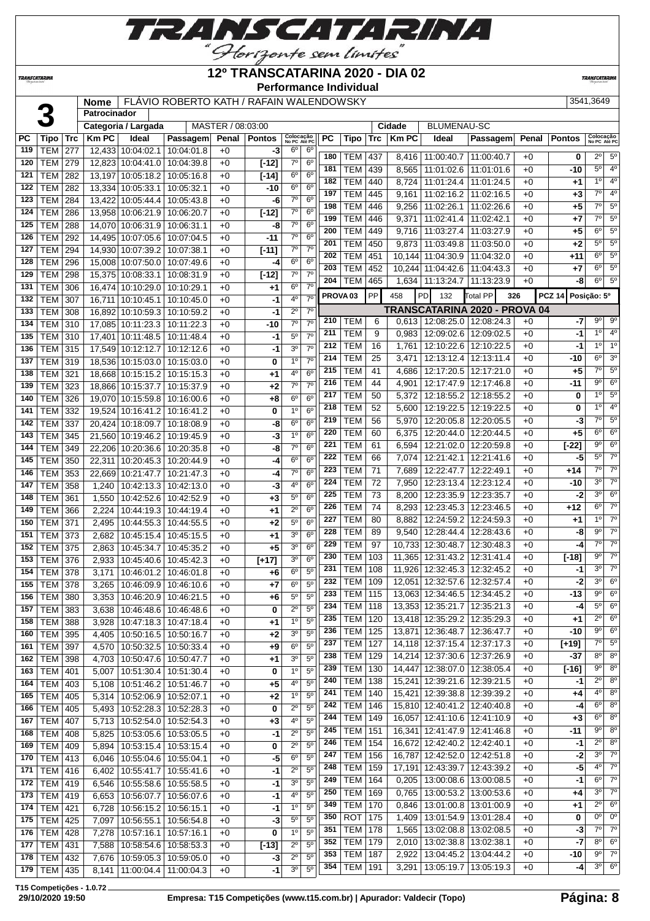# 12º TRANSCATARINA 2020 - DIA 02

**Performance Individual**

| **3** | Nome | FLÁVIO ROBERTO KATH / RAFAIN WALENDOWSKY | 3541,3649 |
|---|---|---|---|
| | Patrocinador | | |
| | Categoria / Largada | MASTER / 08:03:00 | Cidade: BLUMENAU-SC |

| PC | Tipo | Trc | Km PC | Ideal | Passagem | Penal | Pontos | Colocação No PC | Colocação Até PC |
|---|---|---|---|---|---|---|---|---|---|
| 119 | TEM | 277 | 12,433 | 10:04:02.1 | 10:04:01.8 | +0 | -3 | 6º | 6º |
| 120 | TEM | 279 | 12,823 | 10:04:41.0 | 10:04:39.8 | +0 | [-12] | 7º | 6º |
| 121 | TEM | 282 | 13,197 | 10:05:18.2 | 10:05:16.8 | +0 | [-14] | 6º | 6º |
| 122 | TEM | 282 | 13,334 | 10:05:33.1 | 10:05:32.1 | +0 | -10 | 6º | 6º |
| 123 | TEM | 284 | 13,422 | 10:05:44.4 | 10:05:43.8 | +0 | -6 | 7º | 6º |
| 124 | TEM | 286 | 13,958 | 10:06:21.9 | 10:06:20.7 | +0 | [-12] | 7º | 6º |
| 125 | TEM | 288 | 14,070 | 10:06:31.9 | 10:06:31.1 | +0 | -8 | 7º | 6º |
| 126 | TEM | 292 | 14,495 | 10:07:05.6 | 10:07:04.5 | +0 | -11 | 7º | 6º |
| 127 | TEM | 294 | 14,930 | 10:07:39.2 | 10:07:38.1 | +0 | [-11] | 7º | 7º |
| 128 | TEM | 296 | 15,008 | 10:07:50.0 | 10:07:49.6 | +0 | -4 | 6º | 6º |
| 129 | TEM | 298 | 15,375 | 10:08:33.1 | 10:08:31.9 | +0 | [-12] | 7º | 7º |
| 131 | TEM | 306 | 16,474 | 10:10:29.0 | 10:10:29.1 | +0 | +1 | 6º | 7º |
| 132 | TEM | 307 | 16,711 | 10:10:45.1 | 10:10:45.0 | +0 | -1 | 4º | 7º |
| 133 | TEM | 308 | 16,892 | 10:10:59.3 | 10:10:59.2 | +0 | -1 | 2º | 7º |
| 134 | TEM | 310 | 17,085 | 10:11:23.3 | 10:11:22.3 | +0 | -10 | 7º | 7º |
| 135 | TEM | 310 | 17,401 | 10:11:48.5 | 10:11:48.4 | +0 | -1 | 5º | 7º |
| 136 | TEM | 315 | 17,549 | 10:12:12.7 | 10:12:12.6 | +0 | -1 | 3º | 7º |
| 137 | TEM | 319 | 18,536 | 10:15:03.0 | 10:15:03.0 | +0 | 0 | 1º | 7º |
| 138 | TEM | 321 | 18,668 | 10:15:15.2 | 10:15:15.3 | +0 | +1 | 4º | 6º |
| 139 | TEM | 323 | 18,866 | 10:15:37.7 | 10:15:37.9 | +0 | +2 | 7º | 7º |
| 140 | TEM | 326 | 19,070 | 10:15:59.8 | 10:16:00.6 | +0 | +8 | 6º | 6º |
| 141 | TEM | 332 | 19,524 | 10:16:41.2 | 10:16:41.2 | +0 | 0 | 1º | 6º |
| 142 | TEM | 337 | 20,424 | 10:18:09.7 | 10:18:08.9 | +0 | -8 | 6º | 6º |
| 143 | TEM | 345 | 21,560 | 10:19:46.2 | 10:19:45.9 | +0 | -3 | 1º | 6º |
| 144 | TEM | 349 | 22,206 | 10:20:36.6 | 10:20:35.8 | +0 | -8 | 7º | 6º |
| 145 | TEM | 350 | 22,311 | 10:20:45.3 | 10:20:44.9 | +0 | -4 | 6º | 6º |
| 146 | TEM | 353 | 22,669 | 10:21:47.7 | 10:21:47.3 | +0 | -4 | 7º | 6º |
| 147 | TEM | 358 | 1,240 | 10:42:13.3 | 10:42:13.0 | +0 | -3 | 4º | 6º |
| 148 | TEM | 361 | 1,550 | 10:42:52.6 | 10:42:52.9 | +0 | +3 | 5º | 6º |
| 149 | TEM | 366 | 2,224 | 10:44:19.3 | 10:44:19.4 | +0 | +1 | 2º | 6º |
| 150 | TEM | 371 | 2,495 | 10:44:55.3 | 10:44:55.5 | +0 | +2 | 5º | 6º |
| 151 | TEM | 373 | 2,682 | 10:45:15.4 | 10:45:15.5 | +0 | +1 | 3º | 6º |
| 152 | TEM | 375 | 2,863 | 10:45:34.7 | 10:45:35.2 | +0 | +5 | 3º | 6º |
| 153 | TEM | 376 | 2,933 | 10:45:40.6 | 10:45:42.3 | +0 | [+17] | 3º | 6º |
| 154 | TEM | 378 | 3,171 | 10:46:01.2 | 10:46:01.8 | +0 | +6 | 6º | 5º |
| 155 | TEM | 378 | 3,265 | 10:46:09.9 | 10:46:10.6 | +0 | +7 | 6º | 5º |
| 156 | TEM | 380 | 3,353 | 10:46:20.9 | 10:46:21.5 | +0 | +6 | 5º | 5º |
| 157 | TEM | 383 | 3,638 | 10:46:48.6 | 10:46:48.6 | +0 | 0 | 2º | 5º |
| 158 | TEM | 388 | 3,928 | 10:47:18.3 | 10:47:18.4 | +0 | +1 | 1º | 5º |
| 160 | TEM | 395 | 4,405 | 10:50:16.5 | 10:50:16.7 | +0 | +2 | 3º | 5º |
| 161 | TEM | 397 | 4,570 | 10:50:32.5 | 10:50:33.4 | +0 | +9 | 6º | 5º |
| 162 | TEM | 398 | 4,703 | 10:50:47.6 | 10:50:47.7 | +0 | +1 | 3º | 5º |
| 163 | TEM | 401 | 5,007 | 10:51:30.4 | 10:51:30.4 | +0 | 0 | 1º | 5º |
| 164 | TEM | 403 | 5,108 | 10:51:46.2 | 10:51:46.7 | +0 | +5 | 4º | 5º |
| 165 | TEM | 405 | 5,314 | 10:52:06.9 | 10:52:07.1 | +0 | +2 | 1º | 5º |
| 166 | TEM | 405 | 5,493 | 10:52:28.3 | 10:52:28.3 | +0 | 0 | 2º | 5º |
| 167 | TEM | 407 | 5,713 | 10:52:54.0 | 10:52:54.3 | +0 | +3 | 4º | 5º |
| 168 | TEM | 408 | 5,825 | 10:53:05.6 | 10:53:05.5 | +0 | -1 | 2º | 5º |
| 169 | TEM | 409 | 5,894 | 10:53:15.4 | 10:53:15.4 | +0 | 0 | 2º | 5º |
| 170 | TEM | 413 | 6,046 | 10:55:04.6 | 10:55:04.1 | +0 | -5 | 6º | 5º |
| 171 | TEM | 416 | 6,402 | 10:55:41.7 | 10:55:41.6 | +0 | -1 | 2º | 5º |
| 172 | TEM | 419 | 6,546 | 10:55:58.6 | 10:55:58.5 | +0 | -1 | 3º | 5º |
| 173 | TEM | 419 | 6,653 | 10:56:07.7 | 10:56:07.6 | +0 | -1 | 4º | 5º |
| 174 | TEM | 421 | 6,728 | 10:56:15.2 | 10:56:15.1 | +0 | -1 | 1º | 5º |
| 175 | TEM | 425 | 7,097 | 10:56:55.1 | 10:56:54.8 | +0 | -3 | 5º | 5º |
| 176 | TEM | 428 | 7,278 | 10:57:16.1 | 10:57:16.1 | +0 | 0 | 1º | 5º |
| 177 | TEM | 431 | 7,588 | 10:58:54.6 | 10:58:53.3 | +0 | [-13] | 2º | 5º |
| 178 | TEM | 432 | 7,676 | 10:59:05.3 | 10:59:05.0 | +0 | -3 | 2º | 5º |
| 179 | TEM | 435 | 8,141 | 11:00:04.4 | 11:00:04.3 | +0 | -1 | 3º | 5º |
| 180 | TEM | 437 | 8,416 | 11:00:40.7 | 11:00:40.7 | +0 | 0 | 2º | 5º |
| 181 | TEM | 439 | 8,565 | 11:01:02.6 | 11:01:01.6 | +0 | -10 | 5º | 4º |
| 182 | TEM | 440 | 8,724 | 11:01:24.4 | 11:01:24.5 | +0 | +1 | 1º | 4º |
| 197 | TEM | 445 | 9,161 | 11:02:16.2 | 11:02:16.5 | +0 | +3 | 7º | 4º |
| 198 | TEM | 446 | 9,256 | 11:02:26.1 | 11:02:26.6 | +0 | +5 | 7º | 5º |
| 199 | TEM | 446 | 9,371 | 11:02:41.4 | 11:02:42.1 | +0 | +7 | 7º | 5º |
| 200 | TEM | 449 | 9,716 | 11:03:27.4 | 11:03:27.9 | +0 | +5 | 6º | 5º |
| 201 | TEM | 450 | 9,873 | 11:03:49.8 | 11:03:50.0 | +0 | +2 | 5º | 5º |
| 202 | TEM | 451 | 10,144 | 11:04:30.9 | 11:04:32.0 | +0 | +11 | 6º | 5º |
| 203 | TEM | 452 | 10,244 | 11:04:42.6 | 11:04:43.3 | +0 | +7 | 6º | 5º |
| 204 | TEM | 465 | 1,634 | 11:13:24.7 | 11:13:23.9 | +0 | -8 | 6º | 5º |
| PROVA 03 | PP | 458 | PD | 132 | Total PP | 326 | PCZ 14 | Posição: 5º | |

**TRANSCATARINA 2020 - PROVA 04**

| PC | Tipo | Trc | Km PC | Ideal | Passagem | Penal | Pontos | Colocação No PC | Colocação Até PC |
|---|---|---|---|---|---|---|---|---|---|
| 210 | TEM | 6 | 0,613 | 12:08:25.0 | 12:08:24.3 | +0 | -7 | 9º | 9º |
| 211 | TEM | 9 | 0,983 | 12:09:02.6 | 12:09:02.5 | +0 | -1 | 1º | 4º |
| 212 | TEM | 16 | 1,761 | 12:10:22.6 | 12:10:22.5 | +0 | -1 | 1º | 1º |
| 214 | TEM | 25 | 3,471 | 12:13:12.4 | 12:13:11.4 | +0 | -10 | 6º | 3º |
| 215 | TEM | 41 | 4,686 | 12:17:20.5 | 12:17:21.0 | +0 | +5 | 7º | 5º |
| 216 | TEM | 44 | 4,901 | 12:17:47.9 | 12:17:46.8 | +0 | -11 | 9º | 6º |
| 217 | TEM | 50 | 5,372 | 12:18:55.2 | 12:18:55.2 | +0 | 0 | 1º | 5º |
| 218 | TEM | 52 | 5,600 | 12:19:22.5 | 12:19:22.5 | +0 | 0 | 1º | 4º |
| 219 | TEM | 56 | 5,970 | 12:20:05.8 | 12:20:05.5 | +0 | -3 | 7º | 5º |
| 220 | TEM | 60 | 6,375 | 12:20:44.0 | 12:20:44.5 | +0 | +5 | 6º | 6º |
| 221 | TEM | 61 | 6,594 | 12:21:02.0 | 12:20:59.8 | +0 | [-22] | 9º | 6º |
| 222 | TEM | 66 | 7,074 | 12:21:42.1 | 12:21:41.6 | +0 | -5 | 5º | 7º |
| 223 | TEM | 71 | 7,689 | 12:22:47.7 | 12:22:49.1 | +0 | +14 | 7º | 7º |
| 224 | TEM | 72 | 7,950 | 12:23:13.4 | 12:23:12.4 | +0 | -10 | 3º | 7º |
| 225 | TEM | 73 | 8,200 | 12:23:35.9 | 12:23:35.7 | +0 | -2 | 3º | 6º |
| 226 | TEM | 74 | 8,293 | 12:23:45.3 | 12:23:46.5 | +0 | +12 | 6º | 7º |
| 227 | TEM | 80 | 8,882 | 12:24:59.2 | 12:24:59.3 | +0 | +1 | 1º | 7º |
| 228 | TEM | 89 | 9,540 | 12:28:44.4 | 12:28:43.6 | +0 | -8 | 9º | 7º |
| 229 | TEM | 97 | 10,733 | 12:30:48.7 | 12:30:48.3 | +0 | -4 | 7º | 7º |
| 230 | TEM | 103 | 11,365 | 12:31:43.2 | 12:31:41.4 | +0 | [-18] | 9º | 7º |
| 231 | TEM | 108 | 11,926 | 12:32:45.3 | 12:32:45.2 | +0 | -1 | 3º | 7º |
| 232 | TEM | 109 | 12,051 | 12:32:57.6 | 12:32:57.4 | +0 | -2 | 3º | 6º |
| 233 | TEM | 115 | 13,063 | 12:34:46.5 | 12:34:45.2 | +0 | -13 | 9º | 6º |
| 234 | TEM | 118 | 13,353 | 12:35:21.7 | 12:35:21.3 | +0 | -4 | 5º | 6º |
| 235 | TEM | 120 | 13,418 | 12:35:29.2 | 12:35:29.3 | +0 | +1 | 2º | 6º |
| 236 | TEM | 125 | 13,871 | 12:36:48.7 | 12:36:47.7 | +0 | -10 | 9º | 6º |
| 237 | TEM | 127 | 14,118 | 12:37:15.4 | 12:37:17.3 | +0 | [+19] | 7º | 5º |
| 238 | TEM | 129 | 14,214 | 12:37:30.6 | 12:37:26.9 | +0 | -37 | 8º | 8º |
| 239 | TEM | 130 | 14,447 | 12:38:07.0 | 12:38:05.4 | +0 | [-16] | 9º | 8º |
| 240 | TEM | 138 | 15,241 | 12:39:21.6 | 12:39:21.5 | +0 | -1 | 2º | 8º |
| 241 | TEM | 140 | 15,421 | 12:39:38.8 | 12:39:39.2 | +0 | +4 | 4º | 8º |
| 242 | TEM | 146 | 15,810 | 12:40:41.2 | 12:40:40.8 | +0 | -4 | 6º | 8º |
| 244 | TEM | 149 | 16,057 | 12:41:10.6 | 12:41:10.9 | +0 | +3 | 6º | 8º |
| 245 | TEM | 151 | 16,341 | 12:41:47.9 | 12:41:46.8 | +0 | -11 | 9º | 8º |
| 246 | TEM | 154 | 16,672 | 12:42:40.2 | 12:42:40.1 | +0 | -1 | 2º | 8º |
| 247 | TEM | 156 | 16,787 | 12:42:52.0 | 12:42:51.8 | +0 | -2 | 3º | 7º |
| 248 | TEM | 159 | 17,191 | 12:43:39.7 | 12:43:39.2 | +0 | -5 | 4º | 7º |
| 249 | TEM | 164 | 0,205 | 13:00:08.6 | 13:00:08.5 | +0 | -1 | 6º | 7º |
| 250 | TEM | 169 | 0,765 | 13:00:53.2 | 13:00:53.6 | +0 | +4 | 3º | 7º |
| 349 | TEM | 170 | 0,846 | 13:01:00.8 | 13:01:00.9 | +0 | +1 | 2º | 6º |
| 350 | ROT | 175 | 1,409 | 13:01:54.9 | 13:01:28.4 | +0 | 0 | 0º | 0º |
| 351 | TEM | 178 | 1,565 | 13:02:08.8 | 13:02:08.5 | +0 | -3 | 7º | 7º |
| 352 | TEM | 179 | 2,010 | 13:02:38.8 | 13:02:38.1 | +0 | -7 | 8º | 6º |
| 353 | TEM | 187 | 2,922 | 13:04:45.2 | 13:04:44.2 | +0 | -10 | 9º | 7º |
| 354 | TEM | 191 | 3,291 | 13:05:19.7 | 13:05:19.3 | +0 | -4 | 3º | 6º |

T15 Competições - 1.0.72
29/10/2020 19:50 — Empresa: T15 Competições (www.t15.com.br) | Apurador: Valdecir (Topo)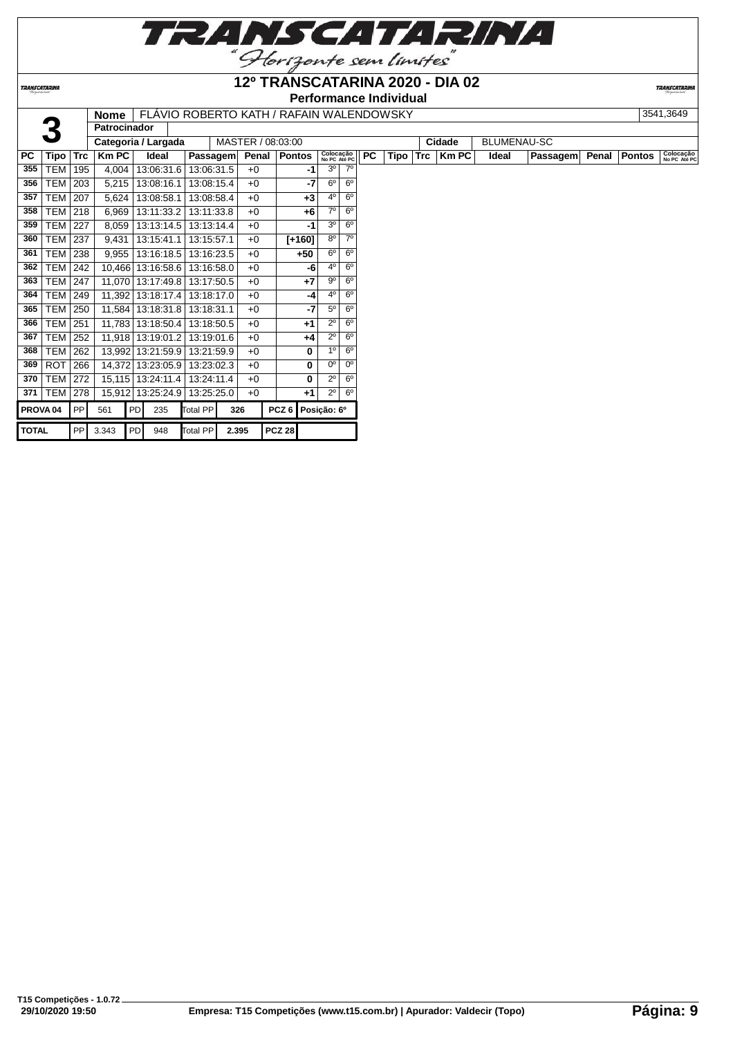# 12º TRANSCATARINA 2020 - DIA 02

## Performance Individual

| 3 | Nome | FLÁVIO ROBERTO KATH / RAFAIN WALENDOWSKY | 3541,3649 |
|---|---|---|---|
| | Patrocinador | | |
| | Categoria / Largada | MASTER / 08:03:00 | Cidade: BLUMENAU-SC |

| PC | Tipo | Trc | Km PC | Ideal | Passagem | Penal | Pontos | Colocação No PC | Colocação Até PC |
|---|---|---|---|---|---|---|---|---|---|
| 355 | TEM | 195 | 4,004 | 13:06:31.6 | 13:06:31.5 | +0 | -1 | 3º | 7º |
| 356 | TEM | 203 | 5,215 | 13:08:16.1 | 13:08:15.4 | +0 | -7 | 6º | 6º |
| 357 | TEM | 207 | 5,624 | 13:08:58.1 | 13:08:58.4 | +0 | +3 | 4º | 6º |
| 358 | TEM | 218 | 6,969 | 13:11:33.2 | 13:11:33.8 | +0 | +6 | 7º | 6º |
| 359 | TEM | 227 | 8,059 | 13:13:14.5 | 13:13:14.4 | +0 | -1 | 3º | 6º |
| 360 | TEM | 237 | 9,431 | 13:15:41.1 | 13:15:57.1 | +0 | [+160] | 8º | 7º |
| 361 | TEM | 238 | 9,955 | 13:16:18.5 | 13:16:23.5 | +0 | +50 | 6º | 6º |
| 362 | TEM | 242 | 10,466 | 13:16:58.6 | 13:16:58.0 | +0 | -6 | 4º | 6º |
| 363 | TEM | 247 | 11,070 | 13:17:49.8 | 13:17:50.5 | +0 | +7 | 9º | 6º |
| 364 | TEM | 249 | 11,392 | 13:18:17.4 | 13:18:17.0 | +0 | -4 | 4º | 6º |
| 365 | TEM | 250 | 11,584 | 13:18:31.8 | 13:18:31.1 | +0 | -7 | 5º | 6º |
| 366 | TEM | 251 | 11,783 | 13:18:50.4 | 13:18:50.5 | +0 | +1 | 2º | 6º |
| 367 | TEM | 252 | 11,918 | 13:19:01.2 | 13:19:01.6 | +0 | +4 | 2º | 6º |
| 368 | TEM | 262 | 13,992 | 13:21:59.9 | 13:21:59.9 | +0 | 0 | 1º | 6º |
| 369 | ROT | 266 | 14,372 | 13:23:05.9 | 13:23:02.3 | +0 | 0 | 0º | 0º |
| 370 | TEM | 272 | 15,115 | 13:24:11.4 | 13:24:11.4 | +0 | 0 | 2º | 6º |
| 371 | TEM | 278 | 15,912 | 13:25:24.9 | 13:25:25.0 | +0 | +1 | 2º | 6º |

| | PP | | PD | | Total PP | | | |
|---|---|---|---|---|---|---|---|---|
| PROVA 04 | PP | 561 | PD | 235 | Total PP | 326 | PCZ 6 | Posição: 6º |
| TOTAL | PP | 3.343 | PD | 948 | Total PP | 2.395 | PCZ 28 | |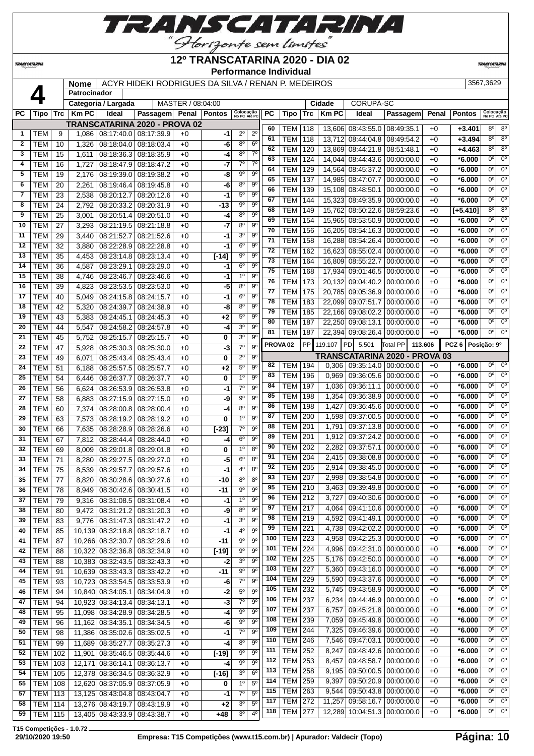# 12º TRANSCATARINA 2020 - DIA 02

**Performance Individual**

| | Nome | ACYR HIDEKI RODRIGUES DA SILVA / RENAN P. MEDEIROS | 3567,3629 |
|---|---|---|---|
| **4** | Patrocinador | | |
| | Categoria / Largada | MASTER / 08:04:00 | Cidade: CORUPÁ-SC |

| PC | Tipo | Trc | Km PC | Ideal | Passagem | Penal | Pontos | Colocação No PC | Colocação Até PC |
|---|---|---|---|---|---|---|---|---|---|
| | | | **TRANSCATARINA 2020 - PROVA 02** | | | | | | |
| 1 | TEM | 9 | 1,086 | 08:17:40.0 | 08:17:39.9 | +0 | -1 | 2º | 2º |
| 2 | TEM | 10 | 1,326 | 08:18:04.0 | 08:18:03.4 | +0 | -6 | 8º | 6º |
| 3 | TEM | 15 | 1,611 | 08:18:36.3 | 08:18:35.9 | +0 | -4 | 8º | 7º |
| 4 | TEM | 16 | 1,727 | 08:18:47.9 | 08:18:47.2 | +0 | -7 | 7º | 7º |
| 5 | TEM | 19 | 2,176 | 08:19:39.0 | 08:19:38.2 | +0 | -8 | 9º | 9º |
| 6 | TEM | 20 | 2,261 | 08:19:46.4 | 08:19:45.8 | +0 | -6 | 8º | 9º |
| 7 | TEM | 23 | 2,538 | 08:20:12.7 | 08:20:12.6 | +0 | -1 | 5º | 9º |
| 8 | TEM | 24 | 2,792 | 08:20:33.2 | 08:20:31.9 | +0 | -13 | 9º | 9º |
| 9 | TEM | 25 | 3,001 | 08:20:51.4 | 08:20:51.0 | +0 | -4 | 8º | 9º |
| 10 | TEM | 27 | 3,293 | 08:21:19.5 | 08:21:18.8 | +0 | -7 | 8º | 9º |
| 11 | TEM | 29 | 3,440 | 08:21:52.7 | 08:21:52.6 | +0 | -1 | 3º | 9º |
| 12 | TEM | 32 | 3,880 | 08:22:28.9 | 08:22:28.8 | +0 | -1 | 6º | 9º |
| 13 | TEM | 35 | 4,453 | 08:23:14.8 | 08:23:13.4 | +0 | [-14] | 9º | 9º |
| 14 | TEM | 36 | 4,587 | 08:23:29.1 | 08:23:29.0 | +0 | -1 | 6º | 9º |
| 15 | TEM | 38 | 4,746 | 08:23:46.7 | 08:23:46.6 | +0 | -1 | 1º | 9º |
| 16 | TEM | 39 | 4,823 | 08:23:53.5 | 08:23:53.0 | +0 | -5 | 8º | 9º |
| 17 | TEM | 40 | 5,049 | 08:24:15.8 | 08:24:15.7 | +0 | -1 | 6º | 9º |
| 18 | TEM | 42 | 5,320 | 08:24:39.7 | 08:24:38.9 | +0 | -8 | 8º | 9º |
| 19 | TEM | 43 | 5,383 | 08:24:45.1 | 08:24:45.3 | +0 | +2 | 5º | 9º |
| 20 | TEM | 44 | 5,547 | 08:24:58.2 | 08:24:57.8 | +0 | -4 | 3º | 9º |
| 21 | TEM | 45 | 5,752 | 08:25:15.7 | 08:25:15.7 | +0 | 0 | 3º | 9º |
| 22 | TEM | 47 | 5,928 | 08:25:30.3 | 08:25:30.0 | +0 | -3 | 7º | 9º |
| 23 | TEM | 49 | 6,071 | 08:25:43.4 | 08:25:43.4 | +0 | 0 | 2º | 9º |
| 24 | TEM | 51 | 6,188 | 08:25:57.5 | 08:25:57.7 | +0 | +2 | 5º | 9º |
| 25 | TEM | 54 | 6,446 | 08:26:37.7 | 08:26:37.7 | +0 | 0 | 1º | 9º |
| 26 | TEM | 56 | 6,624 | 08:26:53.9 | 08:26:53.8 | +0 | -1 | 7º | 9º |
| 27 | TEM | 58 | 6,883 | 08:27:15.9 | 08:27:15.0 | +0 | -9 | 9º | 9º |
| 28 | TEM | 60 | 7,374 | 08:28:00.8 | 08:28:00.4 | +0 | -4 | 8º | 9º |
| 29 | TEM | 63 | 7,573 | 08:28:19.2 | 08:28:19.2 | +0 | 0 | 1º | 9º |
| 30 | TEM | 66 | 7,635 | 08:28:28.9 | 08:28:26.6 | +0 | [-23] | 7º | 9º |
| 31 | TEM | 67 | 7,812 | 08:28:44.4 | 08:28:44.0 | +0 | -4 | 6º | 9º |
| 32 | TEM | 69 | 8,009 | 08:29:01.8 | 08:29:01.8 | +0 | 0 | 1º | 8º |
| 33 | TEM | 71 | 8,280 | 08:29:27.5 | 08:29:27.0 | +0 | -5 | 6º | 8º |
| 34 | TEM | 75 | 8,539 | 08:29:57.7 | 08:29:57.6 | +0 | -1 | 4º | 8º |
| 35 | TEM | 77 | 8,820 | 08:30:28.6 | 08:30:27.6 | +0 | -10 | 8º | 8º |
| 36 | TEM | 78 | 8,949 | 08:30:42.6 | 08:30:41.5 | +0 | -11 | 9º | 9º |
| 37 | TEM | 79 | 9,316 | 08:31:08.5 | 08:31:08.4 | +0 | -1 | 1º | 9º |
| 38 | TEM | 80 | 9,472 | 08:31:21.2 | 08:31:20.3 | +0 | -9 | 8º | 9º |
| 39 | TEM | 83 | 9,776 | 08:31:47.3 | 08:31:47.2 | +0 | -1 | 3º | 9º |
| 40 | TEM | 85 | 10,139 | 08:32:18.8 | 08:32:18.7 | +0 | -1 | 4º | 9º |
| 41 | TEM | 87 | 10,266 | 08:32:30.7 | 08:32:29.6 | +0 | -11 | 9º | 9º |
| 42 | TEM | 88 | 10,322 | 08:32:36.8 | 08:32:34.9 | +0 | [-19] | 9º | 9º |
| 43 | TEM | 88 | 10,383 | 08:32:43.5 | 08:32:43.3 | +0 | -2 | 3º | 9º |
| 44 | TEM | 91 | 10,639 | 08:33:43.3 | 08:33:42.2 | +0 | -11 | 9º | 9º |
| 45 | TEM | 93 | 10,723 | 08:33:54.5 | 08:33:53.9 | +0 | -6 | 7º | 9º |
| 46 | TEM | 94 | 10,840 | 08:34:05.1 | 08:34:04.9 | +0 | -2 | 5º | 9º |
| 47 | TEM | 94 | 10,923 | 08:34:13.4 | 08:34:13.1 | +0 | -3 | 7º | 9º |
| 48 | TEM | 95 | 11,098 | 08:34:28.9 | 08:34:28.5 | +0 | -4 | 9º | 9º |
| 49 | TEM | 96 | 11,162 | 08:34:35.1 | 08:34:34.5 | +0 | -6 | 9º | 9º |
| 50 | TEM | 98 | 11,386 | 08:35:02.6 | 08:35:02.5 | +0 | -1 | 7º | 9º |
| 51 | TEM | 99 | 11,689 | 08:35:27.7 | 08:35:27.3 | +0 | -4 | 8º | 9º |
| 52 | TEM | 102 | 11,901 | 08:35:46.5 | 08:35:44.6 | +0 | [-19] | 9º | 9º |
| 53 | TEM | 103 | 12,171 | 08:36:14.1 | 08:36:13.7 | +0 | -4 | 9º | 9º |
| 54 | TEM | 105 | 12,378 | 08:36:34.5 | 08:36:32.9 | +0 | [-16] | 3º | 6º |
| 55 | TEM | 108 | 12,620 | 08:37:05.9 | 08:37:05.9 | +0 | 0 | 1º | 5º |
| 56 | TEM | 113 | 13,125 | 08:43:08.4 | 08:43:04.7 | +0 | -1 | 7º | 5º |
| 58 | TEM | 114 | 13,276 | 08:43:19.7 | 08:43:19.9 | +0 | +2 | 3º | 5º |
| 59 | TEM | 115 | 13,405 | 08:43:33.9 | 08:43:38.7 | +0 | +48 | 3º | 4º |
| 60 | TEM | 118 | 13,606 | 08:43:55.0 | 08:49:35.1 | +0 | +3.401 | 8º | 8º |
| 61 | TEM | 118 | 13,712 | 08:44:04.8 | 08:49:54.2 | +0 | +3.494 | 8º | 8º |
| 62 | TEM | 120 | 13,869 | 08:44:21.8 | 08:51:48.1 | +0 | +4.463 | 8º | 8º |
| 63 | TEM | 124 | 14,044 | 08:44:43.6 | 00:00:00.0 | +0 | *6.000 | 0º | 0º |
| 64 | TEM | 129 | 14,564 | 08:45:37.2 | 00:00:00.0 | +0 | *6.000 | 0º | 0º |
| 65 | TEM | 137 | 14,985 | 08:47:07.7 | 00:00:00.0 | +0 | *6.000 | 0º | 0º |
| 66 | TEM | 139 | 15,108 | 08:48:50.1 | 00:00:00.0 | +0 | *6.000 | 0º | 0º |
| 67 | TEM | 144 | 15,323 | 08:49:35.9 | 00:00:00.0 | +0 | *6.000 | 0º | 0º |
| 68 | TEM | 149 | 15,762 | 08:50:22.6 | 08:59:23.6 | +0 | [+5.410] | 8º | 8º |
| 69 | TEM | 154 | 15,965 | 08:53:50.9 | 00:00:00.0 | +0 | *6.000 | 0º | 0º |
| 70 | TEM | 156 | 16,205 | 08:54:16.3 | 00:00:00.0 | +0 | *6.000 | 0º | 0º |
| 71 | TEM | 158 | 16,288 | 08:54:26.4 | 00:00:00.0 | +0 | *6.000 | 0º | 0º |
| 72 | TEM | 162 | 16,623 | 08:55:02.4 | 00:00:00.0 | +0 | *6.000 | 0º | 0º |
| 73 | TEM | 164 | 16,809 | 08:55:22.7 | 00:00:00.0 | +0 | *6.000 | 0º | 0º |
| 75 | TEM | 168 | 17,934 | 09:01:46.5 | 00:00:00.0 | +0 | *6.000 | 0º | 0º |
| 76 | TEM | 173 | 20,132 | 09:04:40.2 | 00:00:00.0 | +0 | *6.000 | 0º | 0º |
| 77 | TEM | 175 | 20,785 | 09:05:36.9 | 00:00:00.0 | +0 | *6.000 | 0º | 0º |
| 78 | TEM | 183 | 22,099 | 09:07:51.7 | 00:00:00.0 | +0 | *6.000 | 0º | 0º |
| 79 | TEM | 185 | 22,166 | 09:08:02.2 | 00:00:00.0 | +0 | *6.000 | 0º | 0º |
| 80 | TEM | 187 | 22,250 | 09:08:13.1 | 00:00:00.0 | +0 | *6.000 | 0º | 0º |
| 81 | TEM | 187 | 22,394 | 09:08:26.4 | 00:00:00.0 | +0 | *6.000 | 0º | 0º |
| PROVA 02 | PP | 119.107 | PD | 5.501 | Total PP | 113.606 | PCZ 6 | Posição: 9º | |
| | | | **TRANSCATARINA 2020 - PROVA 03** | | | | | | |
| 82 | TEM | 194 | 0,306 | 09:35:14.0 | 00:00:00.0 | +0 | *6.000 | 0º | 0º |
| 83 | TEM | 196 | 0,969 | 09:36:05.6 | 00:00:00.0 | +0 | *6.000 | 0º | 0º |
| 84 | TEM | 197 | 1,036 | 09:36:11.1 | 00:00:00.0 | +0 | *6.000 | 0º | 0º |
| 85 | TEM | 198 | 1,354 | 09:36:38.9 | 00:00:00.0 | +0 | *6.000 | 0º | 0º |
| 86 | TEM | 198 | 1,427 | 09:36:45.6 | 00:00:00.0 | +0 | *6.000 | 0º | 0º |
| 87 | TEM | 200 | 1,598 | 09:37:00.5 | 00:00:00.0 | +0 | *6.000 | 0º | 0º |
| 88 | TEM | 201 | 1,791 | 09:37:13.8 | 00:00:00.0 | +0 | *6.000 | 0º | 0º |
| 89 | TEM | 201 | 1,912 | 09:37:24.2 | 00:00:00.0 | +0 | *6.000 | 0º | 0º |
| 90 | TEM | 202 | 2,282 | 09:37:57.1 | 00:00:00.0 | +0 | *6.000 | 0º | 0º |
| 91 | TEM | 204 | 2,415 | 09:38:08.8 | 00:00:00.0 | +0 | *6.000 | 0º | 0º |
| 92 | TEM | 205 | 2,914 | 09:38:45.0 | 00:00:00.0 | +0 | *6.000 | 0º | 0º |
| 93 | TEM | 207 | 2,998 | 09:38:54.8 | 00:00:00.0 | +0 | *6.000 | 0º | 0º |
| 95 | TEM | 210 | 3,463 | 09:39:49.8 | 00:00:00.0 | +0 | *6.000 | 0º | 0º |
| 96 | TEM | 212 | 3,727 | 09:40:30.6 | 00:00:00.0 | +0 | *6.000 | 0º | 0º |
| 97 | TEM | 217 | 4,064 | 09:41:10.6 | 00:00:00.0 | +0 | *6.000 | 0º | 0º |
| 98 | TEM | 219 | 4,592 | 09:41:49.1 | 00:00:00.0 | +0 | *6.000 | 0º | 0º |
| 99 | TEM | 221 | 4,738 | 09:42:02.2 | 00:00:00.0 | +0 | *6.000 | 0º | 0º |
| 100 | TEM | 223 | 4,958 | 09:42:25.3 | 00:00:00.0 | +0 | *6.000 | 0º | 0º |
| 101 | TEM | 224 | 4,996 | 09:42:31.0 | 00:00:00.0 | +0 | *6.000 | 0º | 0º |
| 102 | TEM | 225 | 5,176 | 09:42:50.0 | 00:00:00.0 | +0 | *6.000 | 0º | 0º |
| 103 | TEM | 227 | 5,360 | 09:43:16.0 | 00:00:00.0 | +0 | *6.000 | 0º | 0º |
| 104 | TEM | 229 | 5,590 | 09:43:37.6 | 00:00:00.0 | +0 | *6.000 | 0º | 0º |
| 105 | TEM | 232 | 5,745 | 09:43:58.9 | 00:00:00.0 | +0 | *6.000 | 0º | 0º |
| 106 | TEM | 237 | 6,234 | 09:44:46.9 | 00:00:00.0 | +0 | *6.000 | 0º | 0º |
| 107 | TEM | 237 | 6,757 | 09:45:21.8 | 00:00:00.0 | +0 | *6.000 | 0º | 0º |
| 108 | TEM | 239 | 7,059 | 09:45:49.8 | 00:00:00.0 | +0 | *6.000 | 0º | 0º |
| 109 | TEM | 244 | 7,325 | 09:46:39.6 | 00:00:00.0 | +0 | *6.000 | 0º | 0º |
| 110 | TEM | 246 | 7,546 | 09:47:03.1 | 00:00:00.0 | +0 | *6.000 | 0º | 0º |
| 111 | TEM | 252 | 8,247 | 09:48:42.6 | 00:00:00.0 | +0 | *6.000 | 0º | 0º |
| 112 | TEM | 253 | 8,457 | 09:48:58.7 | 00:00:00.0 | +0 | *6.000 | 0º | 0º |
| 113 | TEM | 258 | 9,195 | 09:50:00.5 | 00:00:00.0 | +0 | *6.000 | 0º | 0º |
| 114 | TEM | 259 | 9,397 | 09:50:20.9 | 00:00:00.0 | +0 | *6.000 | 0º | 0º |
| 115 | TEM | 263 | 9,544 | 09:50:43.8 | 00:00:00.0 | +0 | *6.000 | 0º | 0º |
| 117 | TEM | 272 | 11,257 | 09:58:16.7 | 00:00:00.0 | +0 | *6.000 | 0º | 0º |
| 118 | TEM | 277 | 12,289 | 10:04:51.3 | 00:00:00.0 | +0 | *6.000 | 0º | 0º |

T15 Competições - 1.0.72

29/10/2020 19:50 — Empresa: T15 Competições (www.t15.com.br) | Apurador: Valdecir (Topo)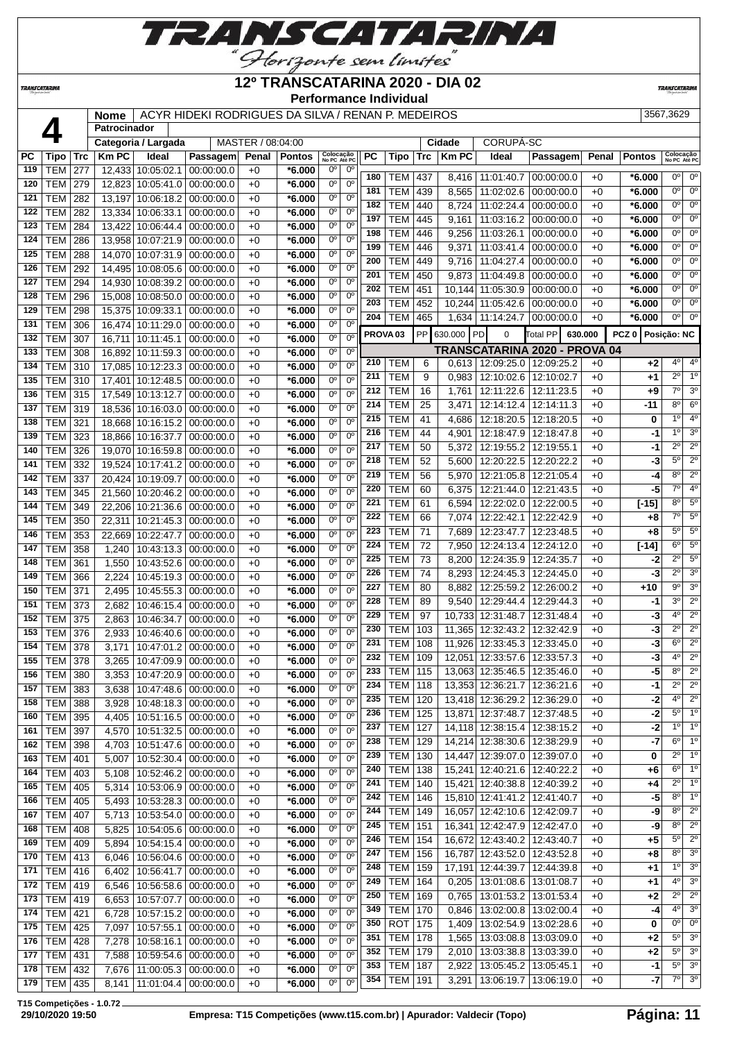# 12º TRANSCATARINA 2020 - DIA 02

**Performance Individual**

| | | |
|---|---|---|
| **4** | **Nome** | ACYR HIDEKI RODRIGUES DA SILVA / RENAN P. MEDEIROS | 3567,3629 |
| | **Patrocinador** | |
| | **Categoria / Largada** | MASTER / 08:04:00 | **Cidade** CORUPÁ-SC |

| PC | Tipo | Trc | Km PC | Ideal | Passagem | Penal | Pontos | Colocação No PC | Colocação Até PC |
|---|---|---|---|---|---|---|---|---|---|
| 119 | TEM | 277 | 12,433 | 10:05:02.1 | 00:00:00.0 | +0 | *6.000 | 0º | 0º |
| 120 | TEM | 279 | 12,823 | 10:05:41.0 | 00:00:00.0 | +0 | *6.000 | 0º | 0º |
| 121 | TEM | 282 | 13,197 | 10:06:18.2 | 00:00:00.0 | +0 | *6.000 | 0º | 0º |
| 122 | TEM | 282 | 13,334 | 10:06:33.1 | 00:00:00.0 | +0 | *6.000 | 0º | 0º |
| 123 | TEM | 284 | 13,422 | 10:06:44.4 | 00:00:00.0 | +0 | *6.000 | 0º | 0º |
| 124 | TEM | 286 | 13,958 | 10:07:21.9 | 00:00:00.0 | +0 | *6.000 | 0º | 0º |
| 125 | TEM | 288 | 14,070 | 10:07:31.9 | 00:00:00.0 | +0 | *6.000 | 0º | 0º |
| 126 | TEM | 292 | 14,495 | 10:08:05.6 | 00:00:00.0 | +0 | *6.000 | 0º | 0º |
| 127 | TEM | 294 | 14,930 | 10:08:39.2 | 00:00:00.0 | +0 | *6.000 | 0º | 0º |
| 128 | TEM | 296 | 15,008 | 10:08:50.0 | 00:00:00.0 | +0 | *6.000 | 0º | 0º |
| 129 | TEM | 298 | 15,375 | 10:09:33.1 | 00:00:00.0 | +0 | *6.000 | 0º | 0º |
| 131 | TEM | 306 | 16,474 | 10:11:29.0 | 00:00:00.0 | +0 | *6.000 | 0º | 0º |
| 132 | TEM | 307 | 16,711 | 10:11:45.1 | 00:00:00.0 | +0 | *6.000 | 0º | 0º |
| 133 | TEM | 308 | 16,892 | 10:11:59.3 | 00:00:00.0 | +0 | *6.000 | 0º | 0º |
| 134 | TEM | 310 | 17,085 | 10:12:23.3 | 00:00:00.0 | +0 | *6.000 | 0º | 0º |
| 135 | TEM | 310 | 17,401 | 10:12:48.5 | 00:00:00.0 | +0 | *6.000 | 0º | 0º |
| 136 | TEM | 315 | 17,549 | 10:13:12.7 | 00:00:00.0 | +0 | *6.000 | 0º | 0º |
| 137 | TEM | 319 | 18,536 | 10:16:03.0 | 00:00:00.0 | +0 | *6.000 | 0º | 0º |
| 138 | TEM | 321 | 18,668 | 10:16:15.2 | 00:00:00.0 | +0 | *6.000 | 0º | 0º |
| 139 | TEM | 323 | 18,866 | 10:16:37.7 | 00:00:00.0 | +0 | *6.000 | 0º | 0º |
| 140 | TEM | 326 | 19,070 | 10:16:59.8 | 00:00:00.0 | +0 | *6.000 | 0º | 0º |
| 141 | TEM | 332 | 19,524 | 10:17:41.2 | 00:00:00.0 | +0 | *6.000 | 0º | 0º |
| 142 | TEM | 337 | 20,424 | 10:19:09.7 | 00:00:00.0 | +0 | *6.000 | 0º | 0º |
| 143 | TEM | 345 | 21,560 | 10:20:46.2 | 00:00:00.0 | +0 | *6.000 | 0º | 0º |
| 144 | TEM | 349 | 22,206 | 10:21:36.6 | 00:00:00.0 | +0 | *6.000 | 0º | 0º |
| 145 | TEM | 350 | 22,311 | 10:21:45.3 | 00:00:00.0 | +0 | *6.000 | 0º | 0º |
| 146 | TEM | 353 | 22,669 | 10:22:47.7 | 00:00:00.0 | +0 | *6.000 | 0º | 0º |
| 147 | TEM | 358 | 1,240 | 10:43:13.3 | 00:00:00.0 | +0 | *6.000 | 0º | 0º |
| 148 | TEM | 361 | 1,550 | 10:43:52.6 | 00:00:00.0 | +0 | *6.000 | 0º | 0º |
| 149 | TEM | 366 | 2,224 | 10:45:19.3 | 00:00:00.0 | +0 | *6.000 | 0º | 0º |
| 150 | TEM | 371 | 2,495 | 10:45:55.3 | 00:00:00.0 | +0 | *6.000 | 0º | 0º |
| 151 | TEM | 373 | 2,682 | 10:46:15.4 | 00:00:00.0 | +0 | *6.000 | 0º | 0º |
| 152 | TEM | 375 | 2,863 | 10:46:34.7 | 00:00:00.0 | +0 | *6.000 | 0º | 0º |
| 153 | TEM | 376 | 2,933 | 10:46:40.6 | 00:00:00.0 | +0 | *6.000 | 0º | 0º |
| 154 | TEM | 378 | 3,171 | 10:47:01.2 | 00:00:00.0 | +0 | *6.000 | 0º | 0º |
| 155 | TEM | 378 | 3,265 | 10:47:09.9 | 00:00:00.0 | +0 | *6.000 | 0º | 0º |
| 156 | TEM | 380 | 3,353 | 10:47:20.9 | 00:00:00.0 | +0 | *6.000 | 0º | 0º |
| 157 | TEM | 383 | 3,638 | 10:47:48.6 | 00:00:00.0 | +0 | *6.000 | 0º | 0º |
| 158 | TEM | 388 | 3,928 | 10:48:18.3 | 00:00:00.0 | +0 | *6.000 | 0º | 0º |
| 160 | TEM | 395 | 4,405 | 10:51:16.5 | 00:00:00.0 | +0 | *6.000 | 0º | 0º |
| 161 | TEM | 397 | 4,570 | 10:51:32.5 | 00:00:00.0 | +0 | *6.000 | 0º | 0º |
| 162 | TEM | 398 | 4,703 | 10:51:47.6 | 00:00:00.0 | +0 | *6.000 | 0º | 0º |
| 163 | TEM | 401 | 5,007 | 10:52:30.4 | 00:00:00.0 | +0 | *6.000 | 0º | 0º |
| 164 | TEM | 403 | 5,108 | 10:52:46.2 | 00:00:00.0 | +0 | *6.000 | 0º | 0º |
| 165 | TEM | 405 | 5,314 | 10:53:06.9 | 00:00:00.0 | +0 | *6.000 | 0º | 0º |
| 166 | TEM | 405 | 5,493 | 10:53:28.3 | 00:00:00.0 | +0 | *6.000 | 0º | 0º |
| 167 | TEM | 407 | 5,713 | 10:53:54.0 | 00:00:00.0 | +0 | *6.000 | 0º | 0º |
| 168 | TEM | 408 | 5,825 | 10:54:05.6 | 00:00:00.0 | +0 | *6.000 | 0º | 0º |
| 169 | TEM | 409 | 5,894 | 10:54:15.4 | 00:00:00.0 | +0 | *6.000 | 0º | 0º |
| 170 | TEM | 413 | 6,046 | 10:56:04.6 | 00:00:00.0 | +0 | *6.000 | 0º | 0º |
| 171 | TEM | 416 | 6,402 | 10:56:41.7 | 00:00:00.0 | +0 | *6.000 | 0º | 0º |
| 172 | TEM | 419 | 6,546 | 10:56:58.6 | 00:00:00.0 | +0 | *6.000 | 0º | 0º |
| 173 | TEM | 419 | 6,653 | 10:57:07.7 | 00:00:00.0 | +0 | *6.000 | 0º | 0º |
| 174 | TEM | 421 | 6,728 | 10:57:15.2 | 00:00:00.0 | +0 | *6.000 | 0º | 0º |
| 175 | TEM | 425 | 7,097 | 10:57:55.1 | 00:00:00.0 | +0 | *6.000 | 0º | 0º |
| 176 | TEM | 428 | 7,278 | 10:58:16.1 | 00:00:00.0 | +0 | *6.000 | 0º | 0º |
| 177 | TEM | 431 | 7,588 | 10:59:54.6 | 00:00:00.0 | +0 | *6.000 | 0º | 0º |
| 178 | TEM | 432 | 7,676 | 11:00:05.3 | 00:00:00.0 | +0 | *6.000 | 0º | 0º |
| 179 | TEM | 435 | 8,141 | 11:01:04.4 | 00:00:00.0 | +0 | *6.000 | 0º | 0º |
| 180 | TEM | 437 | 8,416 | 11:01:40.7 | 00:00:00.0 | +0 | *6.000 | 0º | 0º |
| 181 | TEM | 439 | 8,565 | 11:02:02.6 | 00:00:00.0 | +0 | *6.000 | 0º | 0º |
| 182 | TEM | 440 | 8,724 | 11:02:24.4 | 00:00:00.0 | +0 | *6.000 | 0º | 0º |
| 197 | TEM | 445 | 9,161 | 11:03:16.2 | 00:00:00.0 | +0 | *6.000 | 0º | 0º |
| 198 | TEM | 446 | 9,256 | 11:03:26.1 | 00:00:00.0 | +0 | *6.000 | 0º | 0º |
| 199 | TEM | 446 | 9,371 | 11:03:41.4 | 00:00:00.0 | +0 | *6.000 | 0º | 0º |
| 200 | TEM | 449 | 9,716 | 11:04:27.4 | 00:00:00.0 | +0 | *6.000 | 0º | 0º |
| 201 | TEM | 450 | 9,873 | 11:04:49.8 | 00:00:00.0 | +0 | *6.000 | 0º | 0º |
| 202 | TEM | 451 | 10,144 | 11:05:30.9 | 00:00:00.0 | +0 | *6.000 | 0º | 0º |
| 203 | TEM | 452 | 10,244 | 11:05:42.6 | 00:00:00.0 | +0 | *6.000 | 0º | 0º |
| 204 | TEM | 465 | 1,634 | 11:14:24.7 | 00:00:00.0 | +0 | *6.000 | 0º | 0º |

**PROVA 03** | PP 630.000 | PD 0 | Total PP 630.000 | PCZ 0 | Posição: NC

## TRANSCATARINA 2020 - PROVA 04

| PC | Tipo | Trc | Km PC | Ideal | Passagem | Penal | Pontos | Colocação No PC | Colocação Até PC |
|---|---|---|---|---|---|---|---|---|---|
| 210 | TEM | 6 | 0,613 | 12:09:25.0 | 12:09:25.2 | +0 | +2 | 4º | 4º |
| 211 | TEM | 9 | 0,983 | 12:10:02.6 | 12:10:02.7 | +0 | +1 | 2º | 1º |
| 212 | TEM | 16 | 1,761 | 12:11:22.6 | 12:11:23.5 | +0 | +9 | 7º | 3º |
| 214 | TEM | 25 | 3,471 | 12:14:12.4 | 12:14:11.3 | +0 | -11 | 8º | 6º |
| 215 | TEM | 41 | 4,686 | 12:18:20.5 | 12:18:20.5 | +0 | 0 | 1º | 4º |
| 216 | TEM | 44 | 4,901 | 12:18:47.9 | 12:18:47.8 | +0 | -1 | 1º | 3º |
| 217 | TEM | 50 | 5,372 | 12:19:55.2 | 12:19:55.1 | +0 | -1 | 2º | 2º |
| 218 | TEM | 52 | 5,600 | 12:20:22.5 | 12:20:22.2 | +0 | -3 | 5º | 2º |
| 219 | TEM | 56 | 5,970 | 12:21:05.8 | 12:21:05.4 | +0 | -4 | 8º | 2º |
| 220 | TEM | 60 | 6,375 | 12:21:44.0 | 12:21:43.5 | +0 | -5 | 7º | 4º |
| 221 | TEM | 61 | 6,594 | 12:22:02.0 | 12:22:00.5 | +0 | [-15] | 8º | 5º |
| 222 | TEM | 66 | 7,074 | 12:22:42.1 | 12:22:42.9 | +0 | +8 | 7º | 5º |
| 223 | TEM | 71 | 7,689 | 12:23:47.7 | 12:23:48.5 | +0 | +8 | 5º | 5º |
| 224 | TEM | 72 | 7,950 | 12:24:13.4 | 12:24:12.0 | +0 | [-14] | 6º | 5º |
| 225 | TEM | 73 | 8,200 | 12:24:35.9 | 12:24:35.7 | +0 | -2 | 2º | 5º |
| 226 | TEM | 74 | 8,293 | 12:24:45.3 | 12:24:45.0 | +0 | -3 | 2º | 3º |
| 227 | TEM | 80 | 8,882 | 12:25:59.2 | 12:26:00.2 | +0 | +10 | 9º | 3º |
| 228 | TEM | 89 | 9,540 | 12:29:44.4 | 12:29:44.3 | +0 | -1 | 3º | 2º |
| 229 | TEM | 97 | 10,733 | 12:31:48.7 | 12:31:48.4 | +0 | -3 | 4º | 2º |
| 230 | TEM | 103 | 11,365 | 12:32:43.2 | 12:32:42.9 | +0 | -3 | 2º | 2º |
| 231 | TEM | 108 | 11,926 | 12:33:45.3 | 12:33:45.0 | +0 | -3 | 6º | 2º |
| 232 | TEM | 109 | 12,051 | 12:33:57.6 | 12:33:57.3 | +0 | -3 | 4º | 2º |
| 233 | TEM | 115 | 13,063 | 12:35:46.5 | 12:35:46.0 | +0 | -5 | 8º | 2º |
| 234 | TEM | 118 | 13,353 | 12:36:21.7 | 12:36:21.6 | +0 | -1 | 2º | 2º |
| 235 | TEM | 120 | 13,418 | 12:36:29.2 | 12:36:29.0 | +0 | -2 | 4º | 2º |
| 236 | TEM | 125 | 13,871 | 12:37:48.7 | 12:37:48.5 | +0 | -2 | 5º | 1º |
| 237 | TEM | 127 | 14,118 | 12:38:15.4 | 12:38:15.2 | +0 | -2 | 1º | 1º |
| 238 | TEM | 129 | 14,214 | 12:38:30.6 | 12:38:29.9 | +0 | -7 | 6º | 1º |
| 239 | TEM | 130 | 14,447 | 12:39:07.0 | 12:39:07.0 | +0 | 0 | 2º | 1º |
| 240 | TEM | 138 | 15,241 | 12:40:21.6 | 12:40:22.2 | +0 | +6 | 6º | 1º |
| 241 | TEM | 140 | 15,421 | 12:40:38.8 | 12:40:39.2 | +0 | +4 | 2º | 1º |
| 242 | TEM | 146 | 15,810 | 12:41:41.2 | 12:41:40.7 | +0 | -5 | 8º | 1º |
| 244 | TEM | 149 | 16,057 | 12:42:10.6 | 12:42:09.7 | +0 | -9 | 8º | 2º |
| 245 | TEM | 151 | 16,341 | 12:42:47.9 | 12:42:47.0 | +0 | -9 | 8º | 2º |
| 246 | TEM | 154 | 16,672 | 12:43:40.2 | 12:43:40.7 | +0 | +5 | 5º | 2º |
| 247 | TEM | 156 | 16,787 | 12:43:52.0 | 12:43:52.8 | +0 | +8 | 8º | 3º |
| 248 | TEM | 159 | 17,191 | 12:44:39.7 | 12:44:39.8 | +0 | +1 | 1º | 3º |
| 249 | TEM | 164 | 0,205 | 13:01:08.6 | 13:01:08.7 | +0 | +1 | 4º | 3º |
| 250 | TEM | 169 | 0,765 | 13:01:53.2 | 13:01:53.4 | +0 | +2 | 2º | 2º |
| 349 | TEM | 170 | 0,846 | 13:02:00.8 | 13:02:00.4 | +0 | -4 | 4º | 3º |
| 350 | ROT | 175 | 1,409 | 13:02:54.9 | 13:02:28.6 | +0 | 0 | 0º | 0º |
| 351 | TEM | 178 | 1,565 | 13:03:08.8 | 13:03:09.0 | +0 | +2 | 5º | 3º |
| 352 | TEM | 179 | 2,010 | 13:03:38.8 | 13:03:39.0 | +0 | +2 | 5º | 3º |
| 353 | TEM | 187 | 2,922 | 13:05:45.2 | 13:05:45.1 | +0 | -1 | 5º | 3º |
| 354 | TEM | 191 | 3,291 | 13:06:19.7 | 13:06:19.0 | +0 | -7 | 7º | 3º |

T15 Competições - 1.0.72
29/10/2020 19:50 — Empresa: T15 Competições (www.t15.com.br) | Apurador: Valdecir (Topo)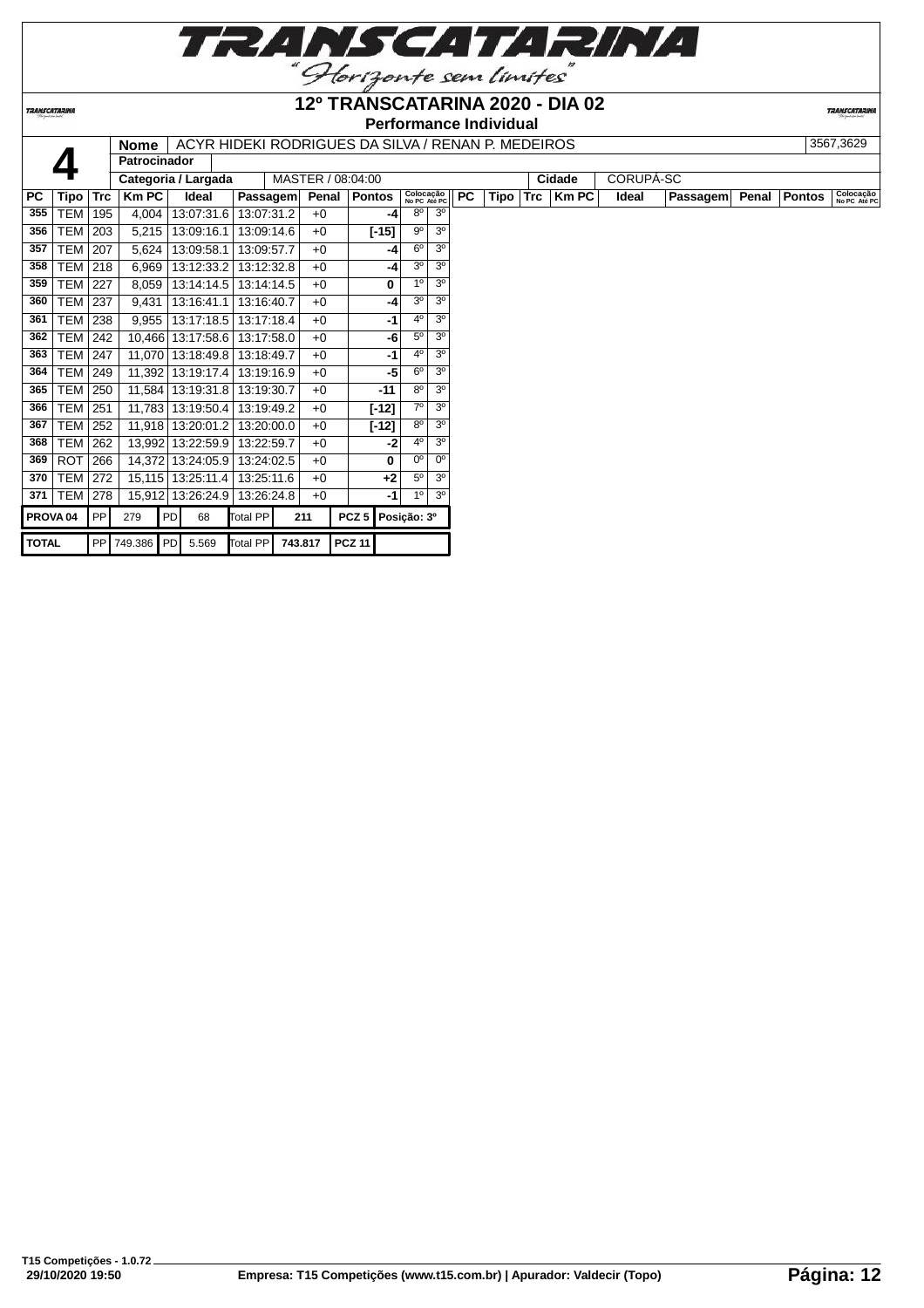# 12º TRANSCATARINA 2020 - DIA 02

## Performance Individual

| | | |
|---|---|---|
| **4** | **Nome** | ACYR HIDEKI RODRIGUES DA SILVA / RENAN P. MEDEIROS | 3567,3629 |
| | **Patrocinador** | |
| | **Categoria / Largada** | MASTER / 08:04:00 | **Cidade** | CORUPÁ-SC |

| PC | Tipo | Trc | Km PC | Ideal | Passagem | Penal | Pontos | Colocação No PC | Colocação Até PC |
|---|---|---|---|---|---|---|---|---|---|
| 355 | TEM | 195 | 4,004 | 13:07:31.6 | 13:07:31.2 | +0 | -4 | 8º | 3º |
| 356 | TEM | 203 | 5,215 | 13:09:16.1 | 13:09:14.6 | +0 | [-15] | 9º | 3º |
| 357 | TEM | 207 | 5,624 | 13:09:58.1 | 13:09:57.7 | +0 | -4 | 6º | 3º |
| 358 | TEM | 218 | 6,969 | 13:12:33.2 | 13:12:32.8 | +0 | -4 | 3º | 3º |
| 359 | TEM | 227 | 8,059 | 13:14:14.5 | 13:14:14.5 | +0 | 0 | 1º | 3º |
| 360 | TEM | 237 | 9,431 | 13:16:41.1 | 13:16:40.7 | +0 | -4 | 3º | 3º |
| 361 | TEM | 238 | 9,955 | 13:17:18.5 | 13:17:18.4 | +0 | -1 | 4º | 3º |
| 362 | TEM | 242 | 10,466 | 13:17:58.6 | 13:17:58.0 | +0 | -6 | 5º | 3º |
| 363 | TEM | 247 | 11,070 | 13:18:49.8 | 13:18:49.7 | +0 | -1 | 4º | 3º |
| 364 | TEM | 249 | 11,392 | 13:19:17.4 | 13:19:16.9 | +0 | -5 | 6º | 3º |
| 365 | TEM | 250 | 11,584 | 13:19:31.8 | 13:19:30.7 | +0 | -11 | 8º | 3º |
| 366 | TEM | 251 | 11,783 | 13:19:50.4 | 13:19:49.2 | +0 | [-12] | 7º | 3º |
| 367 | TEM | 252 | 11,918 | 13:20:01.2 | 13:20:00.0 | +0 | [-12] | 8º | 3º |
| 368 | TEM | 262 | 13,992 | 13:22:59.9 | 13:22:59.7 | +0 | -2 | 4º | 3º |
| 369 | ROT | 266 | 14,372 | 13:24:05.9 | 13:24:02.5 | +0 | 0 | 0º | 0º |
| 370 | TEM | 272 | 15,115 | 13:25:11.4 | 13:25:11.6 | +0 | +2 | 5º | 3º |
| 371 | TEM | 278 | 15,912 | 13:26:24.9 | 13:26:24.8 | +0 | -1 | 1º | 3º |

| | | | | | | | | |
|---|---|---|---|---|---|---|---|---|
| **PROVA 04** | PP | 279 | PD | 68 | Total PP | 211 | PCZ 5 | Posição: 3º |
| **TOTAL** | PP | 749.386 | PD | 5.569 | Total PP | 743.817 | PCZ 11 | |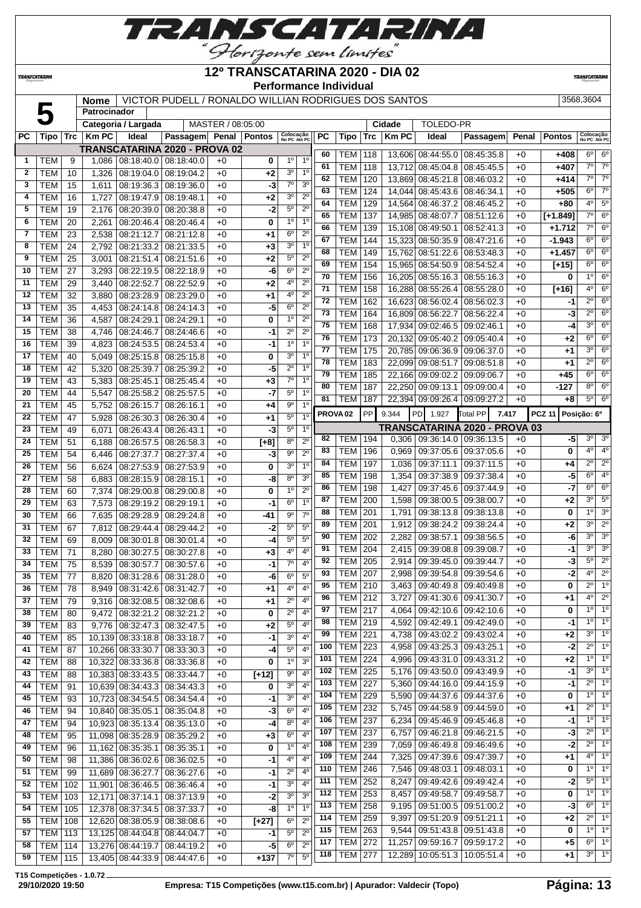# TRANSCATARINA

"Horizonte sem limites"

## 12º TRANSCATARINA 2020 - DIA 02

### Performance Individual

**5**

| Nome | VICTOR PUDELL / RONALDO WILLIAN RODRIGUES DOS SANTOS | | | 3568,3604 |
|---|---|---|---|---|
| Patrocinador | | | | |
| Categoria / Largada | MASTER / 08:05:00 | Cidade | TOLEDO-PR | |

**TRANSCATARINA 2020 - PROVA 02**

| PC | Tipo | Trc | Km PC | Ideal | Passagem | Penal | Pontos | Colocação No PC | Colocação Até PC |
|---|---|---|---|---|---|---|---|---|---|
| 1 | TEM | 9 | 1,086 | 08:18:40.0 | 08:18:40.0 | +0 | 0 | 1º | 1º |
| 2 | TEM | 10 | 1,326 | 08:19:04.0 | 08:19:04.2 | +0 | +2 | 3º | 1º |
| 3 | TEM | 15 | 1,611 | 08:19:36.3 | 08:19:36.0 | +0 | -3 | 7º | 3º |
| 4 | TEM | 16 | 1,727 | 08:19:47.9 | 08:19:48.1 | +0 | +2 | 3º | 2º |
| 5 | TEM | 19 | 2,176 | 08:20:39.0 | 08:20:38.8 | +0 | -2 | 5º | 2º |
| 6 | TEM | 20 | 2,261 | 08:20:46.4 | 08:20:46.4 | +0 | 0 | 1º | 1º |
| 7 | TEM | 23 | 2,538 | 08:21:12.7 | 08:21:12.8 | +0 | +1 | 6º | 2º |
| 8 | TEM | 24 | 2,792 | 08:21:33.2 | 08:21:33.5 | +0 | +3 | 3º | 1º |
| 9 | TEM | 25 | 3,001 | 08:21:51.4 | 08:21:51.6 | +0 | +2 | 5º | 2º |
| 10 | TEM | 27 | 3,293 | 08:22:19.5 | 08:22:18.9 | +0 | -6 | 6º | 2º |
| 11 | TEM | 29 | 3,440 | 08:22:52.7 | 08:22:52.9 | +0 | +2 | 4º | 2º |
| 12 | TEM | 32 | 3,880 | 08:23:28.9 | 08:23:29.0 | +0 | +1 | 4º | 2º |
| 13 | TEM | 35 | 4,453 | 08:24:14.8 | 08:24:14.3 | +0 | -5 | 6º | 2º |
| 14 | TEM | 36 | 4,587 | 08:24:29.1 | 08:24:29.1 | +0 | 0 | 1º | 2º |
| 15 | TEM | 38 | 4,746 | 08:24:46.7 | 08:24:46.6 | +0 | -1 | 2º | 2º |
| 16 | TEM | 39 | 4,823 | 08:24:53.5 | 08:24:53.4 | +0 | -1 | 1º | 1º |
| 17 | TEM | 40 | 5,049 | 08:25:15.8 | 08:25:15.8 | +0 | 0 | 3º | 1º |
| 18 | TEM | 42 | 5,320 | 08:25:39.7 | 08:25:39.2 | +0 | -5 | 2º | 1º |
| 19 | TEM | 43 | 5,383 | 08:25:45.1 | 08:25:45.4 | +0 | +3 | 7º | 1º |
| 20 | TEM | 44 | 5,547 | 08:25:58.2 | 08:25:57.5 | +0 | -7 | 5º | 1º |
| 21 | TEM | 45 | 5,752 | 08:26:15.7 | 08:26:16.1 | +0 | +4 | 9º | 1º |
| 22 | TEM | 47 | 5,928 | 08:26:30.3 | 08:26:30.4 | +0 | +1 | 5º | 1º |
| 23 | TEM | 49 | 6,071 | 08:26:43.4 | 08:26:43.1 | +0 | -3 | 5º | 1º |
| 24 | TEM | 51 | 6,188 | 08:26:57.5 | 08:26:58.3 | +0 | [+8] | 8º | 2º |
| 25 | TEM | 54 | 6,446 | 08:27:37.7 | 08:27:37.4 | +0 | -3 | 9º | 2º |
| 26 | TEM | 56 | 6,624 | 08:27:53.9 | 08:27:53.9 | +0 | 0 | 3º | 1º |
| 27 | TEM | 58 | 6,883 | 08:28:15.9 | 08:28:15.1 | +0 | -8 | 8º | 3º |
| 28 | TEM | 60 | 7,374 | 08:29:00.8 | 08:29:00.8 | +0 | 0 | 1º | 2º |
| 29 | TEM | 63 | 7,573 | 08:29:19.2 | 08:29:19.1 | +0 | -1 | 6º | 1º |
| 30 | TEM | 66 | 7,635 | 08:29:28.9 | 08:29:24.8 | +0 | -41 | 9º | 7º |
| 31 | TEM | 67 | 7,812 | 08:29:44.4 | 08:29:44.2 | +0 | -2 | 5º | 5º |
| 32 | TEM | 69 | 8,009 | 08:30:01.8 | 08:30:01.4 | +0 | -4 | 5º | 5º |
| 33 | TEM | 71 | 8,280 | 08:30:27.5 | 08:30:27.8 | +0 | +3 | 4º | 4º |
| 34 | TEM | 75 | 8,539 | 08:30:57.7 | 08:30:57.6 | +0 | -1 | 7º | 4º |
| 35 | TEM | 77 | 8,820 | 08:31:28.6 | 08:31:28.0 | +0 | -6 | 6º | 5º |
| 36 | TEM | 78 | 8,949 | 08:31:42.6 | 08:31:42.7 | +0 | +1 | 4º | 4º |
| 37 | TEM | 79 | 9,316 | 08:32:08.5 | 08:32:08.6 | +0 | +1 | 2º | 4º |
| 38 | TEM | 80 | 9,472 | 08:32:21.2 | 08:32:21.2 | +0 | 0 | 2º | 4º |
| 39 | TEM | 83 | 9,776 | 08:32:47.3 | 08:32:47.5 | +0 | +2 | 5º | 4º |
| 40 | TEM | 85 | 10,139 | 08:33:18.8 | 08:33:18.7 | +0 | -1 | 3º | 4º |
| 41 | TEM | 87 | 10,266 | 08:33:30.7 | 08:33:30.3 | +0 | -4 | 5º | 4º |
| 42 | TEM | 88 | 10,322 | 08:33:36.8 | 08:33:36.8 | +0 | 0 | 1º | 3º |
| 43 | TEM | 88 | 10,383 | 08:33:43.5 | 08:33:44.7 | +0 | [+12] | 9º | 4º |
| 44 | TEM | 91 | 10,639 | 08:34:43.3 | 08:34:43.3 | +0 | 0 | 3º | 4º |
| 45 | TEM | 93 | 10,723 | 08:34:54.5 | 08:34:54.4 | +0 | -1 | 3º | 4º |
| 46 | TEM | 94 | 10,840 | 08:35:05.1 | 08:35:04.8 | +0 | -3 | 6º | 4º |
| 47 | TEM | 94 | 10,923 | 08:35:13.4 | 08:35:13.0 | +0 | -4 | 8º | 4º |
| 48 | TEM | 95 | 11,098 | 08:35:28.9 | 08:35:29.2 | +0 | +3 | 6º | 4º |
| 49 | TEM | 96 | 11,162 | 08:35:35.1 | 08:35:35.1 | +0 | 0 | 1º | 4º |
| 50 | TEM | 98 | 11,386 | 08:36:02.6 | 08:36:02.5 | +0 | -1 | 4º | 4º |
| 51 | TEM | 99 | 11,689 | 08:36:27.7 | 08:36:27.6 | +0 | -1 | 2º | 4º |
| 52 | TEM | 102 | 11,901 | 08:36:46.5 | 08:36:46.4 | +0 | -1 | 3º | 4º |
| 53 | TEM | 103 | 12,171 | 08:37:14.1 | 08:37:13.9 | +0 | -2 | 3º | 3º |
| 54 | TEM | 105 | 12,378 | 08:37:34.5 | 08:37:33.7 | +0 | -8 | 1º | 1º |
| 55 | TEM | 108 | 12,620 | 08:38:05.9 | 08:38:08.6 | +0 | [+27] | 6º | 2º |
| 57 | TEM | 113 | 13,125 | 08:44:04.8 | 08:44:04.7 | +0 | -1 | 5º | 2º |
| 58 | TEM | 114 | 13,276 | 08:44:19.7 | 08:44:19.2 | +0 | -5 | 6º | 2º |
| 59 | TEM | 115 | 13,405 | 08:44:33.9 | 08:44:47.6 | +0 | +137 | 7º | 5º |
| 60 | TEM | 118 | 13,606 | 08:44:55.0 | 08:45:35.8 | +0 | +408 | 6º | 6º |
| 61 | TEM | 118 | 13,712 | 08:45:04.8 | 08:45:45.5 | +0 | +407 | 7º | 7º |
| 62 | TEM | 120 | 13,869 | 08:45:21.8 | 08:46:03.2 | +0 | +414 | 7º | 7º |
| 63 | TEM | 124 | 14,044 | 08:45:43.6 | 08:46:34.1 | +0 | +505 | 6º | 7º |
| 64 | TEM | 129 | 14,564 | 08:46:37.2 | 08:46:45.2 | +0 | +80 | 4º | 5º |
| 65 | TEM | 137 | 14,985 | 08:48:07.7 | 08:51:12.6 | +0 | [+1.849] | 7º | 6º |
| 66 | TEM | 139 | 15,108 | 08:49:50.1 | 08:52:41.3 | +0 | +1.712 | 7º | 6º |
| 67 | TEM | 144 | 15,323 | 08:50:35.9 | 08:47:21.6 | +0 | -1.943 | 6º | 6º |
| 68 | TEM | 149 | 15,762 | 08:51:22.6 | 08:53:48.3 | +0 | +1.457 | 6º | 6º |
| 69 | TEM | 154 | 15,965 | 08:54:50.9 | 08:54:52.4 | +0 | [+15] | 6º | 6º |
| 70 | TEM | 156 | 16,205 | 08:55:16.3 | 08:55:16.3 | +0 | 0 | 1º | 6º |
| 71 | TEM | 158 | 16,288 | 08:55:26.4 | 08:55:28.0 | +0 | [+16] | 4º | 6º |
| 72 | TEM | 162 | 16,623 | 08:56:02.4 | 08:56:02.3 | +0 | -1 | 2º | 6º |
| 73 | TEM | 164 | 16,809 | 08:56:22.7 | 08:56:22.4 | +0 | -3 | 2º | 6º |
| 75 | TEM | 168 | 17,934 | 09:02:46.5 | 09:02:46.1 | +0 | -4 | 3º | 6º |
| 76 | TEM | 173 | 20,132 | 09:05:40.2 | 09:05:40.4 | +0 | +2 | 6º | 6º |
| 77 | TEM | 175 | 20,785 | 09:06:36.9 | 09:06:37.0 | +0 | +1 | 3º | 6º |
| 78 | TEM | 183 | 22,099 | 09:08:51.7 | 09:08:51.8 | +0 | +1 | 2º | 6º |
| 79 | TEM | 185 | 22,166 | 09:09:02.2 | 09:09:06.7 | +0 | +45 | 6º | 6º |
| 80 | TEM | 187 | 22,250 | 09:09:13.1 | 09:09:00.4 | +0 | -127 | 8º | 6º |
| 81 | TEM | 187 | 22,394 | 09:09:26.4 | 09:09:27.2 | +0 | +8 | 5º | 6º |

| PROVA 02 | PP | 9.344 | PD | 1.927 | Total PP | 7.417 | PCZ 11 | Posição: 6º |
|---|---|---|---|---|---|---|---|---|

**TRANSCATARINA 2020 - PROVA 03**

| PC | Tipo | Trc | Km PC | Ideal | Passagem | Penal | Pontos | Colocação No PC | Colocação Até PC |
|---|---|---|---|---|---|---|---|---|---|
| 82 | TEM | 194 | 0,306 | 09:36:14.0 | 09:36:13.5 | +0 | -5 | 3º | 3º |
| 83 | TEM | 196 | 0,969 | 09:37:05.6 | 09:37:05.6 | +0 | 0 | 4º | 4º |
| 84 | TEM | 197 | 1,036 | 09:37:11.1 | 09:37:11.5 | +0 | +4 | 2º | 2º |
| 85 | TEM | 198 | 1,354 | 09:37:38.9 | 09:37:38.4 | +0 | -5 | 6º | 4º |
| 86 | TEM | 198 | 1,427 | 09:37:45.6 | 09:37:44.9 | +0 | -7 | 6º | 6º |
| 87 | TEM | 200 | 1,598 | 09:38:00.5 | 09:38:00.7 | +0 | +2 | 3º | 5º |
| 88 | TEM | 201 | 1,791 | 09:38:13.8 | 09:38:13.8 | +0 | 0 | 1º | 3º |
| 89 | TEM | 201 | 1,912 | 09:38:24.2 | 09:38:24.4 | +0 | +2 | 3º | 2º |
| 90 | TEM | 202 | 2,282 | 09:38:57.1 | 09:38:56.5 | +0 | -6 | 3º | 3º |
| 91 | TEM | 204 | 2,415 | 09:39:08.8 | 09:39:08.7 | +0 | -1 | 3º | 3º |
| 92 | TEM | 205 | 2,914 | 09:39:45.0 | 09:39:44.7 | +0 | -3 | 5º | 2º |
| 93 | TEM | 207 | 2,998 | 09:39:54.8 | 09:39:54.6 | +0 | -2 | 4º | 2º |
| 95 | TEM | 210 | 3,463 | 09:40:49.8 | 09:40:49.8 | +0 | 0 | 2º | 1º |
| 96 | TEM | 212 | 3,727 | 09:41:30.6 | 09:41:30.7 | +0 | +1 | 4º | 2º |
| 97 | TEM | 217 | 4,064 | 09:42:10.6 | 09:42:10.6 | +0 | 0 | 1º | 1º |
| 98 | TEM | 219 | 4,592 | 09:42:49.1 | 09:42:49.0 | +0 | -1 | 1º | 1º |
| 99 | TEM | 221 | 4,738 | 09:43:02.2 | 09:43:02.4 | +0 | +2 | 3º | 1º |
| 100 | TEM | 223 | 4,958 | 09:43:25.3 | 09:43:25.1 | +0 | -2 | 2º | 1º |
| 101 | TEM | 224 | 4,996 | 09:43:31.0 | 09:43:31.2 | +0 | +2 | 1º | 1º |
| 102 | TEM | 225 | 5,176 | 09:43:50.0 | 09:43:49.9 | +0 | -1 | 3º | 1º |
| 103 | TEM | 227 | 5,360 | 09:44:16.0 | 09:44:15.9 | +0 | -1 | 2º | 1º |
| 104 | TEM | 229 | 5,590 | 09:44:37.6 | 09:44:37.6 | +0 | 0 | 1º | 1º |
| 105 | TEM | 232 | 5,745 | 09:44:58.9 | 09:44:59.0 | +0 | +1 | 2º | 1º |
| 106 | TEM | 237 | 6,234 | 09:45:46.9 | 09:45:46.8 | +0 | -1 | 1º | 1º |
| 107 | TEM | 237 | 6,757 | 09:46:21.8 | 09:46:21.5 | +0 | -3 | 2º | 1º |
| 108 | TEM | 239 | 7,059 | 09:46:49.8 | 09:46:49.6 | +0 | -2 | 2º | 1º |
| 109 | TEM | 244 | 7,325 | 09:47:39.6 | 09:47:39.7 | +0 | +1 | 4º | 1º |
| 110 | TEM | 246 | 7,546 | 09:48:03.1 | 09:48:03.1 | +0 | 0 | 1º | 1º |
| 111 | TEM | 252 | 8,247 | 09:49:42.6 | 09:49:42.4 | +0 | -2 | 5º | 1º |
| 112 | TEM | 253 | 8,457 | 09:49:58.7 | 09:49:58.7 | +0 | 0 | 1º | 1º |
| 113 | TEM | 258 | 9,195 | 09:51:00.5 | 09:51:00.2 | +0 | -3 | 6º | 1º |
| 114 | TEM | 259 | 9,397 | 09:51:20.9 | 09:51:21.1 | +0 | +2 | 2º | 1º |
| 115 | TEM | 263 | 9,544 | 09:51:43.8 | 09:51:43.8 | +0 | 0 | 1º | 1º |
| 117 | TEM | 272 | 11,257 | 09:59:16.7 | 09:59:17.2 | +0 | +5 | 6º | 1º |
| 118 | TEM | 277 | 12,289 | 10:05:51.3 | 10:05:51.4 | +0 | +1 | 3º | 1º |

T15 Competições - 1.0.72
29/10/2020 19:50 — Empresa: T15 Competições (www.t15.com.br) | Apurador: Valdecir (Topo)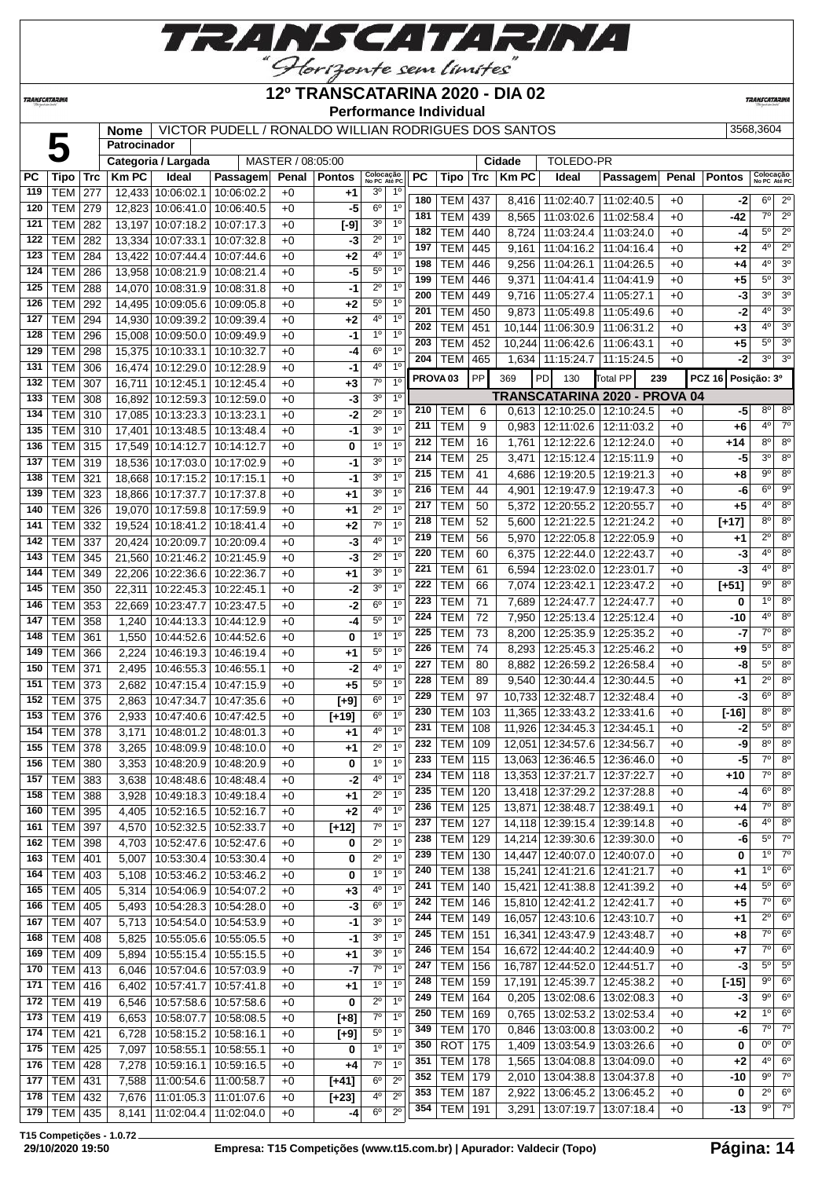# 12º TRANSCATARINA 2020 - DIA 02

**Performance Individual**

| **5** | Nome | VICTOR PUDELL / RONALDO WILLIAN RODRIGUES DOS SANTOS | 3568,3604 |
|---|---|---|---|
| | Patrocinador | | |
| | Categoria / Largada | MASTER / 08:05:00 | Cidade: TOLEDO-PR |

| PC | Tipo | Trc | Km PC | Ideal | Passagem | Penal | Pontos | Colocação No PC | Colocação Até PC |
|---|---|---|---|---|---|---|---|---|---|
| 119 | TEM | 277 | 12,433 | 10:06:02.1 | 10:06:02.2 | +0 | +1 | 3º | 1º |
| 120 | TEM | 279 | 12,823 | 10:06:41.0 | 10:06:40.5 | +0 | -5 | 6º | 1º |
| 121 | TEM | 282 | 13,197 | 10:07:18.2 | 10:07:17.3 | +0 | [-9] | 3º | 1º |
| 122 | TEM | 282 | 13,334 | 10:07:33.1 | 10:07:32.8 | +0 | -3 | 2º | 1º |
| 123 | TEM | 284 | 13,422 | 10:07:44.4 | 10:07:44.6 | +0 | +2 | 4º | 1º |
| 124 | TEM | 286 | 13,958 | 10:08:21.9 | 10:08:21.4 | +0 | -5 | 5º | 1º |
| 125 | TEM | 288 | 14,070 | 10:08:31.9 | 10:08:31.8 | +0 | -1 | 2º | 1º |
| 126 | TEM | 292 | 14,495 | 10:09:05.6 | 10:09:05.8 | +0 | +2 | 5º | 1º |
| 127 | TEM | 294 | 14,930 | 10:09:39.2 | 10:09:39.4 | +0 | +2 | 4º | 1º |
| 128 | TEM | 296 | 15,008 | 10:09:50.0 | 10:09:49.9 | +0 | -1 | 1º | 1º |
| 129 | TEM | 298 | 15,375 | 10:10:33.1 | 10:10:32.7 | +0 | -4 | 6º | 1º |
| 131 | TEM | 306 | 16,474 | 10:12:29.0 | 10:12:28.9 | +0 | -1 | 4º | 1º |
| 132 | TEM | 307 | 16,711 | 10:12:45.1 | 10:12:45.4 | +0 | +3 | 7º | 1º |
| 133 | TEM | 308 | 16,892 | 10:12:59.3 | 10:12:59.0 | +0 | -3 | 3º | 1º |
| 134 | TEM | 310 | 17,085 | 10:13:23.3 | 10:13:23.1 | +0 | -2 | 2º | 1º |
| 135 | TEM | 310 | 17,401 | 10:13:48.5 | 10:13:48.4 | +0 | -1 | 3º | 1º |
| 136 | TEM | 315 | 17,549 | 10:14:12.7 | 10:14:12.7 | +0 | 0 | 1º | 1º |
| 137 | TEM | 319 | 18,536 | 10:17:03.0 | 10:17:02.9 | +0 | -1 | 3º | 1º |
| 138 | TEM | 321 | 18,668 | 10:17:15.2 | 10:17:15.1 | +0 | -1 | 3º | 1º |
| 139 | TEM | 323 | 18,866 | 10:17:37.7 | 10:17:37.8 | +0 | +1 | 3º | 1º |
| 140 | TEM | 326 | 19,070 | 10:17:59.8 | 10:17:59.9 | +0 | +1 | 2º | 1º |
| 141 | TEM | 332 | 19,524 | 10:18:41.2 | 10:18:41.4 | +0 | +2 | 7º | 1º |
| 142 | TEM | 337 | 20,424 | 10:20:09.7 | 10:20:09.4 | +0 | -3 | 4º | 1º |
| 143 | TEM | 345 | 21,560 | 10:21:46.2 | 10:21:45.9 | +0 | -3 | 2º | 1º |
| 144 | TEM | 349 | 22,206 | 10:22:36.6 | 10:22:36.7 | +0 | +1 | 3º | 1º |
| 145 | TEM | 350 | 22,311 | 10:22:45.3 | 10:22:45.1 | +0 | -2 | 3º | 1º |
| 146 | TEM | 353 | 22,669 | 10:23:47.7 | 10:23:47.5 | +0 | -2 | 6º | 1º |
| 147 | TEM | 358 | 1,240 | 10:44:13.3 | 10:44:12.9 | +0 | -4 | 5º | 1º |
| 148 | TEM | 361 | 1,550 | 10:44:52.6 | 10:44:52.6 | +0 | 0 | 1º | 1º |
| 149 | TEM | 366 | 2,224 | 10:46:19.3 | 10:46:19.4 | +0 | +1 | 5º | 1º |
| 150 | TEM | 371 | 2,495 | 10:46:55.3 | 10:46:55.1 | +0 | -2 | 4º | 1º |
| 151 | TEM | 373 | 2,682 | 10:47:15.4 | 10:47:15.9 | +0 | +5 | 5º | 1º |
| 152 | TEM | 375 | 2,863 | 10:47:34.7 | 10:47:35.6 | +0 | [+9] | 6º | 1º |
| 153 | TEM | 376 | 2,933 | 10:47:40.6 | 10:47:42.5 | +0 | [+19] | 6º | 1º |
| 154 | TEM | 378 | 3,171 | 10:48:01.2 | 10:48:01.3 | +0 | +1 | 4º | 1º |
| 155 | TEM | 378 | 3,265 | 10:48:09.9 | 10:48:10.0 | +0 | +1 | 2º | 1º |
| 156 | TEM | 380 | 3,353 | 10:48:20.9 | 10:48:20.9 | +0 | 0 | 1º | 1º |
| 157 | TEM | 383 | 3,638 | 10:48:48.6 | 10:48:48.4 | +0 | -2 | 4º | 1º |
| 158 | TEM | 388 | 3,928 | 10:49:18.3 | 10:49:18.4 | +0 | +1 | 2º | 1º |
| 160 | TEM | 395 | 4,405 | 10:52:16.5 | 10:52:16.7 | +0 | +2 | 4º | 1º |
| 161 | TEM | 397 | 4,570 | 10:52:32.5 | 10:52:33.7 | +0 | [+12] | 7º | 1º |
| 162 | TEM | 398 | 4,703 | 10:52:47.6 | 10:52:47.6 | +0 | 0 | 2º | 1º |
| 163 | TEM | 401 | 5,007 | 10:53:30.4 | 10:53:30.4 | +0 | 0 | 2º | 1º |
| 164 | TEM | 403 | 5,108 | 10:53:46.2 | 10:53:46.2 | +0 | 0 | 1º | 1º |
| 165 | TEM | 405 | 5,314 | 10:54:06.9 | 10:54:07.2 | +0 | +3 | 4º | 1º |
| 166 | TEM | 405 | 5,493 | 10:54:28.3 | 10:54:28.0 | +0 | -3 | 6º | 1º |
| 167 | TEM | 407 | 5,713 | 10:54:54.0 | 10:54:53.9 | +0 | -1 | 3º | 1º |
| 168 | TEM | 408 | 5,825 | 10:55:05.6 | 10:55:05.5 | +0 | -1 | 3º | 1º |
| 169 | TEM | 409 | 5,894 | 10:55:15.4 | 10:55:15.5 | +0 | +1 | 3º | 1º |
| 170 | TEM | 413 | 6,046 | 10:57:04.6 | 10:57:03.9 | +0 | -7 | 7º | 1º |
| 171 | TEM | 416 | 6,402 | 10:57:41.7 | 10:57:41.8 | +0 | +1 | 1º | 1º |
| 172 | TEM | 419 | 6,546 | 10:57:58.6 | 10:57:58.6 | +0 | 0 | 2º | 1º |
| 173 | TEM | 419 | 6,653 | 10:58:07.7 | 10:58:08.5 | +0 | [+8] | 7º | 1º |
| 174 | TEM | 421 | 6,728 | 10:58:15.2 | 10:58:16.1 | +0 | [+9] | 5º | 1º |
| 175 | TEM | 425 | 7,097 | 10:58:55.1 | 10:58:55.1 | +0 | 0 | 1º | 1º |
| 176 | TEM | 428 | 7,278 | 10:59:16.1 | 10:59:16.5 | +0 | +4 | 7º | 1º |
| 177 | TEM | 431 | 7,588 | 11:00:54.6 | 11:00:58.7 | +0 | [+41] | 6º | 2º |
| 178 | TEM | 432 | 7,676 | 11:01:05.3 | 11:01:07.6 | +0 | [+23] | 4º | 2º |
| 179 | TEM | 435 | 8,141 | 11:02:04.4 | 11:02:04.0 | +0 | -4 | 6º | 2º |
| 180 | TEM | 437 | 8,416 | 11:02:40.7 | 11:02:40.5 | +0 | -2 | 6º | 2º |
| 181 | TEM | 439 | 8,565 | 11:03:02.6 | 11:02:58.4 | +0 | -42 | 7º | 2º |
| 182 | TEM | 440 | 8,724 | 11:03:24.4 | 11:03:24.0 | +0 | -4 | 5º | 2º |
| 197 | TEM | 445 | 9,161 | 11:04:16.2 | 11:04:16.4 | +0 | +2 | 4º | 2º |
| 198 | TEM | 446 | 9,256 | 11:04:26.1 | 11:04:26.5 | +0 | +4 | 4º | 3º |
| 199 | TEM | 446 | 9,371 | 11:04:41.4 | 11:04:41.9 | +0 | +5 | 5º | 3º |
| 200 | TEM | 449 | 9,716 | 11:05:27.4 | 11:05:27.1 | +0 | -3 | 3º | 3º |
| 201 | TEM | 450 | 9,873 | 11:05:49.8 | 11:05:49.6 | +0 | -2 | 4º | 3º |
| 202 | TEM | 451 | 10,144 | 11:06:30.9 | 11:06:31.2 | +0 | +3 | 4º | 3º |
| 203 | TEM | 452 | 10,244 | 11:06:42.6 | 11:06:43.1 | +0 | +5 | 5º | 3º |
| 204 | TEM | 465 | 1,634 | 11:15:24.7 | 11:15:24.5 | +0 | -2 | 3º | 3º |

**PROVA 03** — PP 369 — PD 130 — Total PP 239 — PCZ 16 — Posição: 3º

## TRANSCATARINA 2020 - PROVA 04

| PC | Tipo | Trc | Km PC | Ideal | Passagem | Penal | Pontos | Colocação No PC | Colocação Até PC |
|---|---|---|---|---|---|---|---|---|---|
| 210 | TEM | 6 | 0,613 | 12:10:25.0 | 12:10:24.5 | +0 | -5 | 8º | 8º |
| 211 | TEM | 9 | 0,983 | 12:11:02.6 | 12:11:03.2 | +0 | +6 | 4º | 7º |
| 212 | TEM | 16 | 1,761 | 12:12:22.6 | 12:12:24.0 | +0 | +14 | 8º | 8º |
| 214 | TEM | 25 | 3,471 | 12:15:12.4 | 12:15:11.9 | +0 | -5 | 3º | 8º |
| 215 | TEM | 41 | 4,686 | 12:19:20.5 | 12:19:21.3 | +0 | +8 | 9º | 8º |
| 216 | TEM | 44 | 4,901 | 12:19:47.9 | 12:19:47.3 | +0 | -6 | 6º | 9º |
| 217 | TEM | 50 | 5,372 | 12:20:55.2 | 12:20:55.7 | +0 | +5 | 4º | 8º |
| 218 | TEM | 52 | 5,600 | 12:21:22.5 | 12:21:24.2 | +0 | [+17] | 8º | 8º |
| 219 | TEM | 56 | 5,970 | 12:22:05.8 | 12:22:05.9 | +0 | +1 | 2º | 8º |
| 220 | TEM | 60 | 6,375 | 12:22:44.0 | 12:22:43.7 | +0 | -3 | 4º | 8º |
| 221 | TEM | 61 | 6,594 | 12:23:02.0 | 12:23:01.7 | +0 | -3 | 4º | 8º |
| 222 | TEM | 66 | 7,074 | 12:23:42.1 | 12:23:47.2 | +0 | [+51] | 9º | 8º |
| 223 | TEM | 71 | 7,689 | 12:24:47.7 | 12:24:47.7 | +0 | 0 | 1º | 8º |
| 224 | TEM | 72 | 7,950 | 12:25:13.4 | 12:25:12.4 | +0 | -10 | 4º | 8º |
| 225 | TEM | 73 | 8,200 | 12:25:35.9 | 12:25:35.2 | +0 | -7 | 7º | 8º |
| 226 | TEM | 74 | 8,293 | 12:25:45.3 | 12:25:46.2 | +0 | +9 | 5º | 8º |
| 227 | TEM | 80 | 8,882 | 12:26:59.2 | 12:26:58.4 | +0 | -8 | 5º | 8º |
| 228 | TEM | 89 | 9,540 | 12:30:44.4 | 12:30:44.5 | +0 | +1 | 2º | 8º |
| 229 | TEM | 97 | 10,733 | 12:32:48.7 | 12:32:48.4 | +0 | -3 | 6º | 8º |
| 230 | TEM | 103 | 11,365 | 12:33:43.2 | 12:33:41.6 | +0 | [-16] | 8º | 8º |
| 231 | TEM | 108 | 11,926 | 12:34:45.3 | 12:34:45.1 | +0 | -2 | 5º | 8º |
| 232 | TEM | 109 | 12,051 | 12:34:57.6 | 12:34:56.7 | +0 | -9 | 8º | 8º |
| 233 | TEM | 115 | 13,063 | 12:36:46.5 | 12:36:46.0 | +0 | -5 | 7º | 8º |
| 234 | TEM | 118 | 13,353 | 12:37:21.7 | 12:37:22.7 | +0 | +10 | 7º | 8º |
| 235 | TEM | 120 | 13,418 | 12:37:29.2 | 12:37:28.8 | +0 | -4 | 6º | 8º |
| 236 | TEM | 125 | 13,871 | 12:38:48.7 | 12:38:49.1 | +0 | +4 | 7º | 8º |
| 237 | TEM | 127 | 14,118 | 12:39:15.4 | 12:39:14.8 | +0 | -6 | 4º | 8º |
| 238 | TEM | 129 | 14,214 | 12:39:30.6 | 12:39:30.0 | +0 | -6 | 5º | 7º |
| 239 | TEM | 130 | 14,447 | 12:40:07.0 | 12:40:07.0 | +0 | 0 | 1º | 7º |
| 240 | TEM | 138 | 15,241 | 12:41:21.6 | 12:41:21.7 | +0 | +1 | 1º | 6º |
| 241 | TEM | 140 | 15,421 | 12:41:38.8 | 12:41:39.2 | +0 | +4 | 5º | 6º |
| 242 | TEM | 146 | 15,810 | 12:42:41.2 | 12:42:41.7 | +0 | +5 | 7º | 6º |
| 244 | TEM | 149 | 16,057 | 12:43:10.6 | 12:43:10.7 | +0 | +1 | 2º | 6º |
| 245 | TEM | 151 | 16,341 | 12:43:47.9 | 12:43:48.7 | +0 | +8 | 7º | 6º |
| 246 | TEM | 154 | 16,672 | 12:44:40.2 | 12:44:40.9 | +0 | +7 | 7º | 6º |
| 247 | TEM | 156 | 16,787 | 12:44:52.0 | 12:44:51.7 | +0 | -3 | 5º | 5º |
| 248 | TEM | 159 | 17,191 | 12:45:39.7 | 12:45:38.2 | +0 | [-15] | 9º | 6º |
| 249 | TEM | 164 | 0,205 | 13:02:08.6 | 13:02:08.3 | +0 | -3 | 9º | 6º |
| 250 | TEM | 169 | 0,765 | 13:02:53.2 | 13:02:53.4 | +0 | +2 | 1º | 6º |
| 349 | TEM | 170 | 0,846 | 13:03:00.8 | 13:03:00.2 | +0 | -6 | 7º | 7º |
| 350 | ROT | 175 | 1,409 | 13:03:54.9 | 13:03:26.6 | +0 | 0 | 0º | 0º |
| 351 | TEM | 178 | 1,565 | 13:04:08.8 | 13:04:09.0 | +0 | +2 | 4º | 6º |
| 352 | TEM | 179 | 2,010 | 13:04:38.8 | 13:04:37.8 | +0 | -10 | 9º | 7º |
| 353 | TEM | 187 | 2,922 | 13:06:45.2 | 13:06:45.2 | +0 | 0 | 2º | 6º |
| 354 | TEM | 191 | 3,291 | 13:07:19.7 | 13:07:18.4 | +0 | -13 | 9º | 7º |

T15 Competições - 1.0.72
29/10/2020 19:50 — Empresa: T15 Competições (www.t15.com.br) | Apurador: Valdecir (Topo)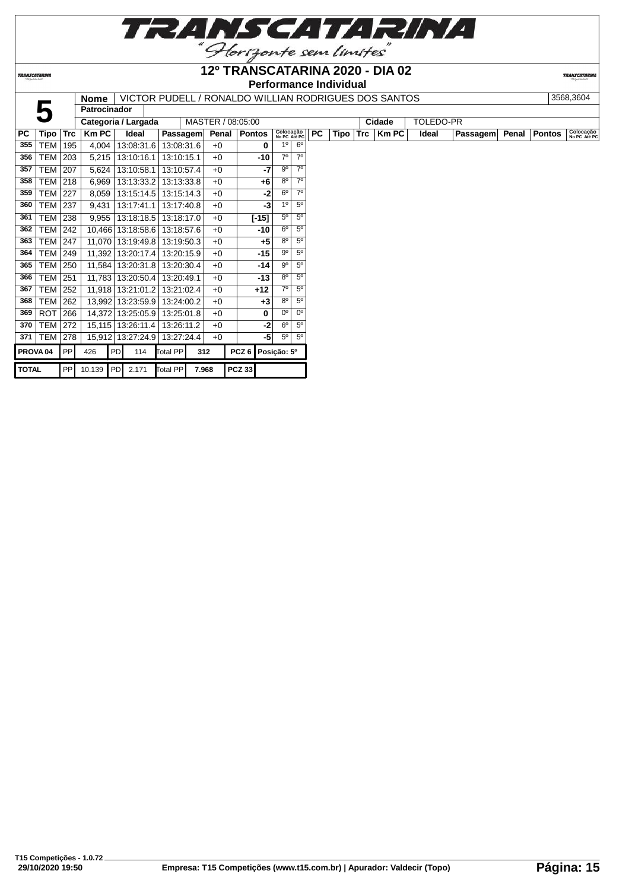# 12º TRANSCATARINA 2020 - DIA 02

## Performance Individual

| **5** | **Nome** | VICTOR PUDELL / RONALDO WILLIAN RODRIGUES DOS SANTOS | 3568,3604 |
|---|---|---|---|
| | **Patrocinador** | | |
| | **Categoria / Largada** | MASTER / 08:05:00 | **Cidade**: TOLEDO-PR |

| PC | Tipo | Trc | Km PC | Ideal | Passagem | Penal | Pontos | Colocação No PC | Colocação Até PC |
|---|---|---|---|---|---|---|---|---|---|
| 355 | TEM | 195 | 4,004 | 13:08:31.6 | 13:08:31.6 | +0 | 0 | 1º | 6º |
| 356 | TEM | 203 | 5,215 | 13:10:16.1 | 13:10:15.1 | +0 | -10 | 7º | 7º |
| 357 | TEM | 207 | 5,624 | 13:10:58.1 | 13:10:57.4 | +0 | -7 | 9º | 7º |
| 358 | TEM | 218 | 6,969 | 13:13:33.2 | 13:13:33.8 | +0 | +6 | 8º | 7º |
| 359 | TEM | 227 | 8,059 | 13:15:14.5 | 13:15:14.3 | +0 | -2 | 6º | 7º |
| 360 | TEM | 237 | 9,431 | 13:17:41.1 | 13:17:40.8 | +0 | -3 | 1º | 5º |
| 361 | TEM | 238 | 9,955 | 13:18:18.5 | 13:18:17.0 | +0 | [-15] | 5º | 5º |
| 362 | TEM | 242 | 10,466 | 13:18:58.6 | 13:18:57.6 | +0 | -10 | 6º | 5º |
| 363 | TEM | 247 | 11,070 | 13:19:49.8 | 13:19:50.3 | +0 | +5 | 8º | 5º |
| 364 | TEM | 249 | 11,392 | 13:20:17.4 | 13:20:15.9 | +0 | -15 | 9º | 5º |
| 365 | TEM | 250 | 11,584 | 13:20:31.8 | 13:20:30.4 | +0 | -14 | 9º | 5º |
| 366 | TEM | 251 | 11,783 | 13:20:50.4 | 13:20:49.1 | +0 | -13 | 8º | 5º |
| 367 | TEM | 252 | 11,918 | 13:21:01.2 | 13:21:02.4 | +0 | +12 | 7º | 5º |
| 368 | TEM | 262 | 13,992 | 13:23:59.9 | 13:24:00.2 | +0 | +3 | 8º | 5º |
| 369 | ROT | 266 | 14,372 | 13:25:05.9 | 13:25:01.8 | +0 | 0 | 0º | 0º |
| 370 | TEM | 272 | 15,115 | 13:26:11.4 | 13:26:11.2 | +0 | -2 | 6º | 5º |
| 371 | TEM | 278 | 15,912 | 13:27:24.9 | 13:27:24.4 | +0 | -5 | 5º | 5º |

| | | | | | | | | |
|---|---|---|---|---|---|---|---|---|
| PROVA 04 | PP | 426 | PD | 114 | Total PP | 312 | PCZ 6 | Posição: 5º |
| TOTAL | PP | 10.139 | PD | 2.171 | Total PP | 7.968 | PCZ 33 | |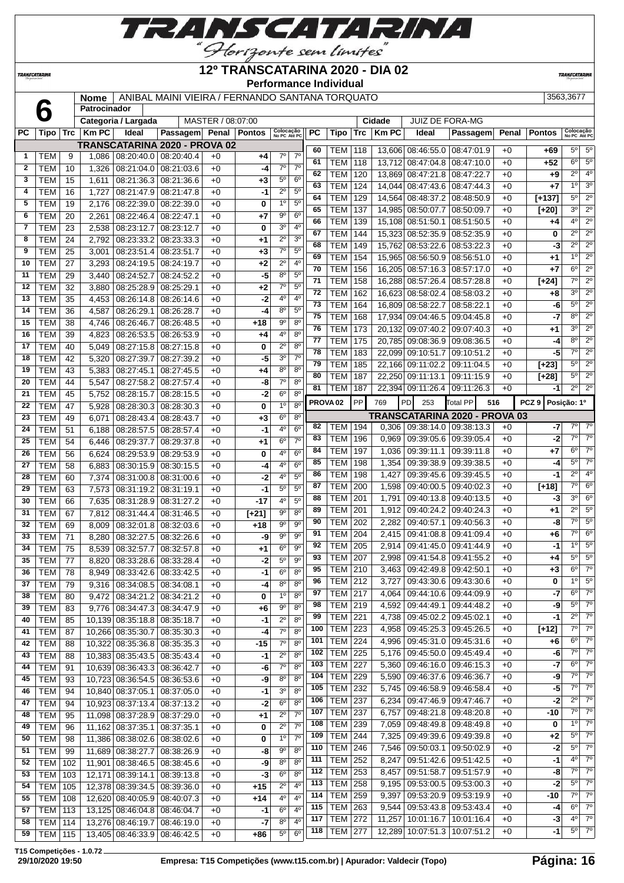# 12º TRANSCATARINA 2020 - DIA 02

**Performance Individual**

| | | |
|---|---|---|
| **6** | **Nome** | ANIBAL MAINI VIEIRA / FERNANDO SANTANA TORQUATO |
| | **Patrocinador** | |
| | **Categoria / Largada** | MASTER / 08:07:00 |
| | **Cidade** | JUIZ DE FORA-MG |
| | | 3563,3677 |

## TRANSCATARINA 2020 - PROVA 02

| PC | Tipo | Trc | Km PC | Ideal | Passagem | Penal | Pontos | Colocação No PC | Colocação Até PC |
|---|---|---|---|---|---|---|---|---|---|
| 1 | TEM | 9 | 1,086 | 08:20:40.0 | 08:20:40.4 | +0 | +4 | 7º | 7º |
| 2 | TEM | 10 | 1,326 | 08:21:04.0 | 08:21:03.6 | +0 | -4 | 7º | 7º |
| 3 | TEM | 15 | 1,611 | 08:21:36.3 | 08:21:36.6 | +0 | +3 | 5º | 6º |
| 4 | TEM | 16 | 1,727 | 08:21:47.9 | 08:21:47.8 | +0 | -1 | 2º | 5º |
| 5 | TEM | 19 | 2,176 | 08:22:39.0 | 08:22:39.0 | +0 | 0 | 1º | 5º |
| 6 | TEM | 20 | 2,261 | 08:22:46.4 | 08:22:47.1 | +0 | +7 | 9º | 6º |
| 7 | TEM | 23 | 2,538 | 08:23:12.7 | 08:23:12.7 | +0 | 0 | 3º | 4º |
| 8 | TEM | 24 | 2,792 | 08:23:33.2 | 08:23:33.3 | +0 | +1 | 2º | 3º |
| 9 | TEM | 25 | 3,001 | 08:23:51.4 | 08:23:51.7 | +0 | +3 | 7º | 5º |
| 10 | TEM | 27 | 3,293 | 08:24:19.5 | 08:24:19.7 | +0 | +2 | 2º | 4º |
| 11 | TEM | 29 | 3,440 | 08:24:52.7 | 08:24:52.2 | +0 | -5 | 8º | 5º |
| 12 | TEM | 32 | 3,880 | 08:25:28.9 | 08:25:29.1 | +0 | +2 | 7º | 5º |
| 13 | TEM | 35 | 4,453 | 08:26:14.8 | 08:26:14.6 | +0 | -2 | 4º | 4º |
| 14 | TEM | 36 | 4,587 | 08:26:29.1 | 08:26:28.7 | +0 | -4 | 8º | 5º |
| 15 | TEM | 38 | 4,746 | 08:26:46.7 | 08:26:48.5 | +0 | +18 | 9º | 8º |
| 16 | TEM | 39 | 4,823 | 08:26:53.5 | 08:26:53.9 | +0 | +4 | 4º | 8º |
| 17 | TEM | 40 | 5,049 | 08:27:15.8 | 08:27:15.8 | +0 | 0 | 2º | 8º |
| 18 | TEM | 42 | 5,320 | 08:27:39.7 | 08:27:39.2 | +0 | -5 | 3º | 7º |
| 19 | TEM | 43 | 5,383 | 08:27:45.1 | 08:27:45.5 | +0 | +4 | 8º | 8º |
| 20 | TEM | 44 | 5,547 | 08:27:58.2 | 08:27:57.4 | +0 | -8 | 7º | 8º |
| 21 | TEM | 45 | 5,752 | 08:28:15.7 | 08:28:15.5 | +0 | -2 | 6º | 8º |
| 22 | TEM | 47 | 5,928 | 08:28:30.3 | 08:28:30.3 | +0 | 0 | 1º | 8º |
| 23 | TEM | 49 | 6,071 | 08:28:43.4 | 08:28:43.7 | +0 | +3 | 6º | 8º |
| 24 | TEM | 51 | 6,188 | 08:28:57.5 | 08:28:57.4 | +0 | -1 | 4º | 6º |
| 25 | TEM | 54 | 6,446 | 08:29:37.7 | 08:29:37.8 | +0 | +1 | 6º | 7º |
| 26 | TEM | 56 | 6,624 | 08:29:53.9 | 08:29:53.9 | +0 | 0 | 4º | 6º |
| 27 | TEM | 58 | 6,883 | 08:30:15.9 | 08:30:15.5 | +0 | -4 | 4º | 6º |
| 28 | TEM | 60 | 7,374 | 08:31:00.8 | 08:31:00.6 | +0 | -2 | 4º | 5º |
| 29 | TEM | 63 | 7,573 | 08:31:19.2 | 08:31:19.1 | +0 | -1 | 5º | 5º |
| 30 | TEM | 66 | 7,635 | 08:31:28.9 | 08:31:27.2 | +0 | -17 | 4º | 5º |
| 31 | TEM | 67 | 7,812 | 08:31:44.4 | 08:31:46.5 | +0 | [+21] | 9º | 8º |
| 32 | TEM | 69 | 8,009 | 08:32:01.8 | 08:32:03.6 | +0 | +18 | 9º | 9º |
| 33 | TEM | 71 | 8,280 | 08:32:27.5 | 08:32:26.6 | +0 | -9 | 9º | 9º |
| 34 | TEM | 75 | 8,539 | 08:32:57.7 | 08:32:57.8 | +0 | +1 | 6º | 9º |
| 35 | TEM | 77 | 8,820 | 08:33:28.6 | 08:33:28.4 | +0 | -2 | 5º | 9º |
| 36 | TEM | 78 | 8,949 | 08:33:42.6 | 08:33:42.5 | +0 | -1 | 6º | 8º |
| 37 | TEM | 79 | 9,316 | 08:34:08.5 | 08:34:08.1 | +0 | -4 | 8º | 8º |
| 38 | TEM | 80 | 9,472 | 08:34:21.2 | 08:34:21.2 | +0 | 0 | 1º | 8º |
| 39 | TEM | 83 | 9,776 | 08:34:47.3 | 08:34:47.9 | +0 | +6 | 9º | 8º |
| 40 | TEM | 85 | 10,139 | 08:35:18.8 | 08:35:18.7 | +0 | -1 | 2º | 8º |
| 41 | TEM | 87 | 10,266 | 08:35:30.7 | 08:35:30.3 | +0 | -4 | 7º | 8º |
| 42 | TEM | 88 | 10,322 | 08:35:36.8 | 08:35:35.3 | +0 | -15 | 7º | 8º |
| 43 | TEM | 88 | 10,383 | 08:35:43.5 | 08:35:43.4 | +0 | -1 | 2º | 8º |
| 44 | TEM | 91 | 10,639 | 08:36:43.3 | 08:36:42.7 | +0 | -6 | 7º | 8º |
| 45 | TEM | 93 | 10,723 | 08:36:54.5 | 08:36:53.6 | +0 | -9 | 8º | 8º |
| 46 | TEM | 94 | 10,840 | 08:37:05.1 | 08:37:05.0 | +0 | -1 | 3º | 8º |
| 47 | TEM | 94 | 10,923 | 08:37:13.4 | 08:37:13.2 | +0 | -2 | 6º | 8º |
| 48 | TEM | 95 | 11,098 | 08:37:28.9 | 08:37:29.0 | +0 | +1 | 2º | 7º |
| 49 | TEM | 96 | 11,162 | 08:37:35.1 | 08:37:35.1 | +0 | 0 | 2º | 7º |
| 50 | TEM | 98 | 11,386 | 08:38:02.6 | 08:38:02.6 | +0 | 0 | 1º | 7º |
| 51 | TEM | 99 | 11,689 | 08:38:27.7 | 08:38:26.9 | +0 | -8 | 9º | 8º |
| 52 | TEM | 102 | 11,901 | 08:38:46.5 | 08:38:45.6 | +0 | -9 | 8º | 8º |
| 53 | TEM | 103 | 12,171 | 08:39:14.1 | 08:39:13.8 | +0 | -3 | 6º | 8º |
| 54 | TEM | 105 | 12,378 | 08:39:34.5 | 08:39:36.0 | +0 | +15 | 2º | 4º |
| 55 | TEM | 108 | 12,620 | 08:40:05.9 | 08:40:07.3 | +0 | +14 | 4º | 4º |
| 57 | TEM | 113 | 13,125 | 08:46:04.8 | 08:46:04.7 | +0 | -1 | 6º | 4º |
| 58 | TEM | 114 | 13,276 | 08:46:19.7 | 08:46:19.0 | +0 | -7 | 8º | 4º |
| 59 | TEM | 115 | 13,405 | 08:46:33.9 | 08:46:42.5 | +0 | +86 | 5º | 6º |
| 60 | TEM | 118 | 13,606 | 08:46:55.0 | 08:47:01.9 | +0 | +69 | 5º | 5º |
| 61 | TEM | 118 | 13,712 | 08:47:04.8 | 08:47:10.0 | +0 | +52 | 6º | 5º |
| 62 | TEM | 120 | 13,869 | 08:47:21.8 | 08:47:22.7 | +0 | +9 | 2º | 4º |
| 63 | TEM | 124 | 14,044 | 08:47:43.6 | 08:47:44.3 | +0 | +7 | 1º | 3º |
| 64 | TEM | 129 | 14,564 | 08:48:37.2 | 08:48:50.9 | +0 | [+137] | 5º | 2º |
| 65 | TEM | 137 | 14,985 | 08:50:07.7 | 08:50:09.7 | +0 | [+20] | 3º | 2º |
| 66 | TEM | 139 | 15,108 | 08:51:50.1 | 08:51:50.5 | +0 | +4 | 4º | 2º |
| 67 | TEM | 144 | 15,323 | 08:52:35.9 | 08:52:35.9 | +0 | 0 | 2º | 2º |
| 68 | TEM | 149 | 15,762 | 08:53:22.6 | 08:53:22.3 | +0 | -3 | 2º | 2º |
| 69 | TEM | 154 | 15,965 | 08:56:50.9 | 08:56:51.0 | +0 | +1 | 1º | 2º |
| 70 | TEM | 156 | 16,205 | 08:57:16.3 | 08:57:17.0 | +0 | +7 | 6º | 2º |
| 71 | TEM | 158 | 16,288 | 08:57:26.4 | 08:57:28.8 | +0 | [+24] | 7º | 2º |
| 72 | TEM | 162 | 16,623 | 08:58:02.4 | 08:58:03.2 | +0 | +8 | 3º | 2º |
| 73 | TEM | 164 | 16,809 | 08:58:22.7 | 08:58:22.1 | +0 | -6 | 5º | 2º |
| 75 | TEM | 168 | 17,934 | 09:04:46.5 | 09:04:45.8 | +0 | -7 | 8º | 2º |
| 76 | TEM | 173 | 20,132 | 09:07:40.2 | 09:07:40.3 | +0 | +1 | 3º | 2º |
| 77 | TEM | 175 | 20,785 | 09:08:36.9 | 09:08:36.5 | +0 | -4 | 8º | 2º |
| 78 | TEM | 183 | 22,099 | 09:10:51.7 | 09:10:51.2 | +0 | -5 | 7º | 2º |
| 79 | TEM | 185 | 22,166 | 09:11:02.2 | 09:11:04.5 | +0 | [+23] | 5º | 2º |
| 80 | TEM | 187 | 22,250 | 09:11:13.1 | 09:11:15.9 | +0 | [+28] | 5º | 2º |
| 81 | TEM | 187 | 22,394 | 09:11:26.4 | 09:11:26.3 | +0 | -1 | 2º | 2º |

| PROVA 02 | PP | 769 | PD | 253 | Total PP | 516 | PCZ 9 | Posição: 1º |
|---|---|---|---|---|---|---|---|---|

## TRANSCATARINA 2020 - PROVA 03

| PC | Tipo | Trc | Km PC | Ideal | Passagem | Penal | Pontos | Colocação No PC | Colocação Até PC |
|---|---|---|---|---|---|---|---|---|---|
| 82 | TEM | 194 | 0,306 | 09:38:14.0 | 09:38:13.3 | +0 | -7 | 7º | 7º |
| 83 | TEM | 196 | 0,969 | 09:39:05.6 | 09:39:05.4 | +0 | -2 | 7º | 7º |
| 84 | TEM | 197 | 1,036 | 09:39:11.1 | 09:39:11.8 | +0 | +7 | 6º | 7º |
| 85 | TEM | 198 | 1,354 | 09:39:38.9 | 09:39:38.5 | +0 | -4 | 5º | 7º |
| 86 | TEM | 198 | 1,427 | 09:39:45.6 | 09:39:45.5 | +0 | -1 | 2º | 4º |
| 87 | TEM | 200 | 1,598 | 09:40:00.5 | 09:40:02.3 | +0 | [+18] | 7º | 6º |
| 88 | TEM | 201 | 1,791 | 09:40:13.8 | 09:40:13.5 | +0 | -3 | 3º | 6º |
| 89 | TEM | 201 | 1,912 | 09:40:24.2 | 09:40:24.3 | +0 | +1 | 2º | 5º |
| 90 | TEM | 202 | 2,282 | 09:40:57.1 | 09:40:56.3 | +0 | -8 | 7º | 5º |
| 91 | TEM | 204 | 2,415 | 09:41:08.8 | 09:41:09.4 | +0 | +6 | 7º | 6º |
| 92 | TEM | 205 | 2,914 | 09:41:45.0 | 09:41:44.9 | +0 | -1 | 1º | 5º |
| 93 | TEM | 207 | 2,998 | 09:41:54.8 | 09:41:55.2 | +0 | +4 | 5º | 5º |
| 95 | TEM | 210 | 3,463 | 09:42:49.8 | 09:42:50.1 | +0 | +3 | 6º | 7º |
| 96 | TEM | 212 | 3,727 | 09:43:30.6 | 09:43:30.6 | +0 | 0 | 1º | 5º |
| 97 | TEM | 217 | 4,064 | 09:44:10.6 | 09:44:09.9 | +0 | -7 | 6º | 7º |
| 98 | TEM | 219 | 4,592 | 09:44:49.1 | 09:44:48.2 | +0 | -9 | 5º | 7º |
| 99 | TEM | 221 | 4,738 | 09:45:02.2 | 09:45:02.1 | +0 | -1 | 2º | 7º |
| 100 | TEM | 223 | 4,958 | 09:45:25.3 | 09:45:26.5 | +0 | [+12] | 7º | 7º |
| 101 | TEM | 224 | 4,996 | 09:45:31.0 | 09:45:31.6 | +0 | +6 | 6º | 7º |
| 102 | TEM | 225 | 5,176 | 09:45:50.0 | 09:45:49.4 | +0 | -6 | 7º | 7º |
| 103 | TEM | 227 | 5,360 | 09:46:16.0 | 09:46:15.3 | +0 | -7 | 6º | 7º |
| 104 | TEM | 229 | 5,590 | 09:46:37.6 | 09:46:36.7 | +0 | -9 | 7º | 7º |
| 105 | TEM | 232 | 5,745 | 09:46:58.9 | 09:46:58.4 | +0 | -5 | 7º | 7º |
| 106 | TEM | 237 | 6,234 | 09:47:46.9 | 09:47:46.7 | +0 | -2 | 2º | 7º |
| 107 | TEM | 237 | 6,757 | 09:48:21.8 | 09:48:20.8 | +0 | -10 | 7º | 7º |
| 108 | TEM | 239 | 7,059 | 09:48:49.8 | 09:48:49.8 | +0 | 0 | 1º | 7º |
| 109 | TEM | 244 | 7,325 | 09:49:39.6 | 09:49:39.8 | +0 | +2 | 5º | 7º |
| 110 | TEM | 246 | 7,546 | 09:50:03.1 | 09:50:02.9 | +0 | -2 | 5º | 7º |
| 111 | TEM | 252 | 8,247 | 09:51:42.6 | 09:51:42.5 | +0 | -1 | 4º | 7º |
| 112 | TEM | 253 | 8,457 | 09:51:58.7 | 09:51:57.9 | +0 | -8 | 7º | 7º |
| 113 | TEM | 258 | 9,195 | 09:53:00.5 | 09:53:00.3 | +0 | -2 | 5º | 7º |
| 114 | TEM | 259 | 9,397 | 09:53:20.9 | 09:53:19.9 | +0 | -10 | 7º | 7º |
| 115 | TEM | 263 | 9,544 | 09:53:43.8 | 09:53:43.4 | +0 | -4 | 6º | 7º |
| 117 | TEM | 272 | 11,257 | 10:01:16.7 | 10:01:16.4 | +0 | -3 | 4º | 7º |
| 118 | TEM | 277 | 12,289 | 10:07:51.3 | 10:07:51.2 | +0 | -1 | 5º | 7º |

T15 Competições - 1.0.72

29/10/2020 19:50 — Empresa: T15 Competições (www.t15.com.br) | Apurador: Valdecir (Topo)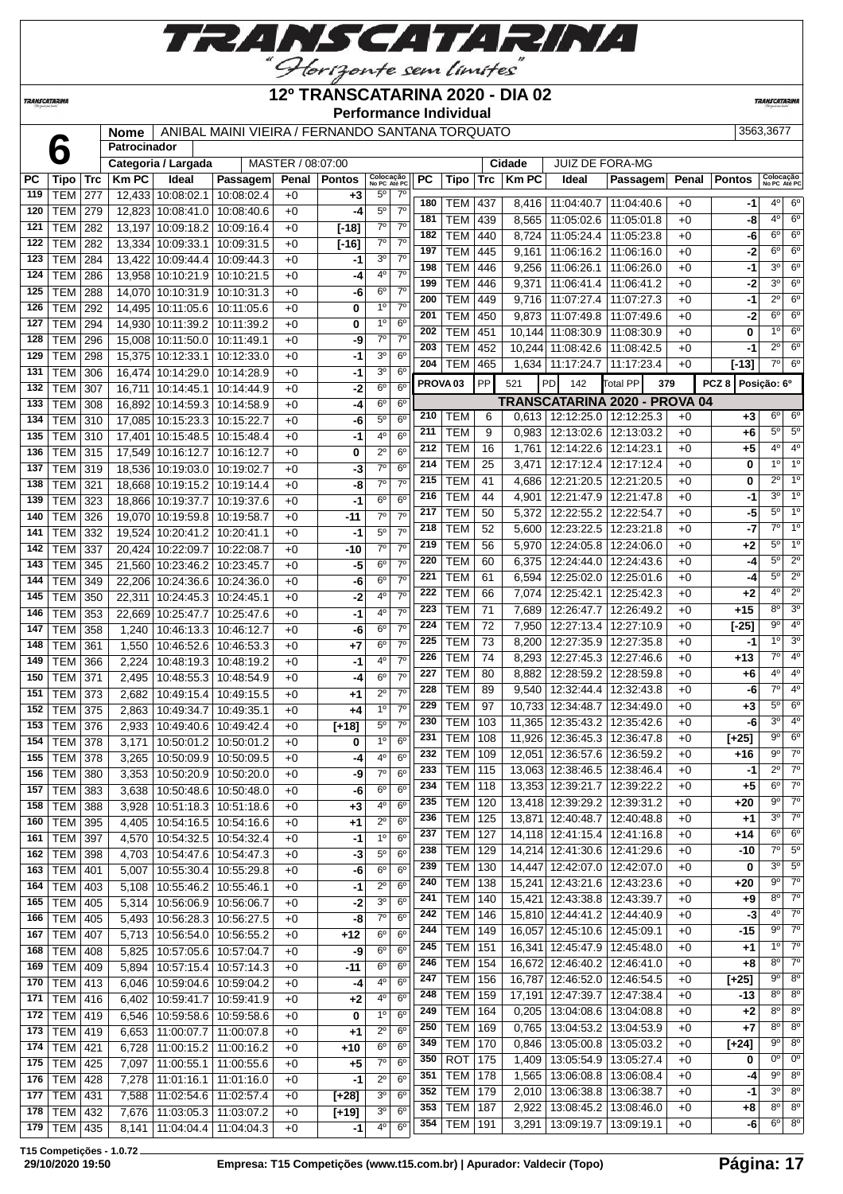# 12º TRANSCATARINA 2020 - DIA 02

**Performance Individual**

| | | |
|---|---|---|
| **6** | **Nome** | ANIBAL MAINI VIEIRA / FERNANDO SANTANA TORQUATO | 3563,3677 |
| | **Patrocinador** | |
| | **Categoria / Largada** | MASTER / 08:07:00 | **Cidade** | JUIZ DE FORA-MG |

| PC | Tipo | Trc | Km PC | Ideal | Passagem | Penal | Pontos | Colocação No PC | Colocação Até PC |
|---|---|---|---|---|---|---|---|---|---|
| 119 | TEM | 277 | 12,433 | 10:08:02.1 | 10:08:02.4 | +0 | +3 | 5º | 7º |
| 120 | TEM | 279 | 12,823 | 10:08:41.0 | 10:08:40.6 | +0 | -4 | 5º | 7º |
| 121 | TEM | 282 | 13,197 | 10:09:18.2 | 10:09:16.4 | +0 | [-18] | 7º | 7º |
| 122 | TEM | 282 | 13,334 | 10:09:33.1 | 10:09:31.5 | +0 | [-16] | 7º | 7º |
| 123 | TEM | 284 | 13,422 | 10:09:44.4 | 10:09:44.3 | +0 | -1 | 3º | 7º |
| 124 | TEM | 286 | 13,958 | 10:10:21.9 | 10:10:21.5 | +0 | -4 | 4º | 7º |
| 125 | TEM | 288 | 14,070 | 10:10:31.9 | 10:10:31.3 | +0 | -6 | 6º | 7º |
| 126 | TEM | 292 | 14,495 | 10:11:05.6 | 10:11:05.6 | +0 | 0 | 1º | 7º |
| 127 | TEM | 294 | 14,930 | 10:11:39.2 | 10:11:39.2 | +0 | 0 | 1º | 6º |
| 128 | TEM | 296 | 15,008 | 10:11:50.0 | 10:11:49.1 | +0 | -9 | 7º | 7º |
| 129 | TEM | 298 | 15,375 | 10:12:33.1 | 10:12:33.0 | +0 | -1 | 3º | 6º |
| 131 | TEM | 306 | 16,474 | 10:14:29.0 | 10:14:28.9 | +0 | -1 | 3º | 6º |
| 132 | TEM | 307 | 16,711 | 10:14:45.1 | 10:14:44.9 | +0 | -2 | 6º | 6º |
| 133 | TEM | 308 | 16,892 | 10:14:59.3 | 10:14:58.9 | +0 | -4 | 6º | 6º |
| 134 | TEM | 310 | 17,085 | 10:15:23.3 | 10:15:22.7 | +0 | -6 | 5º | 6º |
| 135 | TEM | 310 | 17,401 | 10:15:48.5 | 10:15:48.4 | +0 | -1 | 4º | 6º |
| 136 | TEM | 315 | 17,549 | 10:16:12.7 | 10:16:12.7 | +0 | 0 | 2º | 6º |
| 137 | TEM | 319 | 18,536 | 10:19:03.0 | 10:19:02.7 | +0 | -3 | 7º | 6º |
| 138 | TEM | 321 | 18,668 | 10:19:15.2 | 10:19:14.4 | +0 | -8 | 7º | 7º |
| 139 | TEM | 323 | 18,866 | 10:19:37.7 | 10:19:37.6 | +0 | -1 | 6º | 6º |
| 140 | TEM | 326 | 19,070 | 10:19:59.8 | 10:19:58.7 | +0 | -11 | 7º | 7º |
| 141 | TEM | 332 | 19,524 | 10:20:41.2 | 10:20:41.1 | +0 | -1 | 5º | 7º |
| 142 | TEM | 337 | 20,424 | 10:22:09.7 | 10:22:08.7 | +0 | -10 | 7º | 7º |
| 143 | TEM | 345 | 21,560 | 10:23:46.2 | 10:23:45.7 | +0 | -5 | 6º | 7º |
| 144 | TEM | 349 | 22,206 | 10:24:36.6 | 10:24:36.0 | +0 | -6 | 6º | 7º |
| 145 | TEM | 350 | 22,311 | 10:24:45.3 | 10:24:45.1 | +0 | -2 | 4º | 7º |
| 146 | TEM | 353 | 22,669 | 10:25:47.7 | 10:25:47.6 | +0 | -1 | 4º | 7º |
| 147 | TEM | 358 | 1,240 | 10:46:13.3 | 10:46:12.7 | +0 | -6 | 6º | 7º |
| 148 | TEM | 361 | 1,550 | 10:46:52.6 | 10:46:53.3 | +0 | +7 | 6º | 7º |
| 149 | TEM | 366 | 2,224 | 10:48:19.3 | 10:48:19.2 | +0 | -1 | 4º | 7º |
| 150 | TEM | 371 | 2,495 | 10:48:55.3 | 10:48:54.9 | +0 | -4 | 6º | 7º |
| 151 | TEM | 373 | 2,682 | 10:49:15.4 | 10:49:15.5 | +0 | +1 | 2º | 7º |
| 152 | TEM | 375 | 2,863 | 10:49:34.7 | 10:49:35.1 | +0 | +4 | 1º | 7º |
| 153 | TEM | 376 | 2,933 | 10:49:40.6 | 10:49:42.4 | +0 | [+18] | 5º | 7º |
| 154 | TEM | 378 | 3,171 | 10:50:01.2 | 10:50:01.2 | +0 | 0 | 1º | 6º |
| 155 | TEM | 378 | 3,265 | 10:50:09.9 | 10:50:09.5 | +0 | -4 | 4º | 6º |
| 156 | TEM | 380 | 3,353 | 10:50:20.9 | 10:50:20.0 | +0 | -9 | 7º | 6º |
| 157 | TEM | 383 | 3,638 | 10:50:48.6 | 10:50:48.0 | +0 | -6 | 6º | 6º |
| 158 | TEM | 388 | 3,928 | 10:51:18.3 | 10:51:18.6 | +0 | +3 | 4º | 6º |
| 160 | TEM | 395 | 4,405 | 10:54:16.5 | 10:54:16.6 | +0 | +1 | 2º | 6º |
| 161 | TEM | 397 | 4,570 | 10:54:32.5 | 10:54:32.4 | +0 | -1 | 1º | 6º |
| 162 | TEM | 398 | 4,703 | 10:54:47.6 | 10:54:47.3 | +0 | -3 | 5º | 6º |
| 163 | TEM | 401 | 5,007 | 10:55:30.4 | 10:55:29.8 | +0 | -6 | 6º | 6º |
| 164 | TEM | 403 | 5,108 | 10:55:46.2 | 10:55:46.1 | +0 | -1 | 2º | 6º |
| 165 | TEM | 405 | 5,314 | 10:56:06.9 | 10:56:06.7 | +0 | -2 | 3º | 6º |
| 166 | TEM | 405 | 5,493 | 10:56:28.3 | 10:56:27.5 | +0 | -8 | 7º | 6º |
| 167 | TEM | 407 | 5,713 | 10:56:54.0 | 10:56:55.2 | +0 | +12 | 6º | 6º |
| 168 | TEM | 408 | 5,825 | 10:57:05.6 | 10:57:04.7 | +0 | -9 | 6º | 6º |
| 169 | TEM | 409 | 5,894 | 10:57:15.4 | 10:57:14.3 | +0 | -11 | 6º | 6º |
| 170 | TEM | 413 | 6,046 | 10:59:04.6 | 10:59:04.2 | +0 | -4 | 4º | 6º |
| 171 | TEM | 416 | 6,402 | 10:59:41.7 | 10:59:41.9 | +0 | +2 | 4º | 6º |
| 172 | TEM | 419 | 6,546 | 10:59:58.6 | 10:59:58.6 | +0 | 0 | 1º | 6º |
| 173 | TEM | 419 | 6,653 | 11:00:07.7 | 11:00:07.8 | +0 | +1 | 2º | 6º |
| 174 | TEM | 421 | 6,728 | 11:00:15.2 | 11:00:16.2 | +0 | +10 | 6º | 6º |
| 175 | TEM | 425 | 7,097 | 11:00:55.1 | 11:00:55.6 | +0 | +5 | 7º | 6º |
| 176 | TEM | 428 | 7,278 | 11:01:16.1 | 11:01:16.0 | +0 | -1 | 2º | 6º |
| 177 | TEM | 431 | 7,588 | 11:02:54.6 | 11:02:57.4 | +0 | [+28] | 3º | 6º |
| 178 | TEM | 432 | 7,676 | 11:03:05.3 | 11:03:07.2 | +0 | [+19] | 3º | 6º |
| 179 | TEM | 435 | 8,141 | 11:04:04.4 | 11:04:04.3 | +0 | -1 | 4º | 6º |
| 180 | TEM | 437 | 8,416 | 11:04:40.7 | 11:04:40.6 | +0 | -1 | 4º | 6º |
| 181 | TEM | 439 | 8,565 | 11:05:02.6 | 11:05:01.8 | +0 | -8 | 4º | 6º |
| 182 | TEM | 440 | 8,724 | 11:05:24.4 | 11:05:23.8 | +0 | -6 | 6º | 6º |
| 197 | TEM | 445 | 9,161 | 11:06:16.2 | 11:06:16.0 | +0 | -2 | 6º | 6º |
| 198 | TEM | 446 | 9,256 | 11:06:26.1 | 11:06:26.0 | +0 | -1 | 3º | 6º |
| 199 | TEM | 446 | 9,371 | 11:06:41.4 | 11:06:41.2 | +0 | -2 | 3º | 6º |
| 200 | TEM | 449 | 9,716 | 11:07:27.4 | 11:07:27.3 | +0 | -1 | 2º | 6º |
| 201 | TEM | 450 | 9,873 | 11:07:49.8 | 11:07:49.6 | +0 | -2 | 6º | 6º |
| 202 | TEM | 451 | 10,144 | 11:08:30.9 | 11:08:30.9 | +0 | 0 | 1º | 6º |
| 203 | TEM | 452 | 10,244 | 11:08:42.6 | 11:08:42.5 | +0 | -1 | 2º | 6º |
| 204 | TEM | 465 | 1,634 | 11:17:24.7 | 11:17:23.4 | +0 | [-13] | 7º | 6º |
| PROVA 03 | PP | 521 | PD | 142 | Total PP | 379 | PCZ 8 | Posição: 6º | |

**TRANSCATARINA 2020 - PROVA 04**

| PC | Tipo | Trc | Km PC | Ideal | Passagem | Penal | Pontos | Colocação No PC | Colocação Até PC |
|---|---|---|---|---|---|---|---|---|---|
| 210 | TEM | 6 | 0,613 | 12:12:25.0 | 12:12:25.3 | +0 | +3 | 6º | 6º |
| 211 | TEM | 9 | 0,983 | 12:13:02.6 | 12:13:03.2 | +0 | +6 | 5º | 5º |
| 212 | TEM | 16 | 1,761 | 12:14:22.6 | 12:14:23.1 | +0 | +5 | 4º | 4º |
| 214 | TEM | 25 | 3,471 | 12:17:12.4 | 12:17:12.4 | +0 | 0 | 1º | 1º |
| 215 | TEM | 41 | 4,686 | 12:21:20.5 | 12:21:20.5 | +0 | 0 | 2º | 1º |
| 216 | TEM | 44 | 4,901 | 12:21:47.9 | 12:21:47.8 | +0 | -1 | 3º | 1º |
| 217 | TEM | 50 | 5,372 | 12:22:55.2 | 12:22:54.7 | +0 | -5 | 5º | 1º |
| 218 | TEM | 52 | 5,600 | 12:23:22.5 | 12:23:21.8 | +0 | -7 | 7º | 1º |
| 219 | TEM | 56 | 5,970 | 12:24:05.8 | 12:24:06.0 | +0 | +2 | 5º | 1º |
| 220 | TEM | 60 | 6,375 | 12:24:44.0 | 12:24:43.6 | +0 | -4 | 5º | 2º |
| 221 | TEM | 61 | 6,594 | 12:25:02.0 | 12:25:01.6 | +0 | -4 | 5º | 2º |
| 222 | TEM | 66 | 7,074 | 12:25:42.1 | 12:25:42.3 | +0 | +2 | 4º | 2º |
| 223 | TEM | 71 | 7,689 | 12:26:47.7 | 12:26:49.2 | +0 | +15 | 8º | 3º |
| 224 | TEM | 72 | 7,950 | 12:27:13.4 | 12:27:10.9 | +0 | [-25] | 9º | 4º |
| 225 | TEM | 73 | 8,200 | 12:27:35.9 | 12:27:35.8 | +0 | -1 | 1º | 3º |
| 226 | TEM | 74 | 8,293 | 12:27:45.3 | 12:27:46.6 | +0 | +13 | 7º | 4º |
| 227 | TEM | 80 | 8,882 | 12:28:59.2 | 12:28:59.8 | +0 | +6 | 4º | 4º |
| 228 | TEM | 89 | 9,540 | 12:32:44.4 | 12:32:43.8 | +0 | -6 | 7º | 4º |
| 229 | TEM | 97 | 10,733 | 12:34:48.7 | 12:34:49.0 | +0 | +3 | 5º | 6º |
| 230 | TEM | 103 | 11,365 | 12:35:43.2 | 12:35:42.6 | +0 | -6 | 3º | 4º |
| 231 | TEM | 108 | 11,926 | 12:36:45.3 | 12:36:47.8 | +0 | [+25] | 9º | 6º |
| 232 | TEM | 109 | 12,051 | 12:36:57.6 | 12:36:59.2 | +0 | +16 | 9º | 7º |
| 233 | TEM | 115 | 13,063 | 12:38:46.5 | 12:38:46.4 | +0 | -1 | 2º | 7º |
| 234 | TEM | 118 | 13,353 | 12:39:21.7 | 12:39:22.2 | +0 | +5 | 6º | 7º |
| 235 | TEM | 120 | 13,418 | 12:39:29.2 | 12:39:31.2 | +0 | +20 | 9º | 7º |
| 236 | TEM | 125 | 13,871 | 12:40:48.7 | 12:40:48.8 | +0 | +1 | 3º | 7º |
| 237 | TEM | 127 | 14,118 | 12:41:15.4 | 12:41:16.8 | +0 | +14 | 6º | 6º |
| 238 | TEM | 129 | 14,214 | 12:41:30.6 | 12:41:29.6 | +0 | -10 | 7º | 5º |
| 239 | TEM | 130 | 14,447 | 12:42:07.0 | 12:42:07.0 | +0 | 0 | 3º | 5º |
| 240 | TEM | 138 | 15,241 | 12:43:21.6 | 12:43:23.6 | +0 | +20 | 9º | 7º |
| 241 | TEM | 140 | 15,421 | 12:43:38.8 | 12:43:39.7 | +0 | +9 | 8º | 7º |
| 242 | TEM | 146 | 15,810 | 12:44:41.2 | 12:44:40.9 | +0 | -3 | 4º | 7º |
| 244 | TEM | 149 | 16,057 | 12:45:10.6 | 12:45:09.1 | +0 | -15 | 9º | 7º |
| 245 | TEM | 151 | 16,341 | 12:45:47.9 | 12:45:48.0 | +0 | +1 | 1º | 7º |
| 246 | TEM | 154 | 16,672 | 12:46:40.2 | 12:46:41.0 | +0 | +8 | 8º | 7º |
| 247 | TEM | 156 | 16,787 | 12:46:52.0 | 12:46:54.5 | +0 | [+25] | 9º | 8º |
| 248 | TEM | 159 | 17,191 | 12:47:39.7 | 12:47:38.4 | +0 | -13 | 8º | 8º |
| 249 | TEM | 164 | 0,205 | 13:04:08.6 | 13:04:08.8 | +0 | +2 | 8º | 8º |
| 250 | TEM | 169 | 0,765 | 13:04:53.2 | 13:04:53.9 | +0 | +7 | 8º | 8º |
| 349 | TEM | 170 | 0,846 | 13:05:00.8 | 13:05:03.2 | +0 | [+24] | 9º | 8º |
| 350 | ROT | 175 | 1,409 | 13:05:54.9 | 13:05:27.4 | +0 | 0 | 0º | 0º |
| 351 | TEM | 178 | 1,565 | 13:06:08.8 | 13:06:08.4 | +0 | -4 | 9º | 8º |
| 352 | TEM | 179 | 2,010 | 13:06:38.8 | 13:06:38.7 | +0 | -1 | 3º | 8º |
| 353 | TEM | 187 | 2,922 | 13:08:45.2 | 13:08:46.0 | +0 | +8 | 8º | 8º |
| 354 | TEM | 191 | 3,291 | 13:09:19.7 | 13:09:19.1 | +0 | -6 | 6º | 8º |

T15 Competições - 1.0.72
29/10/2020 19:50 — Empresa: T15 Competições (www.t15.com.br) | Apurador: Valdecir (Topo)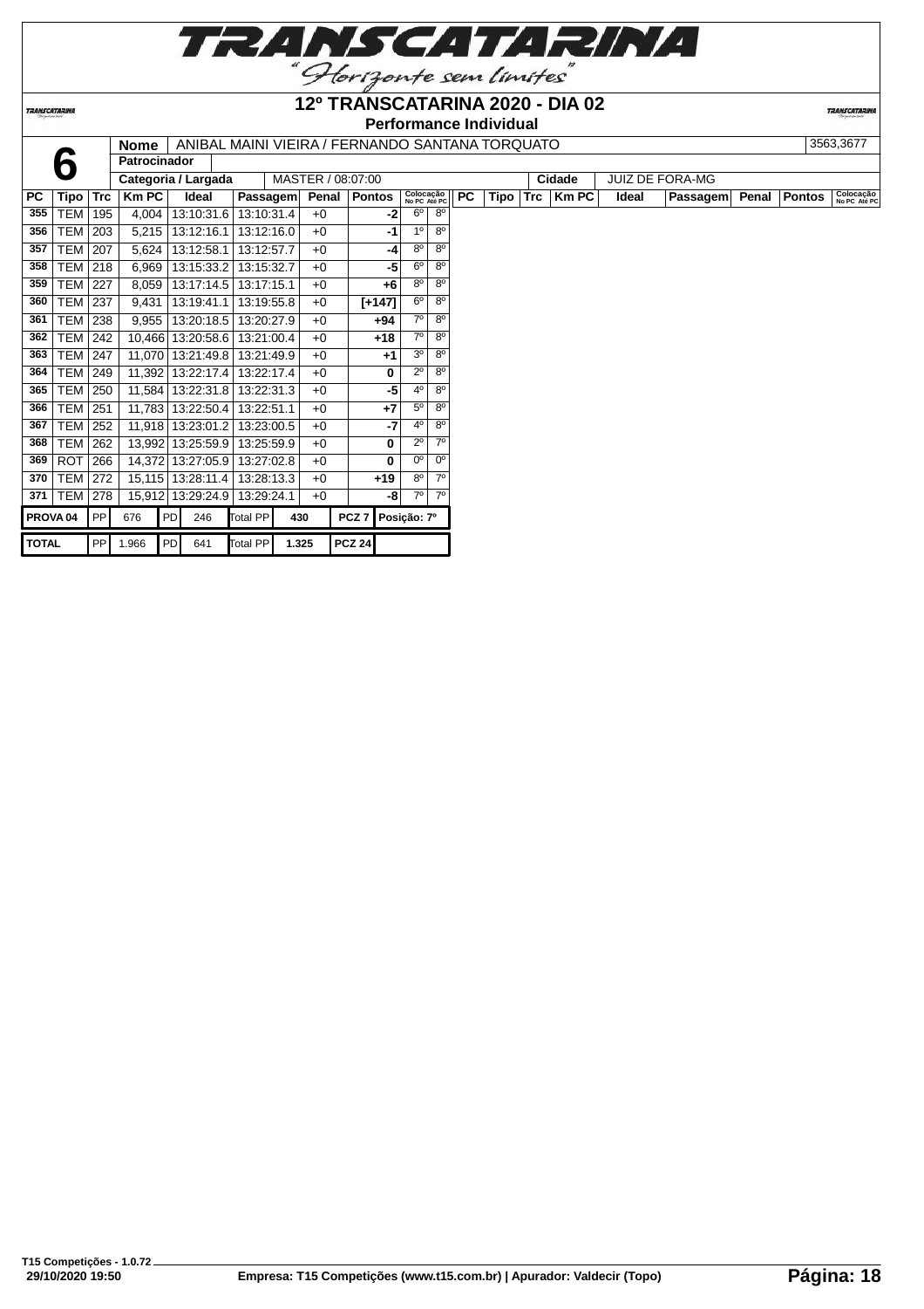# 12º TRANSCATARINA 2020 - DIA 02

## Performance Individual

| 6 | Nome | ANIBAL MAINI VIEIRA / FERNANDO SANTANA TORQUATO | 3563,3677 |
|---|---|---|---|
| | Patrocinador | | |
| | Categoria / Largada | MASTER / 08:07:00 | Cidade: JUIZ DE FORA-MG |

| PC | Tipo | Trc | Km PC | Ideal | Passagem | Penal | Pontos | Colocação No PC | Colocação Até PC |
|---|---|---|---|---|---|---|---|---|---|
| 355 | TEM | 195 | 4,004 | 13:10:31.6 | 13:10:31.4 | +0 | -2 | 6º | 8º |
| 356 | TEM | 203 | 5,215 | 13:12:16.1 | 13:12:16.0 | +0 | -1 | 1º | 8º |
| 357 | TEM | 207 | 5,624 | 13:12:58.1 | 13:12:57.7 | +0 | -4 | 8º | 8º |
| 358 | TEM | 218 | 6,969 | 13:15:33.2 | 13:15:32.7 | +0 | -5 | 6º | 8º |
| 359 | TEM | 227 | 8,059 | 13:17:14.5 | 13:17:15.1 | +0 | +6 | 8º | 8º |
| 360 | TEM | 237 | 9,431 | 13:19:41.1 | 13:19:55.8 | +0 | [+147] | 6º | 8º |
| 361 | TEM | 238 | 9,955 | 13:20:18.5 | 13:20:27.9 | +0 | +94 | 7º | 8º |
| 362 | TEM | 242 | 10,466 | 13:20:58.6 | 13:21:00.4 | +0 | +18 | 7º | 8º |
| 363 | TEM | 247 | 11,070 | 13:21:49.8 | 13:21:49.9 | +0 | +1 | 3º | 8º |
| 364 | TEM | 249 | 11,392 | 13:22:17.4 | 13:22:17.4 | +0 | 0 | 2º | 8º |
| 365 | TEM | 250 | 11,584 | 13:22:31.8 | 13:22:31.3 | +0 | -5 | 4º | 8º |
| 366 | TEM | 251 | 11,783 | 13:22:50.4 | 13:22:51.1 | +0 | +7 | 5º | 8º |
| 367 | TEM | 252 | 11,918 | 13:23:01.2 | 13:23:00.5 | +0 | -7 | 4º | 8º |
| 368 | TEM | 262 | 13,992 | 13:25:59.9 | 13:25:59.9 | +0 | 0 | 2º | 7º |
| 369 | ROT | 266 | 14,372 | 13:27:05.9 | 13:27:02.8 | +0 | 0 | 0º | 0º |
| 370 | TEM | 272 | 15,115 | 13:28:11.4 | 13:28:13.3 | +0 | +19 | 8º | 7º |
| 371 | TEM | 278 | 15,912 | 13:29:24.9 | 13:29:24.1 | +0 | -8 | 7º | 7º |

| | PP | | PD | | Total PP | | | |
|---|---|---|---|---|---|---|---|---|
| PROVA 04 | PP | 676 | PD | 246 | Total PP | 430 | PCZ 7 | Posição: 7º |
| TOTAL | PP | 1.966 | PD | 641 | Total PP | 1.325 | PCZ 24 | |

T15 Competições - 1.0.72
29/10/2020 19:50

Empresa: T15 Competições (www.t15.com.br) | Apurador: Valdecir (Topo)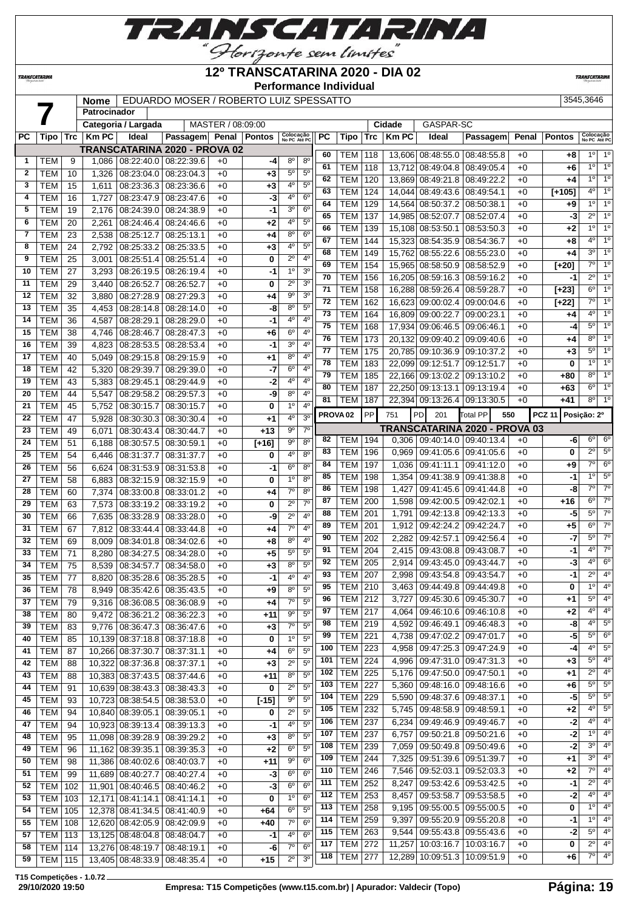# 12º TRANSCATARINA 2020 - DIA 02

## Performance Individual

| | | |
|---|---|---|
| **7** | **Nome** | EDUARDO MOSER / ROBERTO LUIZ SPESSATTO — 3545,3646 |
| | **Patrocinador** | |
| | **Categoria / Largada** | MASTER / 08:09:00 — **Cidade** GASPAR-SC |

**TRANSCATARINA 2020 - PROVA 02**

| PC | Tipo | Trc | Km PC | Ideal | Passagem | Penal | Pontos | Colocação No PC | Colocação Até PC |
|---|---|---|---|---|---|---|---|---|---|
| 1 | TEM | 9 | 1,086 | 08:22:40.0 | 08:22:39.6 | +0 | -4 | 8º | 8º |
| 2 | TEM | 10 | 1,326 | 08:23:04.0 | 08:23:04.3 | +0 | +3 | 5º | 5º |
| 3 | TEM | 15 | 1,611 | 08:23:36.3 | 08:23:36.6 | +0 | +3 | 4º | 5º |
| 4 | TEM | 16 | 1,727 | 08:23:47.9 | 08:23:47.6 | +0 | -3 | 4º | 6º |
| 5 | TEM | 19 | 2,176 | 08:24:39.0 | 08:24:38.9 | +0 | -1 | 3º | 6º |
| 6 | TEM | 20 | 2,261 | 08:24:46.4 | 08:24:46.6 | +0 | +2 | 4º | 5º |
| 7 | TEM | 23 | 2,538 | 08:25:12.7 | 08:25:13.1 | +0 | +4 | 8º | 6º |
| 8 | TEM | 24 | 2,792 | 08:25:33.2 | 08:25:33.5 | +0 | +3 | 4º | 5º |
| 9 | TEM | 25 | 3,001 | 08:25:51.4 | 08:25:51.4 | +0 | 0 | 2º | 4º |
| 10 | TEM | 27 | 3,293 | 08:26:19.5 | 08:26:19.4 | +0 | -1 | 1º | 3º |
| 11 | TEM | 29 | 3,440 | 08:26:52.7 | 08:26:52.7 | +0 | 0 | 2º | 3º |
| 12 | TEM | 32 | 3,880 | 08:27:28.9 | 08:27:29.3 | +0 | +4 | 9º | 3º |
| 13 | TEM | 35 | 4,453 | 08:28:14.8 | 08:28:14.0 | +0 | -8 | 8º | 5º |
| 14 | TEM | 36 | 4,587 | 08:28:29.1 | 08:28:29.0 | +0 | -1 | 4º | 4º |
| 15 | TEM | 38 | 4,746 | 08:28:46.7 | 08:28:47.3 | +0 | +6 | 6º | 4º |
| 16 | TEM | 39 | 4,823 | 08:28:53.5 | 08:28:53.4 | +0 | -1 | 3º | 4º |
| 17 | TEM | 40 | 5,049 | 08:29:15.8 | 08:29:15.9 | +0 | +1 | 8º | 4º |
| 18 | TEM | 42 | 5,320 | 08:29:39.7 | 08:29:39.0 | +0 | -7 | 6º | 4º |
| 19 | TEM | 43 | 5,383 | 08:29:45.1 | 08:29:44.9 | +0 | -2 | 4º | 4º |
| 20 | TEM | 44 | 5,547 | 08:29:58.2 | 08:29:57.3 | +0 | -9 | 8º | 4º |
| 21 | TEM | 45 | 5,752 | 08:30:15.7 | 08:30:15.7 | +0 | 0 | 1º | 4º |
| 22 | TEM | 47 | 5,928 | 08:30:30.3 | 08:30:30.4 | +0 | +1 | 4º | 3º |
| 23 | TEM | 49 | 6,071 | 08:30:43.4 | 08:30:44.7 | +0 | +13 | 9º | 7º |
| 24 | TEM | 51 | 6,188 | 08:30:57.5 | 08:30:59.1 | +0 | [+16] | 9º | 8º |
| 25 | TEM | 54 | 6,446 | 08:31:37.7 | 08:31:37.7 | +0 | 0 | 4º | 8º |
| 26 | TEM | 56 | 6,624 | 08:31:53.9 | 08:31:53.8 | +0 | -1 | 6º | 8º |
| 27 | TEM | 58 | 6,883 | 08:32:15.9 | 08:32:15.9 | +0 | 0 | 1º | 8º |
| 28 | TEM | 60 | 7,374 | 08:33:00.8 | 08:33:01.2 | +0 | +4 | 7º | 8º |
| 29 | TEM | 63 | 7,573 | 08:33:19.2 | 08:33:19.2 | +0 | 0 | 2º | 7º |
| 30 | TEM | 66 | 7,635 | 08:33:28.9 | 08:33:28.0 | +0 | -9 | 2º | 4º |
| 31 | TEM | 67 | 7,812 | 08:33:44.4 | 08:33:44.8 | +0 | +4 | 7º | 4º |
| 32 | TEM | 69 | 8,009 | 08:34:01.8 | 08:34:02.6 | +0 | +8 | 8º | 4º |
| 33 | TEM | 71 | 8,280 | 08:34:27.5 | 08:34:28.0 | +0 | +5 | 5º | 5º |
| 34 | TEM | 75 | 8,539 | 08:34:57.7 | 08:34:58.0 | +0 | +3 | 8º | 5º |
| 35 | TEM | 77 | 8,820 | 08:35:28.6 | 08:35:28.5 | +0 | -1 | 4º | 4º |
| 36 | TEM | 78 | 8,949 | 08:35:42.6 | 08:35:43.5 | +0 | +9 | 8º | 5º |
| 37 | TEM | 79 | 9,316 | 08:36:08.5 | 08:36:08.9 | +0 | +4 | 7º | 5º |
| 38 | TEM | 80 | 9,472 | 08:36:21.2 | 08:36:22.3 | +0 | +11 | 9º | 5º |
| 39 | TEM | 83 | 9,776 | 08:36:47.3 | 08:36:47.6 | +0 | +3 | 7º | 5º |
| 40 | TEM | 85 | 10,139 | 08:37:18.8 | 08:37:18.8 | +0 | 0 | 1º | 5º |
| 41 | TEM | 87 | 10,266 | 08:37:30.7 | 08:37:31.1 | +0 | +4 | 6º | 5º |
| 42 | TEM | 88 | 10,322 | 08:37:36.8 | 08:37:37.1 | +0 | +3 | 2º | 5º |
| 43 | TEM | 88 | 10,383 | 08:37:43.5 | 08:37:44.6 | +0 | +11 | 8º | 5º |
| 44 | TEM | 91 | 10,639 | 08:38:43.3 | 08:38:43.3 | +0 | 0 | 2º | 5º |
| 45 | TEM | 93 | 10,723 | 08:38:54.5 | 08:38:53.0 | +0 | [-15] | 9º | 5º |
| 46 | TEM | 94 | 10,840 | 08:39:05.1 | 08:39:05.1 | +0 | 0 | 2º | 5º |
| 47 | TEM | 94 | 10,923 | 08:39:13.4 | 08:39:13.3 | +0 | -1 | 4º | 5º |
| 48 | TEM | 95 | 11,098 | 08:39:28.9 | 08:39:29.2 | +0 | +3 | 8º | 5º |
| 49 | TEM | 96 | 11,162 | 08:39:35.1 | 08:39:35.3 | +0 | +2 | 6º | 5º |
| 50 | TEM | 98 | 11,386 | 08:40:02.6 | 08:40:03.7 | +0 | +11 | 9º | 6º |
| 51 | TEM | 99 | 11,689 | 08:40:27.7 | 08:40:27.4 | +0 | -3 | 6º | 6º |
| 52 | TEM | 102 | 11,901 | 08:40:46.5 | 08:40:46.2 | +0 | -3 | 6º | 6º |
| 53 | TEM | 103 | 12,171 | 08:41:14.1 | 08:41:14.1 | +0 | 0 | 1º | 6º |
| 54 | TEM | 105 | 12,378 | 08:41:34.5 | 08:41:40.9 | +0 | +64 | 6º | 5º |
| 55 | TEM | 108 | 12,620 | 08:42:05.9 | 08:42:09.9 | +0 | +40 | 7º | 6º |
| 57 | TEM | 113 | 13,125 | 08:48:04.8 | 08:48:04.7 | +0 | -1 | 4º | 6º |
| 58 | TEM | 114 | 13,276 | 08:48:19.7 | 08:48:19.1 | +0 | -6 | 7º | 6º |
| 59 | TEM | 115 | 13,405 | 08:48:33.9 | 08:48:35.4 | +0 | +15 | 2º | 3º |
| 60 | TEM | 118 | 13,606 | 08:48:55.0 | 08:48:55.8 | +0 | +8 | 1º | 1º |
| 61 | TEM | 118 | 13,712 | 08:49:04.8 | 08:49:05.4 | +0 | +6 | 1º | 1º |
| 62 | TEM | 120 | 13,869 | 08:49:21.8 | 08:49:22.2 | +0 | +4 | 1º | 1º |
| 63 | TEM | 124 | 14,044 | 08:49:43.6 | 08:49:54.1 | +0 | [+105] | 4º | 1º |
| 64 | TEM | 129 | 14,564 | 08:50:37.2 | 08:50:38.1 | +0 | +9 | 1º | 1º |
| 65 | TEM | 137 | 14,985 | 08:52:07.7 | 08:52:07.4 | +0 | -3 | 2º | 1º |
| 66 | TEM | 139 | 15,108 | 08:53:50.1 | 08:53:50.3 | +0 | +2 | 1º | 1º |
| 67 | TEM | 144 | 15,323 | 08:54:35.9 | 08:54:36.7 | +0 | +8 | 4º | 1º |
| 68 | TEM | 149 | 15,762 | 08:55:22.6 | 08:55:23.0 | +0 | +4 | 3º | 1º |
| 69 | TEM | 154 | 15,965 | 08:58:50.9 | 08:58:52.9 | +0 | [+20] | 7º | 1º |
| 70 | TEM | 156 | 16,205 | 08:59:16.3 | 08:59:16.2 | +0 | -1 | 2º | 1º |
| 71 | TEM | 158 | 16,288 | 08:59:26.4 | 08:59:28.7 | +0 | [+23] | 6º | 1º |
| 72 | TEM | 162 | 16,623 | 09:00:02.4 | 09:00:04.6 | +0 | [+22] | 7º | 1º |
| 73 | TEM | 164 | 16,809 | 09:00:22.7 | 09:00:23.1 | +0 | +4 | 4º | 1º |
| 75 | TEM | 168 | 17,934 | 09:06:46.5 | 09:06:46.1 | +0 | -4 | 5º | 1º |
| 76 | TEM | 173 | 20,132 | 09:09:40.2 | 09:09:40.6 | +0 | +4 | 8º | 1º |
| 77 | TEM | 175 | 20,785 | 09:10:36.9 | 09:10:37.2 | +0 | +3 | 5º | 1º |
| 78 | TEM | 183 | 22,099 | 09:12:51.7 | 09:12:51.7 | +0 | 0 | 1º | 1º |
| 79 | TEM | 185 | 22,166 | 09:13:02.2 | 09:13:10.2 | +0 | +80 | 8º | 1º |
| 80 | TEM | 187 | 22,250 | 09:13:13.1 | 09:13:19.4 | +0 | +63 | 6º | 1º |
| 81 | TEM | 187 | 22,394 | 09:13:26.4 | 09:13:30.5 | +0 | +41 | 8º | 1º |

**PROVA 02** — PP 751 — PD 201 — Total PP 550 — PCZ 11 — Posição: 2º

**TRANSCATARINA 2020 - PROVA 03**

| PC | Tipo | Trc | Km PC | Ideal | Passagem | Penal | Pontos | Colocação No PC | Colocação Até PC |
|---|---|---|---|---|---|---|---|---|---|
| 82 | TEM | 194 | 0,306 | 09:40:14.0 | 09:40:13.4 | +0 | -6 | 6º | 6º |
| 83 | TEM | 196 | 0,969 | 09:41:05.6 | 09:41:05.6 | +0 | 0 | 2º | 5º |
| 84 | TEM | 197 | 1,036 | 09:41:11.1 | 09:41:12.0 | +0 | +9 | 7º | 6º |
| 85 | TEM | 198 | 1,354 | 09:41:38.9 | 09:41:38.8 | +0 | -1 | 1º | 5º |
| 86 | TEM | 198 | 1,427 | 09:41:45.6 | 09:41:44.8 | +0 | -8 | 7º | 7º |
| 87 | TEM | 200 | 1,598 | 09:42:00.5 | 09:42:02.1 | +0 | +16 | 6º | 7º |
| 88 | TEM | 201 | 1,791 | 09:42:13.8 | 09:42:13.3 | +0 | -5 | 5º | 7º |
| 89 | TEM | 201 | 1,912 | 09:42:24.2 | 09:42:24.7 | +0 | +5 | 6º | 7º |
| 90 | TEM | 202 | 2,282 | 09:42:57.1 | 09:42:56.4 | +0 | -7 | 5º | 7º |
| 91 | TEM | 204 | 2,415 | 09:43:08.8 | 09:43:08.7 | +0 | -1 | 4º | 7º |
| 92 | TEM | 205 | 2,914 | 09:43:45.0 | 09:43:44.7 | +0 | -3 | 4º | 6º |
| 93 | TEM | 207 | 2,998 | 09:43:54.8 | 09:43:54.7 | +0 | -1 | 2º | 4º |
| 95 | TEM | 210 | 3,463 | 09:44:49.8 | 09:44:49.8 | +0 | 0 | 1º | 4º |
| 96 | TEM | 212 | 3,727 | 09:45:30.6 | 09:45:30.7 | +0 | +1 | 5º | 4º |
| 97 | TEM | 217 | 4,064 | 09:46:10.6 | 09:46:10.8 | +0 | +2 | 4º | 4º |
| 98 | TEM | 219 | 4,592 | 09:46:49.1 | 09:46:48.3 | +0 | -8 | 4º | 5º |
| 99 | TEM | 221 | 4,738 | 09:47:02.2 | 09:47:01.7 | +0 | -5 | 5º | 6º |
| 100 | TEM | 223 | 4,958 | 09:47:25.3 | 09:47:24.9 | +0 | -4 | 4º | 5º |
| 101 | TEM | 224 | 4,996 | 09:47:31.0 | 09:47:31.3 | +0 | +3 | 5º | 4º |
| 102 | TEM | 225 | 5,176 | 09:47:50.0 | 09:47:50.1 | +0 | +1 | 2º | 4º |
| 103 | TEM | 227 | 5,360 | 09:48:16.0 | 09:48:16.6 | +0 | +6 | 5º | 5º |
| 104 | TEM | 229 | 5,590 | 09:48:37.6 | 09:48:37.1 | +0 | -5 | 5º | 5º |
| 105 | TEM | 232 | 5,745 | 09:48:58.9 | 09:48:59.1 | +0 | +2 | 4º | 5º |
| 106 | TEM | 237 | 6,234 | 09:49:46.9 | 09:49:46.7 | +0 | -2 | 4º | 4º |
| 107 | TEM | 237 | 6,757 | 09:50:21.8 | 09:50:21.6 | +0 | -2 | 1º | 4º |
| 108 | TEM | 239 | 7,059 | 09:50:49.8 | 09:50:49.6 | +0 | -2 | 3º | 4º |
| 109 | TEM | 244 | 7,325 | 09:51:39.6 | 09:51:39.7 | +0 | +1 | 3º | 4º |
| 110 | TEM | 246 | 7,546 | 09:52:03.1 | 09:52:03.3 | +0 | +2 | 7º | 4º |
| 111 | TEM | 252 | 8,247 | 09:53:42.6 | 09:53:42.5 | +0 | -1 | 2º | 4º |
| 112 | TEM | 253 | 8,457 | 09:53:58.7 | 09:53:58.5 | +0 | -2 | 4º | 4º |
| 113 | TEM | 258 | 9,195 | 09:55:00.5 | 09:55:00.5 | +0 | 0 | 1º | 4º |
| 114 | TEM | 259 | 9,397 | 09:55:20.9 | 09:55:20.8 | +0 | -1 | 1º | 4º |
| 115 | TEM | 263 | 9,544 | 09:55:43.8 | 09:55:43.6 | +0 | -2 | 5º | 4º |
| 117 | TEM | 272 | 11,257 | 10:03:16.7 | 10:03:16.7 | +0 | 0 | 2º | 4º |
| 118 | TEM | 277 | 12,289 | 10:09:51.3 | 10:09:51.9 | +0 | +6 | 7º | 4º |

T15 Competições - 1.0.72
29/10/2020 19:50 — Empresa: T15 Competições (www.t15.com.br) | Apurador: Valdecir (Topo)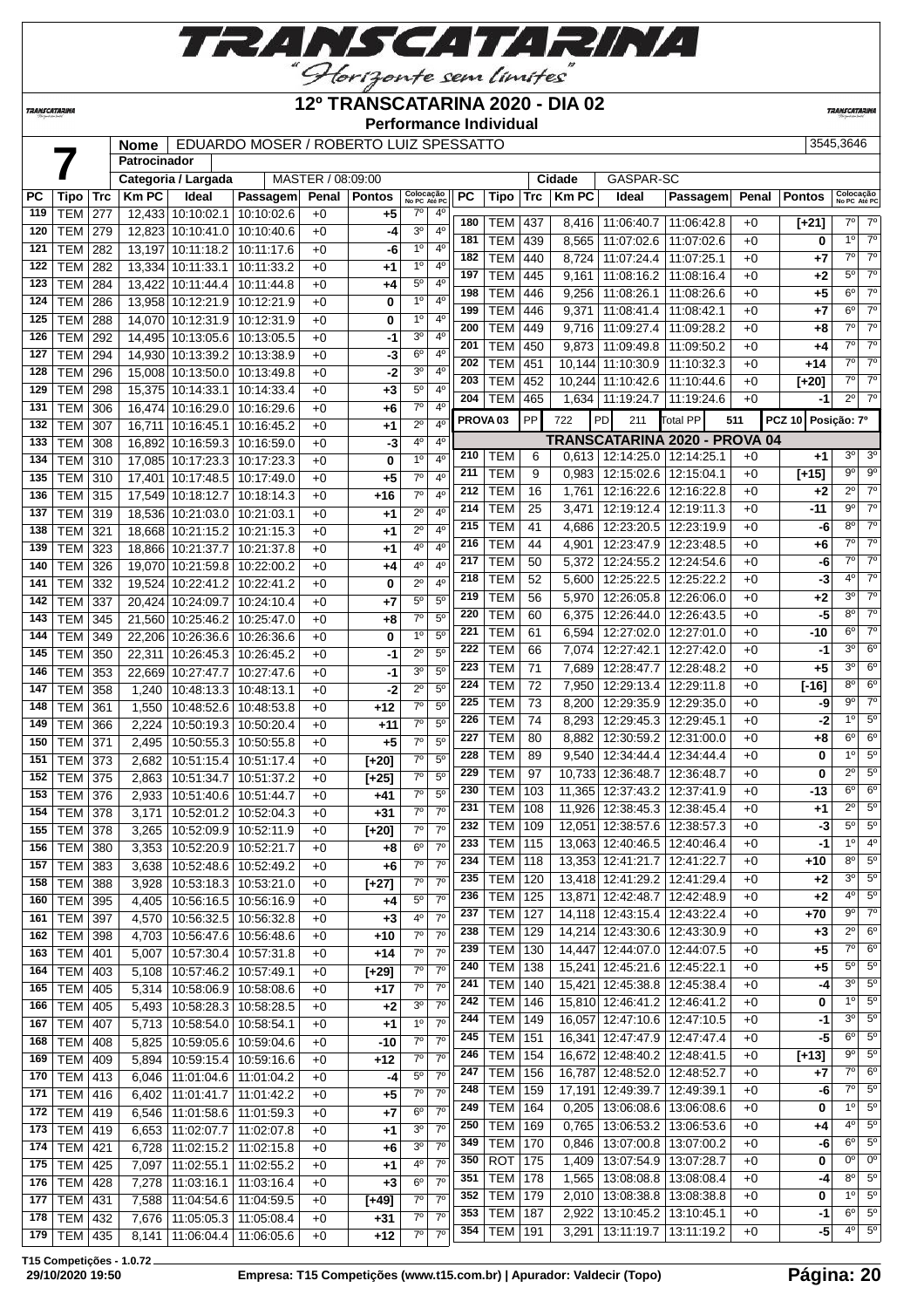# 12º TRANSCATARINA 2020 - DIA 02

**Performance Individual**

| **7** | Nome | EDUARDO MOSER / ROBERTO LUIZ SPESSATTO | 3545,3646 |
|---|---|---|---|
| | Patrocinador | | |
| | Categoria / Largada | MASTER / 08:09:00 | Cidade: GASPAR-SC |

| PC | Tipo | Trc | Km PC | Ideal | Passagem | Penal | Pontos | Colocação No PC | Colocação Até PC |
|---|---|---|---|---|---|---|---|---|---|
| 119 | TEM | 277 | 12,433 | 10:10:02.1 | 10:10:02.6 | +0 | +5 | 7º | 4º |
| 120 | TEM | 279 | 12,823 | 10:10:41.0 | 10:10:40.6 | +0 | -4 | 3º | 4º |
| 121 | TEM | 282 | 13,197 | 10:11:18.2 | 10:11:17.6 | +0 | -6 | 1º | 4º |
| 122 | TEM | 282 | 13,334 | 10:11:33.1 | 10:11:33.2 | +0 | +1 | 1º | 4º |
| 123 | TEM | 284 | 13,422 | 10:11:44.4 | 10:11:44.8 | +0 | +4 | 5º | 4º |
| 124 | TEM | 286 | 13,958 | 10:12:21.9 | 10:12:21.9 | +0 | 0 | 1º | 4º |
| 125 | TEM | 288 | 14,070 | 10:12:31.9 | 10:12:31.9 | +0 | 0 | 1º | 4º |
| 126 | TEM | 292 | 14,495 | 10:13:05.6 | 10:13:05.5 | +0 | -1 | 3º | 4º |
| 127 | TEM | 294 | 14,930 | 10:13:39.2 | 10:13:38.9 | +0 | -3 | 6º | 4º |
| 128 | TEM | 296 | 15,008 | 10:13:50.0 | 10:13:49.8 | +0 | -2 | 3º | 4º |
| 129 | TEM | 298 | 15,375 | 10:14:33.1 | 10:14:33.4 | +0 | +3 | 5º | 4º |
| 131 | TEM | 306 | 16,474 | 10:16:29.0 | 10:16:29.6 | +0 | +6 | 7º | 4º |
| 132 | TEM | 307 | 16,711 | 10:16:45.1 | 10:16:45.2 | +0 | +1 | 2º | 4º |
| 133 | TEM | 308 | 16,892 | 10:16:59.3 | 10:16:59.0 | +0 | -3 | 4º | 4º |
| 134 | TEM | 310 | 17,085 | 10:17:23.3 | 10:17:23.3 | +0 | 0 | 1º | 4º |
| 135 | TEM | 310 | 17,401 | 10:17:48.5 | 10:17:49.0 | +0 | +5 | 7º | 4º |
| 136 | TEM | 315 | 17,549 | 10:18:12.7 | 10:18:14.3 | +0 | +16 | 7º | 4º |
| 137 | TEM | 319 | 18,536 | 10:21:03.0 | 10:21:03.1 | +0 | +1 | 2º | 4º |
| 138 | TEM | 321 | 18,668 | 10:21:15.2 | 10:21:15.3 | +0 | +1 | 2º | 4º |
| 139 | TEM | 323 | 18,866 | 10:21:37.7 | 10:21:37.8 | +0 | +1 | 4º | 4º |
| 140 | TEM | 326 | 19,070 | 10:21:59.8 | 10:22:00.2 | +0 | +4 | 4º | 4º |
| 141 | TEM | 332 | 19,524 | 10:22:41.2 | 10:22:41.2 | +0 | 0 | 2º | 4º |
| 142 | TEM | 337 | 20,424 | 10:24:09.7 | 10:24:10.4 | +0 | +7 | 5º | 5º |
| 143 | TEM | 345 | 21,560 | 10:25:46.2 | 10:25:47.0 | +0 | +8 | 7º | 5º |
| 144 | TEM | 349 | 22,206 | 10:26:36.6 | 10:26:36.6 | +0 | 0 | 1º | 5º |
| 145 | TEM | 350 | 22,311 | 10:26:45.3 | 10:26:45.2 | +0 | -1 | 2º | 5º |
| 146 | TEM | 353 | 22,669 | 10:27:47.7 | 10:27:47.6 | +0 | -1 | 3º | 5º |
| 147 | TEM | 358 | 1,240 | 10:48:13.3 | 10:48:13.1 | +0 | -2 | 2º | 5º |
| 148 | TEM | 361 | 1,550 | 10:48:52.6 | 10:48:53.8 | +0 | +12 | 7º | 5º |
| 149 | TEM | 366 | 2,224 | 10:50:19.3 | 10:50:20.4 | +0 | +11 | 7º | 5º |
| 150 | TEM | 371 | 2,495 | 10:50:55.3 | 10:50:55.8 | +0 | +5 | 7º | 5º |
| 151 | TEM | 373 | 2,682 | 10:51:15.4 | 10:51:17.4 | +0 | [+20] | 7º | 5º |
| 152 | TEM | 375 | 2,863 | 10:51:34.7 | 10:51:37.2 | +0 | [+25] | 7º | 5º |
| 153 | TEM | 376 | 2,933 | 10:51:40.6 | 10:51:44.7 | +0 | +41 | 7º | 5º |
| 154 | TEM | 378 | 3,171 | 10:52:01.2 | 10:52:04.3 | +0 | +31 | 7º | 7º |
| 155 | TEM | 378 | 3,265 | 10:52:09.9 | 10:52:11.9 | +0 | [+20] | 7º | 7º |
| 156 | TEM | 380 | 3,353 | 10:52:20.9 | 10:52:21.7 | +0 | +8 | 6º | 7º |
| 157 | TEM | 383 | 3,638 | 10:52:48.6 | 10:52:49.2 | +0 | +6 | 7º | 7º |
| 158 | TEM | 388 | 3,928 | 10:53:18.3 | 10:53:21.0 | +0 | [+27] | 7º | 7º |
| 160 | TEM | 395 | 4,405 | 10:56:16.5 | 10:56:16.9 | +0 | +4 | 5º | 7º |
| 161 | TEM | 397 | 4,570 | 10:56:32.5 | 10:56:32.8 | +0 | +3 | 4º | 7º |
| 162 | TEM | 398 | 4,703 | 10:56:47.6 | 10:56:48.6 | +0 | +10 | 7º | 7º |
| 163 | TEM | 401 | 5,007 | 10:57:30.4 | 10:57:31.8 | +0 | +14 | 7º | 7º |
| 164 | TEM | 403 | 5,108 | 10:57:46.2 | 10:57:49.1 | +0 | [+29] | 7º | 7º |
| 165 | TEM | 405 | 5,314 | 10:58:06.9 | 10:58:08.6 | +0 | +17 | 7º | 7º |
| 166 | TEM | 405 | 5,493 | 10:58:28.3 | 10:58:28.5 | +0 | +2 | 3º | 7º |
| 167 | TEM | 407 | 5,713 | 10:58:54.0 | 10:58:54.1 | +0 | +1 | 1º | 7º |
| 168 | TEM | 408 | 5,825 | 10:59:05.6 | 10:59:04.6 | +0 | -10 | 7º | 7º |
| 169 | TEM | 409 | 5,894 | 10:59:15.4 | 10:59:16.6 | +0 | +12 | 7º | 7º |
| 170 | TEM | 413 | 6,046 | 11:01:04.6 | 11:01:04.2 | +0 | -4 | 5º | 7º |
| 171 | TEM | 416 | 6,402 | 11:01:41.7 | 11:01:42.2 | +0 | +5 | 7º | 7º |
| 172 | TEM | 419 | 6,546 | 11:01:58.6 | 11:01:59.3 | +0 | +7 | 6º | 7º |
| 173 | TEM | 419 | 6,653 | 11:02:07.7 | 11:02:07.8 | +0 | +1 | 3º | 7º |
| 174 | TEM | 421 | 6,728 | 11:02:15.2 | 11:02:15.8 | +0 | +6 | 3º | 7º |
| 175 | TEM | 425 | 7,097 | 11:02:55.1 | 11:02:55.2 | +0 | +1 | 4º | 7º |
| 176 | TEM | 428 | 7,278 | 11:03:16.1 | 11:03:16.4 | +0 | +3 | 6º | 7º |
| 177 | TEM | 431 | 7,588 | 11:04:54.6 | 11:04:59.5 | +0 | [+49] | 7º | 7º |
| 178 | TEM | 432 | 7,676 | 11:05:05.3 | 11:05:08.4 | +0 | +31 | 7º | 7º |
| 179 | TEM | 435 | 8,141 | 11:06:04.4 | 11:06:05.6 | +0 | +12 | 7º | 7º |
| 180 | TEM | 437 | 8,416 | 11:06:40.7 | 11:06:42.8 | +0 | [+21] | 7º | 7º |
| 181 | TEM | 439 | 8,565 | 11:07:02.6 | 11:07:02.6 | +0 | 0 | 1º | 7º |
| 182 | TEM | 440 | 8,724 | 11:07:24.4 | 11:07:25.1 | +0 | +7 | 7º | 7º |
| 197 | TEM | 445 | 9,161 | 11:08:16.2 | 11:08:16.4 | +0 | +2 | 5º | 7º |
| 198 | TEM | 446 | 9,256 | 11:08:26.1 | 11:08:26.6 | +0 | +5 | 6º | 7º |
| 199 | TEM | 446 | 9,371 | 11:08:41.4 | 11:08:42.1 | +0 | +7 | 6º | 7º |
| 200 | TEM | 449 | 9,716 | 11:09:27.4 | 11:09:28.2 | +0 | +8 | 7º | 7º |
| 201 | TEM | 450 | 9,873 | 11:09:49.8 | 11:09:50.2 | +0 | +4 | 7º | 7º |
| 202 | TEM | 451 | 10,144 | 11:10:30.9 | 11:10:32.3 | +0 | +14 | 7º | 7º |
| 203 | TEM | 452 | 10,244 | 11:10:42.6 | 11:10:44.6 | +0 | [+20] | 7º | 7º |
| 204 | TEM | 465 | 1,634 | 11:19:24.7 | 11:19:24.6 | +0 | -1 | 2º | 7º |
| PROVA 03 | PP | 722 | PD | 211 | Total PP | 511 | PCZ 10 | Posição: 7º | |

## TRANSCATARINA 2020 - PROVA 04

| PC | Tipo | Trc | Km PC | Ideal | Passagem | Penal | Pontos | Colocação No PC | Colocação Até PC |
|---|---|---|---|---|---|---|---|---|---|
| 210 | TEM | 6 | 0,613 | 12:14:25.0 | 12:14:25.1 | +0 | +1 | 3º | 3º |
| 211 | TEM | 9 | 0,983 | 12:15:02.6 | 12:15:04.1 | +0 | [+15] | 9º | 9º |
| 212 | TEM | 16 | 1,761 | 12:16:22.6 | 12:16:22.8 | +0 | +2 | 2º | 7º |
| 214 | TEM | 25 | 3,471 | 12:19:12.4 | 12:19:11.3 | +0 | -11 | 9º | 7º |
| 215 | TEM | 41 | 4,686 | 12:23:20.5 | 12:23:19.9 | +0 | -6 | 8º | 7º |
| 216 | TEM | 44 | 4,901 | 12:23:47.9 | 12:23:48.5 | +0 | +6 | 7º | 7º |
| 217 | TEM | 50 | 5,372 | 12:24:55.2 | 12:24:54.6 | +0 | -6 | 7º | 7º |
| 218 | TEM | 52 | 5,600 | 12:25:22.5 | 12:25:22.2 | +0 | -3 | 4º | 7º |
| 219 | TEM | 56 | 5,970 | 12:26:05.8 | 12:26:06.0 | +0 | +2 | 3º | 7º |
| 220 | TEM | 60 | 6,375 | 12:26:44.0 | 12:26:43.5 | +0 | -5 | 8º | 7º |
| 221 | TEM | 61 | 6,594 | 12:27:02.0 | 12:27:01.0 | +0 | -10 | 6º | 7º |
| 222 | TEM | 66 | 7,074 | 12:27:42.1 | 12:27:42.0 | +0 | -1 | 3º | 6º |
| 223 | TEM | 71 | 7,689 | 12:28:47.7 | 12:28:48.2 | +0 | +5 | 3º | 6º |
| 224 | TEM | 72 | 7,950 | 12:29:13.4 | 12:29:11.8 | +0 | [-16] | 8º | 6º |
| 225 | TEM | 73 | 8,200 | 12:29:35.9 | 12:29:35.0 | +0 | -9 | 9º | 7º |
| 226 | TEM | 74 | 8,293 | 12:29:45.3 | 12:29:45.1 | +0 | -2 | 1º | 5º |
| 227 | TEM | 80 | 8,882 | 12:30:59.2 | 12:31:00.0 | +0 | +8 | 6º | 6º |
| 228 | TEM | 89 | 9,540 | 12:34:44.4 | 12:34:44.4 | +0 | 0 | 1º | 5º |
| 229 | TEM | 97 | 10,733 | 12:36:48.7 | 12:36:48.7 | +0 | 0 | 2º | 5º |
| 230 | TEM | 103 | 11,365 | 12:37:43.2 | 12:37:41.9 | +0 | -13 | 6º | 6º |
| 231 | TEM | 108 | 11,926 | 12:38:45.3 | 12:38:45.4 | +0 | +1 | 2º | 5º |
| 232 | TEM | 109 | 12,051 | 12:38:57.6 | 12:38:57.3 | +0 | -3 | 5º | 5º |
| 233 | TEM | 115 | 13,063 | 12:40:46.5 | 12:40:46.4 | +0 | -1 | 1º | 4º |
| 234 | TEM | 118 | 13,353 | 12:41:21.7 | 12:41:22.7 | +0 | +10 | 8º | 5º |
| 235 | TEM | 120 | 13,418 | 12:41:29.2 | 12:41:29.4 | +0 | +2 | 3º | 5º |
| 236 | TEM | 125 | 13,871 | 12:42:48.7 | 12:42:48.9 | +0 | +2 | 4º | 5º |
| 237 | TEM | 127 | 14,118 | 12:43:15.4 | 12:43:22.4 | +0 | +70 | 9º | 7º |
| 238 | TEM | 129 | 14,214 | 12:43:30.6 | 12:43:30.9 | +0 | +3 | 2º | 6º |
| 239 | TEM | 130 | 14,447 | 12:44:07.0 | 12:44:07.5 | +0 | +5 | 7º | 6º |
| 240 | TEM | 138 | 15,241 | 12:45:21.6 | 12:45:22.1 | +0 | +5 | 5º | 5º |
| 241 | TEM | 140 | 15,421 | 12:45:38.8 | 12:45:38.4 | +0 | -4 | 3º | 5º |
| 242 | TEM | 146 | 15,810 | 12:46:41.2 | 12:46:41.2 | +0 | 0 | 1º | 5º |
| 244 | TEM | 149 | 16,057 | 12:47:10.6 | 12:47:10.5 | +0 | -1 | 3º | 5º |
| 245 | TEM | 151 | 16,341 | 12:47:47.9 | 12:47:47.4 | +0 | -5 | 6º | 5º |
| 246 | TEM | 154 | 16,672 | 12:48:40.2 | 12:48:41.5 | +0 | [+13] | 9º | 5º |
| 247 | TEM | 156 | 16,787 | 12:48:52.0 | 12:48:52.7 | +0 | +7 | 7º | 6º |
| 248 | TEM | 159 | 17,191 | 12:49:39.7 | 12:49:39.1 | +0 | -6 | 7º | 5º |
| 249 | TEM | 164 | 0,205 | 13:06:08.6 | 13:06:08.6 | +0 | 0 | 1º | 5º |
| 250 | TEM | 169 | 0,765 | 13:06:53.2 | 13:06:53.6 | +0 | +4 | 4º | 5º |
| 349 | TEM | 170 | 0,846 | 13:07:00.8 | 13:07:00.2 | +0 | -6 | 6º | 5º |
| 350 | ROT | 175 | 1,409 | 13:07:54.9 | 13:07:28.7 | +0 | 0 | 0º | 0º |
| 351 | TEM | 178 | 1,565 | 13:08:08.8 | 13:08:08.4 | +0 | -4 | 8º | 5º |
| 352 | TEM | 179 | 2,010 | 13:08:38.8 | 13:08:38.8 | +0 | 0 | 1º | 5º |
| 353 | TEM | 187 | 2,922 | 13:10:45.2 | 13:10:45.1 | +0 | -1 | 6º | 5º |
| 354 | TEM | 191 | 3,291 | 13:11:19.7 | 13:11:19.2 | +0 | -5 | 4º | 5º |

T15 Competições - 1.0.72
29/10/2020 19:50 — Empresa: T15 Competições (www.t15.com.br) | Apurador: Valdecir (Topo)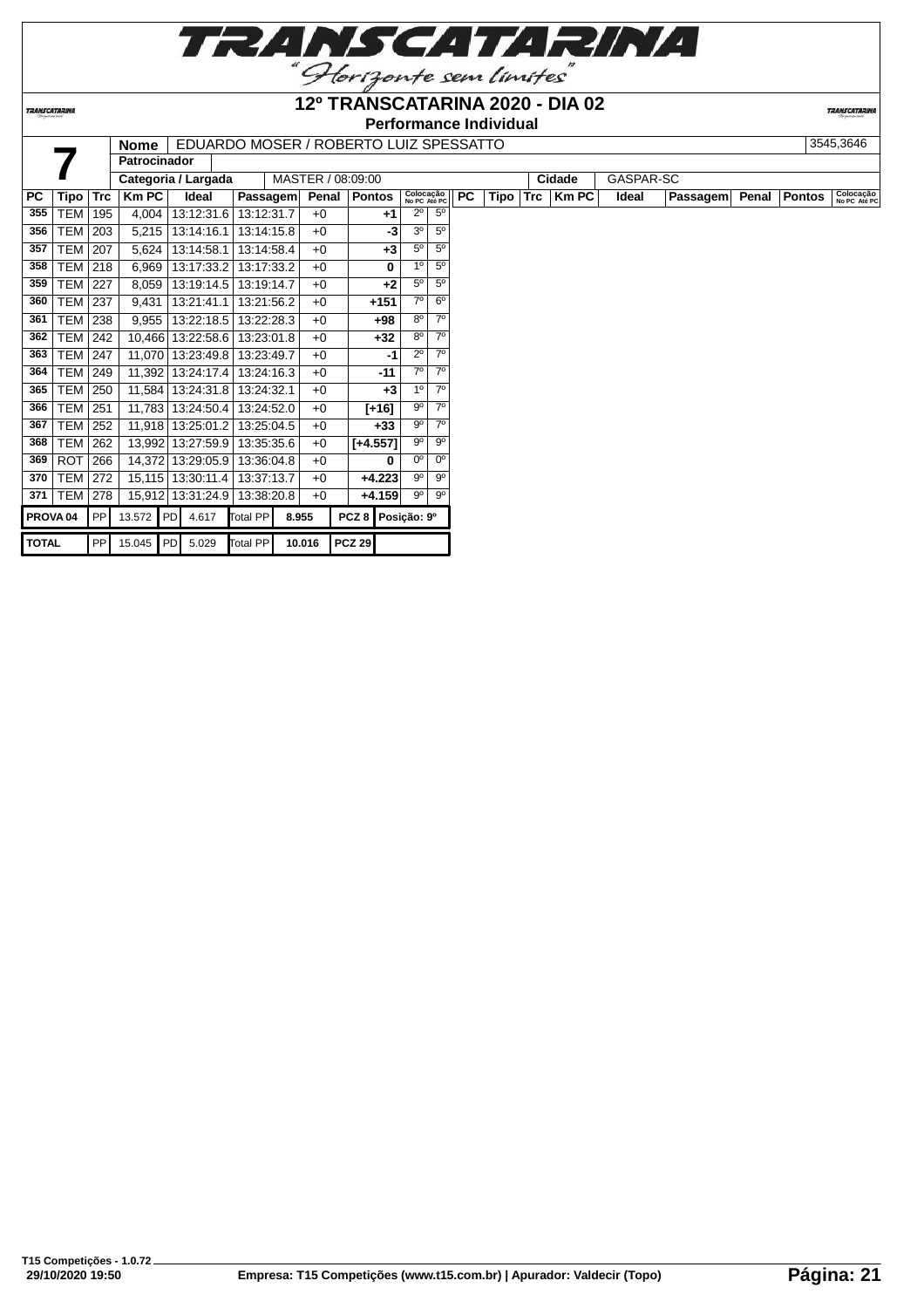# 12º TRANSCATARINA 2020 - DIA 02

## Performance Individual

| 7 | Nome | EDUARDO MOSER / ROBERTO LUIZ SPESSATTO | 3545,3646 |
|---|---|---|---|
| | Patrocinador | | |
| | Categoria / Largada | MASTER / 08:09:00 | Cidade: GASPAR-SC |

| PC | Tipo | Trc | Km PC | Ideal | Passagem | Penal | Pontos | Colocação No PC | Colocação Até PC |
|---|---|---|---|---|---|---|---|---|---|
| 355 | TEM | 195 | 4,004 | 13:12:31.6 | 13:12:31.7 | +0 | +1 | 2º | 5º |
| 356 | TEM | 203 | 5,215 | 13:14:16.1 | 13:14:15.8 | +0 | -3 | 3º | 5º |
| 357 | TEM | 207 | 5,624 | 13:14:58.1 | 13:14:58.4 | +0 | +3 | 5º | 5º |
| 358 | TEM | 218 | 6,969 | 13:17:33.2 | 13:17:33.2 | +0 | 0 | 1º | 5º |
| 359 | TEM | 227 | 8,059 | 13:19:14.5 | 13:19:14.7 | +0 | +2 | 5º | 5º |
| 360 | TEM | 237 | 9,431 | 13:21:41.1 | 13:21:56.2 | +0 | +151 | 7º | 6º |
| 361 | TEM | 238 | 9,955 | 13:22:18.5 | 13:22:28.3 | +0 | +98 | 8º | 7º |
| 362 | TEM | 242 | 10,466 | 13:22:58.6 | 13:23:01.8 | +0 | +32 | 8º | 7º |
| 363 | TEM | 247 | 11,070 | 13:23:49.8 | 13:23:49.7 | +0 | -1 | 2º | 7º |
| 364 | TEM | 249 | 11,392 | 13:24:17.4 | 13:24:16.3 | +0 | -11 | 7º | 7º |
| 365 | TEM | 250 | 11,584 | 13:24:31.8 | 13:24:32.1 | +0 | +3 | 1º | 7º |
| 366 | TEM | 251 | 11,783 | 13:24:50.4 | 13:24:52.0 | +0 | [+16] | 9º | 7º |
| 367 | TEM | 252 | 11,918 | 13:25:01.2 | 13:25:04.5 | +0 | +33 | 9º | 7º |
| 368 | TEM | 262 | 13,992 | 13:27:59.9 | 13:35:35.6 | +0 | [+4.557] | 9º | 9º |
| 369 | ROT | 266 | 14,372 | 13:29:05.9 | 13:36:04.8 | +0 | 0 | 0º | 0º |
| 370 | TEM | 272 | 15,115 | 13:30:11.4 | 13:37:13.7 | +0 | +4.223 | 9º | 9º |
| 371 | TEM | 278 | 15,912 | 13:31:24.9 | 13:38:20.8 | +0 | +4.159 | 9º | 9º |

| | | | | | | | | |
|---|---|---|---|---|---|---|---|---|
| PROVA 04 | PP | 13.572 | PD | 4.617 | Total PP | 8.955 | PCZ 8 | Posição: 9º |
| TOTAL | PP | 15.045 | PD | 5.029 | Total PP | 10.016 | PCZ 29 | |

T15 Competições - 1.0.72
29/10/2020 19:50

Empresa: T15 Competições (www.t15.com.br) | Apurador: Valdecir (Topo)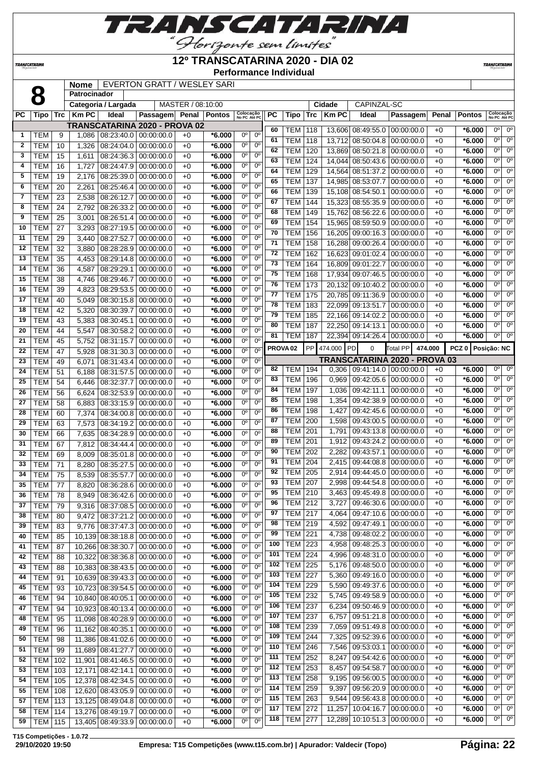# 12º TRANSCATARINA 2020 - DIA 02

**Performance Individual**

**8**

| Nome | EVERTON GRATT / WESLEY SARI |
|---|---|
| Patrocinador | |
| Categoria / Largada | MASTER / 08:10:00 |
| Cidade | CAPINZAL-SC |

| PC | Tipo | Trc | Km PC | Ideal | Passagem | Penal | Pontos | Colocação No PC | Colocação Até PC |
|---|---|---|---|---|---|---|---|---|---|
| **TRANSCATARINA 2020 - PROVA 02** | | | | | | | | | |
| 1 | TEM | 9 | 1,086 | 08:23:40.0 | 00:00:00.0 | +0 | *6.000 | 0º | 0º |
| 2 | TEM | 10 | 1,326 | 08:24:04.0 | 00:00:00.0 | +0 | *6.000 | 0º | 0º |
| 3 | TEM | 15 | 1,611 | 08:24:36.3 | 00:00:00.0 | +0 | *6.000 | 0º | 0º |
| 4 | TEM | 16 | 1,727 | 08:24:47.9 | 00:00:00.0 | +0 | *6.000 | 0º | 0º |
| 5 | TEM | 19 | 2,176 | 08:25:39.0 | 00:00:00.0 | +0 | *6.000 | 0º | 0º |
| 6 | TEM | 20 | 2,261 | 08:25:46.4 | 00:00:00.0 | +0 | *6.000 | 0º | 0º |
| 7 | TEM | 23 | 2,538 | 08:26:12.7 | 00:00:00.0 | +0 | *6.000 | 0º | 0º |
| 8 | TEM | 24 | 2,792 | 08:26:33.2 | 00:00:00.0 | +0 | *6.000 | 0º | 0º |
| 9 | TEM | 25 | 3,001 | 08:26:51.4 | 00:00:00.0 | +0 | *6.000 | 0º | 0º |
| 10 | TEM | 27 | 3,293 | 08:27:19.5 | 00:00:00.0 | +0 | *6.000 | 0º | 0º |
| 11 | TEM | 29 | 3,440 | 08:27:52.7 | 00:00:00.0 | +0 | *6.000 | 0º | 0º |
| 12 | TEM | 32 | 3,880 | 08:28:28.9 | 00:00:00.0 | +0 | *6.000 | 0º | 0º |
| 13 | TEM | 35 | 4,453 | 08:29:14.8 | 00:00:00.0 | +0 | *6.000 | 0º | 0º |
| 14 | TEM | 36 | 4,587 | 08:29:29.1 | 00:00:00.0 | +0 | *6.000 | 0º | 0º |
| 15 | TEM | 38 | 4,746 | 08:29:46.7 | 00:00:00.0 | +0 | *6.000 | 0º | 0º |
| 16 | TEM | 39 | 4,823 | 08:29:53.5 | 00:00:00.0 | +0 | *6.000 | 0º | 0º |
| 17 | TEM | 40 | 5,049 | 08:30:15.8 | 00:00:00.0 | +0 | *6.000 | 0º | 0º |
| 18 | TEM | 42 | 5,320 | 08:30:39.7 | 00:00:00.0 | +0 | *6.000 | 0º | 0º |
| 19 | TEM | 43 | 5,383 | 08:30:45.1 | 00:00:00.0 | +0 | *6.000 | 0º | 0º |
| 20 | TEM | 44 | 5,547 | 08:30:58.2 | 00:00:00.0 | +0 | *6.000 | 0º | 0º |
| 21 | TEM | 45 | 5,752 | 08:31:15.7 | 00:00:00.0 | +0 | *6.000 | 0º | 0º |
| 22 | TEM | 47 | 5,928 | 08:31:30.3 | 00:00:00.0 | +0 | *6.000 | 0º | 0º |
| 23 | TEM | 49 | 6,071 | 08:31:43.4 | 00:00:00.0 | +0 | *6.000 | 0º | 0º |
| 24 | TEM | 51 | 6,188 | 08:31:57.5 | 00:00:00.0 | +0 | *6.000 | 0º | 0º |
| 25 | TEM | 54 | 6,446 | 08:32:37.7 | 00:00:00.0 | +0 | *6.000 | 0º | 0º |
| 26 | TEM | 56 | 6,624 | 08:32:53.9 | 00:00:00.0 | +0 | *6.000 | 0º | 0º |
| 27 | TEM | 58 | 6,883 | 08:33:15.9 | 00:00:00.0 | +0 | *6.000 | 0º | 0º |
| 28 | TEM | 60 | 7,374 | 08:34:00.8 | 00:00:00.0 | +0 | *6.000 | 0º | 0º |
| 29 | TEM | 63 | 7,573 | 08:34:19.2 | 00:00:00.0 | +0 | *6.000 | 0º | 0º |
| 30 | TEM | 66 | 7,635 | 08:34:28.9 | 00:00:00.0 | +0 | *6.000 | 0º | 0º |
| 31 | TEM | 67 | 7,812 | 08:34:44.4 | 00:00:00.0 | +0 | *6.000 | 0º | 0º |
| 32 | TEM | 69 | 8,009 | 08:35:01.8 | 00:00:00.0 | +0 | *6.000 | 0º | 0º |
| 33 | TEM | 71 | 8,280 | 08:35:27.5 | 00:00:00.0 | +0 | *6.000 | 0º | 0º |
| 34 | TEM | 75 | 8,539 | 08:35:57.7 | 00:00:00.0 | +0 | *6.000 | 0º | 0º |
| 35 | TEM | 77 | 8,820 | 08:36:28.6 | 00:00:00.0 | +0 | *6.000 | 0º | 0º |
| 36 | TEM | 78 | 8,949 | 08:36:42.6 | 00:00:00.0 | +0 | *6.000 | 0º | 0º |
| 37 | TEM | 79 | 9,316 | 08:37:08.5 | 00:00:00.0 | +0 | *6.000 | 0º | 0º |
| 38 | TEM | 80 | 9,472 | 08:37:21.2 | 00:00:00.0 | +0 | *6.000 | 0º | 0º |
| 39 | TEM | 83 | 9,776 | 08:37:47.3 | 00:00:00.0 | +0 | *6.000 | 0º | 0º |
| 40 | TEM | 85 | 10,139 | 08:38:18.8 | 00:00:00.0 | +0 | *6.000 | 0º | 0º |
| 41 | TEM | 87 | 10,266 | 08:38:30.7 | 00:00:00.0 | +0 | *6.000 | 0º | 0º |
| 42 | TEM | 88 | 10,322 | 08:38:36.8 | 00:00:00.0 | +0 | *6.000 | 0º | 0º |
| 43 | TEM | 88 | 10,383 | 08:38:43.5 | 00:00:00.0 | +0 | *6.000 | 0º | 0º |
| 44 | TEM | 91 | 10,639 | 08:39:43.3 | 00:00:00.0 | +0 | *6.000 | 0º | 0º |
| 45 | TEM | 93 | 10,723 | 08:39:54.5 | 00:00:00.0 | +0 | *6.000 | 0º | 0º |
| 46 | TEM | 94 | 10,840 | 08:40:05.1 | 00:00:00.0 | +0 | *6.000 | 0º | 0º |
| 47 | TEM | 94 | 10,923 | 08:40:13.4 | 00:00:00.0 | +0 | *6.000 | 0º | 0º |
| 48 | TEM | 95 | 11,098 | 08:40:28.9 | 00:00:00.0 | +0 | *6.000 | 0º | 0º |
| 49 | TEM | 96 | 11,162 | 08:40:35.1 | 00:00:00.0 | +0 | *6.000 | 0º | 0º |
| 50 | TEM | 98 | 11,386 | 08:41:02.6 | 00:00:00.0 | +0 | *6.000 | 0º | 0º |
| 51 | TEM | 99 | 11,689 | 08:41:27.7 | 00:00:00.0 | +0 | *6.000 | 0º | 0º |
| 52 | TEM | 102 | 11,901 | 08:41:46.5 | 00:00:00.0 | +0 | *6.000 | 0º | 0º |
| 53 | TEM | 103 | 12,171 | 08:42:14.1 | 00:00:00.0 | +0 | *6.000 | 0º | 0º |
| 54 | TEM | 105 | 12,378 | 08:42:34.5 | 00:00:00.0 | +0 | *6.000 | 0º | 0º |
| 55 | TEM | 108 | 12,620 | 08:43:05.9 | 00:00:00.0 | +0 | *6.000 | 0º | 0º |
| 57 | TEM | 113 | 13,125 | 08:49:04.8 | 00:00:00.0 | +0 | *6.000 | 0º | 0º |
| 58 | TEM | 114 | 13,276 | 08:49:19.7 | 00:00:00.0 | +0 | *6.000 | 0º | 0º |
| 59 | TEM | 115 | 13,405 | 08:49:33.9 | 00:00:00.0 | +0 | *6.000 | 0º | 0º |
| 60 | TEM | 118 | 13,606 | 08:49:55.0 | 00:00:00.0 | +0 | *6.000 | 0º | 0º |
| 61 | TEM | 118 | 13,712 | 08:50:04.8 | 00:00:00.0 | +0 | *6.000 | 0º | 0º |
| 62 | TEM | 120 | 13,869 | 08:50:21.8 | 00:00:00.0 | +0 | *6.000 | 0º | 0º |
| 63 | TEM | 124 | 14,044 | 08:50:43.6 | 00:00:00.0 | +0 | *6.000 | 0º | 0º |
| 64 | TEM | 129 | 14,564 | 08:51:37.2 | 00:00:00.0 | +0 | *6.000 | 0º | 0º |
| 65 | TEM | 137 | 14,985 | 08:53:07.7 | 00:00:00.0 | +0 | *6.000 | 0º | 0º |
| 66 | TEM | 139 | 15,108 | 08:54:50.1 | 00:00:00.0 | +0 | *6.000 | 0º | 0º |
| 67 | TEM | 144 | 15,323 | 08:55:35.9 | 00:00:00.0 | +0 | *6.000 | 0º | 0º |
| 68 | TEM | 149 | 15,762 | 08:56:22.6 | 00:00:00.0 | +0 | *6.000 | 0º | 0º |
| 69 | TEM | 154 | 15,965 | 08:59:50.9 | 00:00:00.0 | +0 | *6.000 | 0º | 0º |
| 70 | TEM | 156 | 16,205 | 09:00:16.3 | 00:00:00.0 | +0 | *6.000 | 0º | 0º |
| 71 | TEM | 158 | 16,288 | 09:00:26.4 | 00:00:00.0 | +0 | *6.000 | 0º | 0º |
| 72 | TEM | 162 | 16,623 | 09:01:02.4 | 00:00:00.0 | +0 | *6.000 | 0º | 0º |
| 73 | TEM | 164 | 16,809 | 09:01:22.7 | 00:00:00.0 | +0 | *6.000 | 0º | 0º |
| 75 | TEM | 168 | 17,934 | 09:07:46.5 | 00:00:00.0 | +0 | *6.000 | 0º | 0º |
| 76 | TEM | 173 | 20,132 | 09:10:40.2 | 00:00:00.0 | +0 | *6.000 | 0º | 0º |
| 77 | TEM | 175 | 20,785 | 09:11:36.9 | 00:00:00.0 | +0 | *6.000 | 0º | 0º |
| 78 | TEM | 183 | 22,099 | 09:13:51.7 | 00:00:00.0 | +0 | *6.000 | 0º | 0º |
| 79 | TEM | 185 | 22,166 | 09:14:02.2 | 00:00:00.0 | +0 | *6.000 | 0º | 0º |
| 80 | TEM | 187 | 22,250 | 09:14:13.1 | 00:00:00.0 | +0 | *6.000 | 0º | 0º |
| 81 | TEM | 187 | 22,394 | 09:14:26.4 | 00:00:00.0 | +0 | *6.000 | 0º | 0º |
| **PROVA 02** | PP | 474.000 | PD | 0 | Total PP | 474.000 | PCZ 0 | Posição: NC | |
| **TRANSCATARINA 2020 - PROVA 03** | | | | | | | | | |
| 82 | TEM | 194 | 0,306 | 09:41:14.0 | 00:00:00.0 | +0 | *6.000 | 0º | 0º |
| 83 | TEM | 196 | 0,969 | 09:42:05.6 | 00:00:00.0 | +0 | *6.000 | 0º | 0º |
| 84 | TEM | 197 | 1,036 | 09:42:11.1 | 00:00:00.0 | +0 | *6.000 | 0º | 0º |
| 85 | TEM | 198 | 1,354 | 09:42:38.9 | 00:00:00.0 | +0 | *6.000 | 0º | 0º |
| 86 | TEM | 198 | 1,427 | 09:42:45.6 | 00:00:00.0 | +0 | *6.000 | 0º | 0º |
| 87 | TEM | 200 | 1,598 | 09:43:00.5 | 00:00:00.0 | +0 | *6.000 | 0º | 0º |
| 88 | TEM | 201 | 1,791 | 09:43:13.8 | 00:00:00.0 | +0 | *6.000 | 0º | 0º |
| 89 | TEM | 201 | 1,912 | 09:43:24.2 | 00:00:00.0 | +0 | *6.000 | 0º | 0º |
| 90 | TEM | 202 | 2,282 | 09:43:57.1 | 00:00:00.0 | +0 | *6.000 | 0º | 0º |
| 91 | TEM | 204 | 2,415 | 09:44:08.8 | 00:00:00.0 | +0 | *6.000 | 0º | 0º |
| 92 | TEM | 205 | 2,914 | 09:44:45.0 | 00:00:00.0 | +0 | *6.000 | 0º | 0º |
| 93 | TEM | 207 | 2,998 | 09:44:54.8 | 00:00:00.0 | +0 | *6.000 | 0º | 0º |
| 95 | TEM | 210 | 3,463 | 09:45:49.8 | 00:00:00.0 | +0 | *6.000 | 0º | 0º |
| 96 | TEM | 212 | 3,727 | 09:46:30.6 | 00:00:00.0 | +0 | *6.000 | 0º | 0º |
| 97 | TEM | 217 | 4,064 | 09:47:10.6 | 00:00:00.0 | +0 | *6.000 | 0º | 0º |
| 98 | TEM | 219 | 4,592 | 09:47:49.1 | 00:00:00.0 | +0 | *6.000 | 0º | 0º |
| 99 | TEM | 221 | 4,738 | 09:48:02.2 | 00:00:00.0 | +0 | *6.000 | 0º | 0º |
| 100 | TEM | 223 | 4,958 | 09:48:25.3 | 00:00:00.0 | +0 | *6.000 | 0º | 0º |
| 101 | TEM | 224 | 4,996 | 09:48:31.0 | 00:00:00.0 | +0 | *6.000 | 0º | 0º |
| 102 | TEM | 225 | 5,176 | 09:48:50.0 | 00:00:00.0 | +0 | *6.000 | 0º | 0º |
| 103 | TEM | 227 | 5,360 | 09:49:16.0 | 00:00:00.0 | +0 | *6.000 | 0º | 0º |
| 104 | TEM | 229 | 5,590 | 09:49:37.6 | 00:00:00.0 | +0 | *6.000 | 0º | 0º |
| 105 | TEM | 232 | 5,745 | 09:49:58.9 | 00:00:00.0 | +0 | *6.000 | 0º | 0º |
| 106 | TEM | 237 | 6,234 | 09:50:46.9 | 00:00:00.0 | +0 | *6.000 | 0º | 0º |
| 107 | TEM | 237 | 6,757 | 09:51:21.8 | 00:00:00.0 | +0 | *6.000 | 0º | 0º |
| 108 | TEM | 239 | 7,059 | 09:51:49.8 | 00:00:00.0 | +0 | *6.000 | 0º | 0º |
| 109 | TEM | 244 | 7,325 | 09:52:39.6 | 00:00:00.0 | +0 | *6.000 | 0º | 0º |
| 110 | TEM | 246 | 7,546 | 09:53:03.1 | 00:00:00.0 | +0 | *6.000 | 0º | 0º |
| 111 | TEM | 252 | 8,247 | 09:54:42.6 | 00:00:00.0 | +0 | *6.000 | 0º | 0º |
| 112 | TEM | 253 | 8,457 | 09:54:58.7 | 00:00:00.0 | +0 | *6.000 | 0º | 0º |
| 113 | TEM | 258 | 9,195 | 09:56:00.5 | 00:00:00.0 | +0 | *6.000 | 0º | 0º |
| 114 | TEM | 259 | 9,397 | 09:56:20.9 | 00:00:00.0 | +0 | *6.000 | 0º | 0º |
| 115 | TEM | 263 | 9,544 | 09:56:43.8 | 00:00:00.0 | +0 | *6.000 | 0º | 0º |
| 117 | TEM | 272 | 11,257 | 10:04:16.7 | 00:00:00.0 | +0 | *6.000 | 0º | 0º |
| 118 | TEM | 277 | 12,289 | 10:10:51.3 | 00:00:00.0 | +0 | *6.000 | 0º | 0º |

T15 Competições - 1.0.72
29/10/2020 19:50

Empresa: T15 Competições (www.t15.com.br) | Apurador: Valdecir (Topo)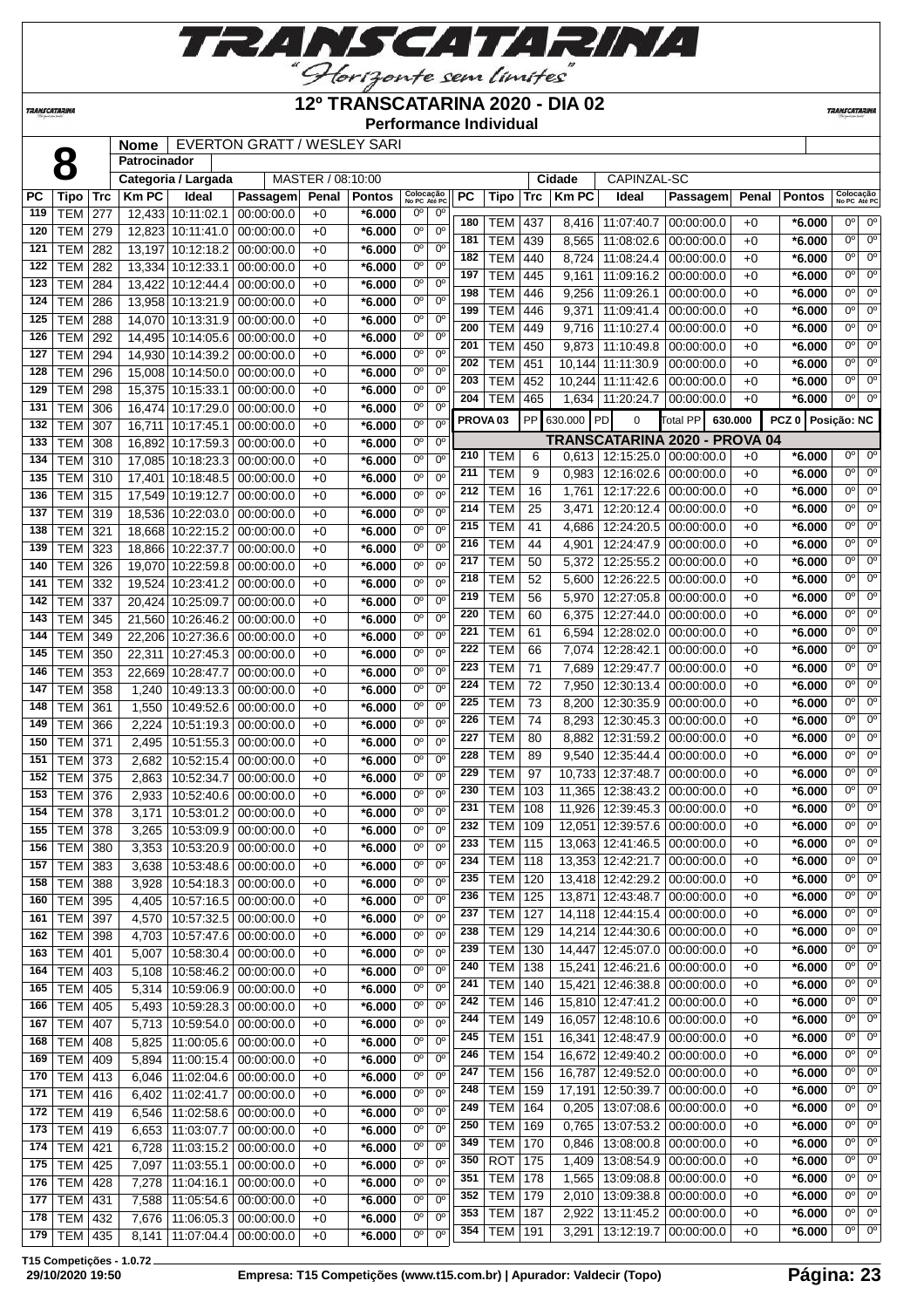# 12º TRANSCATARINA 2020 - DIA 02

**Performance Individual**

| 8 | Nome | EVERTON GRATT / WESLEY SARI |
|---|---|---|
| | Patrocinador | |
| | Categoria / Largada | MASTER / 08:10:00 |
| | Cidade | CAPINZAL-SC |

| PC | Tipo | Trc | Km PC | Ideal | Passagem | Penal | Pontos | Colocação No PC | Colocação Até PC |
|---|---|---|---|---|---|---|---|---|---|
| 119 | TEM | 277 | 12,433 | 10:11:02.1 | 00:00:00.0 | +0 | *6.000 | 0º | 0º |
| 120 | TEM | 279 | 12,823 | 10:11:41.0 | 00:00:00.0 | +0 | *6.000 | 0º | 0º |
| 121 | TEM | 282 | 13,197 | 10:12:18.2 | 00:00:00.0 | +0 | *6.000 | 0º | 0º |
| 122 | TEM | 282 | 13,334 | 10:12:33.1 | 00:00:00.0 | +0 | *6.000 | 0º | 0º |
| 123 | TEM | 284 | 13,422 | 10:12:44.4 | 00:00:00.0 | +0 | *6.000 | 0º | 0º |
| 124 | TEM | 286 | 13,958 | 10:13:21.9 | 00:00:00.0 | +0 | *6.000 | 0º | 0º |
| 125 | TEM | 288 | 14,070 | 10:13:31.9 | 00:00:00.0 | +0 | *6.000 | 0º | 0º |
| 126 | TEM | 292 | 14,495 | 10:14:05.6 | 00:00:00.0 | +0 | *6.000 | 0º | 0º |
| 127 | TEM | 294 | 14,930 | 10:14:39.2 | 00:00:00.0 | +0 | *6.000 | 0º | 0º |
| 128 | TEM | 296 | 15,008 | 10:14:50.0 | 00:00:00.0 | +0 | *6.000 | 0º | 0º |
| 129 | TEM | 298 | 15,375 | 10:15:33.1 | 00:00:00.0 | +0 | *6.000 | 0º | 0º |
| 131 | TEM | 306 | 16,474 | 10:17:29.0 | 00:00:00.0 | +0 | *6.000 | 0º | 0º |
| 132 | TEM | 307 | 16,711 | 10:17:45.1 | 00:00:00.0 | +0 | *6.000 | 0º | 0º |
| 133 | TEM | 308 | 16,892 | 10:17:59.3 | 00:00:00.0 | +0 | *6.000 | 0º | 0º |
| 134 | TEM | 310 | 17,085 | 10:18:23.3 | 00:00:00.0 | +0 | *6.000 | 0º | 0º |
| 135 | TEM | 310 | 17,401 | 10:18:48.5 | 00:00:00.0 | +0 | *6.000 | 0º | 0º |
| 136 | TEM | 315 | 17,549 | 10:19:12.7 | 00:00:00.0 | +0 | *6.000 | 0º | 0º |
| 137 | TEM | 319 | 18,536 | 10:22:03.0 | 00:00:00.0 | +0 | *6.000 | 0º | 0º |
| 138 | TEM | 321 | 18,668 | 10:22:15.2 | 00:00:00.0 | +0 | *6.000 | 0º | 0º |
| 139 | TEM | 323 | 18,866 | 10:22:37.7 | 00:00:00.0 | +0 | *6.000 | 0º | 0º |
| 140 | TEM | 326 | 19,070 | 10:22:59.8 | 00:00:00.0 | +0 | *6.000 | 0º | 0º |
| 141 | TEM | 332 | 19,524 | 10:23:41.2 | 00:00:00.0 | +0 | *6.000 | 0º | 0º |
| 142 | TEM | 337 | 20,424 | 10:25:09.7 | 00:00:00.0 | +0 | *6.000 | 0º | 0º |
| 143 | TEM | 345 | 21,560 | 10:26:46.2 | 00:00:00.0 | +0 | *6.000 | 0º | 0º |
| 144 | TEM | 349 | 22,206 | 10:27:36.6 | 00:00:00.0 | +0 | *6.000 | 0º | 0º |
| 145 | TEM | 350 | 22,311 | 10:27:45.3 | 00:00:00.0 | +0 | *6.000 | 0º | 0º |
| 146 | TEM | 353 | 22,669 | 10:28:47.7 | 00:00:00.0 | +0 | *6.000 | 0º | 0º |
| 147 | TEM | 358 | 1,240 | 10:49:13.3 | 00:00:00.0 | +0 | *6.000 | 0º | 0º |
| 148 | TEM | 361 | 1,550 | 10:49:52.6 | 00:00:00.0 | +0 | *6.000 | 0º | 0º |
| 149 | TEM | 366 | 2,224 | 10:51:19.3 | 00:00:00.0 | +0 | *6.000 | 0º | 0º |
| 150 | TEM | 371 | 2,495 | 10:51:55.3 | 00:00:00.0 | +0 | *6.000 | 0º | 0º |
| 151 | TEM | 373 | 2,682 | 10:52:15.4 | 00:00:00.0 | +0 | *6.000 | 0º | 0º |
| 152 | TEM | 375 | 2,863 | 10:52:34.7 | 00:00:00.0 | +0 | *6.000 | 0º | 0º |
| 153 | TEM | 376 | 2,933 | 10:52:40.6 | 00:00:00.0 | +0 | *6.000 | 0º | 0º |
| 154 | TEM | 378 | 3,171 | 10:53:01.2 | 00:00:00.0 | +0 | *6.000 | 0º | 0º |
| 155 | TEM | 378 | 3,265 | 10:53:09.9 | 00:00:00.0 | +0 | *6.000 | 0º | 0º |
| 156 | TEM | 380 | 3,353 | 10:53:20.9 | 00:00:00.0 | +0 | *6.000 | 0º | 0º |
| 157 | TEM | 383 | 3,638 | 10:53:48.6 | 00:00:00.0 | +0 | *6.000 | 0º | 0º |
| 158 | TEM | 388 | 3,928 | 10:54:18.3 | 00:00:00.0 | +0 | *6.000 | 0º | 0º |
| 160 | TEM | 395 | 4,405 | 10:57:16.5 | 00:00:00.0 | +0 | *6.000 | 0º | 0º |
| 161 | TEM | 397 | 4,570 | 10:57:32.5 | 00:00:00.0 | +0 | *6.000 | 0º | 0º |
| 162 | TEM | 398 | 4,703 | 10:57:47.6 | 00:00:00.0 | +0 | *6.000 | 0º | 0º |
| 163 | TEM | 401 | 5,007 | 10:58:30.4 | 00:00:00.0 | +0 | *6.000 | 0º | 0º |
| 164 | TEM | 403 | 5,108 | 10:58:46.2 | 00:00:00.0 | +0 | *6.000 | 0º | 0º |
| 165 | TEM | 405 | 5,314 | 10:59:06.9 | 00:00:00.0 | +0 | *6.000 | 0º | 0º |
| 166 | TEM | 405 | 5,493 | 10:59:28.3 | 00:00:00.0 | +0 | *6.000 | 0º | 0º |
| 167 | TEM | 407 | 5,713 | 10:59:54.0 | 00:00:00.0 | +0 | *6.000 | 0º | 0º |
| 168 | TEM | 408 | 5,825 | 11:00:05.6 | 00:00:00.0 | +0 | *6.000 | 0º | 0º |
| 169 | TEM | 409 | 5,894 | 11:00:15.4 | 00:00:00.0 | +0 | *6.000 | 0º | 0º |
| 170 | TEM | 413 | 6,046 | 11:02:04.6 | 00:00:00.0 | +0 | *6.000 | 0º | 0º |
| 171 | TEM | 416 | 6,402 | 11:02:41.7 | 00:00:00.0 | +0 | *6.000 | 0º | 0º |
| 172 | TEM | 419 | 6,546 | 11:02:58.6 | 00:00:00.0 | +0 | *6.000 | 0º | 0º |
| 173 | TEM | 419 | 6,653 | 11:03:07.7 | 00:00:00.0 | +0 | *6.000 | 0º | 0º |
| 174 | TEM | 421 | 6,728 | 11:03:15.2 | 00:00:00.0 | +0 | *6.000 | 0º | 0º |
| 175 | TEM | 425 | 7,097 | 11:03:55.1 | 00:00:00.0 | +0 | *6.000 | 0º | 0º |
| 176 | TEM | 428 | 7,278 | 11:04:16.1 | 00:00:00.0 | +0 | *6.000 | 0º | 0º |
| 177 | TEM | 431 | 7,588 | 11:05:54.6 | 00:00:00.0 | +0 | *6.000 | 0º | 0º |
| 178 | TEM | 432 | 7,676 | 11:06:05.3 | 00:00:00.0 | +0 | *6.000 | 0º | 0º |
| 179 | TEM | 435 | 8,141 | 11:07:04.4 | 00:00:00.0 | +0 | *6.000 | 0º | 0º |
| 180 | TEM | 437 | 8,416 | 11:07:40.7 | 00:00:00.0 | +0 | *6.000 | 0º | 0º |
| 181 | TEM | 439 | 8,565 | 11:08:02.6 | 00:00:00.0 | +0 | *6.000 | 0º | 0º |
| 182 | TEM | 440 | 8,724 | 11:08:24.4 | 00:00:00.0 | +0 | *6.000 | 0º | 0º |
| 197 | TEM | 445 | 9,161 | 11:09:16.2 | 00:00:00.0 | +0 | *6.000 | 0º | 0º |
| 198 | TEM | 446 | 9,256 | 11:09:26.1 | 00:00:00.0 | +0 | *6.000 | 0º | 0º |
| 199 | TEM | 446 | 9,371 | 11:09:41.4 | 00:00:00.0 | +0 | *6.000 | 0º | 0º |
| 200 | TEM | 449 | 9,716 | 11:10:27.4 | 00:00:00.0 | +0 | *6.000 | 0º | 0º |
| 201 | TEM | 450 | 9,873 | 11:10:49.8 | 00:00:00.0 | +0 | *6.000 | 0º | 0º |
| 202 | TEM | 451 | 10,144 | 11:11:30.9 | 00:00:00.0 | +0 | *6.000 | 0º | 0º |
| 203 | TEM | 452 | 10,244 | 11:11:42.6 | 00:00:00.0 | +0 | *6.000 | 0º | 0º |
| 204 | TEM | 465 | 1,634 | 11:20:24.7 | 00:00:00.0 | +0 | *6.000 | 0º | 0º |

PROVA 03 | PP 630.000 | PD 0 | Total PP 630.000 | PCZ 0 | Posição: NC

## TRANSCATARINA 2020 - PROVA 04

| PC | Tipo | Trc | Km PC | Ideal | Passagem | Penal | Pontos | Colocação No PC | Colocação Até PC |
|---|---|---|---|---|---|---|---|---|---|
| 210 | TEM | 6 | 0,613 | 12:15:25.0 | 00:00:00.0 | +0 | *6.000 | 0º | 0º |
| 211 | TEM | 9 | 0,983 | 12:16:02.6 | 00:00:00.0 | +0 | *6.000 | 0º | 0º |
| 212 | TEM | 16 | 1,761 | 12:17:22.6 | 00:00:00.0 | +0 | *6.000 | 0º | 0º |
| 214 | TEM | 25 | 3,471 | 12:20:12.4 | 00:00:00.0 | +0 | *6.000 | 0º | 0º |
| 215 | TEM | 41 | 4,686 | 12:24:20.5 | 00:00:00.0 | +0 | *6.000 | 0º | 0º |
| 216 | TEM | 44 | 4,901 | 12:24:47.9 | 00:00:00.0 | +0 | *6.000 | 0º | 0º |
| 217 | TEM | 50 | 5,372 | 12:25:55.2 | 00:00:00.0 | +0 | *6.000 | 0º | 0º |
| 218 | TEM | 52 | 5,600 | 12:26:22.5 | 00:00:00.0 | +0 | *6.000 | 0º | 0º |
| 219 | TEM | 56 | 5,970 | 12:27:05.8 | 00:00:00.0 | +0 | *6.000 | 0º | 0º |
| 220 | TEM | 60 | 6,375 | 12:27:44.0 | 00:00:00.0 | +0 | *6.000 | 0º | 0º |
| 221 | TEM | 61 | 6,594 | 12:28:02.0 | 00:00:00.0 | +0 | *6.000 | 0º | 0º |
| 222 | TEM | 66 | 7,074 | 12:28:42.1 | 00:00:00.0 | +0 | *6.000 | 0º | 0º |
| 223 | TEM | 71 | 7,689 | 12:29:47.7 | 00:00:00.0 | +0 | *6.000 | 0º | 0º |
| 224 | TEM | 72 | 7,950 | 12:30:13.4 | 00:00:00.0 | +0 | *6.000 | 0º | 0º |
| 225 | TEM | 73 | 8,200 | 12:30:35.9 | 00:00:00.0 | +0 | *6.000 | 0º | 0º |
| 226 | TEM | 74 | 8,293 | 12:30:45.3 | 00:00:00.0 | +0 | *6.000 | 0º | 0º |
| 227 | TEM | 80 | 8,882 | 12:31:59.2 | 00:00:00.0 | +0 | *6.000 | 0º | 0º |
| 228 | TEM | 89 | 9,540 | 12:35:44.4 | 00:00:00.0 | +0 | *6.000 | 0º | 0º |
| 229 | TEM | 97 | 10,733 | 12:37:48.7 | 00:00:00.0 | +0 | *6.000 | 0º | 0º |
| 230 | TEM | 103 | 11,365 | 12:38:43.2 | 00:00:00.0 | +0 | *6.000 | 0º | 0º |
| 231 | TEM | 108 | 11,926 | 12:39:45.3 | 00:00:00.0 | +0 | *6.000 | 0º | 0º |
| 232 | TEM | 109 | 12,051 | 12:39:57.6 | 00:00:00.0 | +0 | *6.000 | 0º | 0º |
| 233 | TEM | 115 | 13,063 | 12:41:46.5 | 00:00:00.0 | +0 | *6.000 | 0º | 0º |
| 234 | TEM | 118 | 13,353 | 12:42:21.7 | 00:00:00.0 | +0 | *6.000 | 0º | 0º |
| 235 | TEM | 120 | 13,418 | 12:42:29.2 | 00:00:00.0 | +0 | *6.000 | 0º | 0º |
| 236 | TEM | 125 | 13,871 | 12:43:48.7 | 00:00:00.0 | +0 | *6.000 | 0º | 0º |
| 237 | TEM | 127 | 14,118 | 12:44:15.4 | 00:00:00.0 | +0 | *6.000 | 0º | 0º |
| 238 | TEM | 129 | 14,214 | 12:44:30.6 | 00:00:00.0 | +0 | *6.000 | 0º | 0º |
| 239 | TEM | 130 | 14,447 | 12:45:07.0 | 00:00:00.0 | +0 | *6.000 | 0º | 0º |
| 240 | TEM | 138 | 15,241 | 12:46:21.6 | 00:00:00.0 | +0 | *6.000 | 0º | 0º |
| 241 | TEM | 140 | 15,421 | 12:46:38.8 | 00:00:00.0 | +0 | *6.000 | 0º | 0º |
| 242 | TEM | 146 | 15,810 | 12:47:41.2 | 00:00:00.0 | +0 | *6.000 | 0º | 0º |
| 244 | TEM | 149 | 16,057 | 12:48:10.6 | 00:00:00.0 | +0 | *6.000 | 0º | 0º |
| 245 | TEM | 151 | 16,341 | 12:48:47.9 | 00:00:00.0 | +0 | *6.000 | 0º | 0º |
| 246 | TEM | 154 | 16,672 | 12:49:40.2 | 00:00:00.0 | +0 | *6.000 | 0º | 0º |
| 247 | TEM | 156 | 16,787 | 12:49:52.0 | 00:00:00.0 | +0 | *6.000 | 0º | 0º |
| 248 | TEM | 159 | 17,191 | 12:50:39.7 | 00:00:00.0 | +0 | *6.000 | 0º | 0º |
| 249 | TEM | 164 | 0,205 | 13:07:08.6 | 00:00:00.0 | +0 | *6.000 | 0º | 0º |
| 250 | TEM | 169 | 0,765 | 13:07:53.2 | 00:00:00.0 | +0 | *6.000 | 0º | 0º |
| 349 | TEM | 170 | 0,846 | 13:08:00.8 | 00:00:00.0 | +0 | *6.000 | 0º | 0º |
| 350 | ROT | 175 | 1,409 | 13:08:54.9 | 00:00:00.0 | +0 | *6.000 | 0º | 0º |
| 351 | TEM | 178 | 1,565 | 13:09:08.8 | 00:00:00.0 | +0 | *6.000 | 0º | 0º |
| 352 | TEM | 179 | 2,010 | 13:09:38.8 | 00:00:00.0 | +0 | *6.000 | 0º | 0º |
| 353 | TEM | 187 | 2,922 | 13:11:45.2 | 00:00:00.0 | +0 | *6.000 | 0º | 0º |
| 354 | TEM | 191 | 3,291 | 13:12:19.7 | 00:00:00.0 | +0 | *6.000 | 0º | 0º |

T15 Competições - 1.0.72
29/10/2020 19:50 — Empresa: T15 Competições (www.t15.com.br) | Apurador: Valdecir (Topo)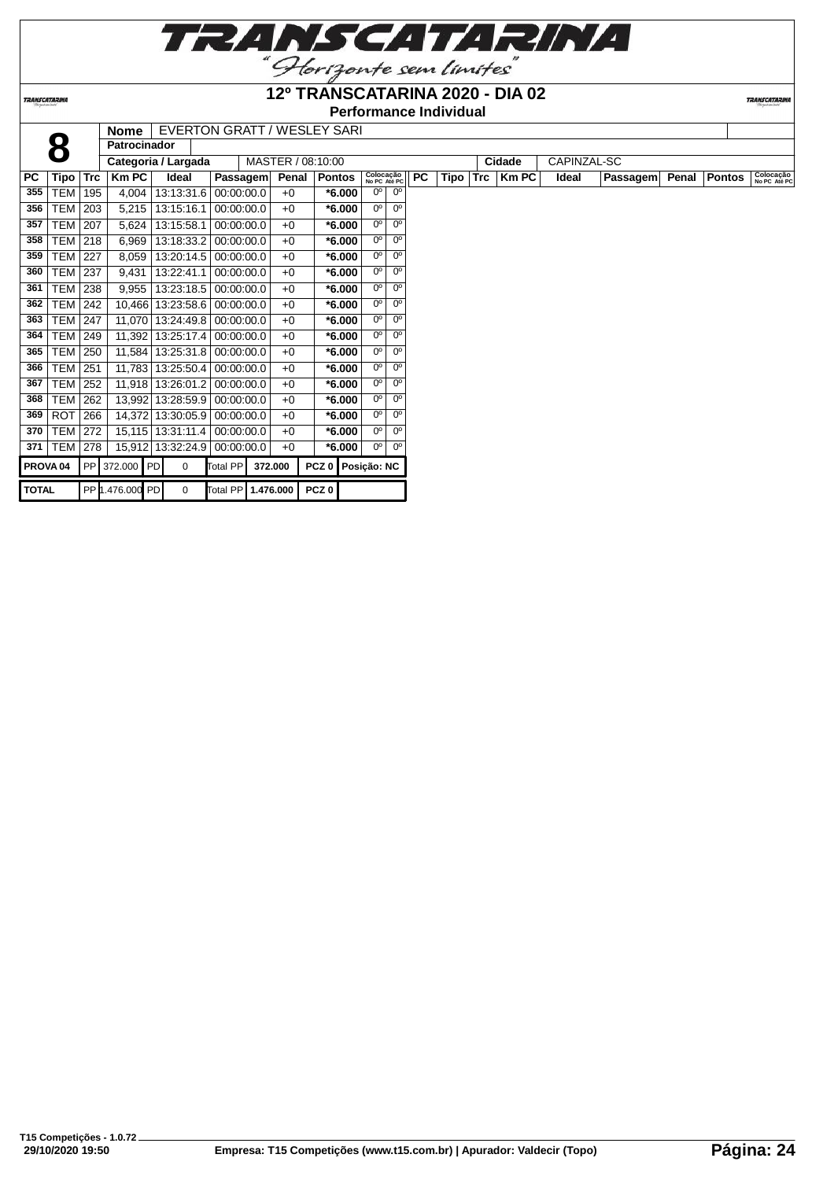# 12º TRANSCATARINA 2020 - DIA 02

## Performance Individual

| | | |
|---|---|---|
| **8** | **Nome** | EVERTON GRATT / WESLEY SARI |
| | **Patrocinador** | |
| | **Categoria / Largada** | MASTER / 08:10:00 |
| | **Cidade** | CAPINZAL-SC |

| PC | Tipo | Trc | Km PC | Ideal | Passagem | Penal | Pontos | Colocação No PC | Colocação Até PC |
|---|---|---|---|---|---|---|---|---|---|
| 355 | TEM | 195 | 4,004 | 13:13:31.6 | 00:00:00.0 | +0 | *6.000 | 0º | 0º |
| 356 | TEM | 203 | 5,215 | 13:15:16.1 | 00:00:00.0 | +0 | *6.000 | 0º | 0º |
| 357 | TEM | 207 | 5,624 | 13:15:58.1 | 00:00:00.0 | +0 | *6.000 | 0º | 0º |
| 358 | TEM | 218 | 6,969 | 13:18:33.2 | 00:00:00.0 | +0 | *6.000 | 0º | 0º |
| 359 | TEM | 227 | 8,059 | 13:20:14.5 | 00:00:00.0 | +0 | *6.000 | 0º | 0º |
| 360 | TEM | 237 | 9,431 | 13:22:41.1 | 00:00:00.0 | +0 | *6.000 | 0º | 0º |
| 361 | TEM | 238 | 9,955 | 13:23:18.5 | 00:00:00.0 | +0 | *6.000 | 0º | 0º |
| 362 | TEM | 242 | 10,466 | 13:23:58.6 | 00:00:00.0 | +0 | *6.000 | 0º | 0º |
| 363 | TEM | 247 | 11,070 | 13:24:49.8 | 00:00:00.0 | +0 | *6.000 | 0º | 0º |
| 364 | TEM | 249 | 11,392 | 13:25:17.4 | 00:00:00.0 | +0 | *6.000 | 0º | 0º |
| 365 | TEM | 250 | 11,584 | 13:25:31.8 | 00:00:00.0 | +0 | *6.000 | 0º | 0º |
| 366 | TEM | 251 | 11,783 | 13:25:50.4 | 00:00:00.0 | +0 | *6.000 | 0º | 0º |
| 367 | TEM | 252 | 11,918 | 13:26:01.2 | 00:00:00.0 | +0 | *6.000 | 0º | 0º |
| 368 | TEM | 262 | 13,992 | 13:28:59.9 | 00:00:00.0 | +0 | *6.000 | 0º | 0º |
| 369 | ROT | 266 | 14,372 | 13:30:05.9 | 00:00:00.0 | +0 | *6.000 | 0º | 0º |
| 370 | TEM | 272 | 15,115 | 13:31:11.4 | 00:00:00.0 | +0 | *6.000 | 0º | 0º |
| 371 | TEM | 278 | 15,912 | 13:32:24.9 | 00:00:00.0 | +0 | *6.000 | 0º | 0º |

| | | | | | | | |
|---|---|---|---|---|---|---|---|
| **PROVA 04** | PP 372.000 | PD 0 | Total PP | 372.000 | PCZ 0 | Posição: NC |
| **TOTAL** | PP 1.476.000 | PD 0 | Total PP | 1.476.000 | PCZ 0 | |

T15 Competições - 1.0.72
29/10/2020 19:50

Empresa: T15 Competições (www.t15.com.br) | Apurador: Valdecir (Topo)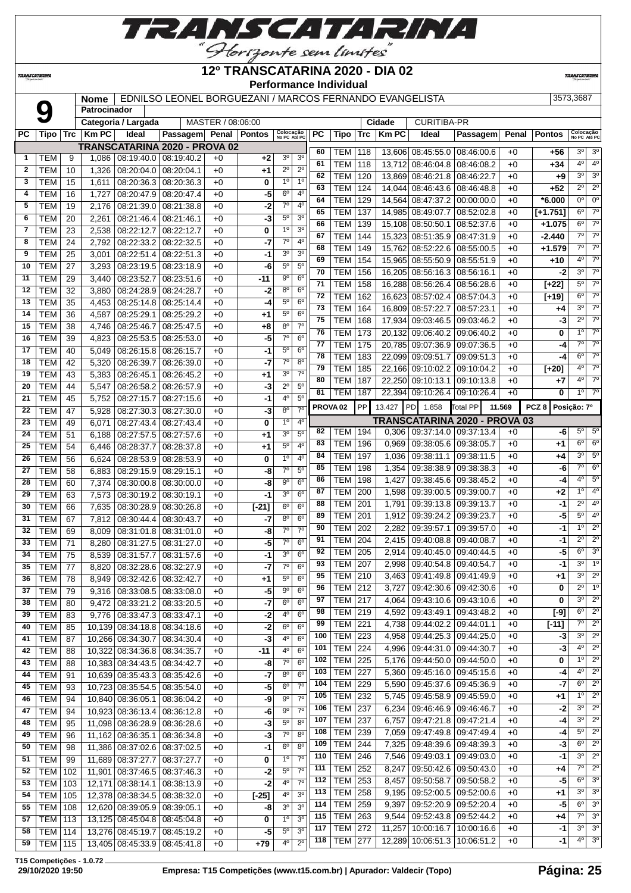# 12º TRANSCATARINA 2020 - DIA 02

**Performance Individual**

| 9 | Nome | EDNILSO LEONEL BORGUEZANI / MARCOS FERNANDO EVANGELISTA | 3573,3687 |
|---|---|---|---|
| | Patrocinador | | |
| | Categoria / Largada | MASTER / 08:06:00 | Cidade: CURITIBA-PR |

**TRANSCATARINA 2020 - PROVA 02**

| PC | Tipo | Trc | Km PC | Ideal | Passagem | Penal | Pontos | Colocação No PC | Colocação Até PC |
|---|---|---|---|---|---|---|---|---|---|
| 1 | TEM | 9 | 1,086 | 08:19:40.0 | 08:19:40.2 | +0 | +2 | 3º | 3º |
| 2 | TEM | 10 | 1,326 | 08:20:04.0 | 08:20:04.1 | +0 | +1 | 2º | 2º |
| 3 | TEM | 15 | 1,611 | 08:20:36.3 | 08:20:36.3 | +0 | 0 | 1º | 1º |
| 4 | TEM | 16 | 1,727 | 08:20:47.9 | 08:20:47.4 | +0 | -5 | 6º | 4º |
| 5 | TEM | 19 | 2,176 | 08:21:39.0 | 08:21:38.8 | +0 | -2 | 7º | 4º |
| 6 | TEM | 20 | 2,261 | 08:21:46.4 | 08:21:46.1 | +0 | -3 | 5º | 3º |
| 7 | TEM | 23 | 2,538 | 08:22:12.7 | 08:22:12.7 | +0 | 0 | 1º | 3º |
| 8 | TEM | 24 | 2,792 | 08:22:33.2 | 08:22:32.5 | +0 | -7 | 7º | 4º |
| 9 | TEM | 25 | 3,001 | 08:22:51.4 | 08:22:51.3 | +0 | -1 | 3º | 3º |
| 10 | TEM | 27 | 3,293 | 08:23:19.5 | 08:23:18.9 | +0 | -6 | 5º | 5º |
| 11 | TEM | 29 | 3,440 | 08:23:52.7 | 08:23:51.6 | +0 | -11 | 9º | 6º |
| 12 | TEM | 32 | 3,880 | 08:24:28.9 | 08:24:28.7 | +0 | -2 | 8º | 6º |
| 13 | TEM | 35 | 4,453 | 08:25:14.8 | 08:25:14.4 | +0 | -4 | 5º | 6º |
| 14 | TEM | 36 | 4,587 | 08:25:29.1 | 08:25:29.2 | +0 | +1 | 5º | 6º |
| 15 | TEM | 38 | 4,746 | 08:25:46.7 | 08:25:47.5 | +0 | +8 | 8º | 7º |
| 16 | TEM | 39 | 4,823 | 08:25:53.5 | 08:25:53.0 | +0 | -5 | 7º | 6º |
| 17 | TEM | 40 | 5,049 | 08:26:15.8 | 08:26:15.7 | +0 | -1 | 5º | 6º |
| 18 | TEM | 42 | 5,320 | 08:26:39.7 | 08:26:39.0 | +0 | -7 | 7º | 8º |
| 19 | TEM | 43 | 5,383 | 08:26:45.1 | 08:26:45.2 | +0 | +1 | 3º | 7º |
| 20 | TEM | 44 | 5,547 | 08:26:58.2 | 08:26:57.9 | +0 | -3 | 2º | 5º |
| 21 | TEM | 45 | 5,752 | 08:27:15.7 | 08:27:15.6 | +0 | -1 | 4º | 5º |
| 22 | TEM | 47 | 5,928 | 08:27:30.3 | 08:27:30.0 | +0 | -3 | 8º | 7º |
| 23 | TEM | 49 | 6,071 | 08:27:43.4 | 08:27:43.4 | +0 | 0 | 1º | 4º |
| 24 | TEM | 51 | 6,188 | 08:27:57.5 | 08:27:57.6 | +0 | +1 | 3º | 5º |
| 25 | TEM | 54 | 6,446 | 08:28:37.7 | 08:28:37.8 | +0 | +1 | 5º | 4º |
| 26 | TEM | 56 | 6,624 | 08:28:53.9 | 08:28:53.9 | +0 | 0 | 1º | 4º |
| 27 | TEM | 58 | 6,883 | 08:29:15.9 | 08:29:15.1 | +0 | -8 | 7º | 5º |
| 28 | TEM | 60 | 7,374 | 08:30:00.8 | 08:30:00.0 | +0 | -8 | 9º | 6º |
| 29 | TEM | 63 | 7,573 | 08:30:19.2 | 08:30:19.1 | +0 | -1 | 3º | 6º |
| 30 | TEM | 66 | 7,635 | 08:30:28.9 | 08:30:26.8 | +0 | [-21] | 6º | 6º |
| 31 | TEM | 67 | 7,812 | 08:30:44.4 | 08:30:43.7 | +0 | -7 | 8º | 6º |
| 32 | TEM | 69 | 8,009 | 08:31:01.8 | 08:31:01.0 | +0 | -8 | 7º | 7º |
| 33 | TEM | 71 | 8,280 | 08:31:27.5 | 08:31:27.0 | +0 | -5 | 7º | 6º |
| 34 | TEM | 75 | 8,539 | 08:31:57.7 | 08:31:57.6 | +0 | -1 | 3º | 6º |
| 35 | TEM | 77 | 8,820 | 08:32:28.6 | 08:32:27.9 | +0 | -7 | 7º | 6º |
| 36 | TEM | 78 | 8,949 | 08:32:42.6 | 08:32:42.7 | +0 | +1 | 5º | 6º |
| 37 | TEM | 79 | 9,316 | 08:33:08.5 | 08:33:08.0 | +0 | -5 | 9º | 6º |
| 38 | TEM | 80 | 9,472 | 08:33:21.2 | 08:33:20.5 | +0 | -7 | 6º | 6º |
| 39 | TEM | 83 | 9,776 | 08:33:47.3 | 08:33:47.1 | +0 | -2 | 4º | 6º |
| 40 | TEM | 85 | 10,139 | 08:34:18.8 | 08:34:18.6 | +0 | -2 | 6º | 6º |
| 41 | TEM | 87 | 10,266 | 08:34:30.7 | 08:34:30.4 | +0 | -3 | 4º | 6º |
| 42 | TEM | 88 | 10,322 | 08:34:36.8 | 08:34:35.7 | +0 | -11 | 4º | 6º |
| 43 | TEM | 88 | 10,383 | 08:34:43.5 | 08:34:42.7 | +0 | -8 | 7º | 6º |
| 44 | TEM | 91 | 10,639 | 08:35:43.3 | 08:35:42.6 | +0 | -7 | 8º | 6º |
| 45 | TEM | 93 | 10,723 | 08:35:54.5 | 08:35:54.0 | +0 | -5 | 6º | 7º |
| 46 | TEM | 94 | 10,840 | 08:36:05.1 | 08:36:04.2 | +0 | -9 | 9º | 7º |
| 47 | TEM | 94 | 10,923 | 08:36:13.4 | 08:36:12.8 | +0 | -6 | 9º | 7º |
| 48 | TEM | 95 | 11,098 | 08:36:28.9 | 08:36:28.6 | +0 | -3 | 5º | 8º |
| 49 | TEM | 96 | 11,162 | 08:36:35.1 | 08:36:34.8 | +0 | -3 | 7º | 8º |
| 50 | TEM | 98 | 11,386 | 08:37:02.6 | 08:37:02.5 | +0 | -1 | 6º | 8º |
| 51 | TEM | 99 | 11,689 | 08:37:27.7 | 08:37:27.7 | +0 | 0 | 1º | 7º |
| 52 | TEM | 102 | 11,901 | 08:37:46.5 | 08:37:46.3 | +0 | -2 | 5º | 7º |
| 53 | TEM | 103 | 12,171 | 08:38:14.1 | 08:38:13.9 | +0 | -2 | 4º | 7º |
| 54 | TEM | 105 | 12,378 | 08:38:34.5 | 08:38:32.0 | +0 | [-25] | 4º | 3º |
| 55 | TEM | 108 | 12,620 | 08:39:05.9 | 08:39:05.1 | +0 | -8 | 3º | 3º |
| 57 | TEM | 113 | 13,125 | 08:45:04.8 | 08:45:04.8 | +0 | 0 | 1º | 3º |
| 58 | TEM | 114 | 13,276 | 08:45:19.7 | 08:45:19.2 | +0 | -5 | 5º | 3º |
| 59 | TEM | 115 | 13,405 | 08:45:33.9 | 08:45:41.8 | +0 | +79 | 4º | 2º |
| 60 | TEM | 118 | 13,606 | 08:45:55.0 | 08:46:00.6 | +0 | +56 | 3º | 3º |
| 61 | TEM | 118 | 13,712 | 08:46:04.8 | 08:46:08.2 | +0 | +34 | 4º | 4º |
| 62 | TEM | 120 | 13,869 | 08:46:21.8 | 08:46:22.7 | +0 | +9 | 3º | 3º |
| 63 | TEM | 124 | 14,044 | 08:46:43.6 | 08:46:48.8 | +0 | +52 | 2º | 2º |
| 64 | TEM | 129 | 14,564 | 08:47:37.2 | 00:00:00.0 | +0 | *6.000 | 0º | 0º |
| 65 | TEM | 137 | 14,985 | 08:49:07.7 | 08:52:02.8 | +0 | [+1.751] | 6º | 7º |
| 66 | TEM | 139 | 15,108 | 08:50:50.1 | 08:52:37.6 | +0 | +1.075 | 6º | 7º |
| 67 | TEM | 144 | 15,323 | 08:51:35.9 | 08:47:31.9 | +0 | -2.440 | 7º | 7º |
| 68 | TEM | 149 | 15,762 | 08:52:22.6 | 08:55:00.5 | +0 | +1.579 | 7º | 7º |
| 69 | TEM | 154 | 15,965 | 08:55:50.9 | 08:55:51.9 | +0 | +10 | 4º | 7º |
| 70 | TEM | 156 | 16,205 | 08:56:16.3 | 08:56:16.1 | +0 | -2 | 3º | 7º |
| 71 | TEM | 158 | 16,288 | 08:56:26.4 | 08:56:28.6 | +0 | [+22] | 5º | 7º |
| 72 | TEM | 162 | 16,623 | 08:57:02.4 | 08:57:04.3 | +0 | [+19] | 6º | 7º |
| 73 | TEM | 164 | 16,809 | 08:57:22.7 | 08:57:23.1 | +0 | +4 | 3º | 7º |
| 75 | TEM | 168 | 17,934 | 09:03:46.5 | 09:03:46.2 | +0 | -3 | 2º | 7º |
| 76 | TEM | 173 | 20,132 | 09:06:40.2 | 09:06:40.2 | +0 | 0 | 1º | 7º |
| 77 | TEM | 175 | 20,785 | 09:07:36.9 | 09:07:36.5 | +0 | -4 | 7º | 7º |
| 78 | TEM | 183 | 22,099 | 09:09:51.7 | 09:09:51.3 | +0 | -4 | 6º | 7º |
| 79 | TEM | 185 | 22,166 | 09:10:02.2 | 09:10:04.2 | +0 | [+20] | 4º | 7º |
| 80 | TEM | 187 | 22,250 | 09:10:13.1 | 09:10:13.8 | +0 | +7 | 4º | 7º |
| 81 | TEM | 187 | 22,394 | 09:10:26.4 | 09:10:26.4 | +0 | 0 | 1º | 7º |

**PROVA 02** | PP 13.427 | PD 1.858 | Total PP 11.569 | PCZ 8 | Posição: 7º

**TRANSCATARINA 2020 - PROVA 03**

| PC | Tipo | Trc | Km PC | Ideal | Passagem | Penal | Pontos | Colocação No PC | Colocação Até PC |
|---|---|---|---|---|---|---|---|---|---|
| 82 | TEM | 194 | 0,306 | 09:37:14.0 | 09:37:13.4 | +0 | -6 | 5º | 5º |
| 83 | TEM | 196 | 0,969 | 09:38:05.6 | 09:38:05.7 | +0 | +1 | 6º | 6º |
| 84 | TEM | 197 | 1,036 | 09:38:11.1 | 09:38:11.5 | +0 | +4 | 3º | 5º |
| 85 | TEM | 198 | 1,354 | 09:38:38.9 | 09:38:38.3 | +0 | -6 | 7º | 6º |
| 86 | TEM | 198 | 1,427 | 09:38:45.6 | 09:38:45.2 | +0 | -4 | 4º | 5º |
| 87 | TEM | 200 | 1,598 | 09:39:00.5 | 09:39:00.7 | +0 | +2 | 1º | 4º |
| 88 | TEM | 201 | 1,791 | 09:39:13.8 | 09:39:13.7 | +0 | -1 | 2º | 4º |
| 89 | TEM | 201 | 1,912 | 09:39:24.2 | 09:39:23.7 | +0 | -5 | 5º | 4º |
| 90 | TEM | 202 | 2,282 | 09:39:57.1 | 09:39:57.0 | +0 | -1 | 1º | 2º |
| 91 | TEM | 204 | 2,415 | 09:40:08.8 | 09:40:08.7 | +0 | -1 | 2º | 2º |
| 92 | TEM | 205 | 2,914 | 09:40:45.0 | 09:40:44.5 | +0 | -5 | 6º | 3º |
| 93 | TEM | 207 | 2,998 | 09:40:54.8 | 09:40:54.7 | +0 | -1 | 3º | 1º |
| 95 | TEM | 210 | 3,463 | 09:41:49.8 | 09:41:49.9 | +0 | +1 | 3º | 2º |
| 96 | TEM | 212 | 3,727 | 09:42:30.6 | 09:42:30.6 | +0 | 0 | 2º | 1º |
| 97 | TEM | 217 | 4,064 | 09:43:10.6 | 09:43:10.6 | +0 | 0 | 3º | 2º |
| 98 | TEM | 219 | 4,592 | 09:43:49.1 | 09:43:48.2 | +0 | [-9] | 6º | 2º |
| 99 | TEM | 221 | 4,738 | 09:44:02.2 | 09:44:01.1 | +0 | [-11] | 7º | 2º |
| 100 | TEM | 223 | 4,958 | 09:44:25.3 | 09:44:25.0 | +0 | -3 | 3º | 2º |
| 101 | TEM | 224 | 4,996 | 09:44:31.0 | 09:44:30.7 | +0 | -3 | 4º | 2º |
| 102 | TEM | 225 | 5,176 | 09:44:50.0 | 09:44:50.0 | +0 | 0 | 1º | 2º |
| 103 | TEM | 227 | 5,360 | 09:45:16.0 | 09:45:15.6 | +0 | -4 | 4º | 2º |
| 104 | TEM | 229 | 5,590 | 09:45:37.6 | 09:45:36.9 | +0 | -7 | 6º | 2º |
| 105 | TEM | 232 | 5,745 | 09:45:58.9 | 09:45:59.0 | +0 | +1 | 1º | 2º |
| 106 | TEM | 237 | 6,234 | 09:46:46.9 | 09:46:46.7 | +0 | -2 | 3º | 2º |
| 107 | TEM | 237 | 6,757 | 09:47:21.8 | 09:47:21.4 | +0 | -4 | 3º | 2º |
| 108 | TEM | 239 | 7,059 | 09:47:49.8 | 09:47:49.4 | +0 | -4 | 5º | 2º |
| 109 | TEM | 244 | 7,325 | 09:48:39.6 | 09:48:39.3 | +0 | -3 | 6º | 2º |
| 110 | TEM | 246 | 7,546 | 09:49:03.1 | 09:49:03.0 | +0 | -1 | 3º | 2º |
| 111 | TEM | 252 | 8,247 | 09:50:42.6 | 09:50:43.0 | +0 | +4 | 7º | 2º |
| 112 | TEM | 253 | 8,457 | 09:50:58.7 | 09:50:58.2 | +0 | -5 | 6º | 3º |
| 113 | TEM | 258 | 9,195 | 09:52:00.5 | 09:52:00.6 | +0 | +1 | 3º | 3º |
| 114 | TEM | 259 | 9,397 | 09:52:20.9 | 09:52:20.4 | +0 | -5 | 6º | 3º |
| 115 | TEM | 263 | 9,544 | 09:52:43.8 | 09:52:44.2 | +0 | +4 | 7º | 3º |
| 117 | TEM | 272 | 11,257 | 10:00:16.7 | 10:00:16.6 | +0 | -1 | 3º | 3º |
| 118 | TEM | 277 | 12,289 | 10:06:51.3 | 10:06:51.2 | +0 | -1 | 4º | 3º |

T15 Competições - 1.0.72
29/10/2020 19:50 — Empresa: T15 Competições (www.t15.com.br) | Apurador: Valdecir (Topo)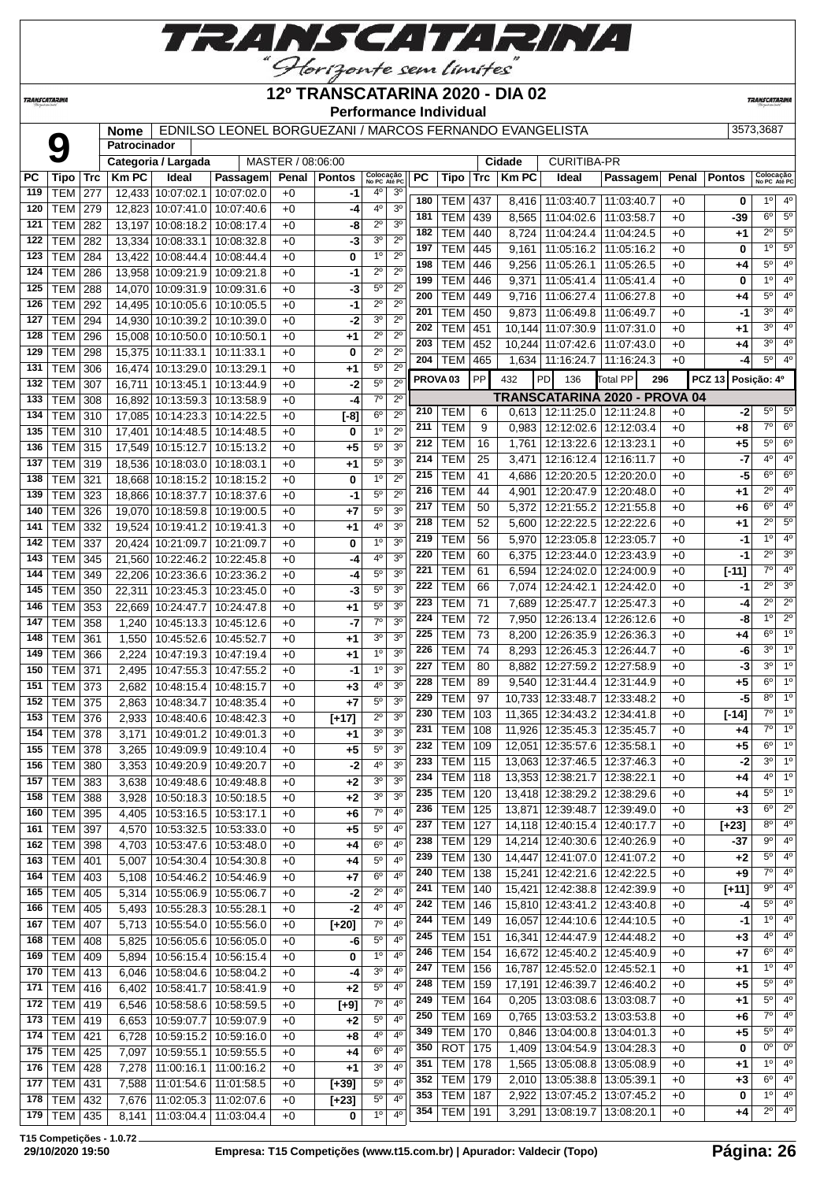# 12º TRANSCATARINA 2020 - DIA 02

**Performance Individual**

| | Nome | EDNILSO LEONEL BORGUEZANI / MARCOS FERNANDO EVANGELISTA | 3573,3687 |
|---|---|---|---|
| **9** | Patrocinador | | |
| | Categoria / Largada | MASTER / 08:06:00 | Cidade: CURITIBA-PR |

| PC | Tipo | Trc | Km PC | Ideal | Passagem | Penal | Pontos | Colocação No PC | Colocação Até PC |
|---|---|---|---|---|---|---|---|---|---|
| 119 | TEM | 277 | 12,433 | 10:07:02.1 | 10:07:02.0 | +0 | -1 | 4º | 3º |
| 120 | TEM | 279 | 12,823 | 10:07:41.0 | 10:07:40.6 | +0 | -4 | 4º | 3º |
| 121 | TEM | 282 | 13,197 | 10:08:18.2 | 10:08:17.4 | +0 | -8 | 2º | 3º |
| 122 | TEM | 282 | 13,334 | 10:08:33.1 | 10:08:32.8 | +0 | -3 | 3º | 2º |
| 123 | TEM | 284 | 13,422 | 10:08:44.4 | 10:08:44.4 | +0 | 0 | 1º | 2º |
| 124 | TEM | 286 | 13,958 | 10:09:21.9 | 10:09:21.8 | +0 | -1 | 2º | 2º |
| 125 | TEM | 288 | 14,070 | 10:09:31.9 | 10:09:31.6 | +0 | -3 | 5º | 2º |
| 126 | TEM | 292 | 14,495 | 10:10:05.6 | 10:10:05.5 | +0 | -1 | 2º | 2º |
| 127 | TEM | 294 | 14,930 | 10:10:39.2 | 10:10:39.0 | +0 | -2 | 3º | 2º |
| 128 | TEM | 296 | 15,008 | 10:10:50.0 | 10:10:50.1 | +0 | +1 | 2º | 2º |
| 129 | TEM | 298 | 15,375 | 10:11:33.1 | 10:11:33.1 | +0 | 0 | 2º | 2º |
| 131 | TEM | 306 | 16,474 | 10:13:29.0 | 10:13:29.1 | +0 | +1 | 5º | 2º |
| 132 | TEM | 307 | 16,711 | 10:13:45.1 | 10:13:44.9 | +0 | -2 | 5º | 2º |
| 133 | TEM | 308 | 16,892 | 10:13:59.3 | 10:13:58.9 | +0 | -4 | 7º | 2º |
| 134 | TEM | 310 | 17,085 | 10:14:23.3 | 10:14:22.5 | +0 | [-8] | 6º | 2º |
| 135 | TEM | 310 | 17,401 | 10:14:48.5 | 10:14:48.5 | +0 | 0 | 1º | 2º |
| 136 | TEM | 315 | 17,549 | 10:15:12.7 | 10:15:13.2 | +0 | +5 | 5º | 3º |
| 137 | TEM | 319 | 18,536 | 10:18:03.0 | 10:18:03.1 | +0 | +1 | 5º | 3º |
| 138 | TEM | 321 | 18,668 | 10:18:15.2 | 10:18:15.2 | +0 | 0 | 1º | 2º |
| 139 | TEM | 323 | 18,866 | 10:18:37.7 | 10:18:37.6 | +0 | -1 | 5º | 2º |
| 140 | TEM | 326 | 19,070 | 10:18:59.8 | 10:19:00.5 | +0 | +7 | 5º | 3º |
| 141 | TEM | 332 | 19,524 | 10:19:41.2 | 10:19:41.3 | +0 | +1 | 4º | 3º |
| 142 | TEM | 337 | 20,424 | 10:21:09.7 | 10:21:09.7 | +0 | 0 | 1º | 3º |
| 143 | TEM | 345 | 21,560 | 10:22:46.2 | 10:22:45.8 | +0 | -4 | 4º | 3º |
| 144 | TEM | 349 | 22,206 | 10:23:36.6 | 10:23:36.2 | +0 | -4 | 5º | 3º |
| 145 | TEM | 350 | 22,311 | 10:23:45.3 | 10:23:45.0 | +0 | -3 | 5º | 3º |
| 146 | TEM | 353 | 22,669 | 10:24:47.7 | 10:24:47.8 | +0 | +1 | 5º | 3º |
| 147 | TEM | 358 | 1,240 | 10:45:13.3 | 10:45:12.6 | +0 | -7 | 7º | 3º |
| 148 | TEM | 361 | 1,550 | 10:45:52.6 | 10:45:52.7 | +0 | +1 | 3º | 3º |
| 149 | TEM | 366 | 2,224 | 10:47:19.3 | 10:47:19.4 | +0 | +1 | 1º | 3º |
| 150 | TEM | 371 | 2,495 | 10:47:55.3 | 10:47:55.2 | +0 | -1 | 1º | 3º |
| 151 | TEM | 373 | 2,682 | 10:48:15.4 | 10:48:15.7 | +0 | +3 | 4º | 3º |
| 152 | TEM | 375 | 2,863 | 10:48:34.7 | 10:48:35.4 | +0 | +7 | 5º | 3º |
| 153 | TEM | 376 | 2,933 | 10:48:40.6 | 10:48:42.3 | +0 | [+17] | 2º | 3º |
| 154 | TEM | 378 | 3,171 | 10:49:01.2 | 10:49:01.3 | +0 | +1 | 3º | 3º |
| 155 | TEM | 378 | 3,265 | 10:49:09.9 | 10:49:10.4 | +0 | +5 | 5º | 3º |
| 156 | TEM | 380 | 3,353 | 10:49:20.9 | 10:49:20.7 | +0 | -2 | 4º | 3º |
| 157 | TEM | 383 | 3,638 | 10:49:48.6 | 10:49:48.8 | +0 | +2 | 3º | 3º |
| 158 | TEM | 388 | 3,928 | 10:50:18.3 | 10:50:18.5 | +0 | +2 | 3º | 3º |
| 160 | TEM | 395 | 4,405 | 10:53:16.5 | 10:53:17.1 | +0 | +6 | 7º | 4º |
| 161 | TEM | 397 | 4,570 | 10:53:32.5 | 10:53:33.0 | +0 | +5 | 5º | 4º |
| 162 | TEM | 398 | 4,703 | 10:53:47.6 | 10:53:48.0 | +0 | +4 | 6º | 4º |
| 163 | TEM | 401 | 5,007 | 10:54:30.4 | 10:54:30.8 | +0 | +4 | 5º | 4º |
| 164 | TEM | 403 | 5,108 | 10:54:46.2 | 10:54:46.9 | +0 | +7 | 6º | 4º |
| 165 | TEM | 405 | 5,314 | 10:55:06.9 | 10:55:06.7 | +0 | -2 | 2º | 4º |
| 166 | TEM | 405 | 5,493 | 10:55:28.3 | 10:55:28.1 | +0 | -2 | 4º | 4º |
| 167 | TEM | 407 | 5,713 | 10:55:54.0 | 10:55:56.0 | +0 | [+20] | 7º | 4º |
| 168 | TEM | 408 | 5,825 | 10:56:05.6 | 10:56:05.0 | +0 | -6 | 5º | 4º |
| 169 | TEM | 409 | 5,894 | 10:56:15.4 | 10:56:15.4 | +0 | 0 | 1º | 4º |
| 170 | TEM | 413 | 6,046 | 10:58:04.6 | 10:58:04.2 | +0 | -4 | 3º | 4º |
| 171 | TEM | 416 | 6,402 | 10:58:41.7 | 10:58:41.9 | +0 | +2 | 5º | 4º |
| 172 | TEM | 419 | 6,546 | 10:58:58.6 | 10:58:59.5 | +0 | [+9] | 7º | 4º |
| 173 | TEM | 419 | 6,653 | 10:59:07.7 | 10:59:07.9 | +0 | +2 | 5º | 4º |
| 174 | TEM | 421 | 6,728 | 10:59:15.2 | 10:59:16.0 | +0 | +8 | 4º | 4º |
| 175 | TEM | 425 | 7,097 | 10:59:55.1 | 10:59:55.5 | +0 | +4 | 6º | 4º |
| 176 | TEM | 428 | 7,278 | 11:00:16.1 | 11:00:16.2 | +0 | +1 | 3º | 4º |
| 177 | TEM | 431 | 7,588 | 11:01:54.6 | 11:01:58.5 | +0 | [+39] | 5º | 4º |
| 178 | TEM | 432 | 7,676 | 11:02:05.3 | 11:02:07.6 | +0 | [+23] | 5º | 4º |
| 179 | TEM | 435 | 8,141 | 11:03:04.4 | 11:03:04.4 | +0 | 0 | 1º | 4º |
| 180 | TEM | 437 | 8,416 | 11:03:40.7 | 11:03:40.7 | +0 | 0 | 1º | 4º |
| 181 | TEM | 439 | 8,565 | 11:04:02.6 | 11:03:58.7 | +0 | -39 | 6º | 5º |
| 182 | TEM | 440 | 8,724 | 11:04:24.4 | 11:04:24.5 | +0 | +1 | 2º | 5º |
| 197 | TEM | 445 | 9,161 | 11:05:16.2 | 11:05:16.2 | +0 | 0 | 1º | 5º |
| 198 | TEM | 446 | 9,256 | 11:05:26.1 | 11:05:26.5 | +0 | +4 | 5º | 4º |
| 199 | TEM | 446 | 9,371 | 11:05:41.4 | 11:05:41.4 | +0 | 0 | 1º | 4º |
| 200 | TEM | 449 | 9,716 | 11:06:27.4 | 11:06:27.8 | +0 | +4 | 5º | 4º |
| 201 | TEM | 450 | 9,873 | 11:06:49.8 | 11:06:49.7 | +0 | -1 | 3º | 4º |
| 202 | TEM | 451 | 10,144 | 11:07:30.9 | 11:07:31.0 | +0 | +1 | 3º | 4º |
| 203 | TEM | 452 | 10,244 | 11:07:42.6 | 11:07:43.0 | +0 | +4 | 3º | 4º |
| 204 | TEM | 465 | 1,634 | 11:16:24.7 | 11:16:24.3 | +0 | -4 | 5º | 4º |

**PROVA 03** | PP 432 | PD 136 | Total PP 296 | PCZ 13 | Posição: 4º

## TRANSCATARINA 2020 - PROVA 04

| PC | Tipo | Trc | Km PC | Ideal | Passagem | Penal | Pontos | Colocação No PC | Colocação Até PC |
|---|---|---|---|---|---|---|---|---|---|
| 210 | TEM | 6 | 0,613 | 12:11:25.0 | 12:11:24.8 | +0 | -2 | 5º | 5º |
| 211 | TEM | 9 | 0,983 | 12:12:02.6 | 12:12:03.4 | +0 | +8 | 7º | 6º |
| 212 | TEM | 16 | 1,761 | 12:13:22.6 | 12:13:23.1 | +0 | +5 | 5º | 6º |
| 214 | TEM | 25 | 3,471 | 12:16:12.4 | 12:16:11.7 | +0 | -7 | 4º | 4º |
| 215 | TEM | 41 | 4,686 | 12:20:20.5 | 12:20:20.0 | +0 | -5 | 6º | 6º |
| 216 | TEM | 44 | 4,901 | 12:20:47.9 | 12:20:48.0 | +0 | +1 | 2º | 4º |
| 217 | TEM | 50 | 5,372 | 12:21:55.2 | 12:21:55.8 | +0 | +6 | 6º | 4º |
| 218 | TEM | 52 | 5,600 | 12:22:22.5 | 12:22:22.6 | +0 | +1 | 2º | 5º |
| 219 | TEM | 56 | 5,970 | 12:23:05.8 | 12:23:05.7 | +0 | -1 | 1º | 4º |
| 220 | TEM | 60 | 6,375 | 12:23:44.0 | 12:23:43.9 | +0 | -1 | 2º | 3º |
| 221 | TEM | 61 | 6,594 | 12:24:02.0 | 12:24:00.9 | +0 | [-11] | 7º | 4º |
| 222 | TEM | 66 | 7,074 | 12:24:42.1 | 12:24:42.0 | +0 | -1 | 2º | 3º |
| 223 | TEM | 71 | 7,689 | 12:25:47.7 | 12:25:47.3 | +0 | -4 | 2º | 2º |
| 224 | TEM | 72 | 7,950 | 12:26:13.4 | 12:26:12.6 | +0 | -8 | 1º | 2º |
| 225 | TEM | 73 | 8,200 | 12:26:35.9 | 12:26:36.3 | +0 | +4 | 6º | 1º |
| 226 | TEM | 74 | 8,293 | 12:26:45.3 | 12:26:44.7 | +0 | -6 | 3º | 1º |
| 227 | TEM | 80 | 8,882 | 12:27:59.2 | 12:27:58.9 | +0 | -3 | 3º | 1º |
| 228 | TEM | 89 | 9,540 | 12:31:44.4 | 12:31:44.9 | +0 | +5 | 6º | 1º |
| 229 | TEM | 97 | 10,733 | 12:33:48.7 | 12:33:48.2 | +0 | -5 | 8º | 1º |
| 230 | TEM | 103 | 11,365 | 12:34:43.2 | 12:34:41.8 | +0 | [-14] | 7º | 1º |
| 231 | TEM | 108 | 11,926 | 12:35:45.3 | 12:35:45.7 | +0 | +4 | 7º | 1º |
| 232 | TEM | 109 | 12,051 | 12:35:57.6 | 12:35:58.1 | +0 | +5 | 6º | 1º |
| 233 | TEM | 115 | 13,063 | 12:37:46.5 | 12:37:46.3 | +0 | -2 | 3º | 1º |
| 234 | TEM | 118 | 13,353 | 12:38:21.7 | 12:38:22.1 | +0 | +4 | 4º | 1º |
| 235 | TEM | 120 | 13,418 | 12:38:29.2 | 12:38:29.6 | +0 | +4 | 5º | 1º |
| 236 | TEM | 125 | 13,871 | 12:39:48.7 | 12:39:49.0 | +0 | +3 | 6º | 2º |
| 237 | TEM | 127 | 14,118 | 12:40:15.4 | 12:40:17.7 | +0 | [+23] | 8º | 4º |
| 238 | TEM | 129 | 14,214 | 12:40:30.6 | 12:40:26.9 | +0 | -37 | 9º | 4º |
| 239 | TEM | 130 | 14,447 | 12:41:07.0 | 12:41:07.2 | +0 | +2 | 5º | 4º |
| 240 | TEM | 138 | 15,241 | 12:42:21.6 | 12:42:22.5 | +0 | +9 | 7º | 4º |
| 241 | TEM | 140 | 15,421 | 12:42:38.8 | 12:42:39.9 | +0 | [+11] | 9º | 4º |
| 242 | TEM | 146 | 15,810 | 12:43:41.2 | 12:43:40.8 | +0 | -4 | 5º | 4º |
| 244 | TEM | 149 | 16,057 | 12:44:10.6 | 12:44:10.5 | +0 | -1 | 1º | 4º |
| 245 | TEM | 151 | 16,341 | 12:44:47.9 | 12:44:48.2 | +0 | +3 | 4º | 4º |
| 246 | TEM | 154 | 16,672 | 12:45:40.2 | 12:45:40.9 | +0 | +7 | 6º | 4º |
| 247 | TEM | 156 | 16,787 | 12:45:52.0 | 12:45:52.1 | +0 | +1 | 1º | 4º |
| 248 | TEM | 159 | 17,191 | 12:46:39.7 | 12:46:40.2 | +0 | +5 | 5º | 4º |
| 249 | TEM | 164 | 0,205 | 13:03:08.6 | 13:03:08.7 | +0 | +1 | 5º | 4º |
| 250 | TEM | 169 | 0,765 | 13:03:53.2 | 13:03:53.8 | +0 | +6 | 7º | 4º |
| 349 | TEM | 170 | 0,846 | 13:04:00.8 | 13:04:01.3 | +0 | +5 | 5º | 4º |
| 350 | ROT | 175 | 1,409 | 13:04:54.9 | 13:04:28.3 | +0 | 0 | 0º | 0º |
| 351 | TEM | 178 | 1,565 | 13:05:08.8 | 13:05:08.9 | +0 | +1 | 1º | 4º |
| 352 | TEM | 179 | 2,010 | 13:05:38.8 | 13:05:39.1 | +0 | +3 | 6º | 4º |
| 353 | TEM | 187 | 2,922 | 13:07:45.2 | 13:07:45.2 | +0 | 0 | 1º | 4º |
| 354 | TEM | 191 | 3,291 | 13:08:19.7 | 13:08:20.1 | +0 | +4 | 2º | 4º |

T15 Competições - 1.0.72
29/10/2020 19:50 — Empresa: T15 Competições (www.t15.com.br) | Apurador: Valdecir (Topo)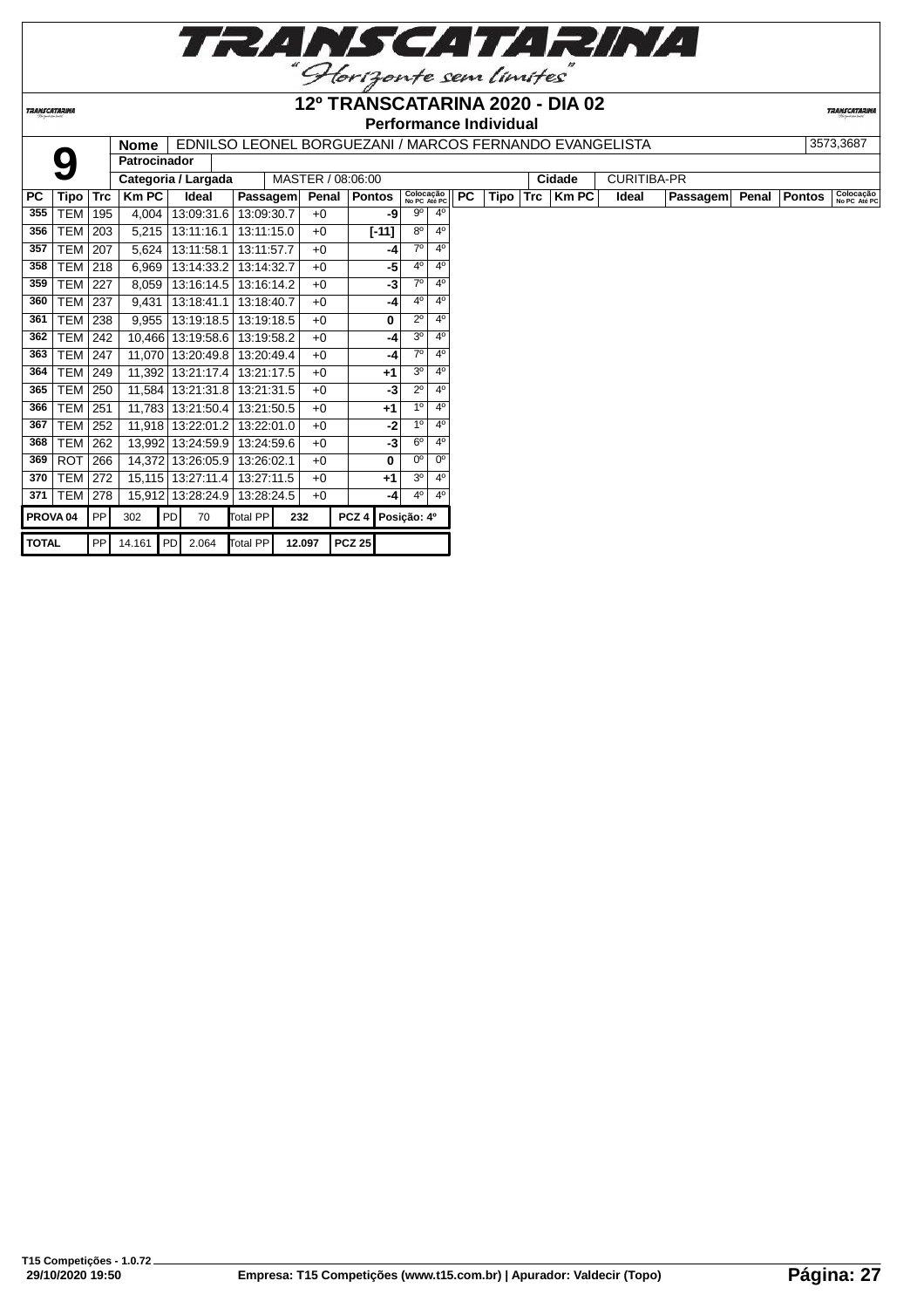# 12º TRANSCATARINA 2020 - DIA 02

## Performance Individual

| 9 | Nome | EDNILSO LEONEL BORGUEZANI / MARCOS FERNANDO EVANGELISTA | 3573,3687 |
|---|---|---|---|
| | Patrocinador | | |
| | Categoria / Largada | MASTER / 08:06:00 | Cidade: CURITIBA-PR |

| PC | Tipo | Trc | Km PC | Ideal | Passagem | Penal | Pontos | Colocação No PC | Colocação Até PC |
|---|---|---|---|---|---|---|---|---|---|
| 355 | TEM | 195 | 4,004 | 13:09:31.6 | 13:09:30.7 | +0 | -9 | 9º | 4º |
| 356 | TEM | 203 | 5,215 | 13:11:16.1 | 13:11:15.0 | +0 | [-11] | 8º | 4º |
| 357 | TEM | 207 | 5,624 | 13:11:58.1 | 13:11:57.7 | +0 | -4 | 7º | 4º |
| 358 | TEM | 218 | 6,969 | 13:14:33.2 | 13:14:32.7 | +0 | -5 | 4º | 4º |
| 359 | TEM | 227 | 8,059 | 13:16:14.5 | 13:16:14.2 | +0 | -3 | 7º | 4º |
| 360 | TEM | 237 | 9,431 | 13:18:41.1 | 13:18:40.7 | +0 | -4 | 4º | 4º |
| 361 | TEM | 238 | 9,955 | 13:19:18.5 | 13:19:18.5 | +0 | 0 | 2º | 4º |
| 362 | TEM | 242 | 10,466 | 13:19:58.6 | 13:19:58.2 | +0 | -4 | 3º | 4º |
| 363 | TEM | 247 | 11,070 | 13:20:49.8 | 13:20:49.4 | +0 | -4 | 7º | 4º |
| 364 | TEM | 249 | 11,392 | 13:21:17.4 | 13:21:17.5 | +0 | +1 | 3º | 4º |
| 365 | TEM | 250 | 11,584 | 13:21:31.8 | 13:21:31.5 | +0 | -3 | 2º | 4º |
| 366 | TEM | 251 | 11,783 | 13:21:50.4 | 13:21:50.5 | +0 | +1 | 1º | 4º |
| 367 | TEM | 252 | 11,918 | 13:22:01.2 | 13:22:01.0 | +0 | -2 | 1º | 4º |
| 368 | TEM | 262 | 13,992 | 13:24:59.9 | 13:24:59.6 | +0 | -3 | 6º | 4º |
| 369 | ROT | 266 | 14,372 | 13:26:05.9 | 13:26:02.1 | +0 | 0 | 0º | 0º |
| 370 | TEM | 272 | 15,115 | 13:27:11.4 | 13:27:11.5 | +0 | +1 | 3º | 4º |
| 371 | TEM | 278 | 15,912 | 13:28:24.9 | 13:28:24.5 | +0 | -4 | 4º | 4º |

| PROVA 04 | PP | 302 | PD | 70 | Total PP | 232 | PCZ 4 | Posição: 4º |
|---|---|---|---|---|---|---|---|---|
| TOTAL | PP | 14.161 | PD | 2.064 | Total PP | 12.097 | PCZ 25 | |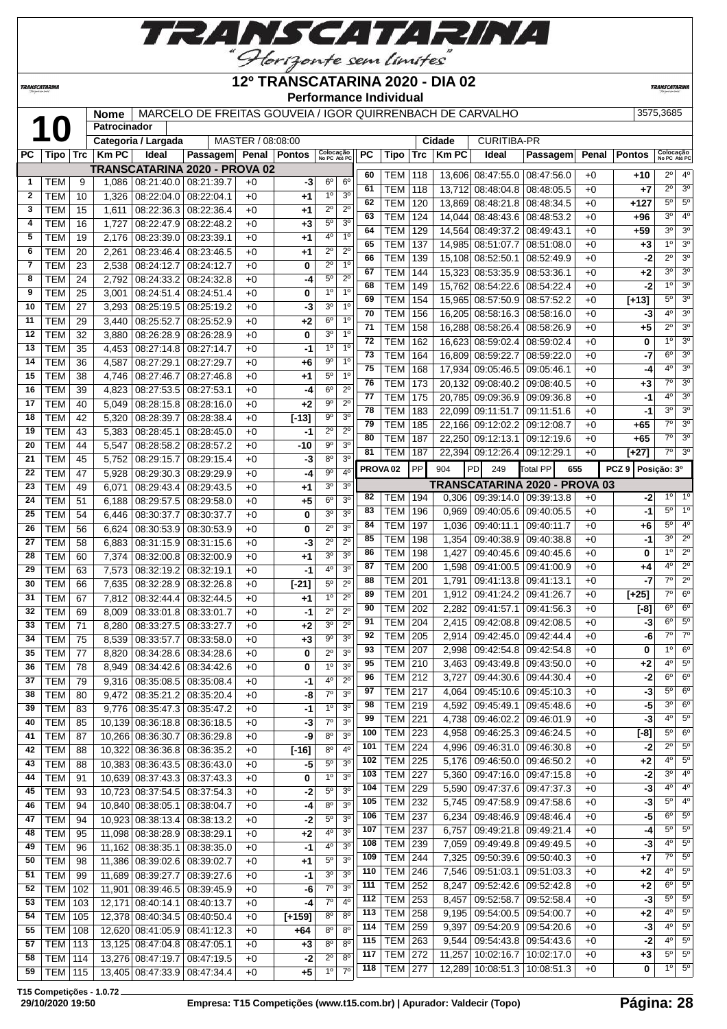# 12º TRANSCATARINA 2020 - DIA 02

**Performance Individual**

| 10 | Nome | MARCELO DE FREITAS GOUVEIA / IGOR QUIRRENBACH DE CARVALHO | 3575,3685 |
|---|---|---|---|
| | Patrocinador | | |
| | Categoria / Largada | MASTER / 08:08:00 | Cidade: CURITIBA-PR |

| PC | Tipo | Trc | Km PC | Ideal | Passagem | Penal | Pontos | Colocação No PC | Colocação Até PC |
|---|---|---|---|---|---|---|---|---|---|
| **TRANSCATARINA 2020 - PROVA 02** | | | | | | | | | |
| 1 | TEM | 9 | 1,086 | 08:21:40.0 | 08:21:39.7 | +0 | -3 | 6º | 6º |
| 2 | TEM | 10 | 1,326 | 08:22:04.0 | 08:22:04.1 | +0 | +1 | 1º | 3º |
| 3 | TEM | 15 | 1,611 | 08:22:36.3 | 08:22:36.4 | +0 | +1 | 2º | 2º |
| 4 | TEM | 16 | 1,727 | 08:22:47.9 | 08:22:48.2 | +0 | +3 | 5º | 3º |
| 5 | TEM | 19 | 2,176 | 08:23:39.0 | 08:23:39.1 | +0 | +1 | 4º | 1º |
| 6 | TEM | 20 | 2,261 | 08:23:46.4 | 08:23:46.5 | +0 | +1 | 2º | 2º |
| 7 | TEM | 23 | 2,538 | 08:24:12.7 | 08:24:12.7 | +0 | 0 | 2º | 1º |
| 8 | TEM | 24 | 2,792 | 08:24:33.2 | 08:24:32.8 | +0 | -4 | 5º | 2º |
| 9 | TEM | 25 | 3,001 | 08:24:51.4 | 08:24:51.4 | +0 | 0 | 1º | 1º |
| 10 | TEM | 27 | 3,293 | 08:25:19.5 | 08:25:19.2 | +0 | -3 | 3º | 1º |
| 11 | TEM | 29 | 3,440 | 08:25:52.7 | 08:25:52.9 | +0 | +2 | 6º | 1º |
| 12 | TEM | 32 | 3,880 | 08:26:28.9 | 08:26:28.9 | +0 | 0 | 3º | 1º |
| 13 | TEM | 35 | 4,453 | 08:27:14.8 | 08:27:14.7 | +0 | -1 | 1º | 1º |
| 14 | TEM | 36 | 4,587 | 08:27:29.1 | 08:27:29.7 | +0 | +6 | 9º | 1º |
| 15 | TEM | 38 | 4,746 | 08:27:46.7 | 08:27:46.8 | +0 | +1 | 5º | 1º |
| 16 | TEM | 39 | 4,823 | 08:27:53.5 | 08:27:53.1 | +0 | -4 | 6º | 2º |
| 17 | TEM | 40 | 5,049 | 08:28:15.8 | 08:28:16.0 | +0 | +2 | 9º | 2º |
| 18 | TEM | 42 | 5,320 | 08:28:39.7 | 08:28:38.4 | +0 | [-13] | 9º | 3º |
| 19 | TEM | 43 | 5,383 | 08:28:45.1 | 08:28:45.0 | +0 | -1 | 2º | 2º |
| 20 | TEM | 44 | 5,547 | 08:28:58.2 | 08:28:57.2 | +0 | -10 | 9º | 3º |
| 21 | TEM | 45 | 5,752 | 08:29:15.7 | 08:29:15.4 | +0 | -3 | 8º | 3º |
| 22 | TEM | 47 | 5,928 | 08:29:30.3 | 08:29:29.9 | +0 | -4 | 9º | 4º |
| 23 | TEM | 49 | 6,071 | 08:29:43.4 | 08:29:43.5 | +0 | +1 | 3º | 3º |
| 24 | TEM | 51 | 6,188 | 08:29:57.5 | 08:29:58.0 | +0 | +5 | 6º | 3º |
| 25 | TEM | 54 | 6,446 | 08:30:37.7 | 08:30:37.7 | +0 | 0 | 3º | 3º |
| 26 | TEM | 56 | 6,624 | 08:30:53.9 | 08:30:53.9 | +0 | 0 | 2º | 3º |
| 27 | TEM | 58 | 6,883 | 08:31:15.9 | 08:31:15.6 | +0 | -3 | 2º | 2º |
| 28 | TEM | 60 | 7,374 | 08:32:00.8 | 08:32:00.9 | +0 | +1 | 3º | 3º |
| 29 | TEM | 63 | 7,573 | 08:32:19.2 | 08:32:19.1 | +0 | -1 | 4º | 3º |
| 30 | TEM | 66 | 7,635 | 08:32:28.9 | 08:32:26.8 | +0 | [-21] | 5º | 2º |
| 31 | TEM | 67 | 7,812 | 08:32:44.4 | 08:32:44.5 | +0 | +1 | 1º | 2º |
| 32 | TEM | 69 | 8,009 | 08:33:01.8 | 08:33:01.7 | +0 | -1 | 2º | 2º |
| 33 | TEM | 71 | 8,280 | 08:33:27.5 | 08:33:27.7 | +0 | +2 | 3º | 2º |
| 34 | TEM | 75 | 8,539 | 08:33:57.7 | 08:33:58.0 | +0 | +3 | 9º | 3º |
| 35 | TEM | 77 | 8,820 | 08:34:28.6 | 08:34:28.6 | +0 | 0 | 2º | 3º |
| 36 | TEM | 78 | 8,949 | 08:34:42.6 | 08:34:42.6 | +0 | 0 | 1º | 3º |
| 37 | TEM | 79 | 9,316 | 08:35:08.5 | 08:35:08.4 | +0 | -1 | 4º | 2º |
| 38 | TEM | 80 | 9,472 | 08:35:21.2 | 08:35:20.4 | +0 | -8 | 7º | 3º |
| 39 | TEM | 83 | 9,776 | 08:35:47.3 | 08:35:47.2 | +0 | -1 | 1º | 3º |
| 40 | TEM | 85 | 10,139 | 08:36:18.8 | 08:36:18.5 | +0 | -3 | 7º | 3º |
| 41 | TEM | 87 | 10,266 | 08:36:30.7 | 08:36:29.8 | +0 | -9 | 8º | 3º |
| 42 | TEM | 88 | 10,322 | 08:36:36.8 | 08:36:35.2 | +0 | [-16] | 8º | 4º |
| 43 | TEM | 88 | 10,383 | 08:36:43.5 | 08:36:43.0 | +0 | -5 | 5º | 3º |
| 44 | TEM | 91 | 10,639 | 08:37:43.3 | 08:37:43.3 | +0 | 0 | 1º | 3º |
| 45 | TEM | 93 | 10,723 | 08:37:54.5 | 08:37:54.3 | +0 | -2 | 5º | 3º |
| 46 | TEM | 94 | 10,840 | 08:38:05.1 | 08:38:04.7 | +0 | -4 | 8º | 3º |
| 47 | TEM | 94 | 10,923 | 08:38:13.4 | 08:38:13.2 | +0 | -2 | 5º | 3º |
| 48 | TEM | 95 | 11,098 | 08:38:28.9 | 08:38:29.1 | +0 | +2 | 4º | 3º |
| 49 | TEM | 96 | 11,162 | 08:38:35.1 | 08:38:35.0 | +0 | -1 | 4º | 3º |
| 50 | TEM | 98 | 11,386 | 08:39:02.6 | 08:39:02.7 | +0 | +1 | 5º | 3º |
| 51 | TEM | 99 | 11,689 | 08:39:27.7 | 08:39:27.6 | +0 | -1 | 3º | 3º |
| 52 | TEM | 102 | 11,901 | 08:39:46.5 | 08:39:45.9 | +0 | -6 | 7º | 3º |
| 53 | TEM | 103 | 12,171 | 08:40:14.1 | 08:40:13.7 | +0 | -4 | 7º | 4º |
| 54 | TEM | 105 | 12,378 | 08:40:34.5 | 08:40:50.4 | +0 | [+159] | 8º | 8º |
| 55 | TEM | 108 | 12,620 | 08:41:05.9 | 08:41:12.3 | +0 | +64 | 8º | 8º |
| 57 | TEM | 113 | 13,125 | 08:47:04.8 | 08:47:05.1 | +0 | +3 | 8º | 8º |
| 58 | TEM | 114 | 13,276 | 08:47:19.7 | 08:47:19.5 | +0 | -2 | 2º | 8º |
| 59 | TEM | 115 | 13,405 | 08:47:33.9 | 08:47:34.4 | +0 | +5 | 1º | 7º |
| 60 | TEM | 118 | 13,606 | 08:47:55.0 | 08:47:56.0 | +0 | +10 | 2º | 4º |
| 61 | TEM | 118 | 13,712 | 08:48:04.8 | 08:48:05.5 | +0 | +7 | 2º | 3º |
| 62 | TEM | 120 | 13,869 | 08:48:21.8 | 08:48:34.5 | +0 | +127 | 5º | 5º |
| 63 | TEM | 124 | 14,044 | 08:48:43.6 | 08:48:53.2 | +0 | +96 | 3º | 4º |
| 64 | TEM | 129 | 14,564 | 08:49:37.2 | 08:49:43.1 | +0 | +59 | 3º | 3º |
| 65 | TEM | 137 | 14,985 | 08:51:07.7 | 08:51:08.0 | +0 | +3 | 1º | 3º |
| 66 | TEM | 139 | 15,108 | 08:52:50.1 | 08:52:49.9 | +0 | -2 | 2º | 3º |
| 67 | TEM | 144 | 15,323 | 08:53:35.9 | 08:53:36.1 | +0 | +2 | 3º | 3º |
| 68 | TEM | 149 | 15,762 | 08:54:22.6 | 08:54:22.4 | +0 | -2 | 1º | 3º |
| 69 | TEM | 154 | 15,965 | 08:57:50.9 | 08:57:52.2 | +0 | [+13] | 5º | 3º |
| 70 | TEM | 156 | 16,205 | 08:58:16.3 | 08:58:16.0 | +0 | -3 | 4º | 3º |
| 71 | TEM | 158 | 16,288 | 08:58:26.4 | 08:58:26.9 | +0 | +5 | 2º | 3º |
| 72 | TEM | 162 | 16,623 | 08:59:02.4 | 08:59:02.4 | +0 | 0 | 1º | 3º |
| 73 | TEM | 164 | 16,809 | 08:59:22.7 | 08:59:22.0 | +0 | -7 | 6º | 3º |
| 75 | TEM | 168 | 17,934 | 09:05:46.5 | 09:05:46.1 | +0 | -4 | 4º | 3º |
| 76 | TEM | 173 | 20,132 | 09:08:40.2 | 09:08:40.5 | +0 | +3 | 7º | 3º |
| 77 | TEM | 175 | 20,785 | 09:09:36.9 | 09:09:36.8 | +0 | -1 | 4º | 3º |
| 78 | TEM | 183 | 22,099 | 09:11:51.7 | 09:11:51.6 | +0 | -1 | 3º | 3º |
| 79 | TEM | 185 | 22,166 | 09:12:02.2 | 09:12:08.7 | +0 | +65 | 7º | 3º |
| 80 | TEM | 187 | 22,250 | 09:12:13.1 | 09:12:19.6 | +0 | +65 | 7º | 3º |
| 81 | TEM | 187 | 22,394 | 09:12:26.4 | 09:12:29.1 | +0 | [+27] | 7º | 3º |
| **PROVA 02** | **PP** | 904 | **PD** | 249 | **Total PP** | 655 | **PCZ 9** | **Posição: 3º** | |
| **TRANSCATARINA 2020 - PROVA 03** | | | | | | | | | |
| 82 | TEM | 194 | 0,306 | 09:39:14.0 | 09:39:13.8 | +0 | -2 | 1º | 1º |
| 83 | TEM | 196 | 0,969 | 09:40:05.6 | 09:40:05.5 | +0 | -1 | 5º | 1º |
| 84 | TEM | 197 | 1,036 | 09:40:11.1 | 09:40:11.7 | +0 | +6 | 5º | 4º |
| 85 | TEM | 198 | 1,354 | 09:40:38.9 | 09:40:38.8 | +0 | -1 | 3º | 2º |
| 86 | TEM | 198 | 1,427 | 09:40:45.6 | 09:40:45.6 | +0 | 0 | 1º | 2º |
| 87 | TEM | 200 | 1,598 | 09:41:00.5 | 09:41:00.9 | +0 | +4 | 4º | 2º |
| 88 | TEM | 201 | 1,791 | 09:41:13.8 | 09:41:13.1 | +0 | -7 | 7º | 2º |
| 89 | TEM | 201 | 1,912 | 09:41:24.2 | 09:41:26.7 | +0 | [+25] | 7º | 6º |
| 90 | TEM | 202 | 2,282 | 09:41:57.1 | 09:41:56.3 | +0 | [-8] | 6º | 6º |
| 91 | TEM | 204 | 2,415 | 09:42:08.8 | 09:42:08.5 | +0 | -3 | 6º | 5º |
| 92 | TEM | 205 | 2,914 | 09:42:45.0 | 09:42:44.4 | +0 | -6 | 7º | 7º |
| 93 | TEM | 207 | 2,998 | 09:42:54.8 | 09:42:54.8 | +0 | 0 | 1º | 6º |
| 95 | TEM | 210 | 3,463 | 09:43:49.8 | 09:43:50.0 | +0 | +2 | 4º | 5º |
| 96 | TEM | 212 | 3,727 | 09:44:30.6 | 09:44:30.4 | +0 | -2 | 6º | 6º |
| 97 | TEM | 217 | 4,064 | 09:45:10.6 | 09:45:10.3 | +0 | -3 | 5º | 6º |
| 98 | TEM | 219 | 4,592 | 09:45:49.1 | 09:45:48.6 | +0 | -5 | 3º | 6º |
| 99 | TEM | 221 | 4,738 | 09:46:02.2 | 09:46:01.9 | +0 | -3 | 4º | 5º |
| 100 | TEM | 223 | 4,958 | 09:46:25.3 | 09:46:24.5 | +0 | [-8] | 5º | 6º |
| 101 | TEM | 224 | 4,996 | 09:46:31.0 | 09:46:30.8 | +0 | -2 | 2º | 5º |
| 102 | TEM | 225 | 5,176 | 09:46:50.0 | 09:46:50.2 | +0 | +2 | 4º | 5º |
| 103 | TEM | 227 | 5,360 | 09:47:16.0 | 09:47:15.8 | +0 | -2 | 3º | 4º |
| 104 | TEM | 229 | 5,590 | 09:47:37.6 | 09:47:37.3 | +0 | -3 | 4º | 4º |
| 105 | TEM | 232 | 5,745 | 09:47:58.9 | 09:47:58.6 | +0 | -3 | 5º | 4º |
| 106 | TEM | 237 | 6,234 | 09:48:46.9 | 09:48:46.4 | +0 | -5 | 6º | 5º |
| 107 | TEM | 237 | 6,757 | 09:49:21.8 | 09:49:21.4 | +0 | -4 | 5º | 5º |
| 108 | TEM | 239 | 7,059 | 09:49:49.8 | 09:49:49.5 | +0 | -3 | 4º | 5º |
| 109 | TEM | 244 | 7,325 | 09:50:39.6 | 09:50:40.3 | +0 | +7 | 7º | 5º |
| 110 | TEM | 246 | 7,546 | 09:51:03.1 | 09:51:03.3 | +0 | +2 | 4º | 5º |
| 111 | TEM | 252 | 8,247 | 09:52:42.6 | 09:52:42.8 | +0 | +2 | 6º | 5º |
| 112 | TEM | 253 | 8,457 | 09:52:58.7 | 09:52:58.4 | +0 | -3 | 5º | 5º |
| 113 | TEM | 258 | 9,195 | 09:54:00.5 | 09:54:00.7 | +0 | +2 | 4º | 5º |
| 114 | TEM | 259 | 9,397 | 09:54:20.9 | 09:54:20.6 | +0 | -3 | 4º | 5º |
| 115 | TEM | 263 | 9,544 | 09:54:43.8 | 09:54:43.6 | +0 | -2 | 4º | 5º |
| 117 | TEM | 272 | 11,257 | 10:02:16.7 | 10:02:17.0 | +0 | +3 | 5º | 5º |
| 118 | TEM | 277 | 12,289 | 10:08:51.3 | 10:08:51.3 | +0 | 0 | 1º | 5º |

T15 Competições - 1.0.72
29/10/2020 19:50 — Empresa: T15 Competições (www.t15.com.br) | Apurador: Valdecir (Topo)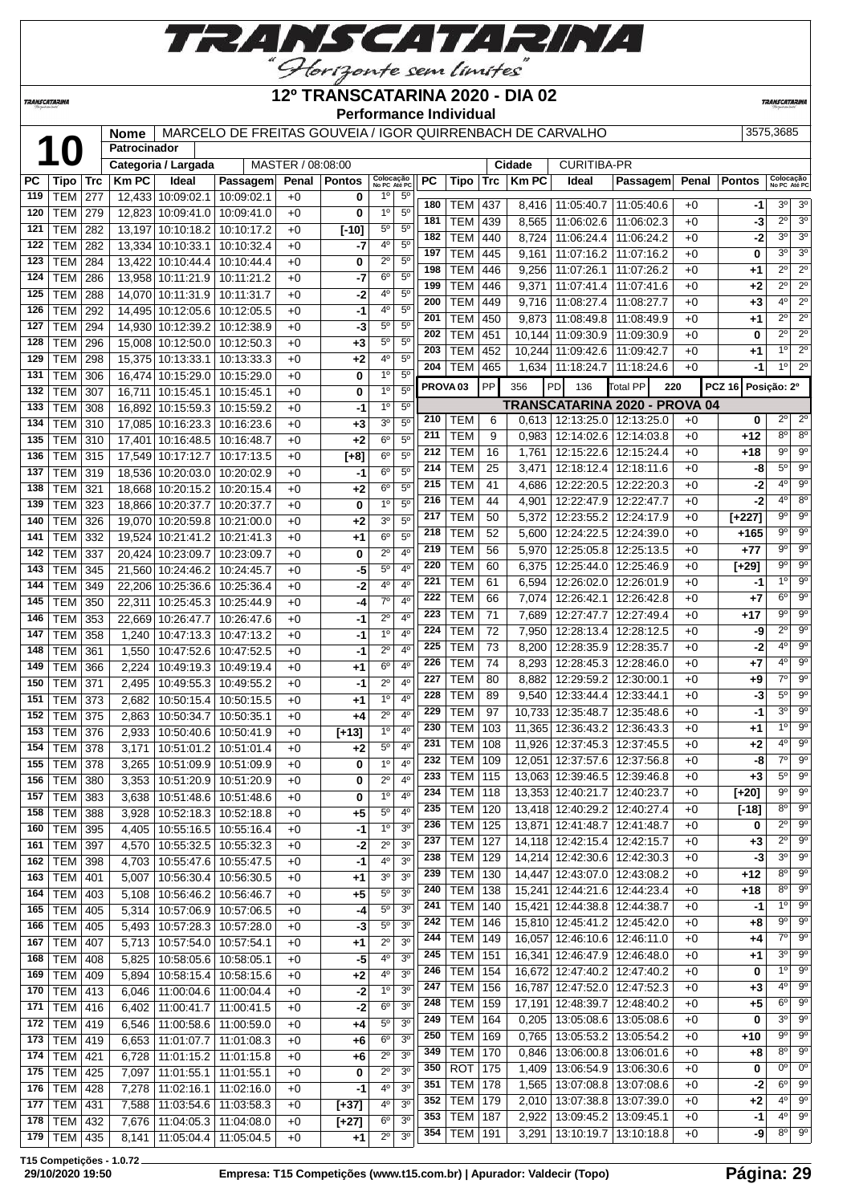# 12º TRANSCATARINA 2020 - DIA 02

**Performance Individual**

| 10 | Nome | MARCELO DE FREITAS GOUVEIA / IGOR QUIRRENBACH DE CARVALHO | 3575,3685 |
|---|---|---|---|
| | Patrocinador | | |
| | Categoria / Largada | MASTER / 08:08:00 | Cidade: CURITIBA-PR |

| PC | Tipo | Trc | Km PC | Ideal | Passagem | Penal | Pontos | Colocação No PC | Colocação Até PC |
|---|---|---|---|---|---|---|---|---|---|
| 119 | TEM | 277 | 12,433 | 10:09:02.1 | 10:09:02.1 | +0 | 0 | 1º | 5º |
| 120 | TEM | 279 | 12,823 | 10:09:41.0 | 10:09:41.0 | +0 | 0 | 1º | 5º |
| 121 | TEM | 282 | 13,197 | 10:10:18.2 | 10:10:17.2 | +0 | [-10] | 5º | 5º |
| 122 | TEM | 282 | 13,334 | 10:10:33.1 | 10:10:32.4 | +0 | -7 | 4º | 5º |
| 123 | TEM | 284 | 13,422 | 10:10:44.4 | 10:10:44.4 | +0 | 0 | 2º | 5º |
| 124 | TEM | 286 | 13,958 | 10:11:21.9 | 10:11:21.2 | +0 | -7 | 6º | 5º |
| 125 | TEM | 288 | 14,070 | 10:11:31.9 | 10:11:31.7 | +0 | -2 | 4º | 5º |
| 126 | TEM | 292 | 14,495 | 10:12:05.6 | 10:12:05.5 | +0 | -1 | 4º | 5º |
| 127 | TEM | 294 | 14,930 | 10:12:39.2 | 10:12:38.9 | +0 | -3 | 5º | 5º |
| 128 | TEM | 296 | 15,008 | 10:12:50.0 | 10:12:50.3 | +0 | +3 | 5º | 5º |
| 129 | TEM | 298 | 15,375 | 10:13:33.1 | 10:13:33.3 | +0 | +2 | 4º | 5º |
| 131 | TEM | 306 | 16,474 | 10:15:29.0 | 10:15:29.0 | +0 | 0 | 1º | 5º |
| 132 | TEM | 307 | 16,711 | 10:15:45.1 | 10:15:45.1 | +0 | 0 | 1º | 5º |
| 133 | TEM | 308 | 16,892 | 10:15:59.3 | 10:15:59.2 | +0 | -1 | 1º | 5º |
| 134 | TEM | 310 | 17,085 | 10:16:23.3 | 10:16:23.6 | +0 | +3 | 3º | 5º |
| 135 | TEM | 310 | 17,401 | 10:16:48.5 | 10:16:48.7 | +0 | +2 | 6º | 5º |
| 136 | TEM | 315 | 17,549 | 10:17:12.7 | 10:17:13.5 | +0 | [+8] | 6º | 5º |
| 137 | TEM | 319 | 18,536 | 10:20:03.0 | 10:20:02.9 | +0 | -1 | 6º | 5º |
| 138 | TEM | 321 | 18,668 | 10:20:15.2 | 10:20:15.4 | +0 | +2 | 6º | 5º |
| 139 | TEM | 323 | 18,866 | 10:20:37.7 | 10:20:37.7 | +0 | 0 | 1º | 5º |
| 140 | TEM | 326 | 19,070 | 10:20:59.8 | 10:21:00.0 | +0 | +2 | 3º | 5º |
| 141 | TEM | 332 | 19,524 | 10:21:41.2 | 10:21:41.3 | +0 | +1 | 6º | 5º |
| 142 | TEM | 337 | 20,424 | 10:23:09.7 | 10:23:09.7 | +0 | 0 | 2º | 4º |
| 143 | TEM | 345 | 21,560 | 10:24:46.2 | 10:24:45.7 | +0 | -5 | 5º | 4º |
| 144 | TEM | 349 | 22,206 | 10:25:36.6 | 10:25:36.4 | +0 | -2 | 4º | 4º |
| 145 | TEM | 350 | 22,311 | 10:25:45.3 | 10:25:44.9 | +0 | -4 | 7º | 4º |
| 146 | TEM | 353 | 22,669 | 10:26:47.7 | 10:26:47.6 | +0 | -1 | 2º | 4º |
| 147 | TEM | 358 | 1,240 | 10:47:13.3 | 10:47:13.2 | +0 | -1 | 1º | 4º |
| 148 | TEM | 361 | 1,550 | 10:47:52.6 | 10:47:52.5 | +0 | -1 | 2º | 4º |
| 149 | TEM | 366 | 2,224 | 10:49:19.3 | 10:49:19.4 | +0 | +1 | 6º | 4º |
| 150 | TEM | 371 | 2,495 | 10:49:55.3 | 10:49:55.2 | +0 | -1 | 2º | 4º |
| 151 | TEM | 373 | 2,682 | 10:50:15.4 | 10:50:15.5 | +0 | +1 | 1º | 4º |
| 152 | TEM | 375 | 2,863 | 10:50:34.7 | 10:50:35.1 | +0 | +4 | 2º | 4º |
| 153 | TEM | 376 | 2,933 | 10:50:40.6 | 10:50:41.9 | +0 | [+13] | 1º | 4º |
| 154 | TEM | 378 | 3,171 | 10:51:01.2 | 10:51:01.4 | +0 | +2 | 5º | 4º |
| 155 | TEM | 378 | 3,265 | 10:51:09.9 | 10:51:09.9 | +0 | 0 | 1º | 4º |
| 156 | TEM | 380 | 3,353 | 10:51:20.9 | 10:51:20.9 | +0 | 0 | 2º | 4º |
| 157 | TEM | 383 | 3,638 | 10:51:48.6 | 10:51:48.6 | +0 | 0 | 1º | 4º |
| 158 | TEM | 388 | 3,928 | 10:52:18.3 | 10:52:18.8 | +0 | +5 | 5º | 4º |
| 160 | TEM | 395 | 4,405 | 10:55:16.5 | 10:55:16.4 | +0 | -1 | 1º | 3º |
| 161 | TEM | 397 | 4,570 | 10:55:32.5 | 10:55:32.3 | +0 | -2 | 2º | 3º |
| 162 | TEM | 398 | 4,703 | 10:55:47.6 | 10:55:47.5 | +0 | -1 | 4º | 3º |
| 163 | TEM | 401 | 5,007 | 10:56:30.4 | 10:56:30.5 | +0 | +1 | 3º | 3º |
| 164 | TEM | 403 | 5,108 | 10:56:46.2 | 10:56:46.7 | +0 | +5 | 5º | 3º |
| 165 | TEM | 405 | 5,314 | 10:57:06.9 | 10:57:06.5 | +0 | -4 | 5º | 3º |
| 166 | TEM | 405 | 5,493 | 10:57:28.3 | 10:57:28.0 | +0 | -3 | 5º | 3º |
| 167 | TEM | 407 | 5,713 | 10:57:54.0 | 10:57:54.1 | +0 | +1 | 2º | 3º |
| 168 | TEM | 408 | 5,825 | 10:58:05.6 | 10:58:05.1 | +0 | -5 | 4º | 3º |
| 169 | TEM | 409 | 5,894 | 10:58:15.4 | 10:58:15.6 | +0 | +2 | 4º | 3º |
| 170 | TEM | 413 | 6,046 | 11:00:04.6 | 11:00:04.4 | +0 | -2 | 1º | 3º |
| 171 | TEM | 416 | 6,402 | 11:00:41.7 | 11:00:41.5 | +0 | -2 | 6º | 3º |
| 172 | TEM | 419 | 6,546 | 11:00:58.6 | 11:00:59.0 | +0 | +4 | 5º | 3º |
| 173 | TEM | 419 | 6,653 | 11:01:07.7 | 11:01:08.3 | +0 | +6 | 6º | 3º |
| 174 | TEM | 421 | 6,728 | 11:01:15.2 | 11:01:15.8 | +0 | +6 | 2º | 3º |
| 175 | TEM | 425 | 7,097 | 11:01:55.1 | 11:01:55.1 | +0 | 0 | 2º | 3º |
| 176 | TEM | 428 | 7,278 | 11:02:16.1 | 11:02:16.0 | +0 | -1 | 4º | 3º |
| 177 | TEM | 431 | 7,588 | 11:03:54.6 | 11:03:58.3 | +0 | [+37] | 4º | 3º |
| 178 | TEM | 432 | 7,676 | 11:04:05.3 | 11:04:08.0 | +0 | [+27] | 6º | 3º |
| 179 | TEM | 435 | 8,141 | 11:05:04.4 | 11:05:04.5 | +0 | +1 | 2º | 3º |
| 180 | TEM | 437 | 8,416 | 11:05:40.7 | 11:05:40.6 | +0 | -1 | 3º | 3º |
| 181 | TEM | 439 | 8,565 | 11:06:02.6 | 11:06:02.3 | +0 | -3 | 2º | 3º |
| 182 | TEM | 440 | 8,724 | 11:06:24.4 | 11:06:24.2 | +0 | -2 | 3º | 3º |
| 197 | TEM | 445 | 9,161 | 11:07:16.2 | 11:07:16.2 | +0 | 0 | 3º | 3º |
| 198 | TEM | 446 | 9,256 | 11:07:26.1 | 11:07:26.2 | +0 | +1 | 2º | 2º |
| 199 | TEM | 446 | 9,371 | 11:07:41.4 | 11:07:41.6 | +0 | +2 | 2º | 2º |
| 200 | TEM | 449 | 9,716 | 11:08:27.4 | 11:08:27.7 | +0 | +3 | 4º | 2º |
| 201 | TEM | 450 | 9,873 | 11:08:49.8 | 11:08:49.9 | +0 | +1 | 2º | 2º |
| 202 | TEM | 451 | 10,144 | 11:09:30.9 | 11:09:30.9 | +0 | 0 | 2º | 2º |
| 203 | TEM | 452 | 10,244 | 11:09:42.6 | 11:09:42.7 | +0 | +1 | 1º | 2º |
| 204 | TEM | 465 | 1,634 | 11:18:24.7 | 11:18:24.6 | +0 | -1 | 1º | 2º |

**PROVA 03** | PP 356 | PD 136 | Total PP 220 | PCZ 16 | Posição: 2º

## TRANSCATARINA 2020 - PROVA 04

| PC | Tipo | Trc | Km PC | Ideal | Passagem | Penal | Pontos | Colocação No PC | Colocação Até PC |
|---|---|---|---|---|---|---|---|---|---|
| 210 | TEM | 6 | 0,613 | 12:13:25.0 | 12:13:25.0 | +0 | 0 | 2º | 2º |
| 211 | TEM | 9 | 0,983 | 12:14:02.6 | 12:14:03.8 | +0 | +12 | 8º | 8º |
| 212 | TEM | 16 | 1,761 | 12:15:22.6 | 12:15:24.4 | +0 | +18 | 9º | 9º |
| 214 | TEM | 25 | 3,471 | 12:18:12.4 | 12:18:11.6 | +0 | -8 | 5º | 9º |
| 215 | TEM | 41 | 4,686 | 12:22:20.5 | 12:22:20.3 | +0 | -2 | 4º | 9º |
| 216 | TEM | 44 | 4,901 | 12:22:47.9 | 12:22:47.7 | +0 | -2 | 4º | 8º |
| 217 | TEM | 50 | 5,372 | 12:23:55.2 | 12:24:17.9 | +0 | [+227] | 9º | 9º |
| 218 | TEM | 52 | 5,600 | 12:24:22.5 | 12:24:39.0 | +0 | +165 | 9º | 9º |
| 219 | TEM | 56 | 5,970 | 12:25:05.8 | 12:25:13.5 | +0 | +77 | 9º | 9º |
| 220 | TEM | 60 | 6,375 | 12:25:44.0 | 12:25:46.9 | +0 | [+29] | 9º | 9º |
| 221 | TEM | 61 | 6,594 | 12:26:02.0 | 12:26:01.9 | +0 | -1 | 1º | 9º |
| 222 | TEM | 66 | 7,074 | 12:26:42.1 | 12:26:42.8 | +0 | +7 | 6º | 9º |
| 223 | TEM | 71 | 7,689 | 12:27:47.7 | 12:27:49.4 | +0 | +17 | 9º | 9º |
| 224 | TEM | 72 | 7,950 | 12:28:13.4 | 12:28:12.5 | +0 | -9 | 2º | 9º |
| 225 | TEM | 73 | 8,200 | 12:28:35.9 | 12:28:35.7 | +0 | -2 | 4º | 9º |
| 226 | TEM | 74 | 8,293 | 12:28:45.3 | 12:28:46.0 | +0 | +7 | 4º | 9º |
| 227 | TEM | 80 | 8,882 | 12:29:59.2 | 12:30:00.1 | +0 | +9 | 7º | 9º |
| 228 | TEM | 89 | 9,540 | 12:33:44.4 | 12:33:44.1 | +0 | -3 | 5º | 9º |
| 229 | TEM | 97 | 10,733 | 12:35:48.7 | 12:35:48.6 | +0 | -1 | 3º | 9º |
| 230 | TEM | 103 | 11,365 | 12:36:43.2 | 12:36:43.3 | +0 | +1 | 1º | 9º |
| 231 | TEM | 108 | 11,926 | 12:37:45.3 | 12:37:45.5 | +0 | +2 | 4º | 9º |
| 232 | TEM | 109 | 12,051 | 12:37:57.6 | 12:37:56.8 | +0 | -8 | 7º | 9º |
| 233 | TEM | 115 | 13,063 | 12:39:46.5 | 12:39:46.8 | +0 | +3 | 5º | 9º |
| 234 | TEM | 118 | 13,353 | 12:40:21.7 | 12:40:23.7 | +0 | [+20] | 9º | 9º |
| 235 | TEM | 120 | 13,418 | 12:40:29.2 | 12:40:27.4 | +0 | [-18] | 8º | 9º |
| 236 | TEM | 125 | 13,871 | 12:41:48.7 | 12:41:48.7 | +0 | 0 | 2º | 9º |
| 237 | TEM | 127 | 14,118 | 12:42:15.4 | 12:42:15.7 | +0 | +3 | 2º | 9º |
| 238 | TEM | 129 | 14,214 | 12:42:30.6 | 12:42:30.3 | +0 | -3 | 3º | 9º |
| 239 | TEM | 130 | 14,447 | 12:43:07.0 | 12:43:08.2 | +0 | +12 | 8º | 9º |
| 240 | TEM | 138 | 15,241 | 12:44:21.6 | 12:44:23.4 | +0 | +18 | 8º | 9º |
| 241 | TEM | 140 | 15,421 | 12:44:38.8 | 12:44:38.7 | +0 | -1 | 1º | 9º |
| 242 | TEM | 146 | 15,810 | 12:45:41.2 | 12:45:42.0 | +0 | +8 | 9º | 9º |
| 244 | TEM | 149 | 16,057 | 12:46:10.6 | 12:46:11.0 | +0 | +4 | 7º | 9º |
| 245 | TEM | 151 | 16,341 | 12:46:47.9 | 12:46:48.0 | +0 | +1 | 3º | 9º |
| 246 | TEM | 154 | 16,672 | 12:47:40.2 | 12:47:40.2 | +0 | 0 | 1º | 9º |
| 247 | TEM | 156 | 16,787 | 12:47:52.0 | 12:47:52.3 | +0 | +3 | 4º | 9º |
| 248 | TEM | 159 | 17,191 | 12:48:39.7 | 12:48:40.2 | +0 | +5 | 6º | 9º |
| 249 | TEM | 164 | 0,205 | 13:05:08.6 | 13:05:08.6 | +0 | 0 | 3º | 9º |
| 250 | TEM | 169 | 0,765 | 13:05:53.2 | 13:05:54.2 | +0 | +10 | 9º | 9º |
| 349 | TEM | 170 | 0,846 | 13:06:00.8 | 13:06:01.6 | +0 | +8 | 8º | 9º |
| 350 | ROT | 175 | 1,409 | 13:06:54.9 | 13:06:30.6 | +0 | 0 | 0º | 0º |
| 351 | TEM | 178 | 1,565 | 13:07:08.8 | 13:07:08.6 | +0 | -2 | 6º | 9º |
| 352 | TEM | 179 | 2,010 | 13:07:38.8 | 13:07:39.0 | +0 | +2 | 4º | 9º |
| 353 | TEM | 187 | 2,922 | 13:09:45.2 | 13:09:45.1 | +0 | -1 | 4º | 9º |
| 354 | TEM | 191 | 3,291 | 13:10:19.7 | 13:10:18.8 | +0 | -9 | 8º | 9º |

T15 Competições - 1.0.72
29/10/2020 19:50 — Empresa: T15 Competições (www.t15.com.br) | Apurador: Valdecir (Topo)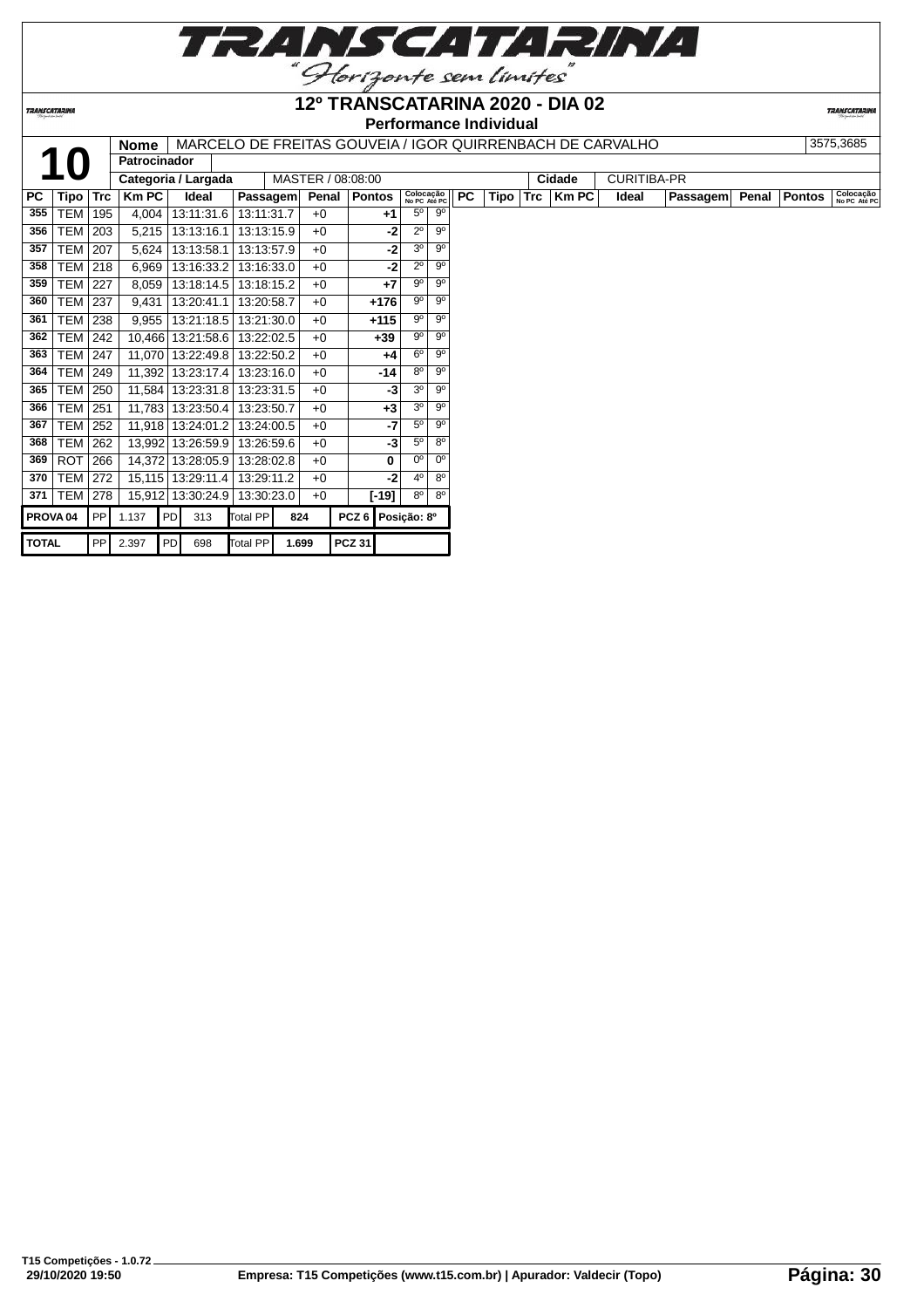# TRANSCATARINA

"Horizonte sem limites"

## 12º TRANSCATARINA 2020 - DIA 02

### Performance Individual

**10**

| | | | |
|---|---|---|---|
| **Nome** | MARCELO DE FREITAS GOUVEIA / IGOR QUIRRENBACH DE CARVALHO | | 3575,3685 |
| **Patrocinador** | | | |
| **Categoria / Largada** | MASTER / 08:08:00 | **Cidade** | CURITIBA-PR |

| PC | Tipo | Trc | Km PC | Ideal | Passagem | Penal | Pontos | Colocação No PC | Colocação Até PC |
|---|---|---|---|---|---|---|---|---|---|
| 355 | TEM | 195 | 4,004 | 13:11:31.6 | 13:11:31.7 | +0 | +1 | 5º | 9º |
| 356 | TEM | 203 | 5,215 | 13:13:16.1 | 13:13:15.9 | +0 | -2 | 2º | 9º |
| 357 | TEM | 207 | 5,624 | 13:13:58.1 | 13:13:57.9 | +0 | -2 | 3º | 9º |
| 358 | TEM | 218 | 6,969 | 13:16:33.2 | 13:16:33.0 | +0 | -2 | 2º | 9º |
| 359 | TEM | 227 | 8,059 | 13:18:14.5 | 13:18:15.2 | +0 | +7 | 9º | 9º |
| 360 | TEM | 237 | 9,431 | 13:20:41.1 | 13:20:58.7 | +0 | +176 | 9º | 9º |
| 361 | TEM | 238 | 9,955 | 13:21:18.5 | 13:21:30.0 | +0 | +115 | 9º | 9º |
| 362 | TEM | 242 | 10,466 | 13:21:58.6 | 13:22:02.5 | +0 | +39 | 9º | 9º |
| 363 | TEM | 247 | 11,070 | 13:22:49.8 | 13:22:50.2 | +0 | +4 | 6º | 9º |
| 364 | TEM | 249 | 11,392 | 13:23:17.4 | 13:23:16.0 | +0 | -14 | 8º | 9º |
| 365 | TEM | 250 | 11,584 | 13:23:31.8 | 13:23:31.5 | +0 | -3 | 3º | 9º |
| 366 | TEM | 251 | 11,783 | 13:23:50.4 | 13:23:50.7 | +0 | +3 | 3º | 9º |
| 367 | TEM | 252 | 11,918 | 13:24:01.2 | 13:24:00.5 | +0 | -7 | 5º | 9º |
| 368 | TEM | 262 | 13,992 | 13:26:59.9 | 13:26:59.6 | +0 | -3 | 5º | 8º |
| 369 | ROT | 266 | 14,372 | 13:28:05.9 | 13:28:02.8 | +0 | 0 | 0º | 0º |
| 370 | TEM | 272 | 15,115 | 13:29:11.4 | 13:29:11.2 | +0 | -2 | 4º | 8º |
| 371 | TEM | 278 | 15,912 | 13:30:24.9 | 13:30:23.0 | +0 | [-19] | 8º | 8º |

| | | | | | | | | |
|---|---|---|---|---|---|---|---|---|
| PROVA 04 | PP | 1.137 | PD | 313 | Total PP | 824 | PCZ 6 | Posição: 8º |
| TOTAL | PP | 2.397 | PD | 698 | Total PP | 1.699 | PCZ 31 | |

T15 Competições - 1.0.72
29/10/2020 19:50

Empresa: T15 Competições (www.t15.com.br) | Apurador: Valdecir (Topo)